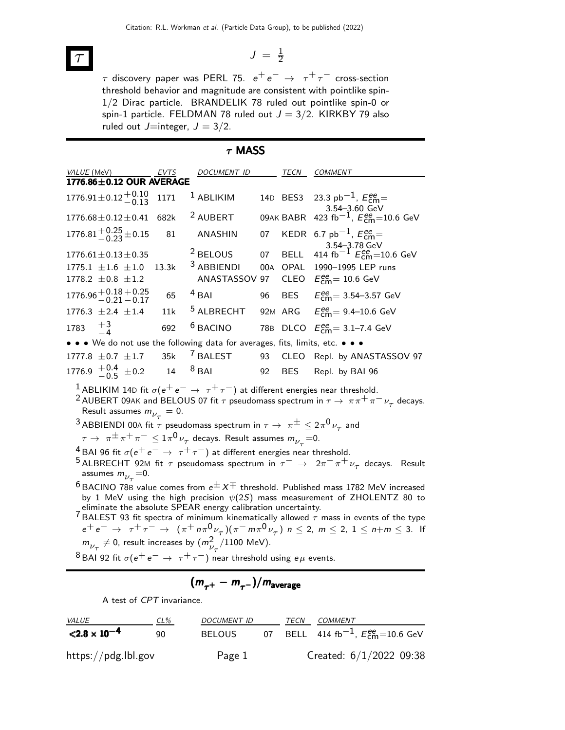# $\tau$

$J = \frac{1}{2}$

$\tau$ discovery paper was PERL 75. $e^+ e^- \rightarrow \tau^+ \tau^-$ cross-section threshold behavior and magnitude are consistent with pointlike spin-1/2 Dirac particle. BRANDELIK 78 ruled out pointlike spin-0 or spin-1 particle. FELDMAN 78 ruled out $J = 3/2$. KIRKBY 79 also ruled out $J$=integer, $J = 3/2$.

## $\tau$ MASS

| VALUE (MeV) | EVTS | DOCUMENT ID | | TECN | COMMENT |
|---|---|---|---|---|---|
| **1776.86±0.12 OUR AVERAGE** | | | | | |
| $1776.91 \pm 0.12^{+0.10}_{-0.13}$ | 1171 | [1] ABLIKIM | 14D | BES3 | 23.3 pb$^{-1}$, $E^{ee}_{cm}$= 3.54–3.60 GeV |
| $1776.68 \pm 0.12 \pm 0.41$ | 682k | [2] AUBERT | 09AK | BABR | 423 fb$^{-1}$, $E^{ee}_{cm}$=10.6 GeV |
| $1776.81^{+0.25}_{-0.23} \pm 0.15$ | 81 | ANASHIN | 07 | KEDR | 6.7 pb$^{-1}$, $E^{ee}_{cm}$= 3.54–3.78 GeV |
| $1776.61 \pm 0.13 \pm 0.35$ | | [2] BELOUS | 07 | BELL | 414 fb$^{-1}$ $E^{ee}_{cm}$=10.6 GeV |
| $1775.1 \pm 1.6 \pm 1.0$ | 13.3k | [3] ABBIENDI | 00A | OPAL | 1990–1995 LEP runs |
| $1778.2 \pm 0.8 \pm 1.2$ | | ANASTASSOV | 97 | CLEO | $E^{ee}_{cm}$= 10.6 GeV |
| $1776.96^{+0.18+0.25}_{-0.21-0.17}$ | 65 | [4] BAI | 96 | BES | $E^{ee}_{cm}$= 3.54–3.57 GeV |
| $1776.3 \pm 2.4 \pm 1.4$ | 11k | [5] ALBRECHT | 92M | ARG | $E^{ee}_{cm}$= 9.4–10.6 GeV |
| $1783 \quad ^{+3}_{-4}$ | 692 | [6] BACINO | 78B | DLCO | $E^{ee}_{cm}$= 3.1–7.4 GeV |
| • • • We do not use the following data for averages, fits, limits, etc. • • • | | | | | |
| $1777.8 \pm 0.7 \pm 1.7$ | 35k | [7] BALEST | 93 | CLEO | Repl. by ANASTASSOV 97 |
| $1776.9 \quad ^{+0.4}_{-0.5} \pm 0.2$ | 14 | [8] BAI | 92 | BES | Repl. by BAI 96 |

[1] ABLIKIM 14D fit $\sigma(e^+ e^- \rightarrow \tau^+ \tau^-)$ at different energies near threshold.

[2] AUBERT 09AK and BELOUS 07 fit $\tau$ pseudomass spectrum in $\tau \rightarrow \pi \pi^+ \pi^- \nu_\tau$ decays. Result assumes $m_{\nu_\tau} = 0$.

[3] ABBIENDI 00A fit $\tau$ pseudomass spectrum in $\tau \rightarrow \pi^\pm \leq 2\pi^0 \nu_\tau$ and $\tau \rightarrow \pi^\pm \pi^+ \pi^- \leq 1\pi^0 \nu_\tau$ decays. Result assumes $m_{\nu_\tau}$=0.

[4] BAI 96 fit $\sigma(e^+ e^- \rightarrow \tau^+ \tau^-)$ at different energies near threshold.

[5] ALBRECHT 92M fit $\tau$ pseudomass spectrum in $\tau^- \rightarrow 2\pi^- \pi^+ \nu_\tau$ decays. Result assumes $m_{\nu_\tau}$=0.

[6] BACINO 78B value comes from $e^\pm X^\mp$ threshold. Published mass 1782 MeV increased by 1 MeV using the high precision $\psi(2S)$ mass measurement of ZHOLENTZ 80 to eliminate the absolute SPEAR energy calibration uncertainty.

[7] BALEST 93 fit spectra of minimum kinematically allowed $\tau$ mass in events of the type $e^+ e^- \rightarrow \tau^+ \tau^- \rightarrow (\pi^+ n\pi^0 \nu_\tau)(\pi^- m\pi^0 \nu_\tau)$ $n \leq 2$, $m \leq 2$, $1 \leq n+m \leq 3$. If $m_{\nu_\tau} \neq 0$, result increases by $(m^2_{\nu_\tau}/1100$ MeV).

[8] BAI 92 fit $\sigma(e^+ e^- \rightarrow \tau^+ \tau^-)$ near threshold using $e\mu$ events.

## $(m_{\tau^+} - m_{\tau^-})/m_{\text{average}}$

A test of $CPT$ invariance.

| VALUE | CL% | DOCUMENT ID | | TECN | COMMENT |
|---|---|---|---|---|---|
| $\mathbf{<2.8 \times 10^{-4}}$ | 90 | BELOUS | 07 | BELL | 414 fb$^{-1}$, $E^{ee}_{cm}$=10.6 GeV |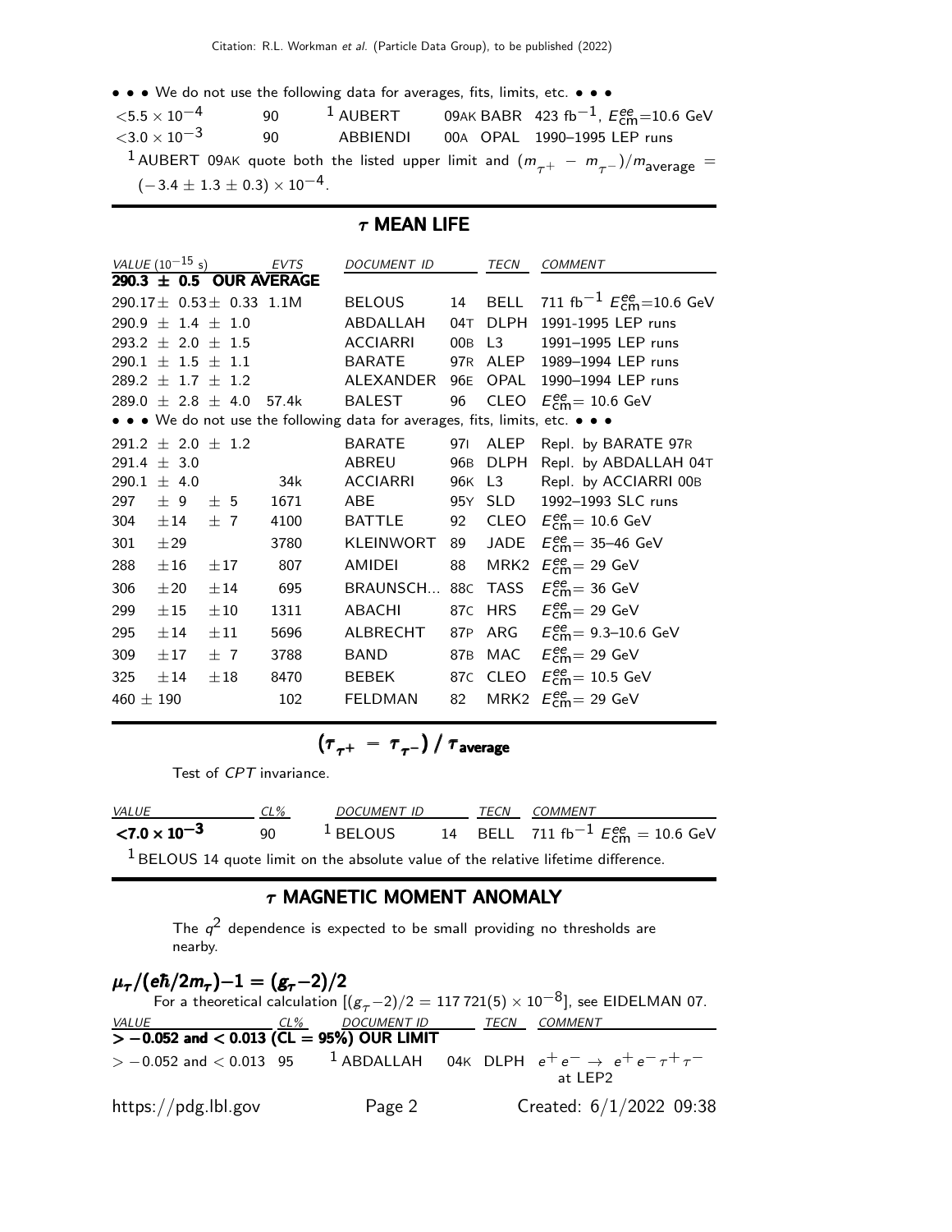• • • We do not use the following data for averages, fits, limits, etc. • • •

| VALUE | CL% | DOCUMENT ID | | TECN | COMMENT |
|---|---|---|---|---|---|
| $<5.5 \times 10^{-4}$ | 90 | [1] AUBERT | 09AK | BABR | 423 fb$^{-1}$, $E^{ee}_{cm}$=10.6 GeV |
| $<3.0 \times 10^{-3}$ | 90 | ABBIENDI | 00A | OPAL | 1990–1995 LEP runs |

[1] AUBERT 09AK quote both the listed upper limit and $(m_{\tau^+} - m_{\tau^-})/m_{\text{average}} = (-3.4 \pm 1.3 \pm 0.3) \times 10^{-4}$.

## $\tau$ MEAN LIFE

| VALUE ($10^{-15}$ s) | EVTS | DOCUMENT ID | | TECN | COMMENT |
|---|---|---|---|---|---|
| **290.3 ± 0.5 OUR AVERAGE** | | | | | |
| 290.17± 0.53± 0.33 | 1.1M | BELOUS | 14 | BELL | 711 fb$^{-1}$ $E^{ee}_{cm}$=10.6 GeV |
| 290.9 ± 1.4 ± 1.0 | | ABDALLAH | 04T | DLPH | 1991-1995 LEP runs |
| 293.2 ± 2.0 ± 1.5 | | ACCIARRI | 00B | L3 | 1991–1995 LEP runs |
| 290.1 ± 1.5 ± 1.1 | | BARATE | 97R | ALEP | 1989–1994 LEP runs |
| 289.2 ± 1.7 ± 1.2 | | ALEXANDER | 96E | OPAL | 1990–1994 LEP runs |
| 289.0 ± 2.8 ± 4.0 | 57.4k | BALEST | 96 | CLEO | $E^{ee}_{cm}$= 10.6 GeV |
| • • • We do not use the following data for averages, fits, limits, etc. • • • | | | | | |
| 291.2 ± 2.0 ± 1.2 | | BARATE | 97I | ALEP | Repl. by BARATE 97R |
| 291.4 ± 3.0 | | ABREU | 96B | DLPH | Repl. by ABDALLAH 04T |
| 290.1 ± 4.0 | 34k | ACCIARRI | 96K | L3 | Repl. by ACCIARRI 00B |
| 297 ± 9 ± 5 | 1671 | ABE | 95Y | SLD | 1992–1993 SLC runs |
| 304 ±14 ± 7 | 4100 | BATTLE | 92 | CLEO | $E^{ee}_{cm}$= 10.6 GeV |
| 301 ±29 | 3780 | KLEINWORT | 89 | JADE | $E^{ee}_{cm}$= 35–46 GeV |
| 288 ±16 ±17 | 807 | AMIDEI | 88 | MRK2 | $E^{ee}_{cm}$= 29 GeV |
| 306 ±20 ±14 | 695 | BRAUNSCH... | 88C | TASS | $E^{ee}_{cm}$= 36 GeV |
| 299 ±15 ±10 | 1311 | ABACHI | 87C | HRS | $E^{ee}_{cm}$= 29 GeV |
| 295 ±14 ±11 | 5696 | ALBRECHT | 87P | ARG | $E^{ee}_{cm}$= 9.3–10.6 GeV |
| 309 ±17 ± 7 | 3788 | BAND | 87B | MAC | $E^{ee}_{cm}$= 29 GeV |
| 325 ±14 ±18 | 8470 | BEBEK | 87C | CLEO | $E^{ee}_{cm}$= 10.5 GeV |
| 460 ± 190 | 102 | FELDMAN | 82 | MRK2 | $E^{ee}_{cm}$= 29 GeV |

## $(\tau_{\tau^+} - \tau_{\tau^-}) / \tau_{\text{average}}$

Test of *CPT* invariance.

| VALUE | CL% | DOCUMENT ID | | TECN | COMMENT |
|---|---|---|---|---|---|
| **$<7.0 \times 10^{-3}$** | 90 | [1] BELOUS | 14 | BELL | 711 fb$^{-1}$ $E^{ee}_{cm}$ = 10.6 GeV |

[1] BELOUS 14 quote limit on the absolute value of the relative lifetime difference.

## $\tau$ MAGNETIC MOMENT ANOMALY

The $q^2$ dependence is expected to be small providing no thresholds are nearby.

### $\mu_\tau/(e\hbar/2m_\tau)-1 = (g_\tau-2)/2$

For a theoretical calculation [$(g_\tau-2)/2 = 117\,721(5) \times 10^{-8}$], see EIDELMAN 07.

| VALUE | CL% | DOCUMENT ID | | TECN | COMMENT |
|---|---|---|---|---|---|
| **> −0.052 and < 0.013 (CL = 95%) OUR LIMIT** | | | | | |
| > −0.052 and < 0.013 | 95 | [1] ABDALLAH | 04K | DLPH | $e^+e^- \to e^+e^-\tau^+\tau^-$ at LEP2 |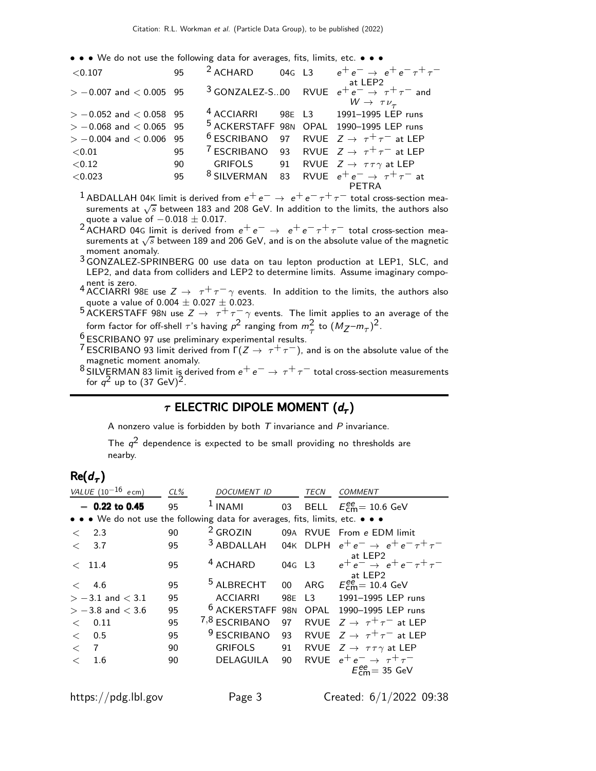• • • We do not use the following data for averages, fits, limits, etc. • • •

| | | | | | |
|---|---|---|---|---|---|
| <0.107 | 95 | [2] ACHARD | 04G | L3 | $e^+e^- \rightarrow e^+e^-\tau^+\tau^-$ at LEP2 |
| $> -0.007$ and $< 0.005$ | 95 | [3] GONZALEZ-S...00 | | RVUE | $e^+e^- \rightarrow \tau^+\tau^-$ and $W \rightarrow \tau\nu_\tau$ |
| $> -0.052$ and $< 0.058$ | 95 | [4] ACCIARRI | 98E | L3 | 1991–1995 LEP runs |
| $> -0.068$ and $< 0.065$ | 95 | [5] ACKERSTAFF | 98N | OPAL | 1990–1995 LEP runs |
| $> -0.004$ and $< 0.006$ | 95 | [6] ESCRIBANO | 97 | RVUE | $Z \rightarrow \tau^+\tau^-$ at LEP |
| <0.01 | 95 | [7] ESCRIBANO | 93 | RVUE | $Z \rightarrow \tau^+\tau^-$ at LEP |
| <0.12 | 90 | GRIFOLS | 91 | RVUE | $Z \rightarrow \tau\tau\gamma$ at LEP |
| <0.023 | 95 | [8] SILVERMAN | 83 | RVUE | $e^+e^- \rightarrow \tau^+\tau^-$ at PETRA |

[1] ABDALLAH 04K limit is derived from $e^+e^- \rightarrow e^+e^-\tau^+\tau^-$ total cross-section measurements at $\sqrt{s}$ between 183 and 208 GeV. In addition to the limits, the authors also quote a value of $-0.018 \pm 0.017$.

[2] ACHARD 04G limit is derived from $e^+e^- \rightarrow e^+e^-\tau^+\tau^-$ total cross-section measurements at $\sqrt{s}$ between 189 and 206 GeV, and is on the absolute value of the magnetic moment anomaly.

[3] GONZALEZ-SPRINBERG 00 use data on tau lepton production at LEP1, SLC, and LEP2, and data from colliders and LEP2 to determine limits. Assume imaginary component is zero.

[4] ACCIARRI 98E use $Z \rightarrow \tau^+\tau^-\gamma$ events. In addition to the limits, the authors also quote a value of $0.004 \pm 0.027 \pm 0.023$.

[5] ACKERSTAFF 98N use $Z \rightarrow \tau^+\tau^-\gamma$ events. The limit applies to an average of the form factor for off-shell $\tau$'s having $p^2$ ranging from $m_\tau^2$ to $(M_Z - m_\tau)^2$.

[6] ESCRIBANO 97 use preliminary experimental results.

[7] ESCRIBANO 93 limit derived from $\Gamma(Z \rightarrow \tau^+\tau^-)$, and is on the absolute value of the magnetic moment anomaly.

[8] SILVERMAN 83 limit is derived from $e^+e^- \rightarrow \tau^+\tau^-$ total cross-section measurements for $q^2$ up to $(37\text{ GeV})^2$.

## $\tau$ ELECTRIC DIPOLE MOMENT ($d_\tau$)

A nonzero value is forbidden by both $T$ invariance and $P$ invariance.

The $q^2$ dependence is expected to be small providing no thresholds are nearby.

### Re($d_\tau$)

| VALUE ($10^{-16}$ $e$ cm) | CL% | DOCUMENT ID | | TECN | COMMENT |
|---|---|---|---|---|---|
| **= 0.22 to 0.45** | 95 | [1] INAMI | 03 | BELL | $E_{\rm cm}^{ee} = 10.6$ GeV |
| • • • We do not use the following data for averages, fits, limits, etc. • • • | | | | | |
| < 2.3 | 90 | [2] GROZIN | 09A | RVUE | From $e$ EDM limit |
| < 3.7 | 95 | [3] ABDALLAH | 04K | DLPH | $e^+e^- \rightarrow e^+e^-\tau^+\tau^-$ at LEP2 |
| < 11.4 | 95 | [4] ACHARD | 04G | L3 | $e^+e^- \rightarrow e^+e^-\tau^+\tau^-$ at LEP2 |
| < 4.6 | 95 | [5] ALBRECHT | 00 | ARG | $E_{\rm cm}^{ee} = 10.4$ GeV |
| $> -3.1$ and $< 3.1$ | 95 | ACCIARRI | 98E | L3 | 1991–1995 LEP runs |
| $> -3.8$ and $< 3.6$ | 95 | [6] ACKERSTAFF | 98N | OPAL | 1990–1995 LEP runs |
| < 0.11 | 95 | [7,8] ESCRIBANO | 97 | RVUE | $Z \rightarrow \tau^+\tau^-$ at LEP |
| < 0.5 | 95 | [9] ESCRIBANO | 93 | RVUE | $Z \rightarrow \tau^+\tau^-$ at LEP |
| < 7 | 90 | GRIFOLS | 91 | RVUE | $Z \rightarrow \tau\tau\gamma$ at LEP |
| < 1.6 | 90 | DELAGUILA | 90 | RVUE | $e^+e^- \rightarrow \tau^+\tau^-$ $E_{\rm cm}^{ee} = 35$ GeV |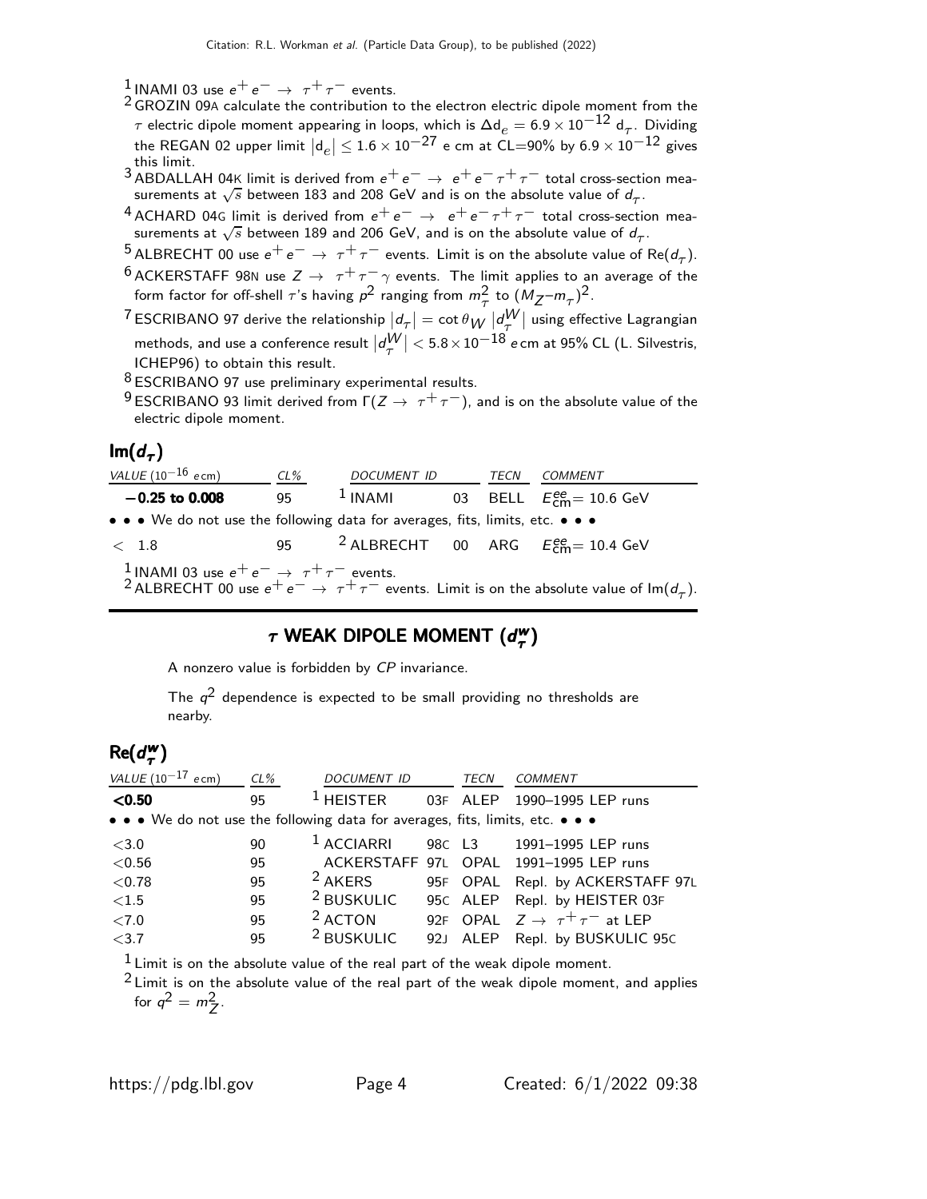[1] INAMI 03 use $e^+ e^- \rightarrow \tau^+ \tau^-$ events.

[2] GROZIN 09A calculate the contribution to the electron electric dipole moment from the $\tau$ electric dipole moment appearing in loops, which is $\Delta d_e = 6.9 \times 10^{-12}\ d_\tau$. Dividing the REGAN 02 upper limit $|d_e| \leq 1.6 \times 10^{-27}$ e cm at CL=90% by $6.9 \times 10^{-12}$ gives this limit.

[3] ABDALLAH 04K limit is derived from $e^+ e^- \rightarrow e^+ e^- \tau^+ \tau^-$ total cross-section measurements at $\sqrt{s}$ between 183 and 208 GeV and is on the absolute value of $d_\tau$.

[4] ACHARD 04G limit is derived from $e^+ e^- \rightarrow e^+ e^- \tau^+ \tau^-$ total cross-section measurements at $\sqrt{s}$ between 189 and 206 GeV, and is on the absolute value of $d_\tau$.

[5] ALBRECHT 00 use $e^+ e^- \rightarrow \tau^+ \tau^-$ events. Limit is on the absolute value of $\text{Re}(d_\tau)$.

[6] ACKERSTAFF 98N use $Z \rightarrow \tau^+ \tau^- \gamma$ events. The limit applies to an average of the form factor for off-shell $\tau$'s having $p^2$ ranging from $m_\tau^2$ to $(M_Z - m_\tau)^2$.

[7] ESCRIBANO 97 derive the relationship $|d_\tau| = \cot\theta_W\ |d_\tau^W|$ using effective Lagrangian methods, and use a conference result $|d_\tau^W| < 5.8 \times 10^{-18}$ e cm at 95% CL (L. Silvestris, ICHEP96) to obtain this result.

[8] ESCRIBANO 97 use preliminary experimental results.

[9] ESCRIBANO 93 limit derived from $\Gamma(Z \rightarrow \tau^+ \tau^-)$, and is on the absolute value of the electric dipole moment.

## $\text{Im}(d_\tau)$

| VALUE ($10^{-16}$ e cm) | CL% | DOCUMENT ID | | TECN | COMMENT |
|---|---|---|---|---|---|
| **−0.25 to 0.008** | 95 | [1] INAMI | 03 | BELL | $E_{\text{cm}}^{ee} = 10.6$ GeV |
| • • • We do not use the following data for averages, fits, limits, etc. • • • | | | | | |
| < 1.8 | 95 | [2] ALBRECHT | 00 | ARG | $E_{\text{cm}}^{ee} = 10.4$ GeV |

[1] INAMI 03 use $e^+ e^- \rightarrow \tau^+ \tau^-$ events.

[2] ALBRECHT 00 use $e^+ e^- \rightarrow \tau^+ \tau^-$ events. Limit is on the absolute value of $\text{Im}(d_\tau)$.

# $\tau$ WEAK DIPOLE MOMENT ($d_\tau^w$)

A nonzero value is forbidden by *CP* invariance.

The $q^2$ dependence is expected to be small providing no thresholds are nearby.

## $\text{Re}(d_\tau^w)$

| VALUE ($10^{-17}$ e cm) | CL% | DOCUMENT ID | | TECN | COMMENT |
|---|---|---|---|---|---|
| **<0.50** | 95 | [1] HEISTER | 03F | ALEP | 1990–1995 LEP runs |
| • • • We do not use the following data for averages, fits, limits, etc. • • • | | | | | |
| <3.0 | 90 | [1] ACCIARRI | 98C | L3 | 1991–1995 LEP runs |
| <0.56 | 95 | ACKERSTAFF | 97L | OPAL | 1991–1995 LEP runs |
| <0.78 | 95 | [2] AKERS | 95F | OPAL | Repl. by ACKERSTAFF 97L |
| <1.5 | 95 | [2] BUSKULIC | 95C | ALEP | Repl. by HEISTER 03F |
| <7.0 | 95 | [2] ACTON | 92F | OPAL | $Z \rightarrow \tau^+ \tau^-$ at LEP |
| <3.7 | 95 | [2] BUSKULIC | 92J | ALEP | Repl. by BUSKULIC 95C |

[1] Limit is on the absolute value of the real part of the weak dipole moment.

[2] Limit is on the absolute value of the real part of the weak dipole moment, and applies for $q^2 = m_Z^2$.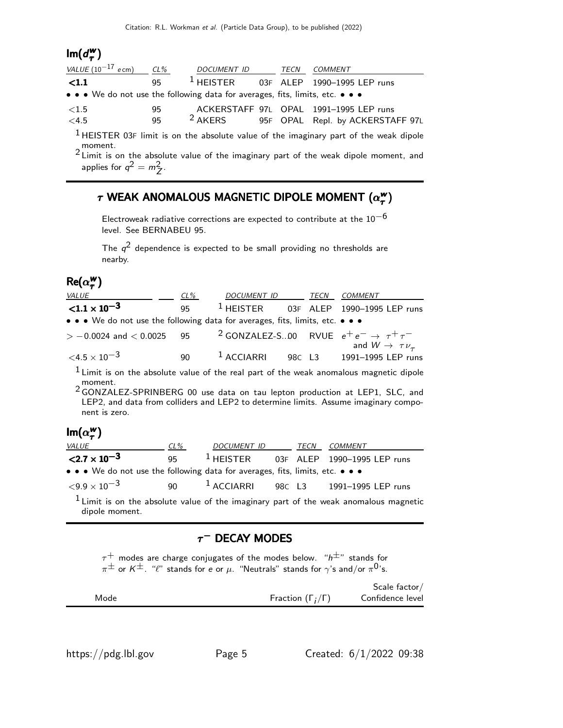### Im($d_\tau^w$)

| VALUE ($10^{-17}$ e cm) | CL% | DOCUMENT ID | | TECN | COMMENT |
|---|---|---|---|---|---|
| **<1.1** | 95 | [1] HEISTER | 03F | ALEP | 1990–1995 LEP runs |
| • • • We do not use the following data for averages, fits, limits, etc. • • • | | | | | |
| <1.5 | 95 | ACKERSTAFF | 97L | OPAL | 1991–1995 LEP runs |
| <4.5 | 95 | [2] AKERS | 95F | OPAL | Repl. by ACKERSTAFF 97L |

[1] HEISTER 03F limit is on the absolute value of the imaginary part of the weak dipole moment.

[2] Limit is on the absolute value of the imaginary part of the weak dipole moment, and applies for $q^2 = m_Z^2$.

## $\tau$ WEAK ANOMALOUS MAGNETIC DIPOLE MOMENT ($\alpha_\tau^w$)

Electroweak radiative corrections are expected to contribute at the $10^{-6}$ level. See BERNABEU 95.

The $q^2$ dependence is expected to be small providing no thresholds are nearby.

### Re($\alpha_\tau^w$)

| VALUE | CL% | DOCUMENT ID | | TECN | COMMENT |
|---|---|---|---|---|---|
| **$<1.1 \times 10^{-3}$** | 95 | [1] HEISTER | 03F | ALEP | 1990–1995 LEP runs |
| • • • We do not use the following data for averages, fits, limits, etc. • • • | | | | | |
| $> -0.0024$ and $< 0.0025$ | 95 | [2] GONZALEZ-S...00 | | RVUE | $e^+e^- \rightarrow \tau^+\tau^-$ and $W \rightarrow \tau\nu_\tau$ |
| $<4.5 \times 10^{-3}$ | 90 | [1] ACCIARRI | 98C | L3 | 1991–1995 LEP runs |

[1] Limit is on the absolute value of the real part of the weak anomalous magnetic dipole moment.

[2] GONZALEZ-SPRINBERG 00 use data on tau lepton production at LEP1, SLC, and LEP2, and data from colliders and LEP2 to determine limits. Assume imaginary component is zero.

### Im($\alpha_\tau^w$)

| VALUE | CL% | DOCUMENT ID | | TECN | COMMENT |
|---|---|---|---|---|---|
| **$<2.7 \times 10^{-3}$** | 95 | [1] HEISTER | 03F | ALEP | 1990–1995 LEP runs |
| • • • We do not use the following data for averages, fits, limits, etc. • • • | | | | | |
| $<9.9 \times 10^{-3}$ | 90 | [1] ACCIARRI | 98C | L3 | 1991–1995 LEP runs |

[1] Limit is on the absolute value of the imaginary part of the weak anomalous magnetic dipole moment.

## $\tau^-$ DECAY MODES

$\tau^+$ modes are charge conjugates of the modes below. "$h^\pm$" stands for $\pi^\pm$ or $K^\pm$. "$\ell$" stands for $e$ or $\mu$. "Neutrals" stands for $\gamma$'s and/or $\pi^0$'s.

| Mode | Fraction ($\Gamma_i/\Gamma$) | Scale factor/ Confidence level |
|---|---|---|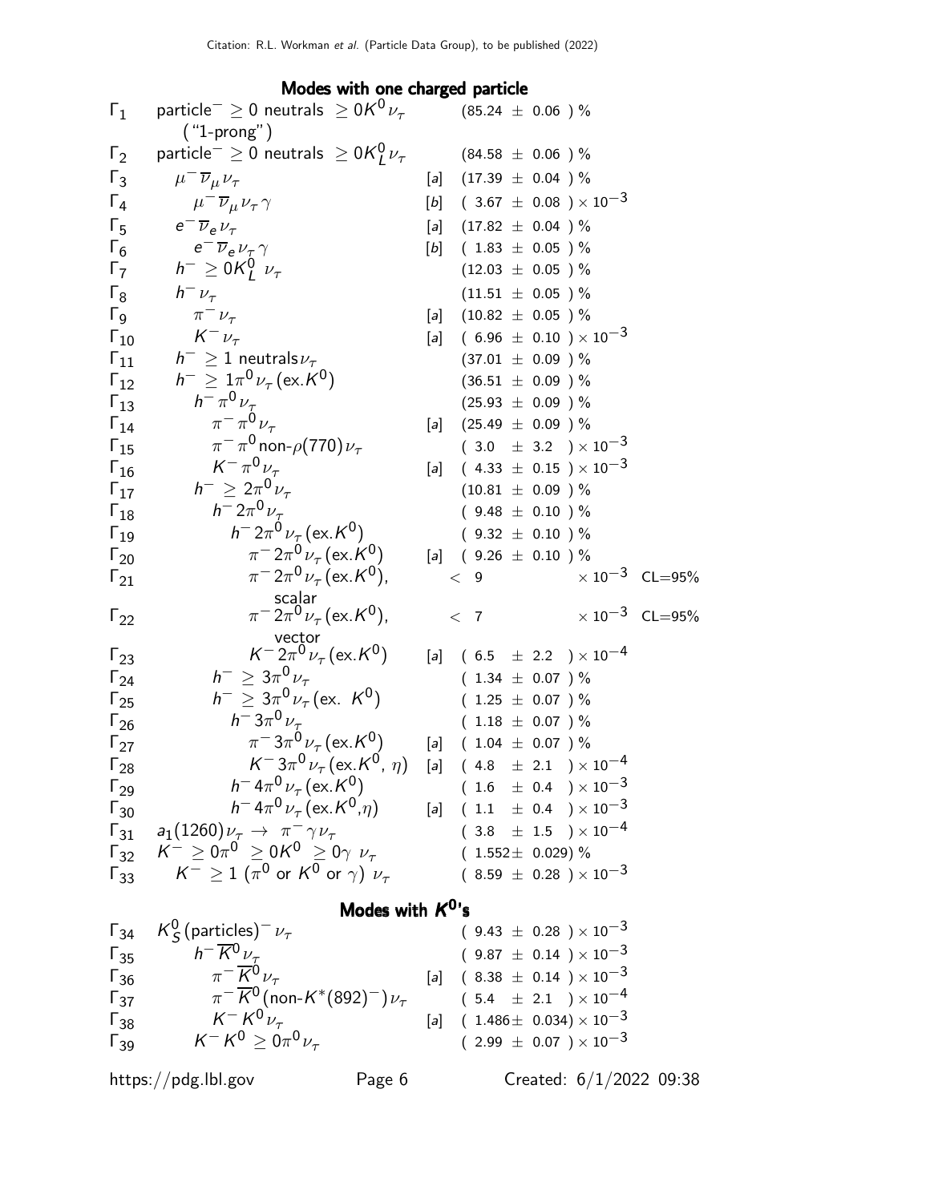## Modes with one charged particle

| | Mode | | Fraction ($\Gamma_i/\Gamma$) | |
|---|---|---|---|---|
| $\Gamma_1$ | particle$^- \geq 0$ neutrals $\geq 0K^0\nu_\tau$ ("1-prong") | | $(85.24 \pm 0.06)$ % | |
| $\Gamma_2$ | particle$^- \geq 0$ neutrals $\geq 0K^0_L\nu_\tau$ | | $(84.58 \pm 0.06)$ % | |
| $\Gamma_3$ | $\mu^-\overline{\nu}_\mu\nu_\tau$ | [a] | $(17.39 \pm 0.04)$ % | |
| $\Gamma_4$ | $\mu^-\overline{\nu}_\mu\nu_\tau\gamma$ | [b] | $(3.67 \pm 0.08) \times 10^{-3}$ | |
| $\Gamma_5$ | $e^-\overline{\nu}_e\nu_\tau$ | [a] | $(17.82 \pm 0.04)$ % | |
| $\Gamma_6$ | $e^-\overline{\nu}_e\nu_\tau\gamma$ | [b] | $(1.83 \pm 0.05)$ % | |
| $\Gamma_7$ | $h^- \geq 0K^0_L\ \nu_\tau$ | | $(12.03 \pm 0.05)$ % | |
| $\Gamma_8$ | $h^-\nu_\tau$ | | $(11.51 \pm 0.05)$ % | |
| $\Gamma_9$ | $\pi^-\nu_\tau$ | [a] | $(10.82 \pm 0.05)$ % | |
| $\Gamma_{10}$ | $K^-\nu_\tau$ | [a] | $(6.96 \pm 0.10) \times 10^{-3}$ | |
| $\Gamma_{11}$ | $h^- \geq 1$ neutrals$\nu_\tau$ | | $(37.01 \pm 0.09)$ % | |
| $\Gamma_{12}$ | $h^- \geq 1\pi^0\nu_\tau$(ex.$K^0$) | | $(36.51 \pm 0.09)$ % | |
| $\Gamma_{13}$ | $h^-\pi^0\nu_\tau$ | | $(25.93 \pm 0.09)$ % | |
| $\Gamma_{14}$ | $\pi^-\pi^0\nu_\tau$ | [a] | $(25.49 \pm 0.09)$ % | |
| $\Gamma_{15}$ | $\pi^-\pi^0$non-$\rho(770)\nu_\tau$ | | $(3.0 \pm 3.2) \times 10^{-3}$ | |
| $\Gamma_{16}$ | $K^-\pi^0\nu_\tau$ | [a] | $(4.33 \pm 0.15) \times 10^{-3}$ | |
| $\Gamma_{17}$ | $h^- \geq 2\pi^0\nu_\tau$ | | $(10.81 \pm 0.09)$ % | |
| $\Gamma_{18}$ | $h^-2\pi^0\nu_\tau$ | | $(9.48 \pm 0.10)$ % | |
| $\Gamma_{19}$ | $h^-2\pi^0\nu_\tau$(ex.$K^0$) | | $(9.32 \pm 0.10)$ % | |
| $\Gamma_{20}$ | $\pi^-2\pi^0\nu_\tau$(ex.$K^0$) | [a] | $(9.26 \pm 0.10)$ % | |
| $\Gamma_{21}$ | $\pi^-2\pi^0\nu_\tau$(ex.$K^0$), scalar | | $< 9 \times 10^{-3}$ | CL=95% |
| $\Gamma_{22}$ | $\pi^-2\pi^0\nu_\tau$(ex.$K^0$), vector | | $< 7 \times 10^{-3}$ | CL=95% |
| $\Gamma_{23}$ | $K^-2\pi^0\nu_\tau$(ex.$K^0$) | [a] | $(6.5 \pm 2.2) \times 10^{-4}$ | |
| $\Gamma_{24}$ | $h^- \geq 3\pi^0\nu_\tau$ | | $(1.34 \pm 0.07)$ % | |
| $\Gamma_{25}$ | $h^- \geq 3\pi^0\nu_\tau$(ex. $K^0$) | | $(1.25 \pm 0.07)$ % | |
| $\Gamma_{26}$ | $h^-3\pi^0\nu_\tau$ | | $(1.18 \pm 0.07)$ % | |
| $\Gamma_{27}$ | $\pi^-3\pi^0\nu_\tau$(ex.$K^0$) | [a] | $(1.04 \pm 0.07)$ % | |
| $\Gamma_{28}$ | $K^-3\pi^0\nu_\tau$(ex.$K^0$, $\eta$) | [a] | $(4.8 \pm 2.1) \times 10^{-4}$ | |
| $\Gamma_{29}$ | $h^-4\pi^0\nu_\tau$(ex.$K^0$) | | $(1.6 \pm 0.4) \times 10^{-3}$ | |
| $\Gamma_{30}$ | $h^-4\pi^0\nu_\tau$(ex.$K^0$,$\eta$) | [a] | $(1.1 \pm 0.4) \times 10^{-3}$ | |
| $\Gamma_{31}$ | $a_1(1260)\nu_\tau \rightarrow \pi^-\gamma\nu_\tau$ | | $(3.8 \pm 1.5) \times 10^{-4}$ | |
| $\Gamma_{32}$ | $K^- \geq 0\pi^0 \geq 0K^0 \geq 0\gamma\ \nu_\tau$ | | $(1.552 \pm 0.029)$ % | |
| $\Gamma_{33}$ | $K^- \geq 1$ ($\pi^0$ or $K^0$ or $\gamma$) $\nu_\tau$ | | $(8.59 \pm 0.28) \times 10^{-3}$ | |

## Modes with $K^0$'s

| | Mode | | Fraction ($\Gamma_i/\Gamma$) |
|---|---|---|---|
| $\Gamma_{34}$ | $K^0_S$(particles)$^-\nu_\tau$ | | $(9.43 \pm 0.28) \times 10^{-3}$ |
| $\Gamma_{35}$ | $h^-\overline{K}^0\nu_\tau$ | | $(9.87 \pm 0.14) \times 10^{-3}$ |
| $\Gamma_{36}$ | $\pi^-\overline{K}^0\nu_\tau$ | [a] | $(8.38 \pm 0.14) \times 10^{-3}$ |
| $\Gamma_{37}$ | $\pi^-\overline{K}^0$(non-$K^*(892)^-$)$\nu_\tau$ | | $(5.4 \pm 2.1) \times 10^{-4}$ |
| $\Gamma_{38}$ | $K^-K^0\nu_\tau$ | [a] | $(1.486 \pm 0.034) \times 10^{-3}$ |
| $\Gamma_{39}$ | $K^-K^0 \geq 0\pi^0\nu_\tau$ | | $(2.99 \pm 0.07) \times 10^{-3}$ |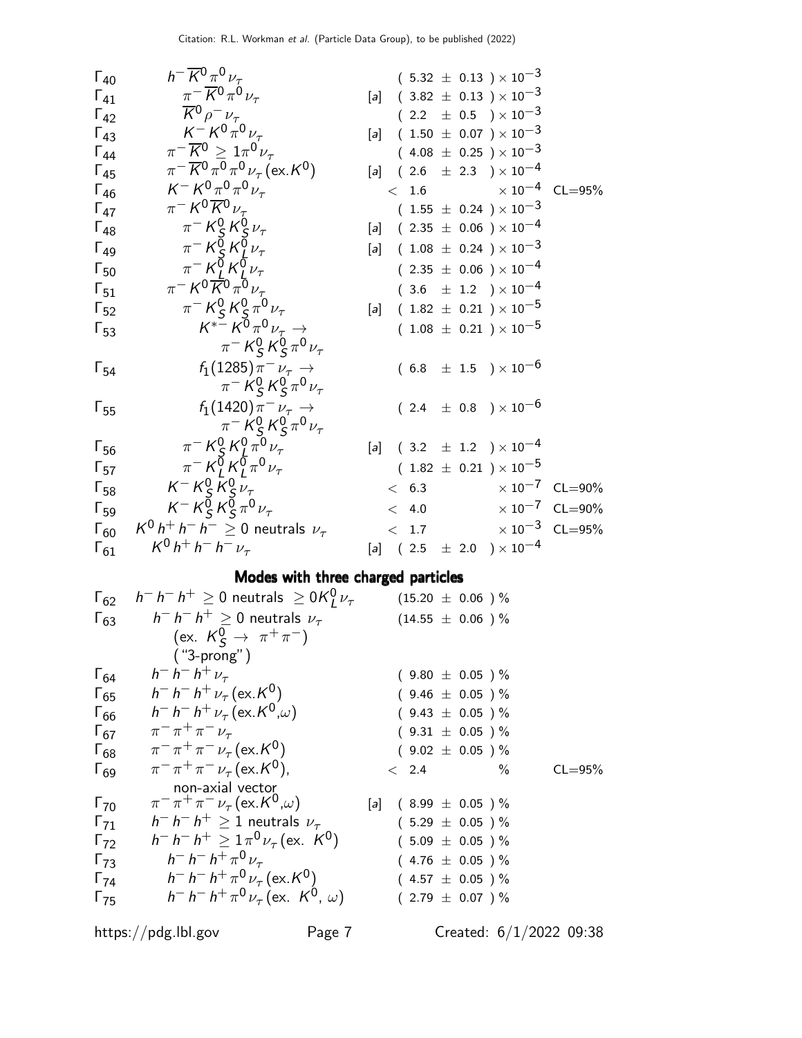| | Mode | | Fraction ($\Gamma_i/\Gamma$) | Confidence level |
|---|---|---|---|---|
| $\Gamma_{40}$ | $h^- \overline{K}^0 \pi^0 \nu_\tau$ | | $(5.32 \pm 0.13) \times 10^{-3}$ | |
| $\Gamma_{41}$ | $\pi^- \overline{K}^0 \pi^0 \nu_\tau$ | [a] | $(3.82 \pm 0.13) \times 10^{-3}$ | |
| $\Gamma_{42}$ | $\overline{K}^0 \rho^- \nu_\tau$ | | $(2.2 \pm 0.5) \times 10^{-3}$ | |
| $\Gamma_{43}$ | $K^- K^0 \pi^0 \nu_\tau$ | [a] | $(1.50 \pm 0.07) \times 10^{-3}$ | |
| $\Gamma_{44}$ | $\pi^- \overline{K}^0 \geq 1\pi^0 \nu_\tau$ | | $(4.08 \pm 0.25) \times 10^{-3}$ | |
| $\Gamma_{45}$ | $\pi^- \overline{K}^0 \pi^0 \pi^0 \nu_\tau (\text{ex.} K^0)$ | [a] | $(2.6 \pm 2.3) \times 10^{-4}$ | |
| $\Gamma_{46}$ | $K^- K^0 \pi^0 \pi^0 \nu_\tau$ | | $< 1.6 \times 10^{-4}$ | CL=95% |
| $\Gamma_{47}$ | $\pi^- K^0 \overline{K}^0 \nu_\tau$ | | $(1.55 \pm 0.24) \times 10^{-3}$ | |
| $\Gamma_{48}$ | $\pi^- K_S^0 K_S^0 \nu_\tau$ | [a] | $(2.35 \pm 0.06) \times 10^{-4}$ | |
| $\Gamma_{49}$ | $\pi^- K_S^0 K_L^0 \nu_\tau$ | [a] | $(1.08 \pm 0.24) \times 10^{-3}$ | |
| $\Gamma_{50}$ | $\pi^- K_L^0 K_L^0 \nu_\tau$ | | $(2.35 \pm 0.06) \times 10^{-4}$ | |
| $\Gamma_{51}$ | $\pi^- K^0 \overline{K}^0 \pi^0 \nu_\tau$ | | $(3.6 \pm 1.2) \times 10^{-4}$ | |
| $\Gamma_{52}$ | $\pi^- K_S^0 K_S^0 \pi^0 \nu_\tau$ | [a] | $(1.82 \pm 0.21) \times 10^{-5}$ | |
| $\Gamma_{53}$ | $K^{*-} K^0 \pi^0 \nu_\tau \rightarrow \pi^- K_S^0 K_S^0 \pi^0 \nu_\tau$ | | $(1.08 \pm 0.21) \times 10^{-5}$ | |
| $\Gamma_{54}$ | $f_1(1285) \pi^- \nu_\tau \rightarrow \pi^- K_S^0 K_S^0 \pi^0 \nu_\tau$ | | $(6.8 \pm 1.5) \times 10^{-6}$ | |
| $\Gamma_{55}$ | $f_1(1420) \pi^- \nu_\tau \rightarrow \pi^- K_S^0 K_S^0 \pi^0 \nu_\tau$ | | $(2.4 \pm 0.8) \times 10^{-6}$ | |
| $\Gamma_{56}$ | $\pi^- K_S^0 K_L^0 \pi^0 \nu_\tau$ | [a] | $(3.2 \pm 1.2) \times 10^{-4}$ | |
| $\Gamma_{57}$ | $\pi^- K_L^0 K_L^0 \pi^0 \nu_\tau$ | | $(1.82 \pm 0.21) \times 10^{-5}$ | |
| $\Gamma_{58}$ | $K^- K_S^0 K_S^0 \nu_\tau$ | | $< 6.3 \times 10^{-7}$ | CL=90% |
| $\Gamma_{59}$ | $K^- K_S^0 K_S^0 \pi^0 \nu_\tau$ | | $< 4.0 \times 10^{-7}$ | CL=90% |
| $\Gamma_{60}$ | $K^0 h^+ h^- h^- \geq 0 \text{ neutrals } \nu_\tau$ | | $< 1.7 \times 10^{-3}$ | CL=95% |
| $\Gamma_{61}$ | $K^0 h^+ h^- h^- \nu_\tau$ | [a] | $(2.5 \pm 2.0) \times 10^{-4}$ | |

## Modes with three charged particles

| | Mode | | Fraction ($\Gamma_i/\Gamma$) | Confidence level |
|---|---|---|---|---|
| $\Gamma_{62}$ | $h^- h^- h^+ \geq 0 \text{ neutrals } \geq 0 K_L^0 \nu_\tau$ | | $(15.20 \pm 0.06)$ % | |
| $\Gamma_{63}$ | $h^- h^- h^+ \geq 0 \text{ neutrals } \nu_\tau$ (ex. $K_S^0 \rightarrow \pi^+ \pi^-$) ("3-prong") | | $(14.55 \pm 0.06)$ % | |
| $\Gamma_{64}$ | $h^- h^- h^+ \nu_\tau$ | | $(9.80 \pm 0.05)$ % | |
| $\Gamma_{65}$ | $h^- h^- h^+ \nu_\tau (\text{ex.} K^0)$ | | $(9.46 \pm 0.05)$ % | |
| $\Gamma_{66}$ | $h^- h^- h^+ \nu_\tau (\text{ex.} K^0, \omega)$ | | $(9.43 \pm 0.05)$ % | |
| $\Gamma_{67}$ | $\pi^- \pi^+ \pi^- \nu_\tau$ | | $(9.31 \pm 0.05)$ % | |
| $\Gamma_{68}$ | $\pi^- \pi^+ \pi^- \nu_\tau (\text{ex.} K^0)$ | | $(9.02 \pm 0.05)$ % | |
| $\Gamma_{69}$ | $\pi^- \pi^+ \pi^- \nu_\tau (\text{ex.} K^0)$, non-axial vector | | $< 2.4$ % | CL=95% |
| $\Gamma_{70}$ | $\pi^- \pi^+ \pi^- \nu_\tau (\text{ex.} K^0, \omega)$ | [a] | $(8.99 \pm 0.05)$ % | |
| $\Gamma_{71}$ | $h^- h^- h^+ \geq 1 \text{ neutrals } \nu_\tau$ | | $(5.29 \pm 0.05)$ % | |
| $\Gamma_{72}$ | $h^- h^- h^+ \geq 1\pi^0 \nu_\tau (\text{ex. } K^0)$ | | $(5.09 \pm 0.05)$ % | |
| $\Gamma_{73}$ | $h^- h^- h^+ \pi^0 \nu_\tau$ | | $(4.76 \pm 0.05)$ % | |
| $\Gamma_{74}$ | $h^- h^- h^+ \pi^0 \nu_\tau (\text{ex.} K^0)$ | | $(4.57 \pm 0.05)$ % | |
| $\Gamma_{75}$ | $h^- h^- h^+ \pi^0 \nu_\tau (\text{ex. } K^0, \omega)$ | | $(2.79 \pm 0.07)$ % | |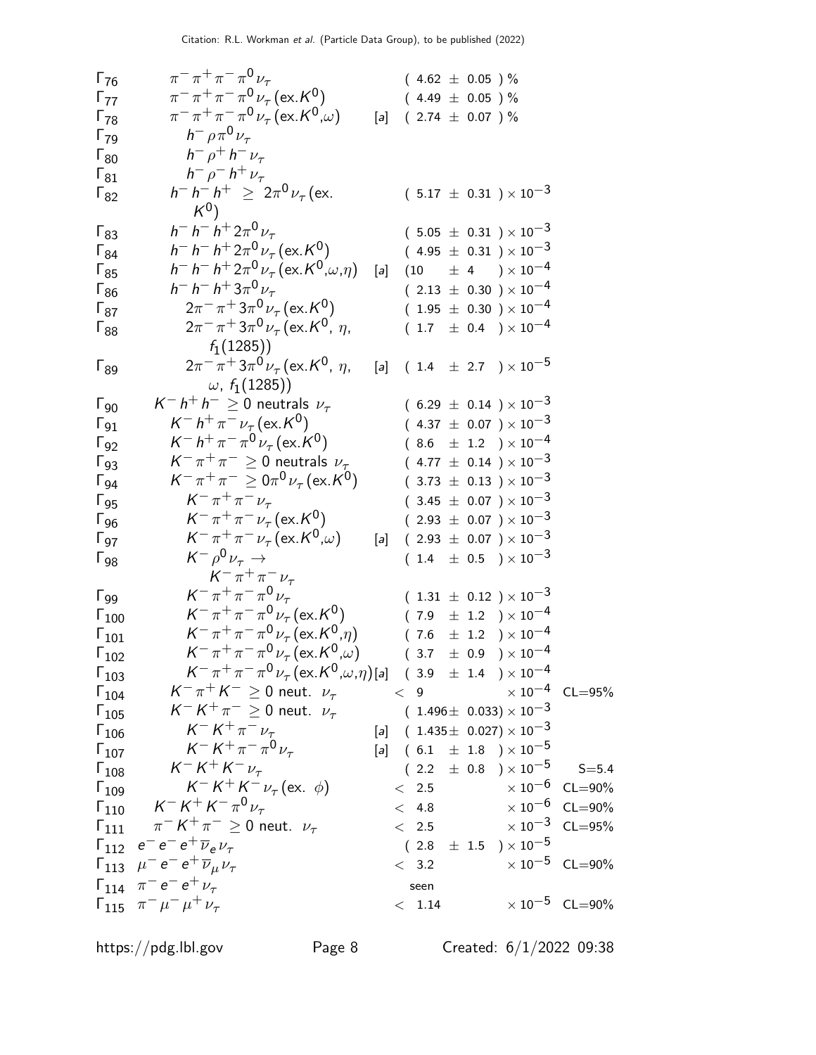| | Mode | | Fraction ($\Gamma_i/\Gamma$) | Scale factor/ Confidence level |
|---|---|---|---|---|
| $\Gamma_{76}$ | $\pi^-\pi^+\pi^-\pi^0\nu_\tau$ | | $(4.62 \pm 0.05)$ % | |
| $\Gamma_{77}$ | $\pi^-\pi^+\pi^-\pi^0\nu_\tau$ (ex.$K^0$) | | $(4.49 \pm 0.05)$ % | |
| $\Gamma_{78}$ | $\pi^-\pi^+\pi^-\pi^0\nu_\tau$ (ex.$K^0$,$\omega$) | [a] | $(2.74 \pm 0.07)$ % | |
| $\Gamma_{79}$ | $h^-\rho\pi^0\nu_\tau$ | | | |
| $\Gamma_{80}$ | $h^-\rho^+h^-\nu_\tau$ | | | |
| $\Gamma_{81}$ | $h^-\rho^-h^+\nu_\tau$ | | | |
| $\Gamma_{82}$ | $h^-h^-h^+ \geq 2\pi^0\nu_\tau$ (ex. $K^0$) | | $(5.17 \pm 0.31) \times 10^{-3}$ | |
| $\Gamma_{83}$ | $h^-h^-h^+2\pi^0\nu_\tau$ | | $(5.05 \pm 0.31) \times 10^{-3}$ | |
| $\Gamma_{84}$ | $h^-h^-h^+2\pi^0\nu_\tau$ (ex.$K^0$) | | $(4.95 \pm 0.31) \times 10^{-3}$ | |
| $\Gamma_{85}$ | $h^-h^-h^+2\pi^0\nu_\tau$ (ex.$K^0$,$\omega$,$\eta$) | [a] | $(10 \pm 4) \times 10^{-4}$ | |
| $\Gamma_{86}$ | $h^-h^-h^+3\pi^0\nu_\tau$ | | $(2.13 \pm 0.30) \times 10^{-4}$ | |
| $\Gamma_{87}$ | $2\pi^-\pi^+3\pi^0\nu_\tau$ (ex.$K^0$) | | $(1.95 \pm 0.30) \times 10^{-4}$ | |
| $\Gamma_{88}$ | $2\pi^-\pi^+3\pi^0\nu_\tau$ (ex.$K^0$, $\eta$, $f_1(1285)$) | | $(1.7 \pm 0.4) \times 10^{-4}$ | |
| $\Gamma_{89}$ | $2\pi^-\pi^+3\pi^0\nu_\tau$ (ex.$K^0$, $\eta$, $\omega$, $f_1(1285)$) | [a] | $(1.4 \pm 2.7) \times 10^{-5}$ | |
| $\Gamma_{90}$ | $K^-h^+h^- \geq 0$ neutrals $\nu_\tau$ | | $(6.29 \pm 0.14) \times 10^{-3}$ | |
| $\Gamma_{91}$ | $K^-h^+\pi^-\nu_\tau$ (ex.$K^0$) | | $(4.37 \pm 0.07) \times 10^{-3}$ | |
| $\Gamma_{92}$ | $K^-h^+\pi^-\pi^0\nu_\tau$ (ex.$K^0$) | | $(8.6 \pm 1.2) \times 10^{-4}$ | |
| $\Gamma_{93}$ | $K^-\pi^+\pi^- \geq 0$ neutrals $\nu_\tau$ | | $(4.77 \pm 0.14) \times 10^{-3}$ | |
| $\Gamma_{94}$ | $K^-\pi^+\pi^- \geq 0\pi^0\nu_\tau$ (ex.$K^0$) | | $(3.73 \pm 0.13) \times 10^{-3}$ | |
| $\Gamma_{95}$ | $K^-\pi^+\pi^-\nu_\tau$ | | $(3.45 \pm 0.07) \times 10^{-3}$ | |
| $\Gamma_{96}$ | $K^-\pi^+\pi^-\nu_\tau$ (ex.$K^0$) | | $(2.93 \pm 0.07) \times 10^{-3}$ | |
| $\Gamma_{97}$ | $K^-\pi^+\pi^-\nu_\tau$ (ex.$K^0$,$\omega$) | [a] | $(2.93 \pm 0.07) \times 10^{-3}$ | |
| $\Gamma_{98}$ | $K^-\rho^0\nu_\tau \to K^-\pi^+\pi^-\nu_\tau$ | | $(1.4 \pm 0.5) \times 10^{-3}$ | |
| $\Gamma_{99}$ | $K^-\pi^+\pi^-\pi^0\nu_\tau$ | | $(1.31 \pm 0.12) \times 10^{-3}$ | |
| $\Gamma_{100}$ | $K^-\pi^+\pi^-\pi^0\nu_\tau$ (ex.$K^0$) | | $(7.9 \pm 1.2) \times 10^{-4}$ | |
| $\Gamma_{101}$ | $K^-\pi^+\pi^-\pi^0\nu_\tau$ (ex.$K^0$,$\eta$) | | $(7.6 \pm 1.2) \times 10^{-4}$ | |
| $\Gamma_{102}$ | $K^-\pi^+\pi^-\pi^0\nu_\tau$ (ex.$K^0$,$\omega$) | | $(3.7 \pm 0.9) \times 10^{-4}$ | |
| $\Gamma_{103}$ | $K^-\pi^+\pi^-\pi^0\nu_\tau$ (ex.$K^0$,$\omega$,$\eta$) | [a] | $(3.9 \pm 1.4) \times 10^{-4}$ | |
| $\Gamma_{104}$ | $K^-\pi^+K^- \geq 0$ neut. $\nu_\tau$ | | $< 9 \times 10^{-4}$ | CL=95% |
| $\Gamma_{105}$ | $K^-K^+\pi^- \geq 0$ neut. $\nu_\tau$ | | $(1.496 \pm 0.033) \times 10^{-3}$ | |
| $\Gamma_{106}$ | $K^-K^+\pi^-\nu_\tau$ | [a] | $(1.435 \pm 0.027) \times 10^{-3}$ | |
| $\Gamma_{107}$ | $K^-K^+\pi^-\pi^0\nu_\tau$ | [a] | $(6.1 \pm 1.8) \times 10^{-5}$ | |
| $\Gamma_{108}$ | $K^-K^+K^-\nu_\tau$ | | $(2.2 \pm 0.8) \times 10^{-5}$ | S=5.4 |
| $\Gamma_{109}$ | $K^-K^+K^-\nu_\tau$ (ex. $\phi$) | | $< 2.5 \times 10^{-6}$ | CL=90% |
| $\Gamma_{110}$ | $K^-K^+K^-\pi^0\nu_\tau$ | | $< 4.8 \times 10^{-6}$ | CL=90% |
| $\Gamma_{111}$ | $\pi^-K^+\pi^- \geq 0$ neut. $\nu_\tau$ | | $< 2.5 \times 10^{-3}$ | CL=95% |
| $\Gamma_{112}$ | $e^-e^-e^+\overline{\nu}_e\nu_\tau$ | | $(2.8 \pm 1.5) \times 10^{-5}$ | |
| $\Gamma_{113}$ | $\mu^-e^-e^+\overline{\nu}_\mu\nu_\tau$ | | $< 3.2 \times 10^{-5}$ | CL=90% |
| $\Gamma_{114}$ | $\pi^-e^-e^+\nu_\tau$ | | seen | |
| $\Gamma_{115}$ | $\pi^-\mu^-\mu^+\nu_\tau$ | | $< 1.14 \times 10^{-5}$ | CL=90% |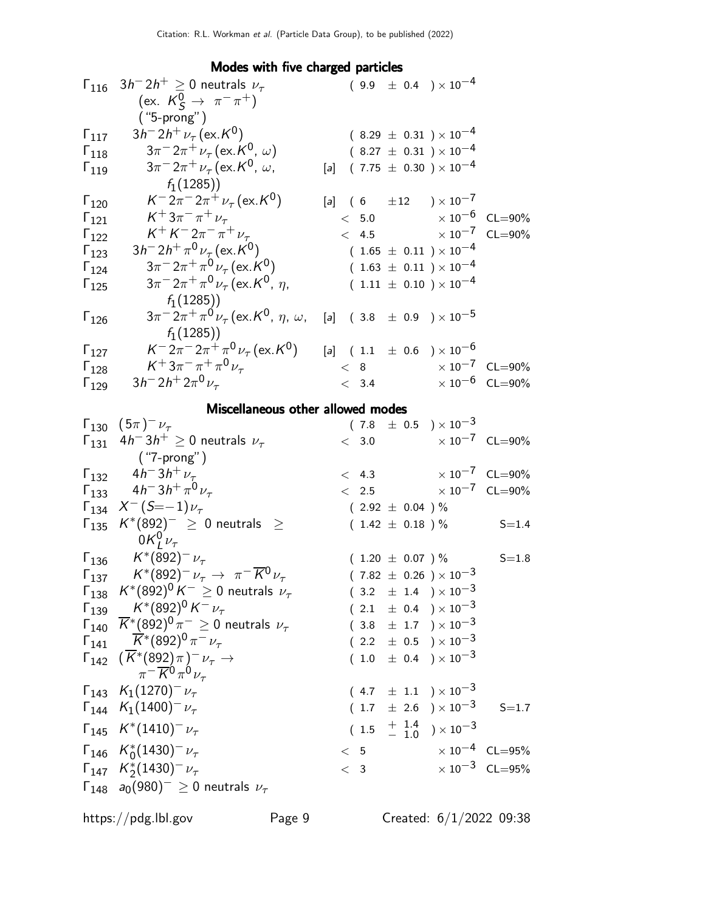## Modes with five charged particles

| | Mode | | Fraction | Scale/CL |
|---|---|---|---|---|
| $\Gamma_{116}$ | $3h^- 2h^+ \geq 0$ neutrals $\nu_\tau$ (ex. $K^0_S \rightarrow \pi^-\pi^+$) ("5-prong") | | $(9.9 \pm 0.4) \times 10^{-4}$ | |
| $\Gamma_{117}$ | $3h^- 2h^+ \nu_\tau$ (ex.$K^0$) | | $(8.29 \pm 0.31) \times 10^{-4}$ | |
| $\Gamma_{118}$ | $3\pi^- 2\pi^+ \nu_\tau$ (ex.$K^0$, $\omega$) | | $(8.27 \pm 0.31) \times 10^{-4}$ | |
| $\Gamma_{119}$ | $3\pi^- 2\pi^+ \nu_\tau$ (ex.$K^0$, $\omega$, $f_1(1285)$) | [a] | $(7.75 \pm 0.30) \times 10^{-4}$ | |
| $\Gamma_{120}$ | $K^- 2\pi^- 2\pi^+ \nu_\tau$ (ex.$K^0$) | [a] | $(6 \pm 12) \times 10^{-7}$ | |
| $\Gamma_{121}$ | $K^+ 3\pi^- \pi^+ \nu_\tau$ | | $< 5.0 \times 10^{-6}$ | CL=90% |
| $\Gamma_{122}$ | $K^+ K^- 2\pi^- \pi^+ \nu_\tau$ | | $< 4.5 \times 10^{-7}$ | CL=90% |
| $\Gamma_{123}$ | $3h^- 2h^+ \pi^0 \nu_\tau$ (ex.$K^0$) | | $(1.65 \pm 0.11) \times 10^{-4}$ | |
| $\Gamma_{124}$ | $3\pi^- 2\pi^+ \pi^0 \nu_\tau$ (ex.$K^0$) | | $(1.63 \pm 0.11) \times 10^{-4}$ | |
| $\Gamma_{125}$ | $3\pi^- 2\pi^+ \pi^0 \nu_\tau$ (ex.$K^0$, $\eta$, $f_1(1285)$) | | $(1.11 \pm 0.10) \times 10^{-4}$ | |
| $\Gamma_{126}$ | $3\pi^- 2\pi^+ \pi^0 \nu_\tau$ (ex.$K^0$, $\eta$, $\omega$, $f_1(1285)$) | [a] | $(3.8 \pm 0.9) \times 10^{-5}$ | |
| $\Gamma_{127}$ | $K^- 2\pi^- 2\pi^+ \pi^0 \nu_\tau$ (ex.$K^0$) | [a] | $(1.1 \pm 0.6) \times 10^{-6}$ | |
| $\Gamma_{128}$ | $K^+ 3\pi^- \pi^+ \pi^0 \nu_\tau$ | | $< 8 \times 10^{-7}$ | CL=90% |
| $\Gamma_{129}$ | $3h^- 2h^+ 2\pi^0 \nu_\tau$ | | $< 3.4 \times 10^{-6}$ | CL=90% |

## Miscellaneous other allowed modes

| | Mode | Fraction | Scale/CL |
|---|---|---|---|
| $\Gamma_{130}$ | $(5\pi)^- \nu_\tau$ | $(7.8 \pm 0.5) \times 10^{-3}$ | |
| $\Gamma_{131}$ | $4h^- 3h^+ \geq 0$ neutrals $\nu_\tau$ ("7-prong") | $< 3.0 \times 10^{-7}$ | CL=90% |
| $\Gamma_{132}$ | $4h^- 3h^+ \nu_\tau$ | $< 4.3 \times 10^{-7}$ | CL=90% |
| $\Gamma_{133}$ | $4h^- 3h^+ \pi^0 \nu_\tau$ | $< 2.5 \times 10^{-7}$ | CL=90% |
| $\Gamma_{134}$ | $X^-(S{=}{-1}) \nu_\tau$ | $(2.92 \pm 0.04)$ % | |
| $\Gamma_{135}$ | $K^*(892)^- \geq 0$ neutrals $\geq 0K^0_L \nu_\tau$ | $(1.42 \pm 0.18)$ % | S=1.4 |
| $\Gamma_{136}$ | $K^*(892)^- \nu_\tau$ | $(1.20 \pm 0.07)$ % | S=1.8 |
| $\Gamma_{137}$ | $K^*(892)^- \nu_\tau \rightarrow \pi^- \overline{K}^0 \nu_\tau$ | $(7.82 \pm 0.26) \times 10^{-3}$ | |
| $\Gamma_{138}$ | $K^*(892)^0 K^- \geq 0$ neutrals $\nu_\tau$ | $(3.2 \pm 1.4) \times 10^{-3}$ | |
| $\Gamma_{139}$ | $K^*(892)^0 K^- \nu_\tau$ | $(2.1 \pm 0.4) \times 10^{-3}$ | |
| $\Gamma_{140}$ | $\overline{K}^*(892)^0 \pi^- \geq 0$ neutrals $\nu_\tau$ | $(3.8 \pm 1.7) \times 10^{-3}$ | |
| $\Gamma_{141}$ | $\overline{K}^*(892)^0 \pi^- \nu_\tau$ | $(2.2 \pm 0.5) \times 10^{-3}$ | |
| $\Gamma_{142}$ | $(\overline{K}^*(892)\pi)^- \nu_\tau \rightarrow \pi^- \overline{K}^0 \pi^0 \nu_\tau$ | $(1.0 \pm 0.4) \times 10^{-3}$ | |
| $\Gamma_{143}$ | $K_1(1270)^- \nu_\tau$ | $(4.7 \pm 1.1) \times 10^{-3}$ | |
| $\Gamma_{144}$ | $K_1(1400)^- \nu_\tau$ | $(1.7 \pm 2.6) \times 10^{-3}$ | S=1.7 |
| $\Gamma_{145}$ | $K^*(1410)^- \nu_\tau$ | $(1.5 ^{+1.4}_{-1.0}) \times 10^{-3}$ | |
| $\Gamma_{146}$ | $K^*_0(1430)^- \nu_\tau$ | $< 5 \times 10^{-4}$ | CL=95% |
| $\Gamma_{147}$ | $K^*_2(1430)^- \nu_\tau$ | $< 3 \times 10^{-3}$ | CL=95% |
| $\Gamma_{148}$ | $a_0(980)^- \geq 0$ neutrals $\nu_\tau$ | | |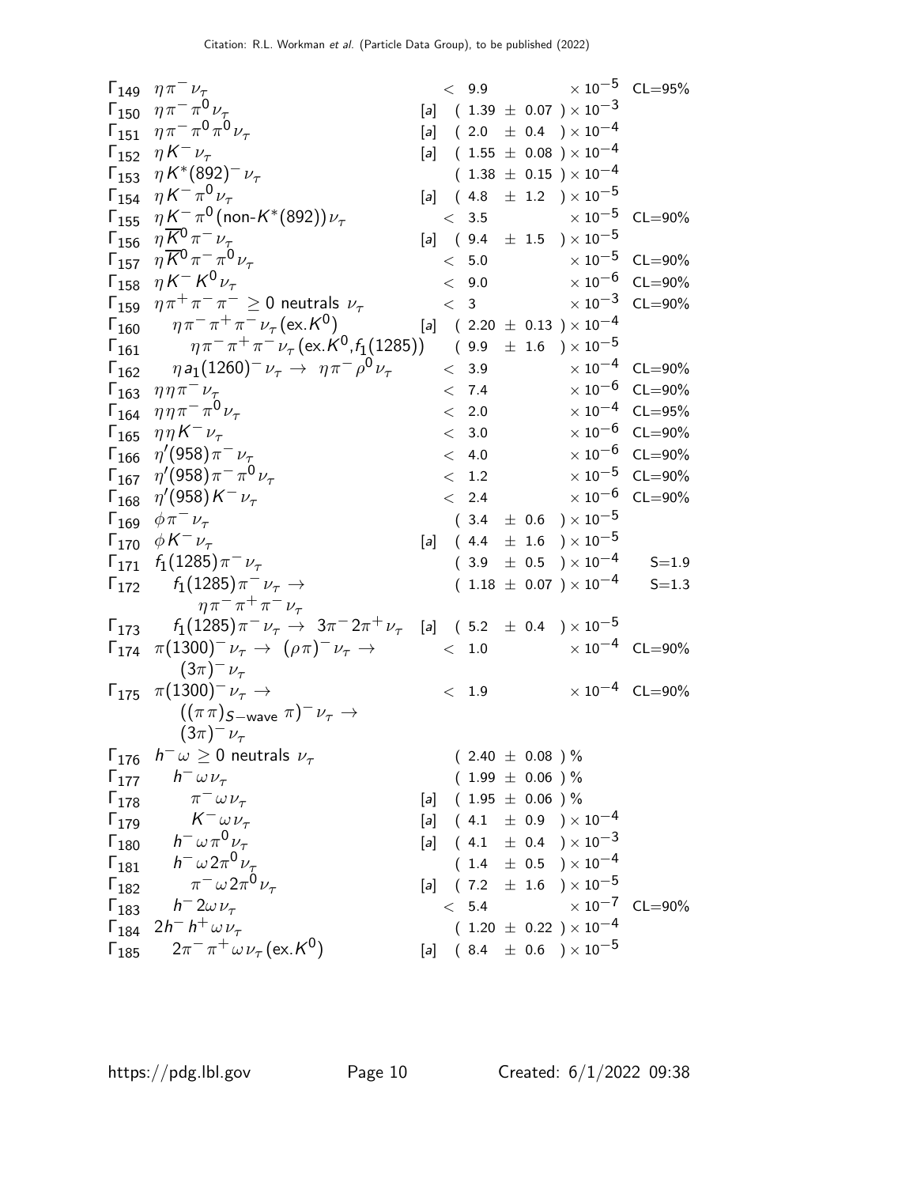| | Mode | | Fraction | |
|---|---|---|---|---|
| $\Gamma_{149}$ | $\eta \pi^- \nu_\tau$ | | $< 9.9 \times 10^{-5}$ | CL=95% |
| $\Gamma_{150}$ | $\eta \pi^- \pi^0 \nu_\tau$ | [a] | $(1.39 \pm 0.07) \times 10^{-3}$ | |
| $\Gamma_{151}$ | $\eta \pi^- \pi^0 \pi^0 \nu_\tau$ | [a] | $(2.0 \pm 0.4) \times 10^{-4}$ | |
| $\Gamma_{152}$ | $\eta K^- \nu_\tau$ | [a] | $(1.55 \pm 0.08) \times 10^{-4}$ | |
| $\Gamma_{153}$ | $\eta K^*(892)^- \nu_\tau$ | | $(1.38 \pm 0.15) \times 10^{-4}$ | |
| $\Gamma_{154}$ | $\eta K^- \pi^0 \nu_\tau$ | [a] | $(4.8 \pm 1.2) \times 10^{-5}$ | |
| $\Gamma_{155}$ | $\eta K^- \pi^0 (\text{non-}K^*(892)) \nu_\tau$ | | $< 3.5 \times 10^{-5}$ | CL=90% |
| $\Gamma_{156}$ | $\eta \overline{K}^0 \pi^- \nu_\tau$ | [a] | $(9.4 \pm 1.5) \times 10^{-5}$ | |
| $\Gamma_{157}$ | $\eta \overline{K}^0 \pi^- \pi^0 \nu_\tau$ | | $< 5.0 \times 10^{-5}$ | CL=90% |
| $\Gamma_{158}$ | $\eta K^- K^0 \nu_\tau$ | | $< 9.0 \times 10^{-6}$ | CL=90% |
| $\Gamma_{159}$ | $\eta \pi^+ \pi^- \pi^- \geq 0$ neutrals $\nu_\tau$ | | $< 3 \times 10^{-3}$ | CL=90% |
| $\Gamma_{160}$ | $\eta \pi^- \pi^+ \pi^- \nu_\tau (\text{ex.}K^0)$ | [a] | $(2.20 \pm 0.13) \times 10^{-4}$ | |
| $\Gamma_{161}$ | $\eta \pi^- \pi^+ \pi^- \nu_\tau (\text{ex.}K^0, f_1(1285))$ | | $(9.9 \pm 1.6) \times 10^{-5}$ | |
| $\Gamma_{162}$ | $\eta a_1(1260)^- \nu_\tau \to \eta \pi^- \rho^0 \nu_\tau$ | | $< 3.9 \times 10^{-4}$ | CL=90% |
| $\Gamma_{163}$ | $\eta \eta \pi^- \nu_\tau$ | | $< 7.4 \times 10^{-6}$ | CL=90% |
| $\Gamma_{164}$ | $\eta \eta \pi^- \pi^0 \nu_\tau$ | | $< 2.0 \times 10^{-4}$ | CL=95% |
| $\Gamma_{165}$ | $\eta \eta K^- \nu_\tau$ | | $< 3.0 \times 10^{-6}$ | CL=90% |
| $\Gamma_{166}$ | $\eta'(958) \pi^- \nu_\tau$ | | $< 4.0 \times 10^{-6}$ | CL=90% |
| $\Gamma_{167}$ | $\eta'(958) \pi^- \pi^0 \nu_\tau$ | | $< 1.2 \times 10^{-5}$ | CL=90% |
| $\Gamma_{168}$ | $\eta'(958) K^- \nu_\tau$ | | $< 2.4 \times 10^{-6}$ | CL=90% |
| $\Gamma_{169}$ | $\phi \pi^- \nu_\tau$ | | $(3.4 \pm 0.6) \times 10^{-5}$ | |
| $\Gamma_{170}$ | $\phi K^- \nu_\tau$ | [a] | $(4.4 \pm 1.6) \times 10^{-5}$ | |
| $\Gamma_{171}$ | $f_1(1285) \pi^- \nu_\tau$ | | $(3.9 \pm 0.5) \times 10^{-4}$ | S=1.9 |
| $\Gamma_{172}$ | $f_1(1285) \pi^- \nu_\tau \to \eta \pi^- \pi^+ \pi^- \nu_\tau$ | | $(1.18 \pm 0.07) \times 10^{-4}$ | S=1.3 |
| $\Gamma_{173}$ | $f_1(1285) \pi^- \nu_\tau \to 3\pi^- 2\pi^+ \nu_\tau$ | [a] | $(5.2 \pm 0.4) \times 10^{-5}$ | |
| $\Gamma_{174}$ | $\pi(1300)^- \nu_\tau \to (\rho \pi)^- \nu_\tau \to (3\pi)^- \nu_\tau$ | | $< 1.0 \times 10^{-4}$ | CL=90% |
| $\Gamma_{175}$ | $\pi(1300)^- \nu_\tau \to ((\pi\pi)_{S-\text{wave}} \pi)^- \nu_\tau \to (3\pi)^- \nu_\tau$ | | $< 1.9 \times 10^{-4}$ | CL=90% |
| $\Gamma_{176}$ | $h^- \omega \geq 0$ neutrals $\nu_\tau$ | | $(2.40 \pm 0.08)$ % | |
| $\Gamma_{177}$ | $h^- \omega \nu_\tau$ | | $(1.99 \pm 0.06)$ % | |
| $\Gamma_{178}$ | $\pi^- \omega \nu_\tau$ | [a] | $(1.95 \pm 0.06)$ % | |
| $\Gamma_{179}$ | $K^- \omega \nu_\tau$ | [a] | $(4.1 \pm 0.9) \times 10^{-4}$ | |
| $\Gamma_{180}$ | $h^- \omega \pi^0 \nu_\tau$ | [a] | $(4.1 \pm 0.4) \times 10^{-3}$ | |
| $\Gamma_{181}$ | $h^- \omega 2\pi^0 \nu_\tau$ | | $(1.4 \pm 0.5) \times 10^{-4}$ | |
| $\Gamma_{182}$ | $\pi^- \omega 2\pi^0 \nu_\tau$ | [a] | $(7.2 \pm 1.6) \times 10^{-5}$ | |
| $\Gamma_{183}$ | $h^- 2\omega \nu_\tau$ | | $< 5.4 \times 10^{-7}$ | CL=90% |
| $\Gamma_{184}$ | $2h^- h^+ \omega \nu_\tau$ | | $(1.20 \pm 0.22) \times 10^{-4}$ | |
| $\Gamma_{185}$ | $2\pi^- \pi^+ \omega \nu_\tau (\text{ex.}K^0)$ | [a] | $(8.4 \pm 0.6) \times 10^{-5}$ | |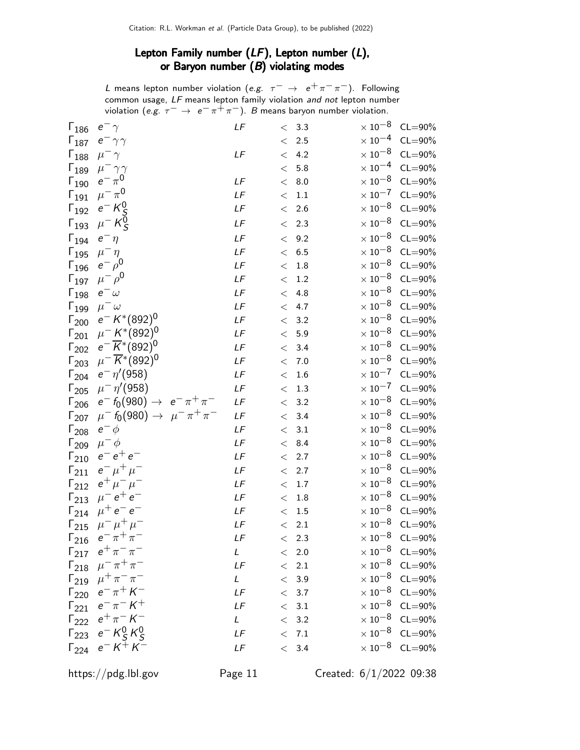## Lepton Family number (*LF*), Lepton number (*L*), or Baryon number (*B*) violating modes

*L* means lepton number violation (*e.g.* $\tau^- \rightarrow e^+\pi^-\pi^-$). Following common usage, *LF* means lepton family violation *and not* lepton number violation (*e.g.* $\tau^- \rightarrow e^-\pi^+\pi^-$). *B* means baryon number violation.

| | Mode | | | | |
|---|---|---|---|---|---|
| $\Gamma_{186}$ | $e^-\gamma$ | *LF* | $< 3.3$ | $\times 10^{-8}$ | CL=90% |
| $\Gamma_{187}$ | $e^-\gamma\gamma$ | | $< 2.5$ | $\times 10^{-4}$ | CL=90% |
| $\Gamma_{188}$ | $\mu^-\gamma$ | *LF* | $< 4.2$ | $\times 10^{-8}$ | CL=90% |
| $\Gamma_{189}$ | $\mu^-\gamma\gamma$ | | $< 5.8$ | $\times 10^{-4}$ | CL=90% |
| $\Gamma_{190}$ | $e^-\pi^0$ | *LF* | $< 8.0$ | $\times 10^{-8}$ | CL=90% |
| $\Gamma_{191}$ | $\mu^-\pi^0$ | *LF* | $< 1.1$ | $\times 10^{-7}$ | CL=90% |
| $\Gamma_{192}$ | $e^-K^0_S$ | *LF* | $< 2.6$ | $\times 10^{-8}$ | CL=90% |
| $\Gamma_{193}$ | $\mu^-K^0_S$ | *LF* | $< 2.3$ | $\times 10^{-8}$ | CL=90% |
| $\Gamma_{194}$ | $e^-\eta$ | *LF* | $< 9.2$ | $\times 10^{-8}$ | CL=90% |
| $\Gamma_{195}$ | $\mu^-\eta$ | *LF* | $< 6.5$ | $\times 10^{-8}$ | CL=90% |
| $\Gamma_{196}$ | $e^-\rho^0$ | *LF* | $< 1.8$ | $\times 10^{-8}$ | CL=90% |
| $\Gamma_{197}$ | $\mu^-\rho^0$ | *LF* | $< 1.2$ | $\times 10^{-8}$ | CL=90% |
| $\Gamma_{198}$ | $e^-\omega$ | *LF* | $< 4.8$ | $\times 10^{-8}$ | CL=90% |
| $\Gamma_{199}$ | $\mu^-\omega$ | *LF* | $< 4.7$ | $\times 10^{-8}$ | CL=90% |
| $\Gamma_{200}$ | $e^-K^*(892)^0$ | *LF* | $< 3.2$ | $\times 10^{-8}$ | CL=90% |
| $\Gamma_{201}$ | $\mu^-K^*(892)^0$ | *LF* | $< 5.9$ | $\times 10^{-8}$ | CL=90% |
| $\Gamma_{202}$ | $e^-\overline{K}^*(892)^0$ | *LF* | $< 3.4$ | $\times 10^{-8}$ | CL=90% |
| $\Gamma_{203}$ | $\mu^-\overline{K}^*(892)^0$ | *LF* | $< 7.0$ | $\times 10^{-8}$ | CL=90% |
| $\Gamma_{204}$ | $e^-\eta'(958)$ | *LF* | $< 1.6$ | $\times 10^{-7}$ | CL=90% |
| $\Gamma_{205}$ | $\mu^-\eta'(958)$ | *LF* | $< 1.3$ | $\times 10^{-7}$ | CL=90% |
| $\Gamma_{206}$ | $e^-f_0(980) \rightarrow e^-\pi^+\pi^-$ | *LF* | $< 3.2$ | $\times 10^{-8}$ | CL=90% |
| $\Gamma_{207}$ | $\mu^-f_0(980) \rightarrow \mu^-\pi^+\pi^-$ | *LF* | $< 3.4$ | $\times 10^{-8}$ | CL=90% |
| $\Gamma_{208}$ | $e^-\phi$ | *LF* | $< 3.1$ | $\times 10^{-8}$ | CL=90% |
| $\Gamma_{209}$ | $\mu^-\phi$ | *LF* | $< 8.4$ | $\times 10^{-8}$ | CL=90% |
| $\Gamma_{210}$ | $e^-e^+e^-$ | *LF* | $< 2.7$ | $\times 10^{-8}$ | CL=90% |
| $\Gamma_{211}$ | $e^-\mu^+\mu^-$ | *LF* | $< 2.7$ | $\times 10^{-8}$ | CL=90% |
| $\Gamma_{212}$ | $e^+\mu^-\mu^-$ | *LF* | $< 1.7$ | $\times 10^{-8}$ | CL=90% |
| $\Gamma_{213}$ | $\mu^-e^+e^-$ | *LF* | $< 1.8$ | $\times 10^{-8}$ | CL=90% |
| $\Gamma_{214}$ | $\mu^+e^-e^-$ | *LF* | $< 1.5$ | $\times 10^{-8}$ | CL=90% |
| $\Gamma_{215}$ | $\mu^-\mu^+\mu^-$ | *LF* | $< 2.1$ | $\times 10^{-8}$ | CL=90% |
| $\Gamma_{216}$ | $e^-\pi^+\pi^-$ | *LF* | $< 2.3$ | $\times 10^{-8}$ | CL=90% |
| $\Gamma_{217}$ | $e^+\pi^-\pi^-$ | *L* | $< 2.0$ | $\times 10^{-8}$ | CL=90% |
| $\Gamma_{218}$ | $\mu^-\pi^+\pi^-$ | *LF* | $< 2.1$ | $\times 10^{-8}$ | CL=90% |
| $\Gamma_{219}$ | $\mu^+\pi^-\pi^-$ | *L* | $< 3.9$ | $\times 10^{-8}$ | CL=90% |
| $\Gamma_{220}$ | $e^-\pi^+K^-$ | *LF* | $< 3.7$ | $\times 10^{-8}$ | CL=90% |
| $\Gamma_{221}$ | $e^-\pi^-K^+$ | *LF* | $< 3.1$ | $\times 10^{-8}$ | CL=90% |
| $\Gamma_{222}$ | $e^+\pi^-K^-$ | *L* | $< 3.2$ | $\times 10^{-8}$ | CL=90% |
| $\Gamma_{223}$ | $e^-K^0_SK^0_S$ | *LF* | $< 7.1$ | $\times 10^{-8}$ | CL=90% |
| $\Gamma_{224}$ | $e^-K^+K^-$ | *LF* | $< 3.4$ | $\times 10^{-8}$ | CL=90% |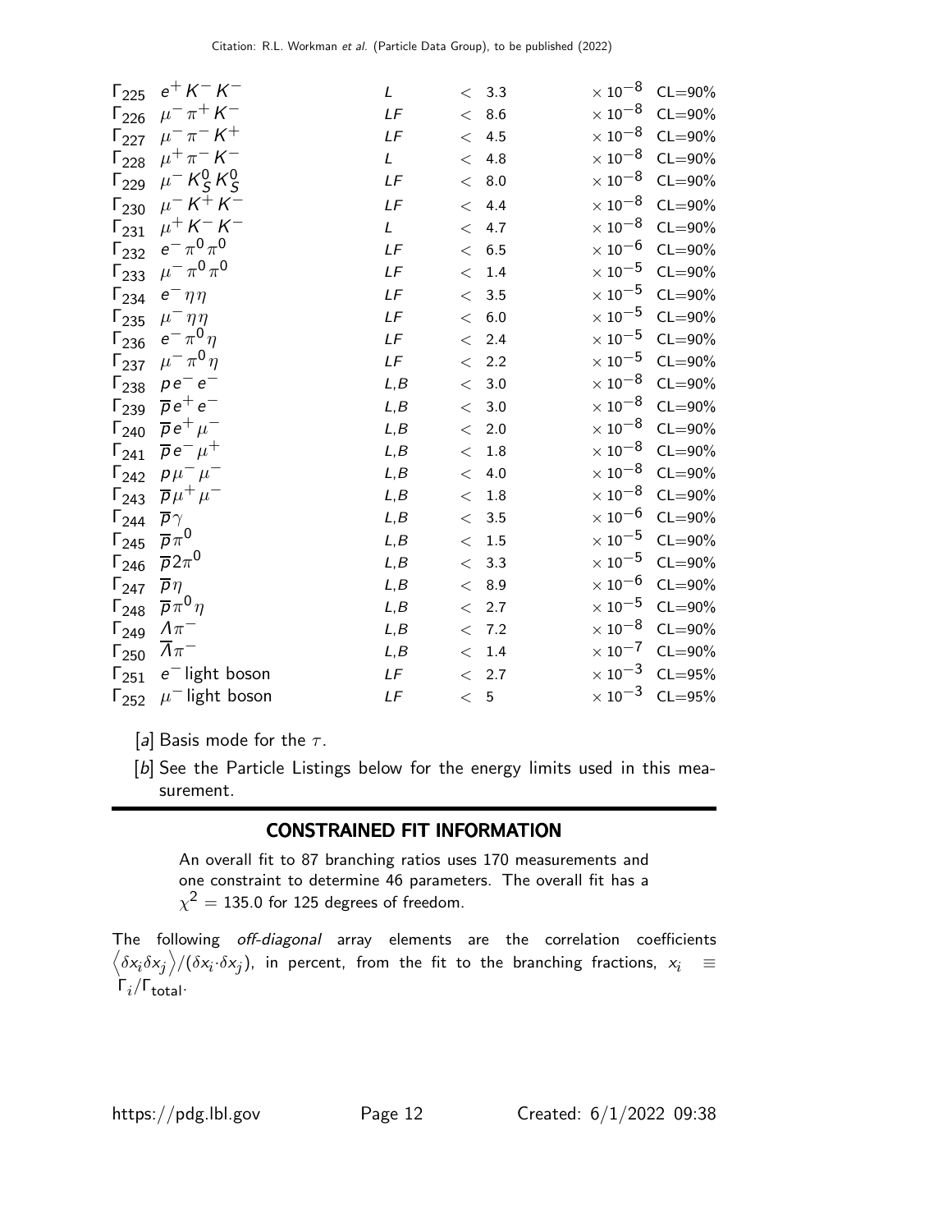| | | | | | |
|---|---|---|---|---|---|
| $\Gamma_{225}$ | $e^+ K^- K^-$ | $L$ | $< 3.3$ | $\times 10^{-8}$ | CL=90% |
| $\Gamma_{226}$ | $\mu^- \pi^+ K^-$ | $LF$ | $< 8.6$ | $\times 10^{-8}$ | CL=90% |
| $\Gamma_{227}$ | $\mu^- \pi^- K^+$ | $LF$ | $< 4.5$ | $\times 10^{-8}$ | CL=90% |
| $\Gamma_{228}$ | $\mu^+ \pi^- K^-$ | $L$ | $< 4.8$ | $\times 10^{-8}$ | CL=90% |
| $\Gamma_{229}$ | $\mu^- K^0_S K^0_S$ | $LF$ | $< 8.0$ | $\times 10^{-8}$ | CL=90% |
| $\Gamma_{230}$ | $\mu^- K^+ K^-$ | $LF$ | $< 4.4$ | $\times 10^{-8}$ | CL=90% |
| $\Gamma_{231}$ | $\mu^+ K^- K^-$ | $L$ | $< 4.7$ | $\times 10^{-8}$ | CL=90% |
| $\Gamma_{232}$ | $e^- \pi^0 \pi^0$ | $LF$ | $< 6.5$ | $\times 10^{-6}$ | CL=90% |
| $\Gamma_{233}$ | $\mu^- \pi^0 \pi^0$ | $LF$ | $< 1.4$ | $\times 10^{-5}$ | CL=90% |
| $\Gamma_{234}$ | $e^- \eta \eta$ | $LF$ | $< 3.5$ | $\times 10^{-5}$ | CL=90% |
| $\Gamma_{235}$ | $\mu^- \eta \eta$ | $LF$ | $< 6.0$ | $\times 10^{-5}$ | CL=90% |
| $\Gamma_{236}$ | $e^- \pi^0 \eta$ | $LF$ | $< 2.4$ | $\times 10^{-5}$ | CL=90% |
| $\Gamma_{237}$ | $\mu^- \pi^0 \eta$ | $LF$ | $< 2.2$ | $\times 10^{-5}$ | CL=90% |
| $\Gamma_{238}$ | $p e^- e^-$ | $L,B$ | $< 3.0$ | $\times 10^{-8}$ | CL=90% |
| $\Gamma_{239}$ | $\overline{p} e^+ e^-$ | $L,B$ | $< 3.0$ | $\times 10^{-8}$ | CL=90% |
| $\Gamma_{240}$ | $\overline{p} e^+ \mu^-$ | $L,B$ | $< 2.0$ | $\times 10^{-8}$ | CL=90% |
| $\Gamma_{241}$ | $\overline{p} e^- \mu^+$ | $L,B$ | $< 1.8$ | $\times 10^{-8}$ | CL=90% |
| $\Gamma_{242}$ | $p \mu^- \mu^-$ | $L,B$ | $< 4.0$ | $\times 10^{-8}$ | CL=90% |
| $\Gamma_{243}$ | $\overline{p} \mu^+ \mu^-$ | $L,B$ | $< 1.8$ | $\times 10^{-8}$ | CL=90% |
| $\Gamma_{244}$ | $\overline{p} \gamma$ | $L,B$ | $< 3.5$ | $\times 10^{-6}$ | CL=90% |
| $\Gamma_{245}$ | $\overline{p} \pi^0$ | $L,B$ | $< 1.5$ | $\times 10^{-5}$ | CL=90% |
| $\Gamma_{246}$ | $\overline{p} 2\pi^0$ | $L,B$ | $< 3.3$ | $\times 10^{-5}$ | CL=90% |
| $\Gamma_{247}$ | $\overline{p} \eta$ | $L,B$ | $< 8.9$ | $\times 10^{-6}$ | CL=90% |
| $\Gamma_{248}$ | $\overline{p} \pi^0 \eta$ | $L,B$ | $< 2.7$ | $\times 10^{-5}$ | CL=90% |
| $\Gamma_{249}$ | $\Lambda \pi^-$ | $L,B$ | $< 7.2$ | $\times 10^{-8}$ | CL=90% |
| $\Gamma_{250}$ | $\overline{\Lambda} \pi^-$ | $L,B$ | $< 1.4$ | $\times 10^{-7}$ | CL=90% |
| $\Gamma_{251}$ | $e^-$ light boson | $LF$ | $< 2.7$ | $\times 10^{-3}$ | CL=95% |
| $\Gamma_{252}$ | $\mu^-$ light boson | $LF$ | $< 5$ | $\times 10^{-3}$ | CL=95% |

[a] Basis mode for the $\tau$.

[b] See the Particle Listings below for the energy limits used in this measurement.

## CONSTRAINED FIT INFORMATION

An overall fit to 87 branching ratios uses 170 measurements and one constraint to determine 46 parameters. The overall fit has a $\chi^2 = 135.0$ for 125 degrees of freedom.

The following *off-diagonal* array elements are the correlation coefficients $\left\langle \delta x_i \delta x_j \right\rangle / (\delta x_i \cdot \delta x_j)$, in percent, from the fit to the branching fractions, $x_i \equiv \Gamma_i / \Gamma_{\text{total}}$.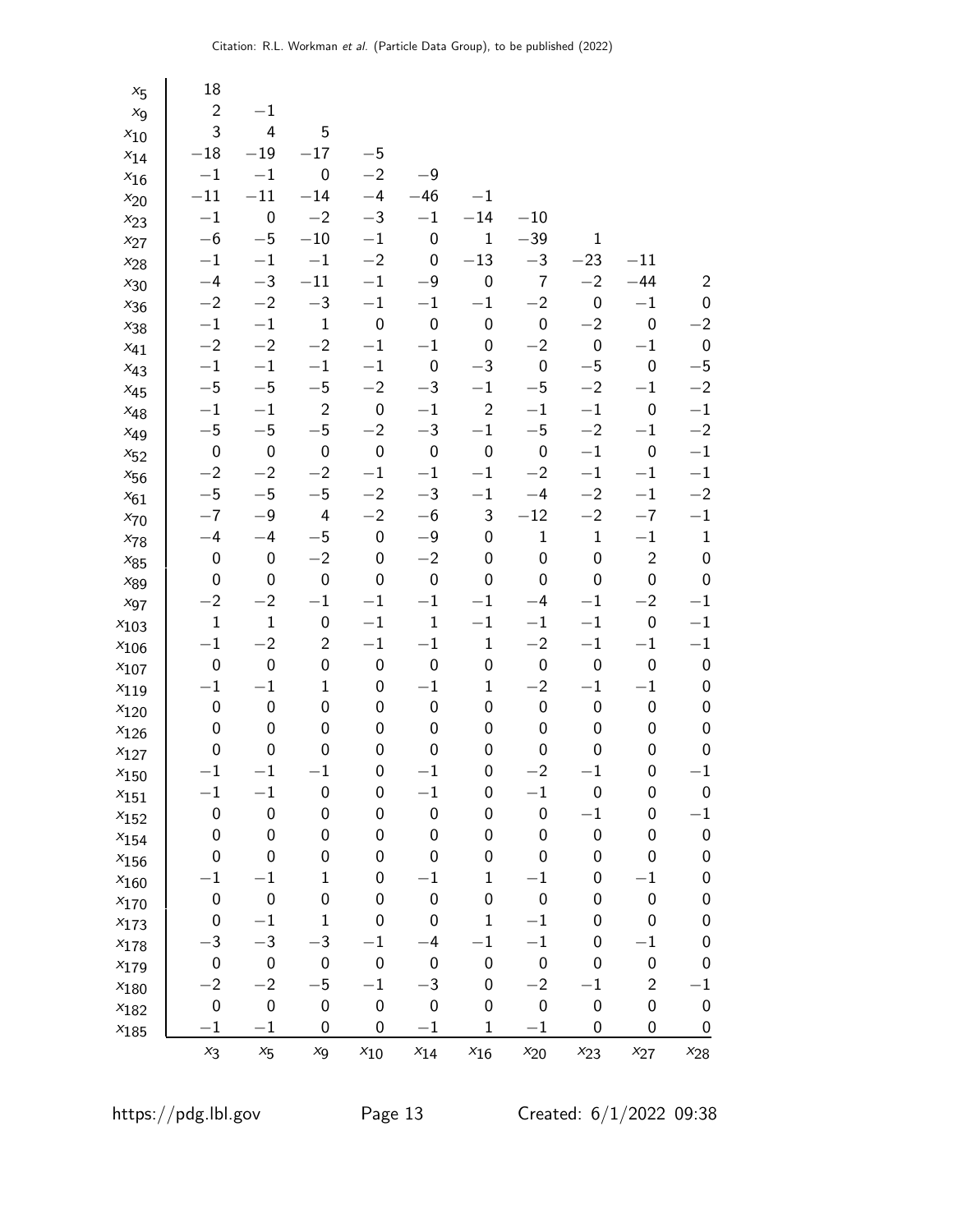| | | | | | | | | | | |
|---|---|---|---|---|---|---|---|---|---|---|
| $x_5$ | 18 | | | | | | | | | |
| $x_9$ | 2 | −1 | | | | | | | | |
| $x_{10}$ | 3 | 4 | 5 | | | | | | | |
| $x_{14}$ | −18 | −19 | −17 | −5 | | | | | | |
| $x_{16}$ | −1 | −1 | 0 | −2 | −9 | | | | | |
| $x_{20}$ | −11 | −11 | −14 | −4 | −46 | −1 | | | | |
| $x_{23}$ | −1 | 0 | −2 | −3 | −1 | −14 | −10 | | | |
| $x_{27}$ | −6 | −5 | −10 | −1 | 0 | 1 | −39 | 1 | | |
| $x_{28}$ | −1 | −1 | −1 | −2 | 0 | −13 | −3 | −23 | −11 | |
| $x_{30}$ | −4 | −3 | −11 | −1 | −9 | 0 | 7 | −2 | −44 | 2 |
| $x_{36}$ | −2 | −2 | −3 | −1 | −1 | −1 | −2 | 0 | −1 | 0 |
| $x_{38}$ | −1 | −1 | 1 | 0 | 0 | 0 | 0 | −2 | 0 | −2 |
| $x_{41}$ | −2 | −2 | −2 | −1 | −1 | 0 | −2 | 0 | −1 | 0 |
| $x_{43}$ | −1 | −1 | −1 | −1 | 0 | −3 | 0 | −5 | 0 | −5 |
| $x_{45}$ | −5 | −5 | −5 | −2 | −3 | −1 | −5 | −2 | −1 | −2 |
| $x_{48}$ | −1 | −1 | 2 | 0 | −1 | 2 | −1 | −1 | 0 | −1 |
| $x_{49}$ | −5 | −5 | −5 | −2 | −3 | −1 | −5 | −2 | −1 | −2 |
| $x_{52}$ | 0 | 0 | 0 | 0 | 0 | 0 | 0 | −1 | 0 | −1 |
| $x_{56}$ | −2 | −2 | −2 | −1 | −1 | −1 | −2 | −1 | −1 | −1 |
| $x_{61}$ | −5 | −5 | −5 | −2 | −3 | −1 | −4 | −2 | −1 | −2 |
| $x_{70}$ | −7 | −9 | 4 | −2 | −6 | 3 | −12 | −2 | −7 | −1 |
| $x_{78}$ | −4 | −4 | −5 | 0 | −9 | 0 | 1 | 1 | −1 | 1 |
| $x_{85}$ | 0 | 0 | −2 | 0 | −2 | 0 | 0 | 0 | 2 | 0 |
| $x_{89}$ | 0 | 0 | 0 | 0 | 0 | 0 | 0 | 0 | 0 | 0 |
| $x_{97}$ | −2 | −2 | −1 | −1 | −1 | −1 | −4 | −1 | −2 | −1 |
| $x_{103}$ | 1 | 1 | 0 | −1 | 1 | −1 | −1 | −1 | 0 | −1 |
| $x_{106}$ | −1 | −2 | 2 | −1 | −1 | 1 | −2 | −1 | −1 | −1 |
| $x_{107}$ | 0 | 0 | 0 | 0 | 0 | 0 | 0 | 0 | 0 | 0 |
| $x_{119}$ | −1 | −1 | 1 | 0 | −1 | 1 | −2 | −1 | −1 | 0 |
| $x_{120}$ | 0 | 0 | 0 | 0 | 0 | 0 | 0 | 0 | 0 | 0 |
| $x_{126}$ | 0 | 0 | 0 | 0 | 0 | 0 | 0 | 0 | 0 | 0 |
| $x_{127}$ | 0 | 0 | 0 | 0 | 0 | 0 | 0 | 0 | 0 | 0 |
| $x_{150}$ | −1 | −1 | −1 | 0 | −1 | 0 | −2 | −1 | 0 | −1 |
| $x_{151}$ | −1 | −1 | 0 | 0 | −1 | 0 | −1 | 0 | 0 | 0 |
| $x_{152}$ | 0 | 0 | 0 | 0 | 0 | 0 | 0 | −1 | 0 | −1 |
| $x_{154}$ | 0 | 0 | 0 | 0 | 0 | 0 | 0 | 0 | 0 | 0 |
| $x_{156}$ | 0 | 0 | 0 | 0 | 0 | 0 | 0 | 0 | 0 | 0 |
| $x_{160}$ | −1 | −1 | 1 | 0 | −1 | 1 | −1 | 0 | −1 | 0 |
| $x_{170}$ | 0 | 0 | 0 | 0 | 0 | 0 | 0 | 0 | 0 | 0 |
| $x_{173}$ | 0 | −1 | 1 | 0 | 0 | 1 | −1 | 0 | 0 | 0 |
| $x_{178}$ | −3 | −3 | −3 | −1 | −4 | −1 | −1 | 0 | −1 | 0 |
| $x_{179}$ | 0 | 0 | 0 | 0 | 0 | 0 | 0 | 0 | 0 | 0 |
| $x_{180}$ | −2 | −2 | −5 | −1 | −3 | 0 | −2 | −1 | 2 | −1 |
| $x_{182}$ | 0 | 0 | 0 | 0 | 0 | 0 | 0 | 0 | 0 | 0 |
| $x_{185}$ | −1 | −1 | 0 | 0 | −1 | 1 | −1 | 0 | 0 | 0 |
| | $x_3$ | $x_5$ | $x_9$ | $x_{10}$ | $x_{14}$ | $x_{16}$ | $x_{20}$ | $x_{23}$ | $x_{27}$ | $x_{28}$ |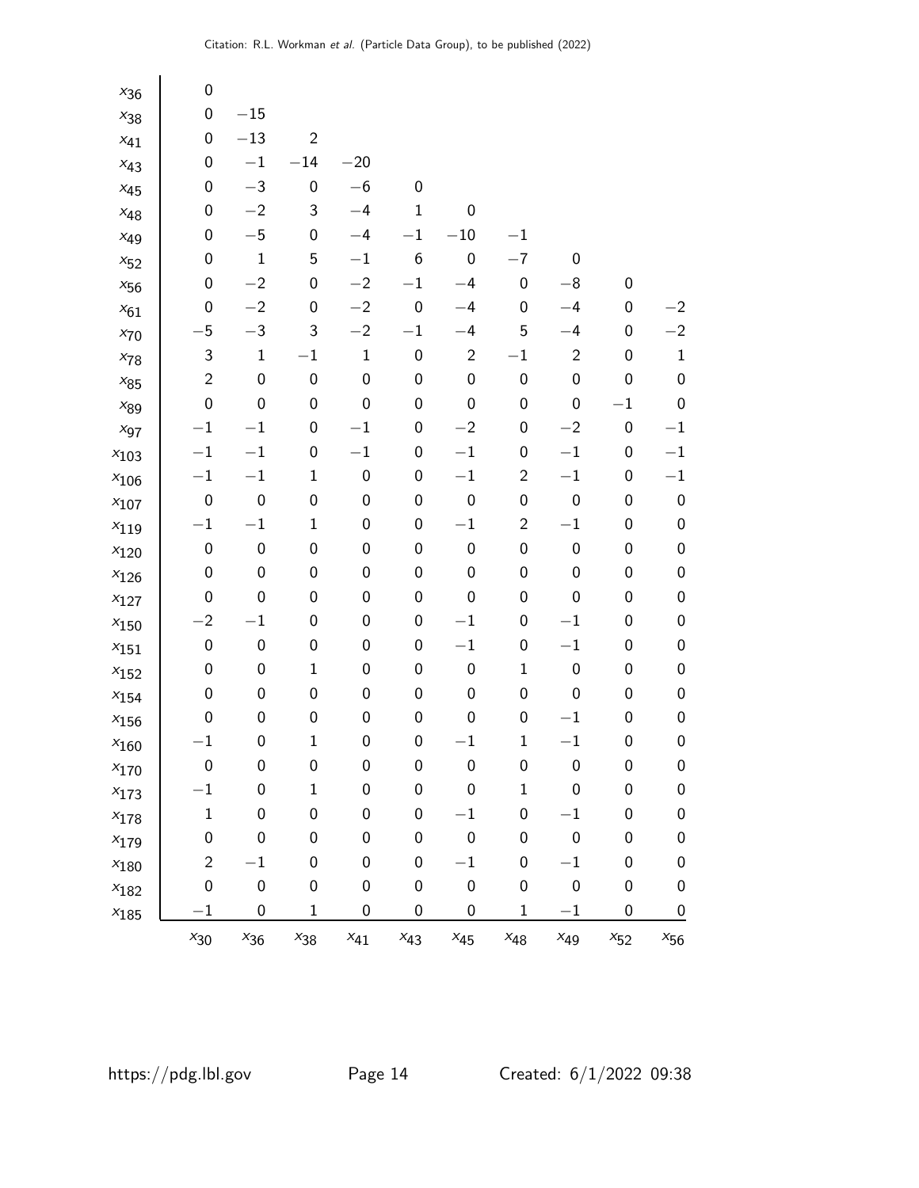| | | | | | | | | | | |
|---|---|---|---|---|---|---|---|---|---|---|
| $x_{36}$ | 0 | | | | | | | | | |
| $x_{38}$ | 0 | −15 | | | | | | | | |
| $x_{41}$ | 0 | −13 | 2 | | | | | | | |
| $x_{43}$ | 0 | −1 | −14 | −20 | | | | | | |
| $x_{45}$ | 0 | −3 | 0 | −6 | 0 | | | | | |
| $x_{48}$ | 0 | −2 | 3 | −4 | 1 | 0 | | | | |
| $x_{49}$ | 0 | −5 | 0 | −4 | −1 | −10 | −1 | | | |
| $x_{52}$ | 0 | 1 | 5 | −1 | 6 | 0 | −7 | 0 | | |
| $x_{56}$ | 0 | −2 | 0 | −2 | −1 | −4 | 0 | −8 | 0 | |
| $x_{61}$ | 0 | −2 | 0 | −2 | 0 | −4 | 0 | −4 | 0 | −2 |
| $x_{70}$ | −5 | −3 | 3 | −2 | −1 | −4 | 5 | −4 | 0 | −2 |
| $x_{78}$ | 3 | 1 | −1 | 1 | 0 | 2 | −1 | 2 | 0 | 1 |
| $x_{85}$ | 2 | 0 | 0 | 0 | 0 | 0 | 0 | 0 | 0 | 0 |
| $x_{89}$ | 0 | 0 | 0 | 0 | 0 | 0 | 0 | 0 | −1 | 0 |
| $x_{97}$ | −1 | −1 | 0 | −1 | 0 | −2 | 0 | −2 | 0 | −1 |
| $x_{103}$ | −1 | −1 | 0 | −1 | 0 | −1 | 0 | −1 | 0 | −1 |
| $x_{106}$ | −1 | −1 | 1 | 0 | 0 | −1 | 2 | −1 | 0 | −1 |
| $x_{107}$ | 0 | 0 | 0 | 0 | 0 | 0 | 0 | 0 | 0 | 0 |
| $x_{119}$ | −1 | −1 | 1 | 0 | 0 | −1 | 2 | −1 | 0 | 0 |
| $x_{120}$ | 0 | 0 | 0 | 0 | 0 | 0 | 0 | 0 | 0 | 0 |
| $x_{126}$ | 0 | 0 | 0 | 0 | 0 | 0 | 0 | 0 | 0 | 0 |
| $x_{127}$ | 0 | 0 | 0 | 0 | 0 | 0 | 0 | 0 | 0 | 0 |
| $x_{150}$ | −2 | −1 | 0 | 0 | 0 | −1 | 0 | −1 | 0 | 0 |
| $x_{151}$ | 0 | 0 | 0 | 0 | 0 | −1 | 0 | −1 | 0 | 0 |
| $x_{152}$ | 0 | 0 | 1 | 0 | 0 | 0 | 1 | 0 | 0 | 0 |
| $x_{154}$ | 0 | 0 | 0 | 0 | 0 | 0 | 0 | 0 | 0 | 0 |
| $x_{156}$ | 0 | 0 | 0 | 0 | 0 | 0 | 0 | −1 | 0 | 0 |
| $x_{160}$ | −1 | 0 | 1 | 0 | 0 | −1 | 1 | −1 | 0 | 0 |
| $x_{170}$ | 0 | 0 | 0 | 0 | 0 | 0 | 0 | 0 | 0 | 0 |
| $x_{173}$ | −1 | 0 | 1 | 0 | 0 | 0 | 1 | 0 | 0 | 0 |
| $x_{178}$ | 1 | 0 | 0 | 0 | 0 | −1 | 0 | −1 | 0 | 0 |
| $x_{179}$ | 0 | 0 | 0 | 0 | 0 | 0 | 0 | 0 | 0 | 0 |
| $x_{180}$ | 2 | −1 | 0 | 0 | 0 | −1 | 0 | −1 | 0 | 0 |
| $x_{182}$ | 0 | 0 | 0 | 0 | 0 | 0 | 0 | 0 | 0 | 0 |
| $x_{185}$ | −1 | 0 | 1 | 0 | 0 | 0 | 1 | −1 | 0 | 0 |
| | $x_{30}$ | $x_{36}$ | $x_{38}$ | $x_{41}$ | $x_{43}$ | $x_{45}$ | $x_{48}$ | $x_{49}$ | $x_{52}$ | $x_{56}$ |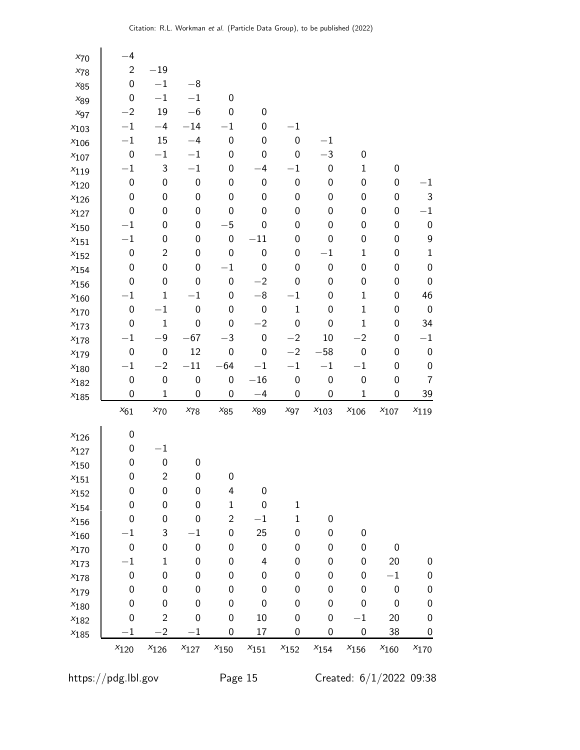| | $x_{61}$ | $x_{70}$ | $x_{78}$ | $x_{85}$ | $x_{89}$ | $x_{97}$ | $x_{103}$ | $x_{106}$ | $x_{107}$ | $x_{119}$ |
|---|---|---|---|---|---|---|---|---|---|---|
| $x_{70}$ | −4 | | | | | | | | | |
| $x_{78}$ | 2 | −19 | | | | | | | | |
| $x_{85}$ | 0 | −1 | −8 | | | | | | | |
| $x_{89}$ | 0 | −1 | −1 | 0 | | | | | | |
| $x_{97}$ | −2 | 19 | −6 | 0 | 0 | | | | | |
| $x_{103}$ | −1 | −4 | −14 | −1 | 0 | −1 | | | | |
| $x_{106}$ | −1 | 15 | −4 | 0 | 0 | 0 | −1 | | | |
| $x_{107}$ | 0 | −1 | −1 | 0 | 0 | 0 | −3 | 0 | | |
| $x_{119}$ | −1 | 3 | −1 | 0 | −4 | −1 | 0 | 1 | 0 | |
| $x_{120}$ | 0 | 0 | 0 | 0 | 0 | 0 | 0 | 0 | 0 | −1 |
| $x_{126}$ | 0 | 0 | 0 | 0 | 0 | 0 | 0 | 0 | 0 | 3 |
| $x_{127}$ | 0 | 0 | 0 | 0 | 0 | 0 | 0 | 0 | 0 | −1 |
| $x_{150}$ | −1 | 0 | 0 | −5 | 0 | 0 | 0 | 0 | 0 | 0 |
| $x_{151}$ | −1 | 0 | 0 | 0 | −11 | 0 | 0 | 0 | 0 | 9 |
| $x_{152}$ | 0 | 2 | 0 | 0 | 0 | 0 | −1 | 1 | 0 | 1 |
| $x_{154}$ | 0 | 0 | 0 | −1 | 0 | 0 | 0 | 0 | 0 | 0 |
| $x_{156}$ | 0 | 0 | 0 | 0 | −2 | 0 | 0 | 0 | 0 | 0 |
| $x_{160}$ | −1 | 1 | −1 | 0 | −8 | −1 | 0 | 1 | 0 | 46 |
| $x_{170}$ | 0 | −1 | 0 | 0 | 0 | 1 | 0 | 1 | 0 | 0 |
| $x_{173}$ | 0 | 1 | 0 | 0 | −2 | 0 | 0 | 1 | 0 | 34 |
| $x_{178}$ | −1 | −9 | −67 | −3 | 0 | −2 | 10 | −2 | 0 | −1 |
| $x_{179}$ | 0 | 0 | 12 | 0 | 0 | −2 | −58 | 0 | 0 | 0 |
| $x_{180}$ | −1 | −2 | −11 | −64 | −1 | −1 | −1 | −1 | 0 | 0 |
| $x_{182}$ | 0 | 0 | 0 | 0 | −16 | 0 | 0 | 0 | 0 | 7 |
| $x_{185}$ | 0 | 1 | 0 | 0 | −4 | 0 | 0 | 1 | 0 | 39 |

| | $x_{120}$ | $x_{126}$ | $x_{127}$ | $x_{150}$ | $x_{151}$ | $x_{152}$ | $x_{154}$ | $x_{156}$ | $x_{160}$ | $x_{170}$ |
|---|---|---|---|---|---|---|---|---|---|---|
| $x_{126}$ | 0 | | | | | | | | | |
| $x_{127}$ | 0 | −1 | | | | | | | | |
| $x_{150}$ | 0 | 0 | 0 | | | | | | | |
| $x_{151}$ | 0 | 2 | 0 | 0 | | | | | | |
| $x_{152}$ | 0 | 0 | 0 | 4 | 0 | | | | | |
| $x_{154}$ | 0 | 0 | 0 | 1 | 0 | 1 | | | | |
| $x_{156}$ | 0 | 0 | 0 | 2 | −1 | 1 | 0 | | | |
| $x_{160}$ | −1 | 3 | −1 | 0 | 25 | 0 | 0 | 0 | | |
| $x_{170}$ | 0 | 0 | 0 | 0 | 0 | 0 | 0 | 0 | 0 | |
| $x_{173}$ | −1 | 1 | 0 | 0 | 4 | 0 | 0 | 0 | 20 | 0 |
| $x_{178}$ | 0 | 0 | 0 | 0 | 0 | 0 | 0 | 0 | −1 | 0 |
| $x_{179}$ | 0 | 0 | 0 | 0 | 0 | 0 | 0 | 0 | 0 | 0 |
| $x_{180}$ | 0 | 0 | 0 | 0 | 0 | 0 | 0 | 0 | 0 | 0 |
| $x_{182}$ | 0 | 2 | 0 | 0 | 10 | 0 | 0 | −1 | 20 | 0 |
| $x_{185}$ | −1 | −2 | −1 | 0 | 17 | 0 | 0 | 0 | 38 | 0 |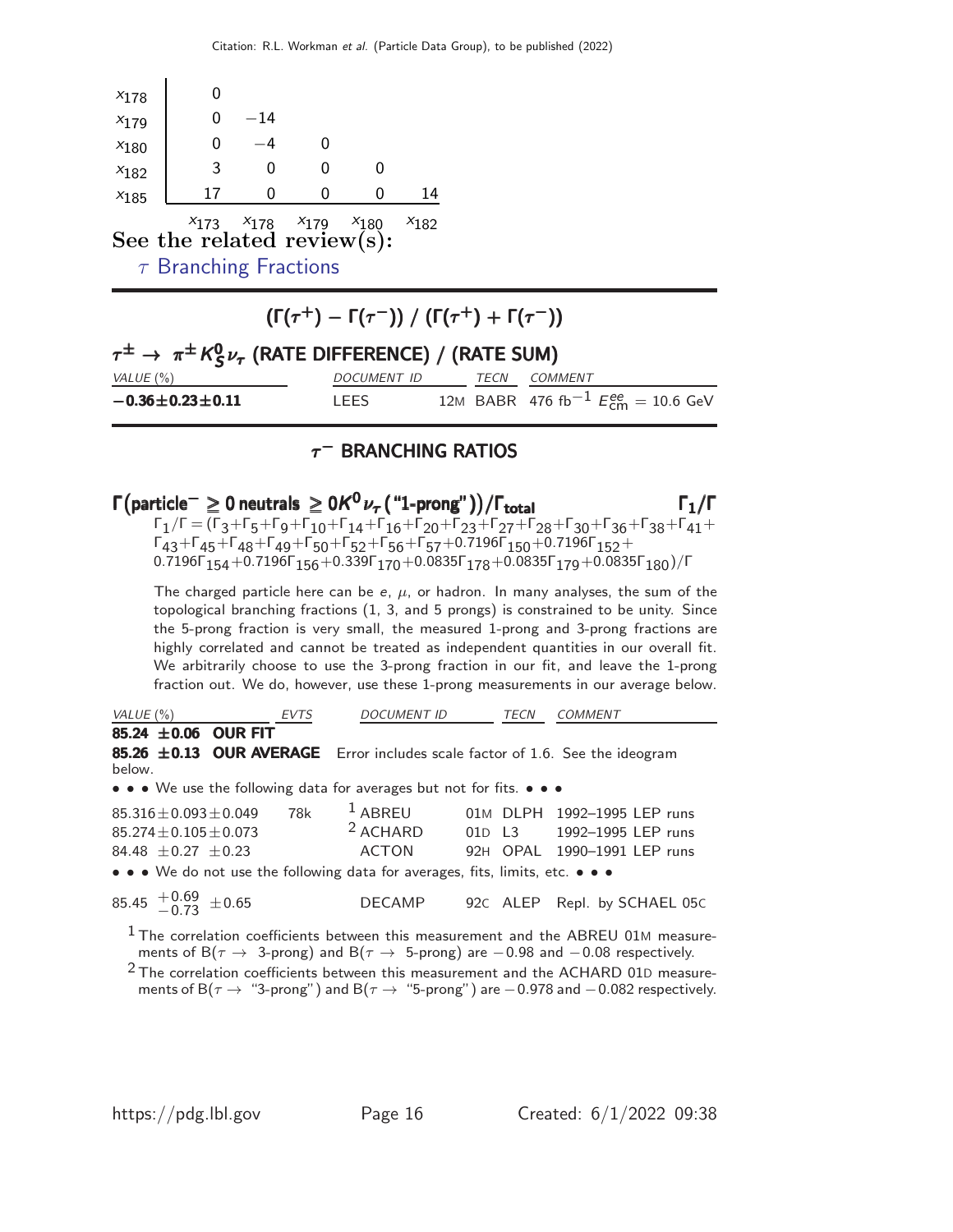| | | | | | |
|---|---|---|---|---|---|
| $x_{178}$ | 0 | | | | |
| $x_{179}$ | 0 | −14 | | | |
| $x_{180}$ | 0 | −4 | 0 | | |
| $x_{182}$ | 3 | 0 | 0 | 0 | |
| $x_{185}$ | 17 | 0 | 0 | 0 | 14 |
| | $x_{173}$ | $x_{178}$ | $x_{179}$ | $x_{180}$ | $x_{182}$ |

**See the related review(s):**

$\tau$ Branching Fractions

## $(\Gamma(\tau^+) - \Gamma(\tau^-)) \,/\, (\Gamma(\tau^+) + \Gamma(\tau^-))$

### $\tau^\pm \to \pi^\pm K^0_S \nu_\tau$ (RATE DIFFERENCE) / (RATE SUM)

| *VALUE* (%) | *DOCUMENT ID* | | *TECN* | *COMMENT* |
|---|---|---|---|---|
| **−0.36±0.23±0.11** | LEES | 12M | BABR | 476 fb$^{-1}$ $E^{ee}_{\rm cm}$ = 10.6 GeV |

## $\tau^-$ BRANCHING RATIOS

### $\Gamma\big(\text{particle}^- \geq 0 \text{ neutrals} \geq 0K^0\nu_\tau\,(\text{"1-prong"})\big)/\Gamma_{\text{total}}$ $\qquad\Gamma_1/\Gamma$

$\Gamma_1/\Gamma = (\Gamma_3+\Gamma_5+\Gamma_9+\Gamma_{10}+\Gamma_{14}+\Gamma_{16}+\Gamma_{20}+\Gamma_{23}+\Gamma_{27}+\Gamma_{28}+\Gamma_{30}+\Gamma_{36}+\Gamma_{38}+\Gamma_{41}+\Gamma_{43}+\Gamma_{45}+\Gamma_{48}+\Gamma_{49}+\Gamma_{50}+\Gamma_{52}+\Gamma_{56}+\Gamma_{57}+0.7196\Gamma_{150}+0.7196\Gamma_{152}+0.7196\Gamma_{154}+0.7196\Gamma_{156}+0.339\Gamma_{170}+0.0835\Gamma_{178}+0.0835\Gamma_{179}+0.0835\Gamma_{180})/\Gamma$

The charged particle here can be $e$, $\mu$, or hadron. In many analyses, the sum of the topological branching fractions (1, 3, and 5 prongs) is constrained to be unity. Since the 5-prong fraction is very small, the measured 1-prong and 3-prong fractions are highly correlated and cannot be treated as independent quantities in our overall fit. We arbitrarily choose to use the 3-prong fraction in our fit, and leave the 1-prong fraction out. We do, however, use these 1-prong measurements in our average below.

| *VALUE* (%) | *EVTS* | *DOCUMENT ID* | | *TECN* | *COMMENT* |
|---|---|---|---|---|---|
| **85.24 ±0.06 OUR FIT** | | | | | |
| **85.26 ±0.13 OUR AVERAGE** Error includes scale factor of 1.6. See the ideogram below. | | | | | |
| • • • We use the following data for averages but not for fits. • • • | | | | | |
| 85.316±0.093±0.049 | 78k | [1] ABREU | 01M | DLPH | 1992–1995 LEP runs |
| 85.274±0.105±0.073 | | [2] ACHARD | 01D | L3 | 1992–1995 LEP runs |
| 84.48 ±0.27 ±0.23 | | ACTON | 92H | OPAL | 1990–1991 LEP runs |
| • • • We do not use the following data for averages, fits, limits, etc. • • • | | | | | |
| 85.45 $^{+0.69}_{-0.73}$ ±0.65 | | DECAMP | 92C | ALEP | Repl. by SCHAEL 05C |

[1] The correlation coefficients between this measurement and the ABREU 01M measurements of B($\tau \to$ 3-prong) and B($\tau \to$ 5-prong) are −0.98 and −0.08 respectively.

[2] The correlation coefficients between this measurement and the ACHARD 01D measurements of B($\tau \to$ "3-prong") and B($\tau \to$ "5-prong") are −0.978 and −0.082 respectively.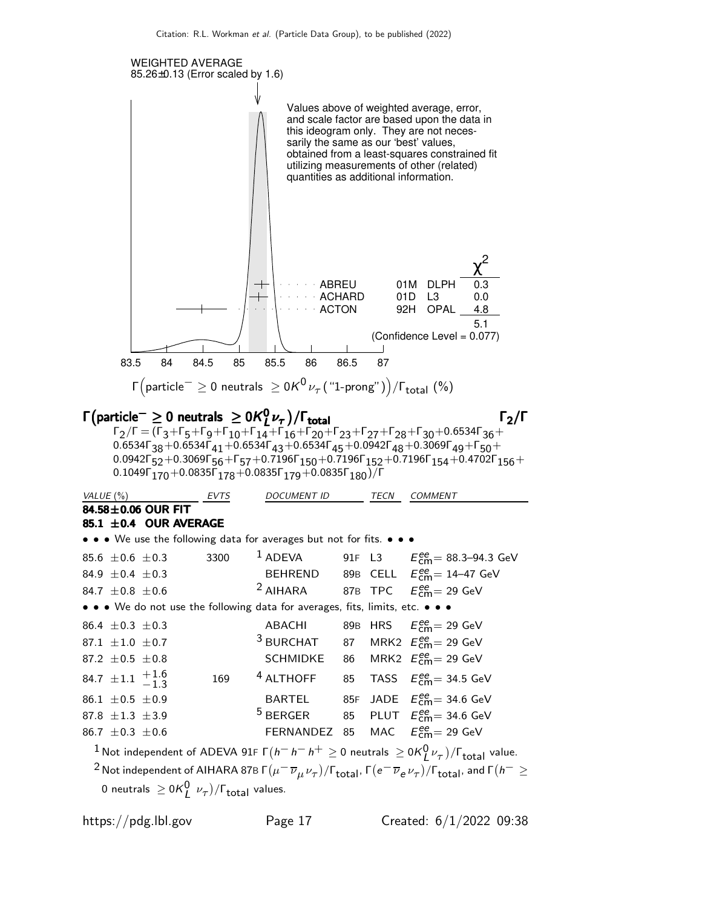WEIGHTED AVERAGE
85.26±0.13 (Error scaled by 1.6)

Values above of weighted average, error, and scale factor are based upon the data in this ideogram only. They are not necessarily the same as our 'best' values, obtained from a least-squares constrained fit utilizing measurements of other (related) quantities as additional information.

| | | | $\chi^2$ |
|---|---|---|---|
| ABREU | 01M | DLPH | 0.3 |
| ACHARD | 01D | L3 | 0.0 |
| ACTON | 92H | OPAL | 4.8 |
| | | | 5.1 |

(Confidence Level = 0.077)

$\Gamma\left(\text{particle}^- \geq 0 \text{ neutrals } \geq 0K^0\nu_\tau \text{ ("1-prong")}\right)/\Gamma_{\text{total}}$ (%)

## $\Gamma\left(\text{particle}^- \geq 0 \text{ neutrals } \geq 0K^0_L\nu_\tau\right)/\Gamma_{\text{total}}$ — $\Gamma_2/\Gamma$

$\Gamma_2/\Gamma = (\Gamma_3+\Gamma_5+\Gamma_9+\Gamma_{10}+\Gamma_{14}+\Gamma_{16}+\Gamma_{20}+\Gamma_{23}+\Gamma_{27}+\Gamma_{28}+\Gamma_{30}+0.6534\Gamma_{36}+0.6534\Gamma_{38}+0.6534\Gamma_{41}+0.6534\Gamma_{43}+0.6534\Gamma_{45}+0.0942\Gamma_{48}+0.3069\Gamma_{49}+\Gamma_{50}+0.0942\Gamma_{52}+0.3069\Gamma_{56}+\Gamma_{57}+0.7196\Gamma_{150}+0.7196\Gamma_{152}+0.7196\Gamma_{154}+0.4702\Gamma_{156}+0.1049\Gamma_{170}+0.0835\Gamma_{178}+0.0835\Gamma_{179}+0.0835\Gamma_{180})/\Gamma$

| VALUE (%) | EVTS | DOCUMENT ID | | TECN | COMMENT |
|---|---|---|---|---|---|
| **84.58±0.06 OUR FIT** | | | | | |
| **85.1 ±0.4 OUR AVERAGE** | | | | | |
| • • • We use the following data for averages but not for fits. • • • | | | | | |
| 85.6 ±0.6 ±0.3 | 3300 | [1] ADEVA | 91F | L3 | $E^{ee}_{\text{cm}}$= 88.3–94.3 GeV |
| 84.9 ±0.4 ±0.3 | | BEHREND | 89B | CELL | $E^{ee}_{\text{cm}}$= 14–47 GeV |
| 84.7 ±0.8 ±0.6 | | [2] AIHARA | 87B | TPC | $E^{ee}_{\text{cm}}$= 29 GeV |
| • • • We do not use the following data for averages, fits, limits, etc. • • • | | | | | |
| 86.4 ±0.3 ±0.3 | | ABACHI | 89B | HRS | $E^{ee}_{\text{cm}}$= 29 GeV |
| 87.1 ±1.0 ±0.7 | | [3] BURCHAT | 87 | MRK2 | $E^{ee}_{\text{cm}}$= 29 GeV |
| 87.2 ±0.5 ±0.8 | | SCHMIDKE | 86 | MRK2 | $E^{ee}_{\text{cm}}$= 29 GeV |
| 84.7 ±1.1 $^{+1.6}_{-1.3}$ | 169 | [4] ALTHOFF | 85 | TASS | $E^{ee}_{\text{cm}}$= 34.5 GeV |
| 86.1 ±0.5 ±0.9 | | BARTEL | 85F | JADE | $E^{ee}_{\text{cm}}$= 34.6 GeV |
| 87.8 ±1.3 ±3.9 | | [5] BERGER | 85 | PLUT | $E^{ee}_{\text{cm}}$= 34.6 GeV |
| 86.7 ±0.3 ±0.6 | | FERNANDEZ | 85 | MAC | $E^{ee}_{\text{cm}}$= 29 GeV |

[1] Not independent of ADEVA 91F $\Gamma(h^- h^- h^+ \geq 0 \text{ neutrals } \geq 0K^0_L\nu_\tau)/\Gamma_{\text{total}}$ value.

[2] Not independent of AIHARA 87B $\Gamma(\mu^-\overline{\nu}_\mu\nu_\tau)/\Gamma_{\text{total}}$, $\Gamma(e^-\overline{\nu}_e\nu_\tau)/\Gamma_{\text{total}}$, and $\Gamma(h^- \geq 0 \text{ neutrals } \geq 0K^0_L\nu_\tau)/\Gamma_{\text{total}}$ values.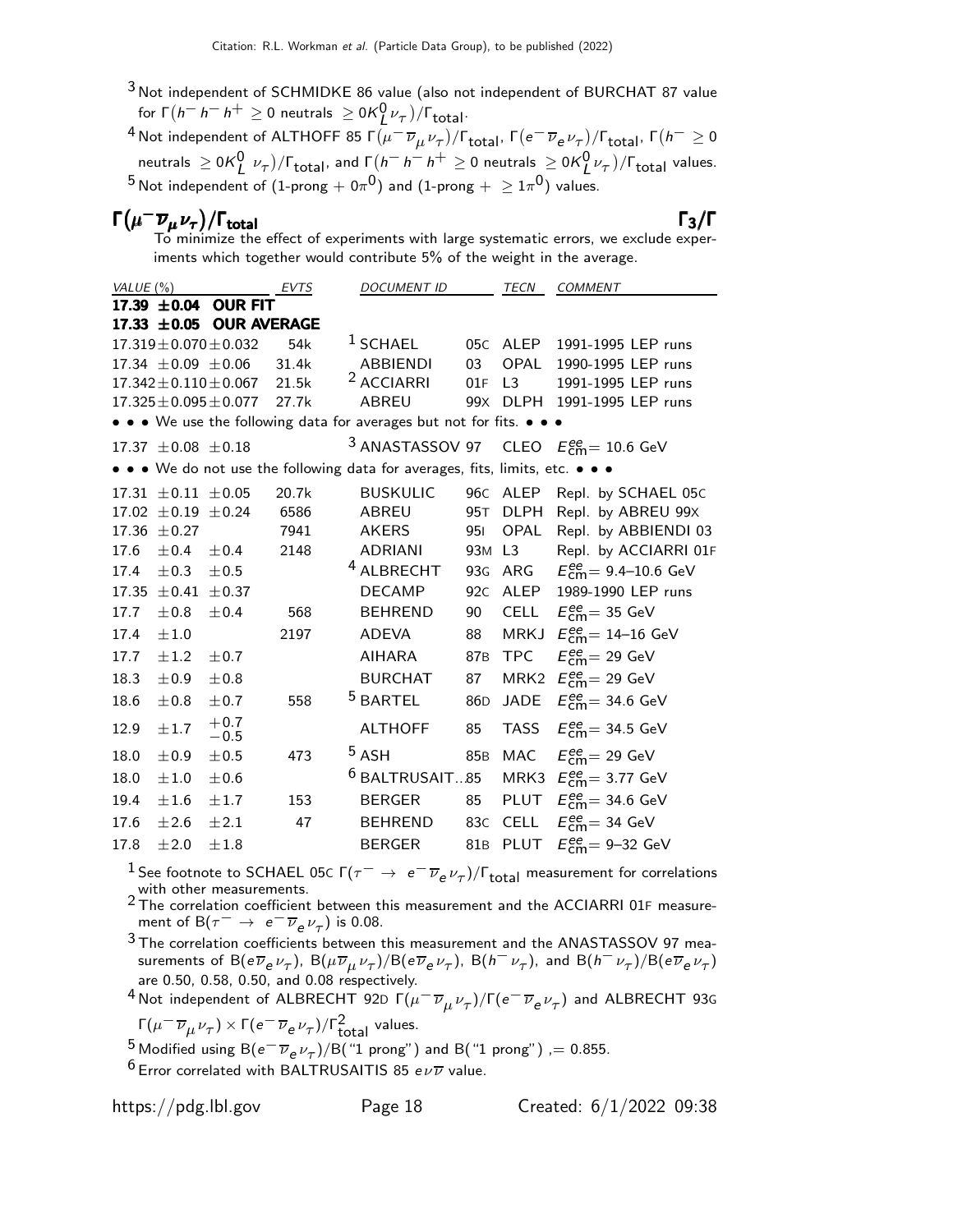[3] Not independent of SCHMIDKE 86 value (also not independent of BURCHAT 87 value for $\Gamma(h^- h^- h^+ \geq 0 \text{ neutrals } \geq 0K^0_L \nu_\tau)/\Gamma_{\text{total}}$.

[4] Not independent of ALTHOFF 85 $\Gamma(\mu^- \overline{\nu}_\mu \nu_\tau)/\Gamma_{\text{total}}$, $\Gamma(e^- \overline{\nu}_e \nu_\tau)/\Gamma_{\text{total}}$, $\Gamma(h^- \geq 0 \text{ neutrals } \geq 0K^0_L \nu_\tau)/\Gamma_{\text{total}}$, and $\Gamma(h^- h^- h^+ \geq 0 \text{ neutrals } \geq 0K^0_L \nu_\tau)/\Gamma_{\text{total}}$ values.

[5] Not independent of (1-prong + $0\pi^0$) and (1-prong + $\geq 1\pi^0$) values.

## $\Gamma(\mu^- \overline{\nu}_\mu \nu_\tau)/\Gamma_{\text{total}}$ $\Gamma_3/\Gamma$

To minimize the effect of experiments with large systematic errors, we exclude experiments which together would contribute 5% of the weight in the average.

| VALUE (%) | EVTS | DOCUMENT ID | | TECN | COMMENT |
|---|---|---|---|---|---|
| **17.39 ±0.04 OUR FIT** | | | | | |
| **17.33 ±0.05 OUR AVERAGE** | | | | | |
| 17.319±0.070±0.032 | 54k | [1] SCHAEL | 05C | ALEP | 1991-1995 LEP runs |
| 17.34 ±0.09 ±0.06 | 31.4k | ABBIENDI | 03 | OPAL | 1990-1995 LEP runs |
| 17.342±0.110±0.067 | 21.5k | [2] ACCIARRI | 01F | L3 | 1991-1995 LEP runs |
| 17.325±0.095±0.077 | 27.7k | ABREU | 99X | DLPH | 1991-1995 LEP runs |
| • • • We use the following data for averages but not for fits. • • • | | | | | |
| 17.37 ±0.08 ±0.18 | | [3] ANASTASSOV 97 | | CLEO | $E^{ee}_{\text{cm}}$= 10.6 GeV |
| • • • We do not use the following data for averages, fits, limits, etc. • • • | | | | | |
| 17.31 ±0.11 ±0.05 | 20.7k | BUSKULIC | 96C | ALEP | Repl. by SCHAEL 05C |
| 17.02 ±0.19 ±0.24 | 6586 | ABREU | 95T | DLPH | Repl. by ABREU 99X |
| 17.36 ±0.27 | 7941 | AKERS | 95I | OPAL | Repl. by ABBIENDI 03 |
| 17.6 ±0.4 ±0.4 | 2148 | ADRIANI | 93M | L3 | Repl. by ACCIARRI 01F |
| 17.4 ±0.3 ±0.5 | | [4] ALBRECHT | 93G | ARG | $E^{ee}_{\text{cm}}$= 9.4–10.6 GeV |
| 17.35 ±0.41 ±0.37 | | DECAMP | 92C | ALEP | 1989-1990 LEP runs |
| 17.7 ±0.8 ±0.4 | 568 | BEHREND | 90 | CELL | $E^{ee}_{\text{cm}}$= 35 GeV |
| 17.4 ±1.0 | 2197 | ADEVA | 88 | MRKJ | $E^{ee}_{\text{cm}}$= 14–16 GeV |
| 17.7 ±1.2 ±0.7 | | AIHARA | 87B | TPC | $E^{ee}_{\text{cm}}$= 29 GeV |
| 18.3 ±0.9 ±0.8 | | BURCHAT | 87 | MRK2 | $E^{ee}_{\text{cm}}$= 29 GeV |
| 18.6 ±0.8 ±0.7 | 558 | [5] BARTEL | 86D | JADE | $E^{ee}_{\text{cm}}$= 34.6 GeV |
| 12.9 ±1.7 $^{+0.7}_{-0.5}$ | | ALTHOFF | 85 | TASS | $E^{ee}_{\text{cm}}$= 34.5 GeV |
| 18.0 ±0.9 ±0.5 | 473 | [5] ASH | 85B | MAC | $E^{ee}_{\text{cm}}$= 29 GeV |
| 18.0 ±1.0 ±0.6 | | [6] BALTRUSAIT...85 | | MRK3 | $E^{ee}_{\text{cm}}$= 3.77 GeV |
| 19.4 ±1.6 ±1.7 | 153 | BERGER | 85 | PLUT | $E^{ee}_{\text{cm}}$= 34.6 GeV |
| 17.6 ±2.6 ±2.1 | 47 | BEHREND | 83C | CELL | $E^{ee}_{\text{cm}}$= 34 GeV |
| 17.8 ±2.0 ±1.8 | | BERGER | 81B | PLUT | $E^{ee}_{\text{cm}}$= 9–32 GeV |

[1] See footnote to SCHAEL 05C $\Gamma(\tau^- \to e^- \overline{\nu}_e \nu_\tau)/\Gamma_{\text{total}}$ measurement for correlations with other measurements.

[2] The correlation coefficient between this measurement and the ACCIARRI 01F measurement of $B(\tau^- \to e^- \overline{\nu}_e \nu_\tau)$ is 0.08.

[3] The correlation coefficients between this measurement and the ANASTASSOV 97 measurements of $B(e\overline{\nu}_e \nu_\tau)$, $B(\mu\overline{\nu}_\mu \nu_\tau)/B(e\overline{\nu}_e \nu_\tau)$, $B(h^- \nu_\tau)$, and $B(h^- \nu_\tau)/B(e\overline{\nu}_e \nu_\tau)$ are 0.50, 0.58, 0.50, and 0.08 respectively.

[4] Not independent of ALBRECHT 92D $\Gamma(\mu^- \overline{\nu}_\mu \nu_\tau)/\Gamma(e^- \overline{\nu}_e \nu_\tau)$ and ALBRECHT 93G $\Gamma(\mu^- \overline{\nu}_\mu \nu_\tau) \times \Gamma(e^- \overline{\nu}_e \nu_\tau)/\Gamma^2_{\text{total}}$ values.

[5] Modified using $B(e^- \overline{\nu}_e \nu_\tau)$/B("1 prong") and B("1 prong") ,= 0.855.

[6] Error correlated with BALTRUSAITIS 85 $e\nu\overline{\nu}$ value.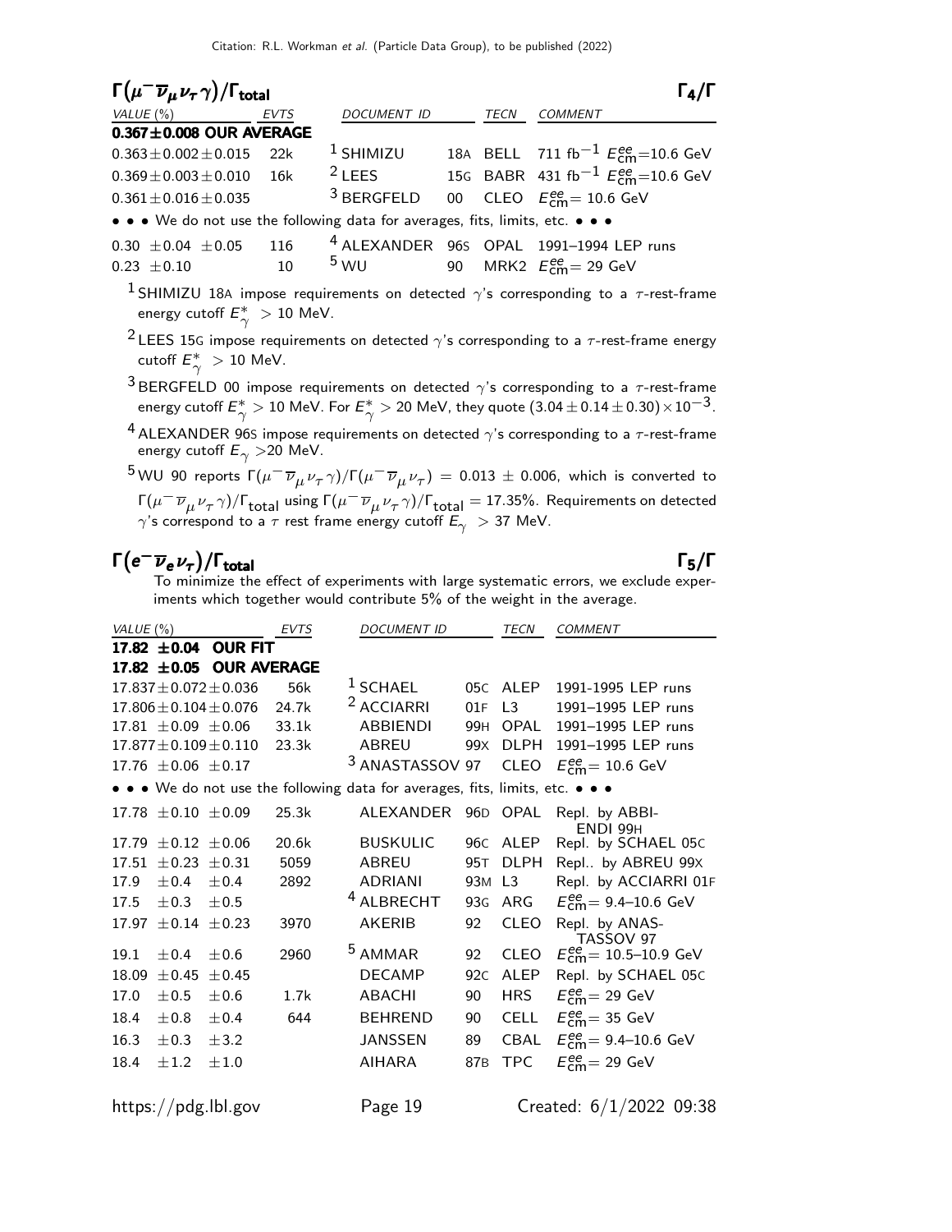## $\Gamma(\mu^- \overline{\nu}_\mu \nu_\tau \gamma)/\Gamma_{\text{total}}$ $\Gamma_4/\Gamma$

| VALUE (%) | EVTS | DOCUMENT ID | | TECN | COMMENT |
|---|---|---|---|---|---|
| **0.367±0.008 OUR AVERAGE** | | | | | |
| $0.363 \pm 0.002 \pm 0.015$ | 22k | [1] SHIMIZU | 18A | BELL | 711 fb$^{-1}$ $E^{ee}_{\text{cm}}$=10.6 GeV |
| $0.369 \pm 0.003 \pm 0.010$ | 16k | [2] LEES | 15G | BABR | 431 fb$^{-1}$ $E^{ee}_{\text{cm}}$=10.6 GeV |
| $0.361 \pm 0.016 \pm 0.035$ | | [3] BERGFELD | 00 | CLEO | $E^{ee}_{\text{cm}}$= 10.6 GeV |
| • • • We do not use the following data for averages, fits, limits, etc. • • • | | | | | |
| $0.30 \pm 0.04 \pm 0.05$ | 116 | [4] ALEXANDER | 96S | OPAL | 1991–1994 LEP runs |
| $0.23 \pm 0.10$ | 10 | [5] WU | 90 | MRK2 | $E^{ee}_{\text{cm}}$= 29 GeV |

[1] SHIMIZU 18A impose requirements on detected $\gamma$'s corresponding to a $\tau$-rest-frame energy cutoff $E^*_\gamma > 10$ MeV.

[2] LEES 15G impose requirements on detected $\gamma$'s corresponding to a $\tau$-rest-frame energy cutoff $E^*_\gamma > 10$ MeV.

[3] BERGFELD 00 impose requirements on detected $\gamma$'s corresponding to a $\tau$-rest-frame energy cutoff $E^*_\gamma > 10$ MeV. For $E^*_\gamma > 20$ MeV, they quote $(3.04 \pm 0.14 \pm 0.30) \times 10^{-3}$.

[4] ALEXANDER 96S impose requirements on detected $\gamma$'s corresponding to a $\tau$-rest-frame energy cutoff $E_\gamma > 20$ MeV.

[5] WU 90 reports $\Gamma(\mu^- \overline{\nu}_\mu \nu_\tau \gamma)/\Gamma(\mu^- \overline{\nu}_\mu \nu_\tau) = 0.013 \pm 0.006$, which is converted to $\Gamma(\mu^- \overline{\nu}_\mu \nu_\tau \gamma)/\Gamma_{\text{total}}$ using $\Gamma(\mu^- \overline{\nu}_\mu \nu_\tau \gamma)/\Gamma_{\text{total}} = 17.35\%$. Requirements on detected $\gamma$'s correspond to a $\tau$ rest frame energy cutoff $E_\gamma > 37$ MeV.

## $\Gamma(e^- \overline{\nu}_e \nu_\tau)/\Gamma_{\text{total}}$ $\Gamma_5/\Gamma$

To minimize the effect of experiments with large systematic errors, we exclude experiments which together would contribute 5% of the weight in the average.

| VALUE (%) | EVTS | DOCUMENT ID | | TECN | COMMENT |
|---|---|---|---|---|---|
| **17.82 ±0.04 OUR FIT** | | | | | |
| **17.82 ±0.05 OUR AVERAGE** | | | | | |
| $17.837 \pm 0.072 \pm 0.036$ | 56k | [1] SCHAEL | 05C | ALEP | 1991-1995 LEP runs |
| $17.806 \pm 0.104 \pm 0.076$ | 24.7k | [2] ACCIARRI | 01F | L3 | 1991–1995 LEP runs |
| $17.81 \pm 0.09 \pm 0.06$ | 33.1k | ABBIENDI | 99H | OPAL | 1991–1995 LEP runs |
| $17.877 \pm 0.109 \pm 0.110$ | 23.3k | ABREU | 99X | DLPH | 1991–1995 LEP runs |
| $17.76 \pm 0.06 \pm 0.17$ | | [3] ANASTASSOV | 97 | CLEO | $E^{ee}_{\text{cm}}$= 10.6 GeV |
| • • • We do not use the following data for averages, fits, limits, etc. • • • | | | | | |
| $17.78 \pm 0.10 \pm 0.09$ | 25.3k | ALEXANDER | 96D | OPAL | Repl. by ABBIENDI 99H |
| $17.79 \pm 0.12 \pm 0.06$ | 20.6k | BUSKULIC | 96C | ALEP | Repl. by SCHAEL 05C |
| $17.51 \pm 0.23 \pm 0.31$ | 5059 | ABREU | 95T | DLPH | Repl.. by ABREU 99X |
| $17.9 \pm 0.4 \pm 0.4$ | 2892 | ADRIANI | 93M | L3 | Repl. by ACCIARRI 01F |
| $17.5 \pm 0.3 \pm 0.5$ | | [4] ALBRECHT | 93G | ARG | $E^{ee}_{\text{cm}}$= 9.4–10.6 GeV |
| $17.97 \pm 0.14 \pm 0.23$ | 3970 | AKERIB | 92 | CLEO | Repl. by ANASTASSOV 97 |
| $19.1 \pm 0.4 \pm 0.6$ | 2960 | [5] AMMAR | 92 | CLEO | $E^{ee}_{\text{cm}}$= 10.5–10.9 GeV |
| $18.09 \pm 0.45 \pm 0.45$ | | DECAMP | 92C | ALEP | Repl. by SCHAEL 05C |
| $17.0 \pm 0.5 \pm 0.6$ | 1.7k | ABACHI | 90 | HRS | $E^{ee}_{\text{cm}}$= 29 GeV |
| $18.4 \pm 0.8 \pm 0.4$ | 644 | BEHREND | 90 | CELL | $E^{ee}_{\text{cm}}$= 35 GeV |
| $16.3 \pm 0.3 \pm 3.2$ | | JANSSEN | 89 | CBAL | $E^{ee}_{\text{cm}}$= 9.4–10.6 GeV |
| $18.4 \pm 1.2 \pm 1.0$ | | AIHARA | 87B | TPC | $E^{ee}_{\text{cm}}$= 29 GeV |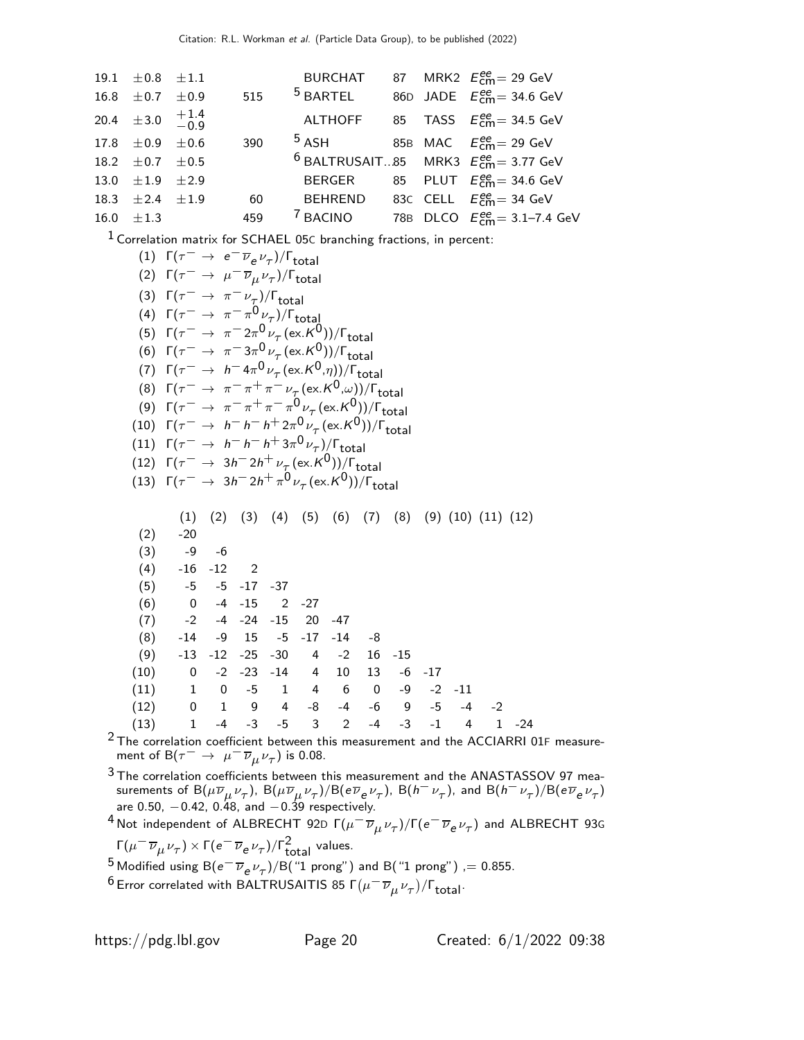| VALUE | | | EVTS | DOCUMENT ID | | TECN | COMMENT |
|---|---|---|---|---|---|---|---|
| 19.1 | ±0.8 | ±1.1 | | BURCHAT | 87 | MRK2 | $E^{ee}_{cm}$= 29 GeV |
| 16.8 | ±0.7 | ±0.9 | 515 | [5] BARTEL | 86D | JADE | $E^{ee}_{cm}$= 34.6 GeV |
| 20.4 | ±3.0 | $^{+1.4}_{-0.9}$ | | ALTHOFF | 85 | TASS | $E^{ee}_{cm}$= 34.5 GeV |
| 17.8 | ±0.9 | ±0.6 | 390 | [5] ASH | 85B | MAC | $E^{ee}_{cm}$= 29 GeV |
| 18.2 | ±0.7 | ±0.5 | | [6] BALTRUSAIT...85 | | MRK3 | $E^{ee}_{cm}$= 3.77 GeV |
| 13.0 | ±1.9 | ±2.9 | | BERGER | 85 | PLUT | $E^{ee}_{cm}$= 34.6 GeV |
| 18.3 | ±2.4 | ±1.9 | 60 | BEHREND | 83C | CELL | $E^{ee}_{cm}$= 34 GeV |
| 16.0 | ±1.3 | | 459 | [7] BACINO | 78B | DLCO | $E^{ee}_{cm}$= 3.1–7.4 GeV |

[1] Correlation matrix for SCHAEL 05C branching fractions, in percent:

(1) $\Gamma(\tau^- \to e^- \overline{\nu}_e \nu_\tau)/\Gamma_{\text{total}}$
(2) $\Gamma(\tau^- \to \mu^- \overline{\nu}_\mu \nu_\tau)/\Gamma_{\text{total}}$
(3) $\Gamma(\tau^- \to \pi^- \nu_\tau)/\Gamma_{\text{total}}$
(4) $\Gamma(\tau^- \to \pi^- \pi^0 \nu_\tau)/\Gamma_{\text{total}}$
(5) $\Gamma(\tau^- \to \pi^- 2\pi^0 \nu_\tau (\text{ex.}K^0))/\Gamma_{\text{total}}$
(6) $\Gamma(\tau^- \to \pi^- 3\pi^0 \nu_\tau (\text{ex.}K^0))/\Gamma_{\text{total}}$
(7) $\Gamma(\tau^- \to h^- 4\pi^0 \nu_\tau (\text{ex.}K^0,\eta))/\Gamma_{\text{total}}$
(8) $\Gamma(\tau^- \to \pi^- \pi^+ \pi^- \nu_\tau (\text{ex.}K^0,\omega))/\Gamma_{\text{total}}$
(9) $\Gamma(\tau^- \to \pi^- \pi^+ \pi^- \pi^0 \nu_\tau (\text{ex.}K^0))/\Gamma_{\text{total}}$
(10) $\Gamma(\tau^- \to h^- h^- h^+ 2\pi^0 \nu_\tau (\text{ex.}K^0))/\Gamma_{\text{total}}$
(11) $\Gamma(\tau^- \to h^- h^- h^+ 3\pi^0 \nu_\tau)/\Gamma_{\text{total}}$
(12) $\Gamma(\tau^- \to 3h^- 2h^+ \nu_\tau (\text{ex.}K^0))/\Gamma_{\text{total}}$
(13) $\Gamma(\tau^- \to 3h^- 2h^+ \pi^0 \nu_\tau (\text{ex.}K^0))/\Gamma_{\text{total}}$

| | (1) | (2) | (3) | (4) | (5) | (6) | (7) | (8) | (9) | (10) | (11) | (12) |
|---|---|---|---|---|---|---|---|---|---|---|---|---|
| (2) | -20 | | | | | | | | | | | |
| (3) | -9 | -6 | | | | | | | | | | |
| (4) | -16 | -12 | 2 | | | | | | | | | |
| (5) | -5 | -5 | -17 | -37 | | | | | | | | |
| (6) | 0 | -4 | -15 | 2 | -27 | | | | | | | |
| (7) | -2 | -4 | -24 | -15 | 20 | -47 | | | | | | |
| (8) | -14 | -9 | 15 | -5 | -17 | -14 | -8 | | | | | |
| (9) | -13 | -12 | -25 | -30 | 4 | -2 | 16 | -15 | | | | |
| (10) | 0 | -2 | -23 | -14 | 4 | 10 | 13 | -6 | -17 | | | |
| (11) | 1 | 0 | -5 | 1 | 4 | 6 | 0 | -9 | -2 | -11 | | |
| (12) | 0 | 1 | 9 | 4 | -8 | -4 | -6 | 9 | -5 | -4 | -2 | |
| (13) | 1 | -4 | -3 | -5 | 3 | 2 | -4 | -3 | -1 | 4 | 1 | -24 |

[2] The correlation coefficient between this measurement and the ACCIARRI 01F measurement of $B(\tau^- \to \mu^- \overline{\nu}_\mu \nu_\tau)$ is 0.08.

[3] The correlation coefficients between this measurement and the ANASTASSOV 97 measurements of $B(\mu \overline{\nu}_\mu \nu_\tau)$, $B(\mu \overline{\nu}_\mu \nu_\tau)/B(e \overline{\nu}_e \nu_\tau)$, $B(h^- \nu_\tau)$, and $B(h^- \nu_\tau)/B(e \overline{\nu}_e \nu_\tau)$ are 0.50, −0.42, 0.48, and −0.39 respectively.

[4] Not independent of ALBRECHT 92D $\Gamma(\mu^- \overline{\nu}_\mu \nu_\tau)/\Gamma(e^- \overline{\nu}_e \nu_\tau)$ and ALBRECHT 93G $\Gamma(\mu^- \overline{\nu}_\mu \nu_\tau) \times \Gamma(e^- \overline{\nu}_e \nu_\tau)/\Gamma^2_{\text{total}}$ values.

[5] Modified using $B(e^- \overline{\nu}_e \nu_\tau)/B(\text{"1 prong"})$ and B("1 prong") ,= 0.855.

[6] Error correlated with BALTRUSAITIS 85 $\Gamma(\mu^- \overline{\nu}_\mu \nu_\tau)/\Gamma_{\text{total}}$.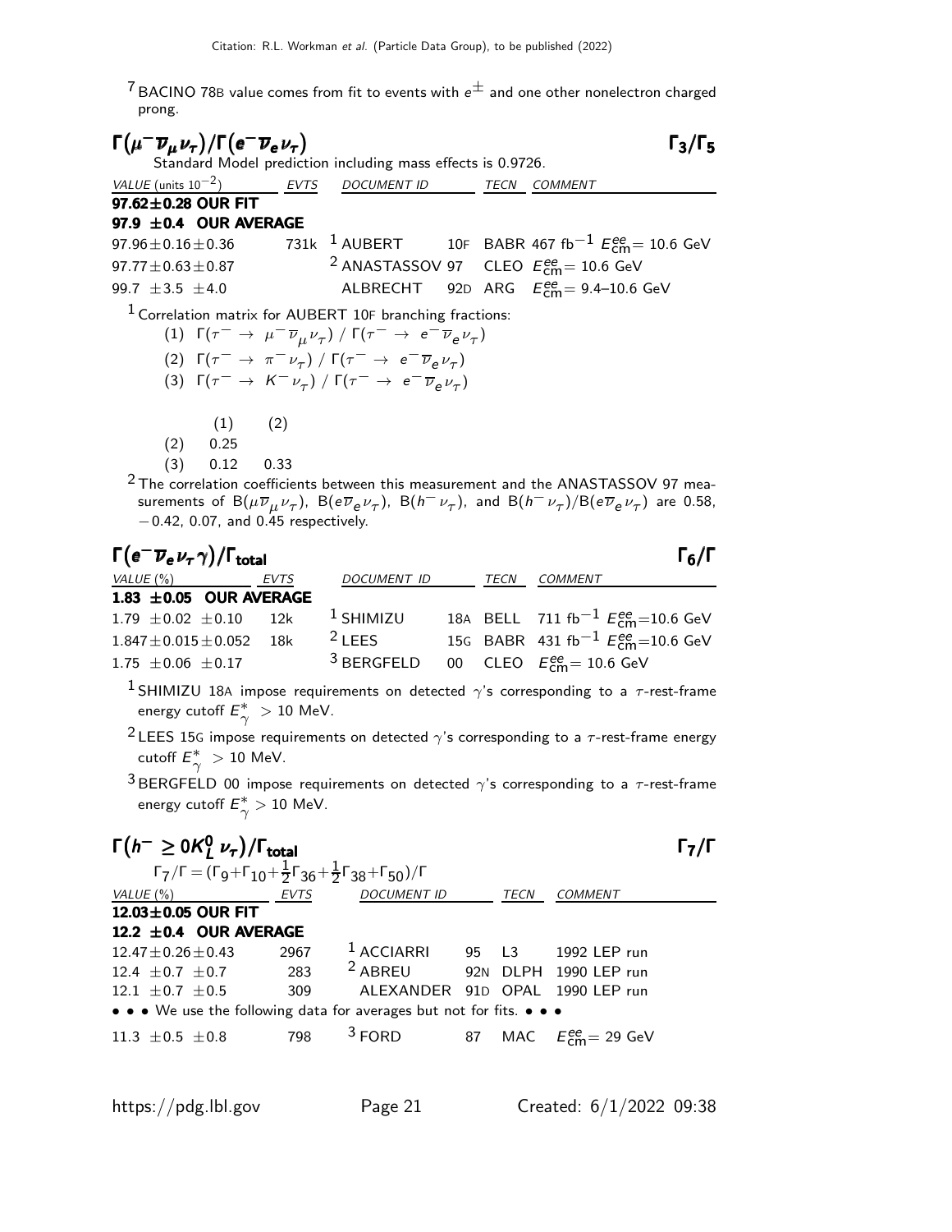[7] BACINO 78B value comes from fit to events with $e^{\pm}$ and one other nonelectron charged prong.

## $\Gamma(\mu^- \overline{\nu}_\mu \nu_\tau)/\Gamma(e^- \overline{\nu}_e \nu_\tau)$ $\qquad\qquad$ $\Gamma_3/\Gamma_5$

Standard Model prediction including mass effects is 0.9726.

| VALUE (units $10^{-2}$) | EVTS | DOCUMENT ID | | TECN | COMMENT |
|---|---|---|---|---|---|
| **97.62±0.28 OUR FIT** | | | | | |
| **97.9 ±0.4 OUR AVERAGE** | | | | | |
| 97.96±0.16±0.36 | 731k | [1] AUBERT | 10F | BABR | 467 fb$^{-1}$ $E^{ee}_{\rm cm}$= 10.6 GeV |
| 97.77±0.63±0.87 | | [2] ANASTASSOV | 97 | CLEO | $E^{ee}_{\rm cm}$= 10.6 GeV |
| 99.7 ±3.5 ±4.0 | | ALBRECHT | 92D | ARG | $E^{ee}_{\rm cm}$= 9.4–10.6 GeV |

[1] Correlation matrix for AUBERT 10F branching fractions:

(1) $\Gamma(\tau^- \to \mu^- \overline{\nu}_\mu \nu_\tau)$ / $\Gamma(\tau^- \to e^- \overline{\nu}_e \nu_\tau)$

(2) $\Gamma(\tau^- \to \pi^- \nu_\tau)$ / $\Gamma(\tau^- \to e^- \overline{\nu}_e \nu_\tau)$

(3) $\Gamma(\tau^- \to K^- \nu_\tau)$ / $\Gamma(\tau^- \to e^- \overline{\nu}_e \nu_\tau)$

| | (1) | (2) |
|---|---|---|
| (2) | 0.25 | |
| (3) | 0.12 | 0.33 |

[2] The correlation coefficients between this measurement and the ANASTASSOV 97 measurements of B($\mu \overline{\nu}_\mu \nu_\tau$), B($e \overline{\nu}_e \nu_\tau$), B($h^- \nu_\tau$), and B($h^- \nu_\tau$)/B($e \overline{\nu}_e \nu_\tau$) are 0.58, −0.42, 0.07, and 0.45 respectively.

## $\Gamma(e^- \overline{\nu}_e \nu_\tau \gamma)/\Gamma_{\rm total}$ $\qquad\qquad$ $\Gamma_6/\Gamma$

| VALUE (%) | EVTS | DOCUMENT ID | | TECN | COMMENT |
|---|---|---|---|---|---|
| **1.83 ±0.05 OUR AVERAGE** | | | | | |
| 1.79 ±0.02 ±0.10 | 12k | [1] SHIMIZU | 18A | BELL | 711 fb$^{-1}$ $E^{ee}_{\rm cm}$=10.6 GeV |
| 1.847±0.015±0.052 | 18k | [2] LEES | 15G | BABR | 431 fb$^{-1}$ $E^{ee}_{\rm cm}$=10.6 GeV |
| 1.75 ±0.06 ±0.17 | | [3] BERGFELD | 00 | CLEO | $E^{ee}_{\rm cm}$= 10.6 GeV |

[1] SHIMIZU 18A impose requirements on detected $\gamma$'s corresponding to a $\tau$-rest-frame energy cutoff $E^*_\gamma$ > 10 MeV.

[2] LEES 15G impose requirements on detected $\gamma$'s corresponding to a $\tau$-rest-frame energy cutoff $E^*_\gamma$ > 10 MeV.

[3] BERGFELD 00 impose requirements on detected $\gamma$'s corresponding to a $\tau$-rest-frame energy cutoff $E^*_\gamma$ > 10 MeV.

## $\Gamma(h^- \geq 0 K^0_L \nu_\tau)/\Gamma_{\rm total}$ $\qquad\qquad$ $\Gamma_7/\Gamma$

$\Gamma_7/\Gamma = (\Gamma_9+\Gamma_{10}+\frac{1}{2}\Gamma_{36}+\frac{1}{2}\Gamma_{38}+\Gamma_{50})/\Gamma$

| VALUE (%) | EVTS | DOCUMENT ID | | TECN | COMMENT |
|---|---|---|---|---|---|
| **12.03±0.05 OUR FIT** | | | | | |
| **12.2 ±0.4 OUR AVERAGE** | | | | | |
| 12.47±0.26±0.43 | 2967 | [1] ACCIARRI | 95 | L3 | 1992 LEP run |
| 12.4 ±0.7 ±0.7 | 283 | [2] ABREU | 92N | DLPH | 1990 LEP run |
| 12.1 ±0.7 ±0.5 | 309 | ALEXANDER | 91D | OPAL | 1990 LEP run |
| • • • We use the following data for averages but not for fits. • • • | | | | | |
| 11.3 ±0.5 ±0.8 | 798 | [3] FORD | 87 | MAC | $E^{ee}_{\rm cm}$= 29 GeV |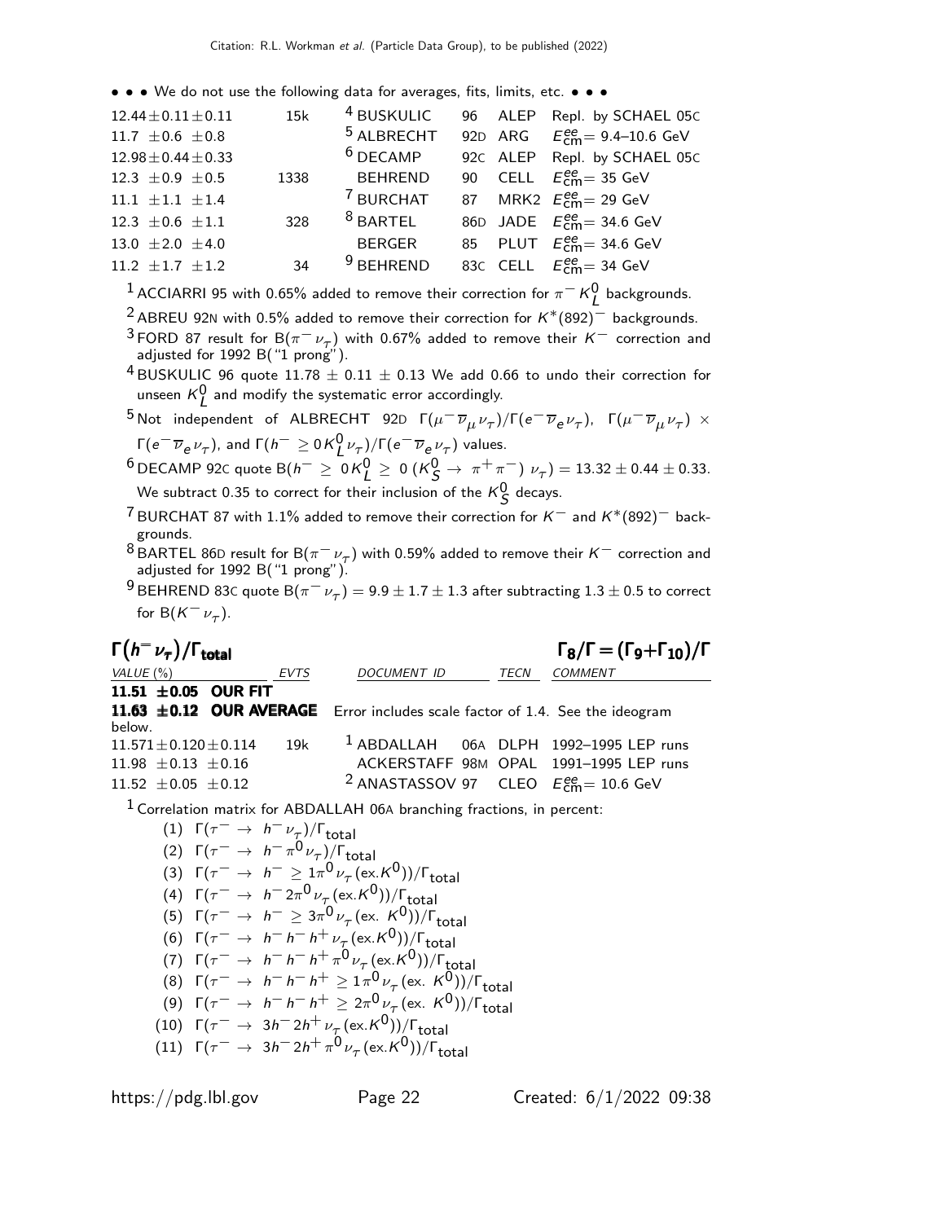Citation: R.L. Workman et al. (Particle Data Group), to be published (2022)

• • • We do not use the following data for averages, fits, limits, etc. • • •

| VALUE | EVTS | DOCUMENT ID | | TECN | COMMENT |
|---|---|---|---|---|---|
| $12.44 \pm 0.11 \pm 0.11$ | 15k | [4] BUSKULIC | 96 | ALEP | Repl. by SCHAEL 05C |
| $11.7 \pm 0.6 \pm 0.8$ | | [5] ALBRECHT | 92D | ARG | $E^{ee}_{cm}$= 9.4–10.6 GeV |
| $12.98 \pm 0.44 \pm 0.33$ | | [6] DECAMP | 92C | ALEP | Repl. by SCHAEL 05C |
| $12.3 \pm 0.9 \pm 0.5$ | 1338 | BEHREND | 90 | CELL | $E^{ee}_{cm}$= 35 GeV |
| $11.1 \pm 1.1 \pm 1.4$ | | [7] BURCHAT | 87 | MRK2 | $E^{ee}_{cm}$= 29 GeV |
| $12.3 \pm 0.6 \pm 1.1$ | 328 | [8] BARTEL | 86D | JADE | $E^{ee}_{cm}$= 34.6 GeV |
| $13.0 \pm 2.0 \pm 4.0$ | | BERGER | 85 | PLUT | $E^{ee}_{cm}$= 34.6 GeV |
| $11.2 \pm 1.7 \pm 1.2$ | 34 | [9] BEHREND | 83C | CELL | $E^{ee}_{cm}$= 34 GeV |

[1] ACCIARRI 95 with 0.65% added to remove their correction for $\pi^- K^0_L$ backgrounds.

[2] ABREU 92N with 0.5% added to remove their correction for $K^*(892)^-$ backgrounds.

[3] FORD 87 result for $B(\pi^- \nu_\tau)$ with 0.67% added to remove their $K^-$ correction and adjusted for 1992 B("1 prong").

[4] BUSKULIC 96 quote $11.78 \pm 0.11 \pm 0.13$ We add 0.66 to undo their correction for unseen $K^0_L$ and modify the systematic error accordingly.

[5] Not independent of ALBRECHT 92D $\Gamma(\mu^- \overline{\nu}_\mu \nu_\tau)/\Gamma(e^- \overline{\nu}_e \nu_\tau)$, $\Gamma(\mu^- \overline{\nu}_\mu \nu_\tau) \times \Gamma(e^- \overline{\nu}_e \nu_\tau)$, and $\Gamma(h^- \geq 0 K^0_L \nu_\tau)/\Gamma(e^- \overline{\nu}_e \nu_\tau)$ values.

[6] DECAMP 92C quote $B(h^- \geq 0 K^0_L \geq 0 (K^0_S \to \pi^+ \pi^-) \nu_\tau) = 13.32 \pm 0.44 \pm 0.33$. We subtract 0.35 to correct for their inclusion of the $K^0_S$ decays.

[7] BURCHAT 87 with 1.1% added to remove their correction for $K^-$ and $K^*(892)^-$ backgrounds.

[8] BARTEL 86D result for $B(\pi^- \nu_\tau)$ with 0.59% added to remove their $K^-$ correction and adjusted for 1992 B("1 prong").

[9] BEHREND 83C quote $B(\pi^- \nu_\tau) = 9.9 \pm 1.7 \pm 1.3$ after subtracting $1.3 \pm 0.5$ to correct for $B(K^- \nu_\tau)$.

## $\Gamma(h^- \nu_\tau)/\Gamma_{total}$ $\qquad\qquad$ $\Gamma_8/\Gamma = (\Gamma_9+\Gamma_{10})/\Gamma$

| VALUE (%) | EVTS | DOCUMENT ID | | TECN | COMMENT |
|---|---|---|---|---|---|
| **$11.51 \pm 0.05$ OUR FIT** | | | | | |
| **$11.63 \pm 0.12$ OUR AVERAGE** | | Error includes scale factor of 1.4. See the ideogram below. | | | |
| $11.571 \pm 0.120 \pm 0.114$ | 19k | [1] ABDALLAH | 06A | DLPH | 1992–1995 LEP runs |
| $11.98 \pm 0.13 \pm 0.16$ | | ACKERSTAFF | 98M | OPAL | 1991–1995 LEP runs |
| $11.52 \pm 0.05 \pm 0.12$ | | [2] ANASTASSOV | 97 | CLEO | $E^{ee}_{cm}$= 10.6 GeV |

[1] Correlation matrix for ABDALLAH 06A branching fractions, in percent:

(1) $\Gamma(\tau^- \to h^- \nu_\tau)/\Gamma_{total}$
(2) $\Gamma(\tau^- \to h^- \pi^0 \nu_\tau)/\Gamma_{total}$
(3) $\Gamma(\tau^- \to h^- \geq 1\pi^0 \nu_\tau (\text{ex.}K^0))/\Gamma_{total}$
(4) $\Gamma(\tau^- \to h^- 2\pi^0 \nu_\tau (\text{ex.}K^0))/\Gamma_{total}$
(5) $\Gamma(\tau^- \to h^- \geq 3\pi^0 \nu_\tau (\text{ex. } K^0))/\Gamma_{total}$
(6) $\Gamma(\tau^- \to h^- h^- h^+ \nu_\tau (\text{ex.}K^0))/\Gamma_{total}$
(7) $\Gamma(\tau^- \to h^- h^- h^+ \pi^0 \nu_\tau (\text{ex.}K^0))/\Gamma_{total}$
(8) $\Gamma(\tau^- \to h^- h^- h^+ \geq 1\pi^0 \nu_\tau (\text{ex. } K^0))/\Gamma_{total}$
(9) $\Gamma(\tau^- \to h^- h^- h^+ \geq 2\pi^0 \nu_\tau (\text{ex. } K^0))/\Gamma_{total}$
(10) $\Gamma(\tau^- \to 3h^- 2h^+ \nu_\tau (\text{ex.}K^0))/\Gamma_{total}$
(11) $\Gamma(\tau^- \to 3h^- 2h^+ \pi^0 \nu_\tau (\text{ex.}K^0))/\Gamma_{total}$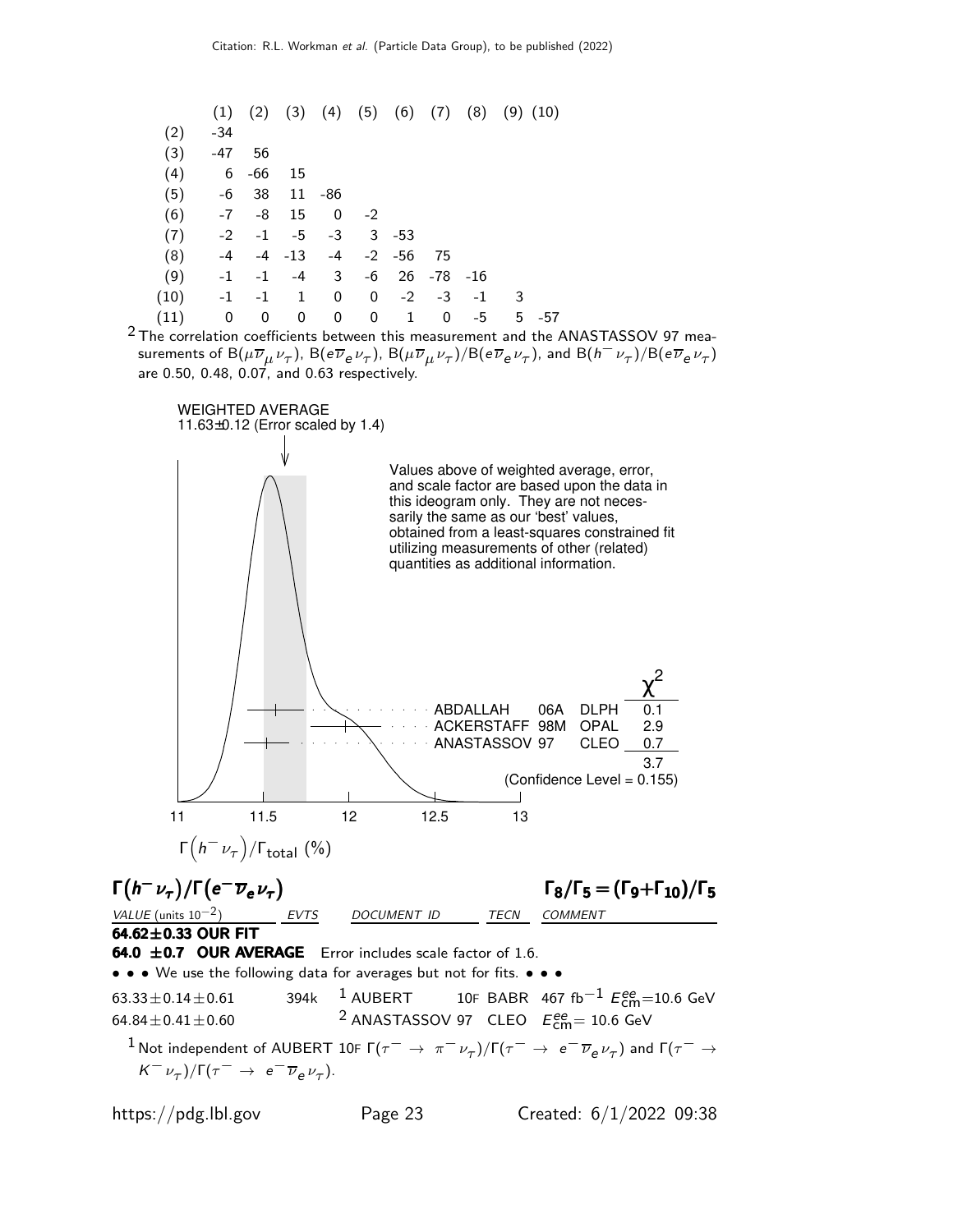|  | (1) | (2) | (3) | (4) | (5) | (6) | (7) | (8) | (9) | (10) |
|---|---|---|---|---|---|---|---|---|---|---|
| (2) | -34 | | | | | | | | | |
| (3) | -47 | 56 | | | | | | | | |
| (4) | 6 | -66 | 15 | | | | | | | |
| (5) | -6 | 38 | 11 | -86 | | | | | | |
| (6) | -7 | -8 | 15 | 0 | -2 | | | | | |
| (7) | -2 | -1 | -5 | -3 | 3 | -53 | | | | |
| (8) | -4 | -4 | -13 | -4 | -2 | -56 | 75 | | | |
| (9) | -1 | -1 | -4 | 3 | -6 | 26 | -78 | -16 | | |
| (10) | -1 | -1 | 1 | 0 | 0 | -2 | -3 | -1 | 3 | |
| (11) | 0 | 0 | 0 | 0 | 0 | 1 | 0 | -5 | 5 | -57 |

[2] The correlation coefficients between this measurement and the ANASTASSOV 97 measurements of $B(\mu\overline{\nu}_\mu\nu_\tau)$, $B(e\overline{\nu}_e\nu_\tau)$, $B(\mu\overline{\nu}_\mu\nu_\tau)/B(e\overline{\nu}_e\nu_\tau)$, and $B(h^-\nu_\tau)/B(e\overline{\nu}_e\nu_\tau)$ are 0.50, 0.48, 0.07, and 0.63 respectively.

WEIGHTED AVERAGE
11.63±0.12 (Error scaled by 1.4)

Values above of weighted average, error, and scale factor are based upon the data in this ideogram only. They are not necessarily the same as our 'best' values, obtained from a least-squares constrained fit utilizing measurements of other (related) quantities as additional information.

| | | | $\chi^2$ |
|---|---|---|---|
| ABDALLAH | 06A | DLPH | 0.1 |
| ACKERSTAFF | 98M | OPAL | 2.9 |
| ANASTASSOV | 97 | CLEO | 0.7 |
| | | | 3.7 |

(Confidence Level = 0.155)

$\Gamma\left(h^-\nu_\tau\right)/\Gamma_{\text{total}}$ (%)

## $\Gamma(h^-\nu_\tau)/\Gamma(e^-\overline{\nu}_e\nu_\tau)$ $\qquad\Gamma_8/\Gamma_5 = (\Gamma_9+\Gamma_{10})/\Gamma_5$

| VALUE (units $10^{-2}$) | EVTS | DOCUMENT ID | TECN | COMMENT |
|---|---|---|---|---|
| **64.62±0.33 OUR FIT** | | | | |
| **64.0 ±0.7 OUR AVERAGE** Error includes scale factor of 1.6. | | | | |
| • • • We use the following data for averages but not for fits. • • • | | | | |
| 63.33±0.14±0.61 | 394k | [1] AUBERT 10F | BABR | 467 fb$^{-1}$ $E^{ee}_{\text{cm}}$=10.6 GeV |
| 64.84±0.41±0.60 | | [2] ANASTASSOV 97 | CLEO | $E^{ee}_{\text{cm}}$= 10.6 GeV |

[1] Not independent of AUBERT 10F $\Gamma(\tau^- \to \pi^-\nu_\tau)/\Gamma(\tau^- \to e^-\overline{\nu}_e\nu_\tau)$ and $\Gamma(\tau^- \to K^-\nu_\tau)/\Gamma(\tau^- \to e^-\overline{\nu}_e\nu_\tau)$.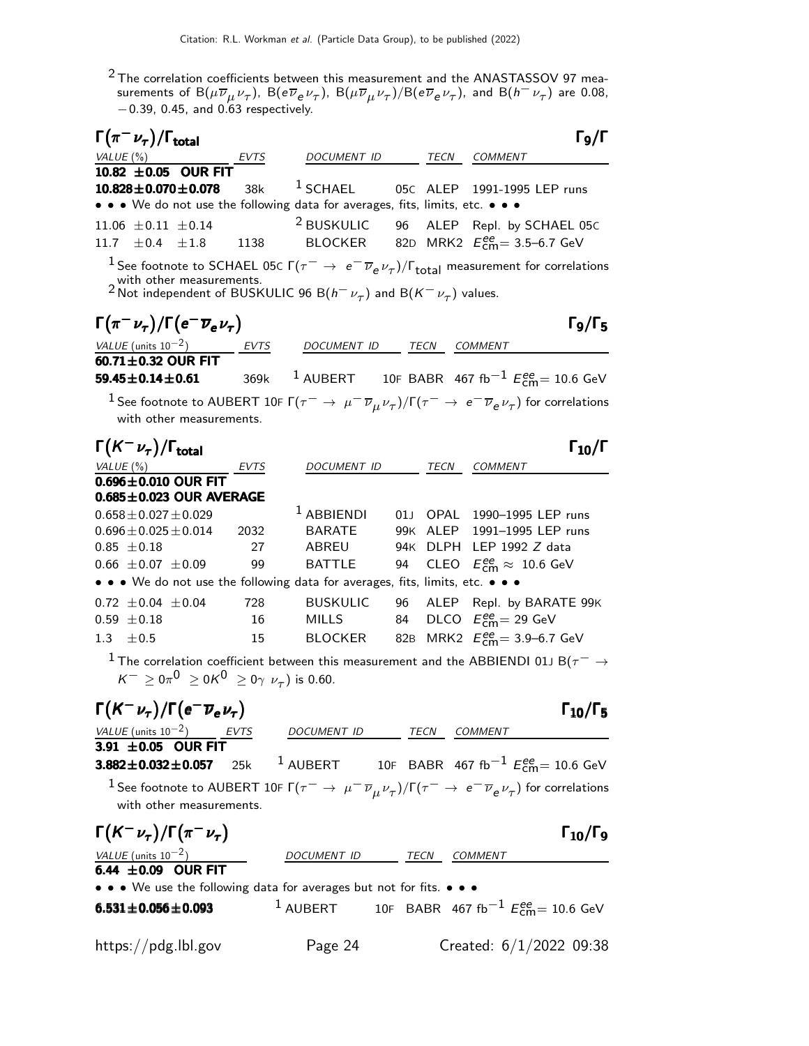[2] The correlation coefficients between this measurement and the ANASTASSOV 97 measurements of B($\mu\overline{\nu}_\mu\nu_\tau$), B($e\overline{\nu}_e\nu_\tau$), B($\mu\overline{\nu}_\mu\nu_\tau$)/B($e\overline{\nu}_e\nu_\tau$), and B($h^-\nu_\tau$) are 0.08, −0.39, 0.45, and 0.63 respectively.

## $\Gamma(\pi^-\nu_\tau)/\Gamma_{\text{total}}$ — $\Gamma_9/\Gamma$

| VALUE (%) | EVTS | DOCUMENT ID | | TECN | COMMENT |
|---|---|---|---|---|---|
| **10.82 ±0.05 OUR FIT** | | | | | |
| **10.828±0.070±0.078** | 38k | [1] SCHAEL | 05C | ALEP | 1991-1995 LEP runs |
| • • • We do not use the following data for averages, fits, limits, etc. • • • | | | | | |
| 11.06 ±0.11 ±0.14 | | [2] BUSKULIC | 96 | ALEP | Repl. by SCHAEL 05C |
| 11.7 ±0.4 ±1.8 | 1138 | BLOCKER | 82D | MRK2 | $E^{ee}_{\text{cm}}$= 3.5–6.7 GeV |

[1] See footnote to SCHAEL 05C $\Gamma(\tau^- \to e^-\overline{\nu}_e\nu_\tau)/\Gamma_{\text{total}}$ measurement for correlations with other measurements.
[2] Not independent of BUSKULIC 96 B($h^-\nu_\tau$) and B($K^-\nu_\tau$) values.

## $\Gamma(\pi^-\nu_\tau)/\Gamma(e^-\overline{\nu}_e\nu_\tau)$ — $\Gamma_9/\Gamma_5$

| VALUE (units $10^{-2}$) | EVTS | DOCUMENT ID | | TECN | COMMENT |
|---|---|---|---|---|---|
| **60.71±0.32 OUR FIT** | | | | | |
| **59.45±0.14±0.61** | 369k | [1] AUBERT | 10F | BABR | 467 fb$^{-1}$ $E^{ee}_{\text{cm}}$= 10.6 GeV |

[1] See footnote to AUBERT 10F $\Gamma(\tau^- \to \mu^-\overline{\nu}_\mu\nu_\tau)/\Gamma(\tau^- \to e^-\overline{\nu}_e\nu_\tau)$ for correlations with other measurements.

## $\Gamma(K^-\nu_\tau)/\Gamma_{\text{total}}$ — $\Gamma_{10}/\Gamma$

| VALUE (%) | EVTS | DOCUMENT ID | | TECN | COMMENT |
|---|---|---|---|---|---|
| **0.696±0.010 OUR FIT** | | | | | |
| **0.685±0.023 OUR AVERAGE** | | | | | |
| 0.658±0.027±0.029 | | [1] ABBIENDI | 01J | OPAL | 1990–1995 LEP runs |
| 0.696±0.025±0.014 | 2032 | BARATE | 99K | ALEP | 1991–1995 LEP runs |
| 0.85 ±0.18 | 27 | ABREU | 94K | DLPH | LEP 1992 $Z$ data |
| 0.66 ±0.07 ±0.09 | 99 | BATTLE | 94 | CLEO | $E^{ee}_{\text{cm}} \approx$ 10.6 GeV |
| • • • We do not use the following data for averages, fits, limits, etc. • • • | | | | | |
| 0.72 ±0.04 ±0.04 | 728 | BUSKULIC | 96 | ALEP | Repl. by BARATE 99K |
| 0.59 ±0.18 | 16 | MILLS | 84 | DLCO | $E^{ee}_{\text{cm}}$= 29 GeV |
| 1.3 ±0.5 | 15 | BLOCKER | 82B | MRK2 | $E^{ee}_{\text{cm}}$= 3.9–6.7 GeV |

[1] The correlation coefficient between this measurement and the ABBIENDI 01J B($\tau^- \to K^- \geq 0\pi^0 \geq 0K^0 \geq 0\gamma\ \nu_\tau$) is 0.60.

## $\Gamma(K^-\nu_\tau)/\Gamma(e^-\overline{\nu}_e\nu_\tau)$ — $\Gamma_{10}/\Gamma_5$

| VALUE (units $10^{-2}$) | EVTS | DOCUMENT ID | | TECN | COMMENT |
|---|---|---|---|---|---|
| **3.91 ±0.05 OUR FIT** | | | | | |
| **3.882±0.032±0.057** | 25k | [1] AUBERT | 10F | BABR | 467 fb$^{-1}$ $E^{ee}_{\text{cm}}$= 10.6 GeV |

[1] See footnote to AUBERT 10F $\Gamma(\tau^- \to \mu^-\overline{\nu}_\mu\nu_\tau)/\Gamma(\tau^- \to e^-\overline{\nu}_e\nu_\tau)$ for correlations with other measurements.

## $\Gamma(K^-\nu_\tau)/\Gamma(\pi^-\nu_\tau)$ — $\Gamma_{10}/\Gamma_9$

| VALUE (units $10^{-2}$) | DOCUMENT ID | | TECN | COMMENT |
|---|---|---|---|---|
| **6.44 ±0.09 OUR FIT** | | | | |
| • • • We use the following data for averages but not for fits. • • • | | | | |
| **6.531±0.056±0.093** | [1] AUBERT | 10F | BABR | 467 fb$^{-1}$ $E^{ee}_{\text{cm}}$= 10.6 GeV |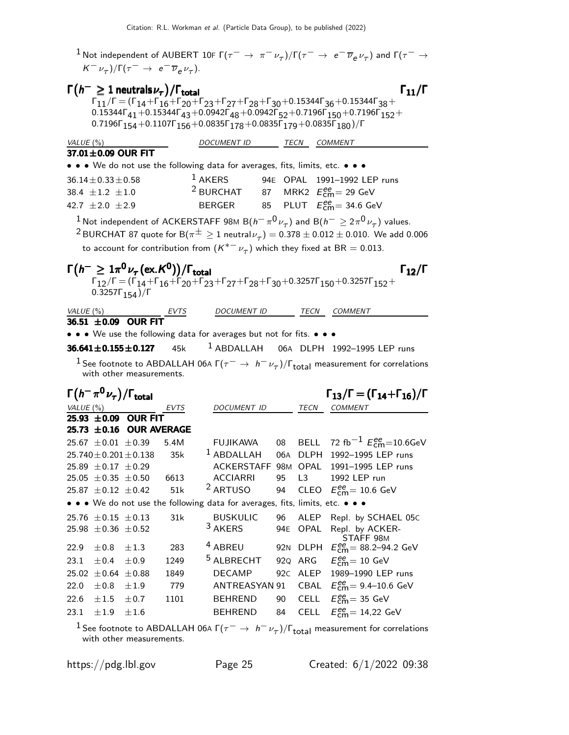[1] Not independent of AUBERT 10F $\Gamma(\tau^- \to \pi^- \nu_\tau)/\Gamma(\tau^- \to e^- \overline{\nu}_e \nu_\tau)$ and $\Gamma(\tau^- \to K^- \nu_\tau)/\Gamma(\tau^- \to e^- \overline{\nu}_e \nu_\tau)$.

## $\Gamma(h^- \geq 1\,\text{neutrals}\,\nu_\tau)/\Gamma_{\text{total}}$ $\qquad \Gamma_{11}/\Gamma$

$\Gamma_{11}/\Gamma = (\Gamma_{14}+\Gamma_{16}+\Gamma_{20}+\Gamma_{23}+\Gamma_{27}+\Gamma_{28}+\Gamma_{30}+0.15344\Gamma_{36}+0.15344\Gamma_{38}+0.15344\Gamma_{41}+0.15344\Gamma_{43}+0.0942\Gamma_{48}+0.0942\Gamma_{52}+0.7196\Gamma_{150}+0.7196\Gamma_{152}+0.7196\Gamma_{154}+0.1107\Gamma_{156}+0.0835\Gamma_{178}+0.0835\Gamma_{179}+0.0835\Gamma_{180})/\Gamma$

| VALUE (%) | DOCUMENT ID | | TECN | COMMENT |
|---|---|---|---|---|
| **37.01±0.09 OUR FIT** | | | | |
| • • • We do not use the following data for averages, fits, limits, etc. • • • | | | | |
| $36.14 \pm 0.33 \pm 0.58$ | [1] AKERS | 94E | OPAL | 1991–1992 LEP runs |
| $38.4 \pm 1.2 \pm 1.0$ | [2] BURCHAT | 87 | MRK2 | $E^{ee}_{\text{cm}}$= 29 GeV |
| $42.7 \pm 2.0 \pm 2.9$ | BERGER | 85 | PLUT | $E^{ee}_{\text{cm}}$= 34.6 GeV |

[1] Not independent of ACKERSTAFF 98M $B(h^- \pi^0 \nu_\tau)$ and $B(h^- \geq 2\pi^0 \nu_\tau)$ values.

[2] BURCHAT 87 quote for $B(\pi^\pm \geq 1\,\text{neutral}\,\nu_\tau) = 0.378 \pm 0.012 \pm 0.010$. We add 0.006 to account for contribution from $(K^{*-}\nu_\tau)$ which they fixed at BR = 0.013.

## $\Gamma(h^- \geq 1\pi^0 \nu_\tau (\text{ex.}K^0))/\Gamma_{\text{total}}$ $\qquad \Gamma_{12}/\Gamma$

$\Gamma_{12}/\Gamma = (\Gamma_{14}+\Gamma_{16}+\Gamma_{20}+\Gamma_{23}+\Gamma_{27}+\Gamma_{28}+\Gamma_{30}+0.3257\Gamma_{150}+0.3257\Gamma_{152}+0.3257\Gamma_{154})/\Gamma$

| VALUE (%) | EVTS | DOCUMENT ID | | TECN | COMMENT |
|---|---|---|---|---|---|
| **36.51 ±0.09 OUR FIT** | | | | | |
| • • • We use the following data for averages but not for fits. • • • | | | | | |
| **$36.641 \pm 0.155 \pm 0.127$** | 45k | [1] ABDALLAH | 06A | DLPH | 1992–1995 LEP runs |

[1] See footnote to ABDALLAH 06A $\Gamma(\tau^- \to h^- \nu_\tau)/\Gamma_{\text{total}}$ measurement for correlations with other measurements.

## $\Gamma(h^- \pi^0 \nu_\tau)/\Gamma_{\text{total}}$ $\qquad \Gamma_{13}/\Gamma = (\Gamma_{14}+\Gamma_{16})/\Gamma$

| VALUE (%) | EVTS | DOCUMENT ID | | TECN | COMMENT |
|---|---|---|---|---|---|
| **25.93 ±0.09 OUR FIT** | | | | | |
| **25.73 ±0.16 OUR AVERAGE** | | | | | |
| $25.67 \pm 0.01 \pm 0.39$ | 5.4M | FUJIKAWA | 08 | BELL | 72 fb$^{-1}$ $E^{ee}_{\text{cm}}$=10.6GeV |
| $25.740 \pm 0.201 \pm 0.138$ | 35k | [1] ABDALLAH | 06A | DLPH | 1992–1995 LEP runs |
| $25.89 \pm 0.17 \pm 0.29$ | | ACKERSTAFF | 98M | OPAL | 1991–1995 LEP runs |
| $25.05 \pm 0.35 \pm 0.50$ | 6613 | ACCIARRI | 95 | L3 | 1992 LEP run |
| $25.87 \pm 0.12 \pm 0.42$ | 51k | [2] ARTUSO | 94 | CLEO | $E^{ee}_{\text{cm}}$= 10.6 GeV |
| • • • We do not use the following data for averages, fits, limits, etc. • • • | | | | | |
| $25.76 \pm 0.15 \pm 0.13$ | 31k | BUSKULIC | 96 | ALEP | Repl. by SCHAEL 05C |
| $25.98 \pm 0.36 \pm 0.52$ | | [3] AKERS | 94E | OPAL | Repl. by ACKERSTAFF 98M |
| $22.9 \pm 0.8 \pm 1.3$ | 283 | [4] ABREU | 92N | DLPH | $E^{ee}_{\text{cm}}$= 88.2–94.2 GeV |
| $23.1 \pm 0.4 \pm 0.9$ | 1249 | [5] ALBRECHT | 92Q | ARG | $E^{ee}_{\text{cm}}$= 10 GeV |
| $25.02 \pm 0.64 \pm 0.88$ | 1849 | DECAMP | 92C | ALEP | 1989–1990 LEP runs |
| $22.0 \pm 0.8 \pm 1.9$ | 779 | ANTREASYAN | 91 | CBAL | $E^{ee}_{\text{cm}}$= 9.4–10.6 GeV |
| $22.6 \pm 1.5 \pm 0.7$ | 1101 | BEHREND | 90 | CELL | $E^{ee}_{\text{cm}}$= 35 GeV |
| $23.1 \pm 1.9 \pm 1.6$ | | BEHREND | 84 | CELL | $E^{ee}_{\text{cm}}$= 14,22 GeV |

[1] See footnote to ABDALLAH 06A $\Gamma(\tau^- \to h^- \nu_\tau)/\Gamma_{\text{total}}$ measurement for correlations with other measurements.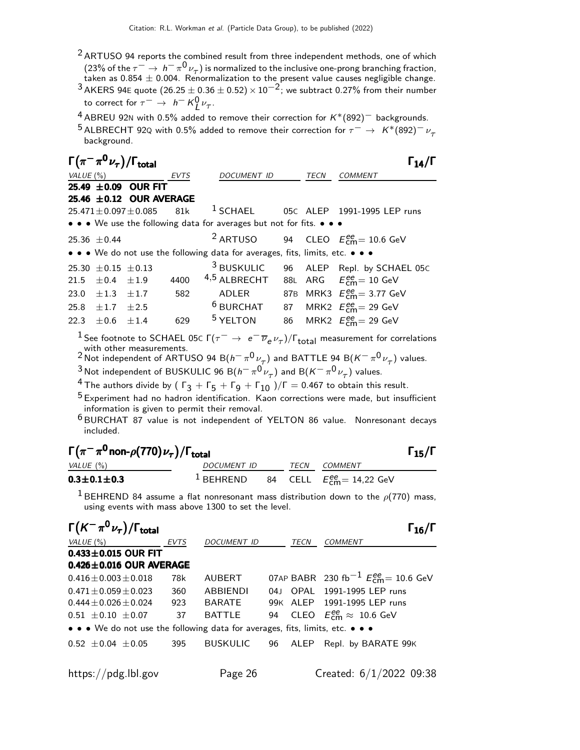[2] ARTUSO 94 reports the combined result from three independent methods, one of which (23% of the $\tau^- \to h^- \pi^0 \nu_\tau$) is normalized to the inclusive one-prong branching fraction, taken as 0.854 ± 0.004. Renormalization to the present value causes negligible change.

[3] AKERS 94E quote $(26.25 \pm 0.36 \pm 0.52) \times 10^{-2}$; we subtract 0.27% from their number to correct for $\tau^- \to h^- K^0_L \nu_\tau$.

[4] ABREU 92N with 0.5% added to remove their correction for $K^*(892)^-$ backgrounds.

[5] ALBRECHT 92Q with 0.5% added to remove their correction for $\tau^- \to K^*(892)^- \nu_\tau$ background.

## $\Gamma(\pi^- \pi^0 \nu_\tau)/\Gamma_{\text{total}}$ — $\Gamma_{14}/\Gamma$

| VALUE (%) | EVTS | DOCUMENT ID | | TECN | COMMENT |
|---|---|---|---|---|---|
| **25.49 ±0.09 OUR FIT** | | | | | |
| **25.46 ±0.12 OUR AVERAGE** | | | | | |
| 25.471±0.097±0.085 | 81k | [1] SCHAEL | 05C | ALEP | 1991-1995 LEP runs |
| • • • We use the following data for averages but not for fits. • • • | | | | | |
| 25.36 ±0.44 | | [2] ARTUSO | 94 | CLEO | $E^{ee}_{\text{cm}}$= 10.6 GeV |
| • • • We do not use the following data for averages, fits, limits, etc. • • • | | | | | |
| 25.30 ±0.15 ±0.13 | | [3] BUSKULIC | 96 | ALEP | Repl. by SCHAEL 05C |
| 21.5 ±0.4 ±1.9 | 4400 | [4,5] ALBRECHT | 88L | ARG | $E^{ee}_{\text{cm}}$= 10 GeV |
| 23.0 ±1.3 ±1.7 | 582 | ADLER | 87B | MRK3 | $E^{ee}_{\text{cm}}$= 3.77 GeV |
| 25.8 ±1.7 ±2.5 | | [6] BURCHAT | 87 | MRK2 | $E^{ee}_{\text{cm}}$= 29 GeV |
| 22.3 ±0.6 ±1.4 | 629 | [5] YELTON | 86 | MRK2 | $E^{ee}_{\text{cm}}$= 29 GeV |

[1] See footnote to SCHAEL 05C $\Gamma(\tau^- \to e^- \overline{\nu}_e \nu_\tau)/\Gamma_{\text{total}}$ measurement for correlations with other measurements.

[2] Not independent of ARTUSO 94 $B(h^- \pi^0 \nu_\tau)$ and BATTLE 94 $B(K^- \pi^0 \nu_\tau)$ values.

[3] Not independent of BUSKULIC 96 $B(h^- \pi^0 \nu_\tau)$ and $B(K^- \pi^0 \nu_\tau)$ values.

[4] The authors divide by $(\Gamma_3 + \Gamma_5 + \Gamma_9 + \Gamma_{10})/\Gamma = 0.467$ to obtain this result.

[5] Experiment had no hadron identification. Kaon corrections were made, but insufficient information is given to permit their removal.

[6] BURCHAT 87 value is not independent of YELTON 86 value. Nonresonant decays included.

## $\Gamma(\pi^- \pi^0 \text{non-}\rho(770) \nu_\tau)/\Gamma_{\text{total}}$ — $\Gamma_{15}/\Gamma$

| VALUE (%) | DOCUMENT ID | | TECN | COMMENT |
|---|---|---|---|---|
| **0.3±0.1±0.3** | [1] BEHREND | 84 | CELL | $E^{ee}_{\text{cm}}$= 14,22 GeV |

[1] BEHREND 84 assume a flat nonresonant mass distribution down to the $\rho(770)$ mass, using events with mass above 1300 to set the level.

## $\Gamma(K^- \pi^0 \nu_\tau)/\Gamma_{\text{total}}$ — $\Gamma_{16}/\Gamma$

| VALUE (%) | EVTS | DOCUMENT ID | | TECN | COMMENT |
|---|---|---|---|---|---|
| **0.433±0.015 OUR FIT** | | | | | |
| **0.426±0.016 OUR AVERAGE** | | | | | |
| 0.416±0.003±0.018 | 78k | AUBERT | 07AP | BABR | 230 fb$^{-1}$ $E^{ee}_{\text{cm}}$= 10.6 GeV |
| 0.471±0.059±0.023 | 360 | ABBIENDI | 04J | OPAL | 1991-1995 LEP runs |
| 0.444±0.026±0.024 | 923 | BARATE | 99K | ALEP | 1991-1995 LEP runs |
| 0.51 ±0.10 ±0.07 | 37 | BATTLE | 94 | CLEO | $E^{ee}_{\text{cm}} \approx$ 10.6 GeV |
| • • • We do not use the following data for averages, fits, limits, etc. • • • | | | | | |
| 0.52 ±0.04 ±0.05 | 395 | BUSKULIC | 96 | ALEP | Repl. by BARATE 99K |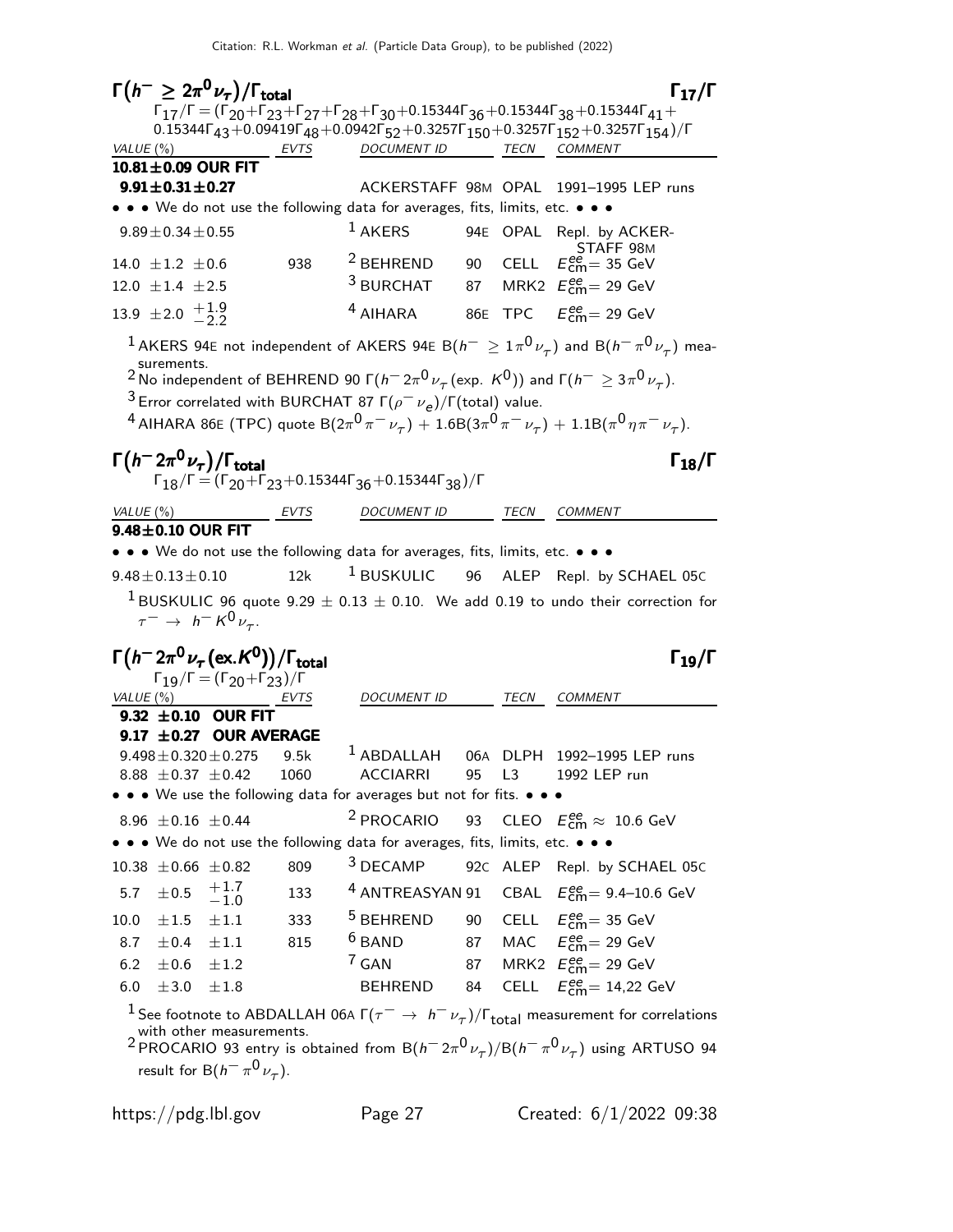### $\Gamma(h^- \geq 2\pi^0 \nu_\tau)/\Gamma_{\text{total}}$ $\Gamma_{17}/\Gamma$

$\Gamma_{17}/\Gamma = (\Gamma_{20}+\Gamma_{23}+\Gamma_{27}+\Gamma_{28}+\Gamma_{30}+0.15344\Gamma_{36}+0.15344\Gamma_{38}+0.15344\Gamma_{41}+0.15344\Gamma_{43}+0.09419\Gamma_{48}+0.0942\Gamma_{52}+0.3257\Gamma_{150}+0.3257\Gamma_{152}+0.3257\Gamma_{154})/\Gamma$

| VALUE (%) | EVTS | DOCUMENT ID | | TECN | COMMENT |
|---|---|---|---|---|---|
| **10.81±0.09 OUR FIT** | | | | | |
| **9.91±0.31±0.27** | | ACKERSTAFF | 98M | OPAL | 1991–1995 LEP runs |
| • • • We do not use the following data for averages, fits, limits, etc. • • • | | | | | |
| 9.89±0.34±0.55 | | AKERS [1] | 94E | OPAL | Repl. by ACKERSTAFF 98M |
| 14.0 ±1.2 ±0.6 | 938 | BEHREND [2] | 90 | CELL | $E^{ee}_{\text{cm}}$= 35 GeV |
| 12.0 ±1.4 ±2.5 | | BURCHAT [3] | 87 | MRK2 | $E^{ee}_{\text{cm}}$= 29 GeV |
| 13.9 ±2.0 $^{+1.9}_{-2.2}$ | | AIHARA [4] | 86E | TPC | $E^{ee}_{\text{cm}}$= 29 GeV |

[1] AKERS 94E not independent of AKERS 94E B($h^- \geq 1\pi^0 \nu_\tau$) and B($h^- \pi^0 \nu_\tau$) measurements.

[2] No independent of BEHREND 90 $\Gamma(h^- 2\pi^0 \nu_\tau (\text{exp. } K^0))$ and $\Gamma(h^- \geq 3\pi^0 \nu_\tau)$.

[3] Error correlated with BURCHAT 87 $\Gamma(\rho^- \nu_e)/\Gamma(\text{total})$ value.

[4] AIHARA 86E (TPC) quote B($2\pi^0 \pi^- \nu_\tau$) + 1.6B($3\pi^0 \pi^- \nu_\tau$) + 1.1B($\pi^0 \eta \pi^- \nu_\tau$).

### $\Gamma(h^- 2\pi^0 \nu_\tau)/\Gamma_{\text{total}}$ $\Gamma_{18}/\Gamma$

$\Gamma_{18}/\Gamma = (\Gamma_{20}+\Gamma_{23}+0.15344\Gamma_{36}+0.15344\Gamma_{38})/\Gamma$

| VALUE (%) | EVTS | DOCUMENT ID | | TECN | COMMENT |
|---|---|---|---|---|---|
| **9.48±0.10 OUR FIT** | | | | | |
| • • • We do not use the following data for averages, fits, limits, etc. • • • | | | | | |
| 9.48±0.13±0.10 | 12k | BUSKULIC [1] | 96 | ALEP | Repl. by SCHAEL 05C |

[1] BUSKULIC 96 quote 9.29 ± 0.13 ± 0.10. We add 0.19 to undo their correction for $\tau^- \to h^- K^0 \nu_\tau$.

### $\Gamma(h^- 2\pi^0 \nu_\tau (\text{ex.} K^0))/\Gamma_{\text{total}}$ $\Gamma_{19}/\Gamma$

$\Gamma_{19}/\Gamma = (\Gamma_{20}+\Gamma_{23})/\Gamma$

| VALUE (%) | EVTS | DOCUMENT ID | | TECN | COMMENT |
|---|---|---|---|---|---|
| **9.32 ±0.10 OUR FIT** | | | | | |
| **9.17 ±0.27 OUR AVERAGE** | | | | | |
| 9.498±0.320±0.275 | 9.5k | ABDALLAH [1] | 06A | DLPH | 1992–1995 LEP runs |
| 8.88 ±0.37 ±0.42 | 1060 | ACCIARRI | 95 | L3 | 1992 LEP run |
| • • • We use the following data for averages but not for fits. • • • | | | | | |
| 8.96 ±0.16 ±0.44 | | PROCARIO [2] | 93 | CLEO | $E^{ee}_{\text{cm}} \approx$ 10.6 GeV |
| • • • We do not use the following data for averages, fits, limits, etc. • • • | | | | | |
| 10.38 ±0.66 ±0.82 | 809 | DECAMP [3] | 92C | ALEP | Repl. by SCHAEL 05C |
| 5.7 ±0.5 $^{+1.7}_{-1.0}$ | 133 | ANTREASYAN [4] | 91 | CBAL | $E^{ee}_{\text{cm}}$= 9.4–10.6 GeV |
| 10.0 ±1.5 ±1.1 | 333 | BEHREND [5] | 90 | CELL | $E^{ee}_{\text{cm}}$= 35 GeV |
| 8.7 ±0.4 ±1.1 | 815 | BAND [6] | 87 | MAC | $E^{ee}_{\text{cm}}$= 29 GeV |
| 6.2 ±0.6 ±1.2 | | GAN [7] | 87 | MRK2 | $E^{ee}_{\text{cm}}$= 29 GeV |
| 6.0 ±3.0 ±1.8 | | BEHREND | 84 | CELL | $E^{ee}_{\text{cm}}$= 14,22 GeV |

[1] See footnote to ABDALLAH 06A $\Gamma(\tau^- \to h^- \nu_\tau)/\Gamma_{\text{total}}$ measurement for correlations with other measurements.

[2] PROCARIO 93 entry is obtained from B($h^- 2\pi^0 \nu_\tau$)/B($h^- \pi^0 \nu_\tau$) using ARTUSO 94 result for B($h^- \pi^0 \nu_\tau$).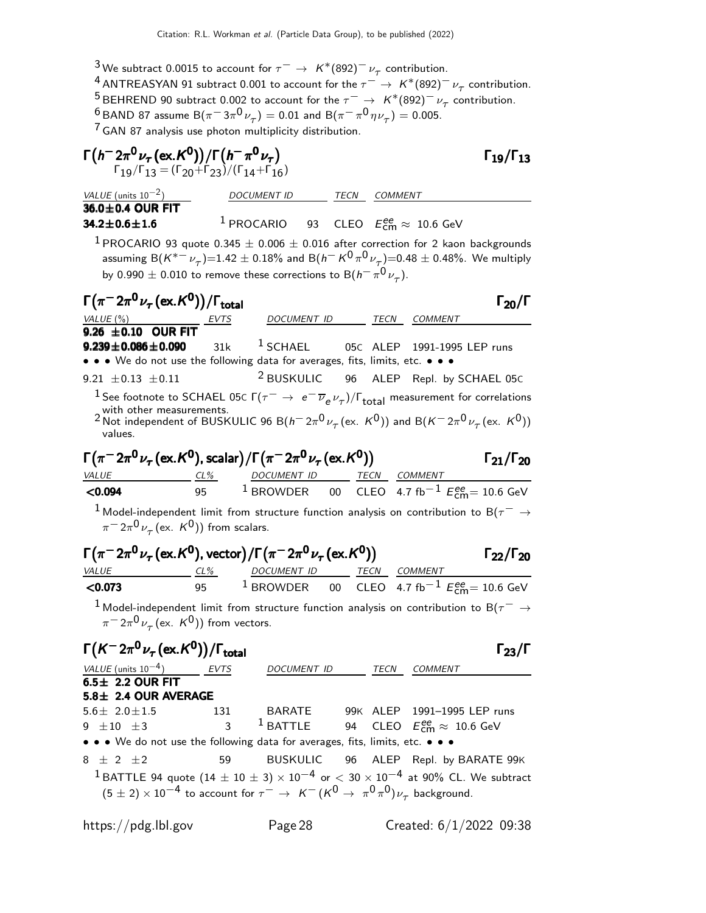[3] We subtract 0.0015 to account for $\tau^- \to K^*(892)^- \nu_\tau$ contribution.

[4] ANTREASYAN 91 subtract 0.001 to account for the $\tau^- \to K^*(892)^- \nu_\tau$ contribution.

[5] BEHREND 90 subtract 0.002 to account for the $\tau^- \to K^*(892)^- \nu_\tau$ contribution.

[6] BAND 87 assume $B(\pi^- 3\pi^0 \nu_\tau) = 0.01$ and $B(\pi^- \pi^0 \eta \nu_\tau) = 0.005$.

[7] GAN 87 analysis use photon multiplicity distribution.

## $\Gamma(h^- 2\pi^0 \nu_\tau (\text{ex.}K^0))/\Gamma(h^- \pi^0 \nu_\tau)$ — $\Gamma_{19}/\Gamma_{13}$

$\Gamma_{19}/\Gamma_{13} = (\Gamma_{20}+\Gamma_{23})/(\Gamma_{14}+\Gamma_{16})$

| VALUE (units $10^{-2}$) | DOCUMENT ID | | TECN | COMMENT |
|---|---|---|---|---|
| **36.0±0.4 OUR FIT** | | | | |
| **34.2±0.6±1.6** | [1] PROCARIO | 93 | CLEO | $E^{ee}_{cm} \approx 10.6$ GeV |

[1] PROCARIO 93 quote $0.345 \pm 0.006 \pm 0.016$ after correction for 2 kaon backgrounds assuming $B(K^{*-} \nu_\tau)$=1.42 ± 0.18% and $B(h^- K^0 \pi^0 \nu_\tau)$=0.48 ± 0.48%. We multiply by 0.990 ± 0.010 to remove these corrections to $B(h^- \pi^0 \nu_\tau)$.

## $\Gamma(\pi^- 2\pi^0 \nu_\tau (\text{ex.}K^0))/\Gamma_{\text{total}}$ — $\Gamma_{20}/\Gamma$

| VALUE (%) | EVTS | DOCUMENT ID | | TECN | COMMENT |
|---|---|---|---|---|---|
| **9.26 ±0.10 OUR FIT** | | | | | |
| **9.239±0.086±0.090** | 31k | [1] SCHAEL | 05C | ALEP | 1991-1995 LEP runs |
| • • • We do not use the following data for averages, fits, limits, etc. • • • | | | | | |
| 9.21 ±0.13 ±0.11 | | [2] BUSKULIC | 96 | ALEP | Repl. by SCHAEL 05C |

[1] See footnote to SCHAEL 05C $\Gamma(\tau^- \to e^- \overline{\nu}_e \nu_\tau)/\Gamma_{\text{total}}$ measurement for correlations with other measurements.

[2] Not independent of BUSKULIC 96 $B(h^- 2\pi^0 \nu_\tau (\text{ex. } K^0))$ and $B(K^- 2\pi^0 \nu_\tau (\text{ex. } K^0))$ values.

## $\Gamma(\pi^- 2\pi^0 \nu_\tau (\text{ex.}K^0), \text{scalar})/\Gamma(\pi^- 2\pi^0 \nu_\tau (\text{ex.}K^0))$ — $\Gamma_{21}/\Gamma_{20}$

| VALUE | CL% | DOCUMENT ID | | TECN | COMMENT |
|---|---|---|---|---|---|
| **<0.094** | 95 | [1] BROWDER | 00 | CLEO | 4.7 fb$^{-1}$ $E^{ee}_{cm}$= 10.6 GeV |

[1] Model-independent limit from structure function analysis on contribution to $B(\tau^- \to \pi^- 2\pi^0 \nu_\tau (\text{ex. } K^0))$ from scalars.

## $\Gamma(\pi^- 2\pi^0 \nu_\tau (\text{ex.}K^0), \text{vector})/\Gamma(\pi^- 2\pi^0 \nu_\tau (\text{ex.}K^0))$ — $\Gamma_{22}/\Gamma_{20}$

| VALUE | CL% | DOCUMENT ID | | TECN | COMMENT |
|---|---|---|---|---|---|
| **<0.073** | 95 | [1] BROWDER | 00 | CLEO | 4.7 fb$^{-1}$ $E^{ee}_{cm}$= 10.6 GeV |

[1] Model-independent limit from structure function analysis on contribution to $B(\tau^- \to \pi^- 2\pi^0 \nu_\tau (\text{ex. } K^0))$ from vectors.

## $\Gamma(K^- 2\pi^0 \nu_\tau (\text{ex.}K^0))/\Gamma_{\text{total}}$ — $\Gamma_{23}/\Gamma$

| VALUE (units $10^{-4}$) | EVTS | DOCUMENT ID | | TECN | COMMENT |
|---|---|---|---|---|---|
| **6.5± 2.2 OUR FIT** | | | | | |
| **5.8± 2.4 OUR AVERAGE** | | | | | |
| 5.6± 2.0±1.5 | 131 | BARATE | 99K | ALEP | 1991–1995 LEP runs |
| 9 ±10 ±3 | 3 | [1] BATTLE | 94 | CLEO | $E^{ee}_{cm} \approx 10.6$ GeV |
| • • • We do not use the following data for averages, fits, limits, etc. • • • | | | | | |
| 8 ± 2 ±2 | 59 | BUSKULIC | 96 | ALEP | Repl. by BARATE 99K |

[1] BATTLE 94 quote $(14 \pm 10 \pm 3) \times 10^{-4}$ or $< 30 \times 10^{-4}$ at 90% CL. We subtract $(5 \pm 2) \times 10^{-4}$ to account for $\tau^- \to K^- (K^0 \to \pi^0 \pi^0) \nu_\tau$ background.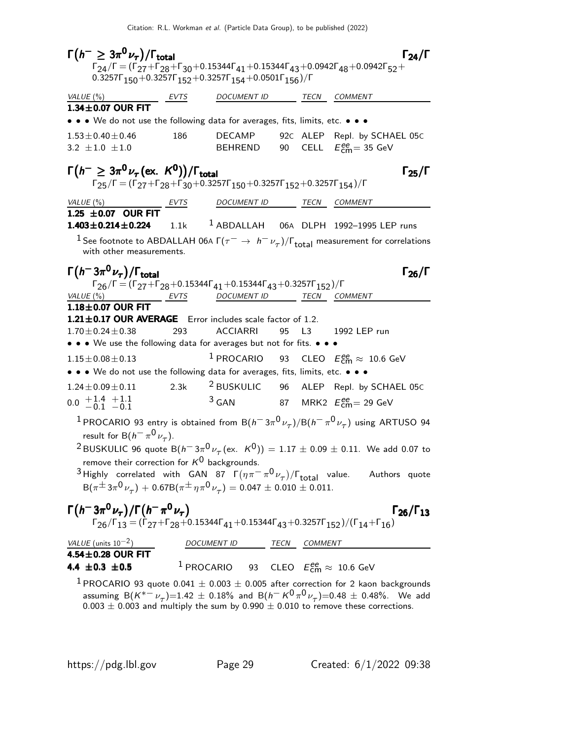## $\Gamma(h^- \geq 3\pi^0 \nu_\tau)/\Gamma_{\text{total}}$ $\Gamma_{24}/\Gamma$

$\Gamma_{24}/\Gamma = (\Gamma_{27}+\Gamma_{28}+\Gamma_{30}+0.15344\Gamma_{41}+0.15344\Gamma_{43}+0.0942\Gamma_{48}+0.0942\Gamma_{52}+0.3257\Gamma_{150}+0.3257\Gamma_{152}+0.3257\Gamma_{154}+0.0501\Gamma_{156})/\Gamma$

| VALUE (%) | EVTS | DOCUMENT ID | | TECN | COMMENT |
|---|---|---|---|---|---|
| **1.34±0.07 OUR FIT** | | | | | |
| • • • We do not use the following data for averages, fits, limits, etc. • • • | | | | | |
| $1.53\pm0.40\pm0.46$ | 186 | DECAMP | 92C | ALEP | Repl. by SCHAEL 05C |
| $3.2\ \pm1.0\ \pm1.0$ | | BEHREND | 90 | CELL | $E^{ee}_{\text{cm}}$= 35 GeV |

## $\Gamma(h^- \geq 3\pi^0 \nu_\tau (\text{ex. } K^0))/\Gamma_{\text{total}}$ $\Gamma_{25}/\Gamma$

$\Gamma_{25}/\Gamma = (\Gamma_{27}+\Gamma_{28}+\Gamma_{30}+0.3257\Gamma_{150}+0.3257\Gamma_{152}+0.3257\Gamma_{154})/\Gamma$

| VALUE (%) | EVTS | DOCUMENT ID | | TECN | COMMENT |
|---|---|---|---|---|---|
| **1.25 ±0.07 OUR FIT** | | | | | |
| **1.403±0.214±0.224** | 1.1k | [1] ABDALLAH | 06A | DLPH | 1992–1995 LEP runs |

[1] See footnote to ABDALLAH 06A $\Gamma(\tau^- \rightarrow h^- \nu_\tau)/\Gamma_{\text{total}}$ measurement for correlations with other measurements.

## $\Gamma(h^- 3\pi^0 \nu_\tau)/\Gamma_{\text{total}}$ $\Gamma_{26}/\Gamma$

$\Gamma_{26}/\Gamma = (\Gamma_{27}+\Gamma_{28}+0.15344\Gamma_{41}+0.15344\Gamma_{43}+0.3257\Gamma_{152})/\Gamma$

| VALUE (%) | EVTS | DOCUMENT ID | | TECN | COMMENT |
|---|---|---|---|---|---|
| **1.18±0.07 OUR FIT** | | | | | |
| **1.21±0.17 OUR AVERAGE** Error includes scale factor of 1.2. | | | | | |
| $1.70\pm0.24\pm0.38$ | 293 | ACCIARRI | 95 | L3 | 1992 LEP run |
| • • • We use the following data for averages but not for fits. • • • | | | | | |
| $1.15\pm0.08\pm0.13$ | | [1] PROCARIO | 93 | CLEO | $E^{ee}_{\text{cm}} \approx$ 10.6 GeV |
| • • • We do not use the following data for averages, fits, limits, etc. • • • | | | | | |
| $1.24\pm0.09\pm0.11$ | 2.3k | [2] BUSKULIC | 96 | ALEP | Repl. by SCHAEL 05C |
| $0.0\ ^{+1.4}_{-0.1}\ ^{+1.1}_{-0.1}$ | | [3] GAN | 87 | MRK2 | $E^{ee}_{\text{cm}}$= 29 GeV |

[1] PROCARIO 93 entry is obtained from $B(h^- 3\pi^0 \nu_\tau)/B(h^- \pi^0 \nu_\tau)$ using ARTUSO 94 result for $B(h^- \pi^0 \nu_\tau)$.

[2] BUSKULIC 96 quote $B(h^- 3\pi^0 \nu_\tau (\text{ex. } K^0)) = 1.17 \pm 0.09 \pm 0.11$. We add 0.07 to remove their correction for $K^0$ backgrounds.

[3] Highly correlated with GAN 87 $\Gamma(\eta \pi^- \pi^0 \nu_\tau)/\Gamma_{\text{total}}$ value. Authors quote $B(\pi^\pm 3\pi^0 \nu_\tau) + 0.67B(\pi^\pm \eta \pi^0 \nu_\tau) = 0.047 \pm 0.010 \pm 0.011$.

## $\Gamma(h^- 3\pi^0 \nu_\tau)/\Gamma(h^- \pi^0 \nu_\tau)$ $\Gamma_{26}/\Gamma_{13}$

$\Gamma_{26}/\Gamma_{13} = (\Gamma_{27}+\Gamma_{28}+0.15344\Gamma_{41}+0.15344\Gamma_{43}+0.3257\Gamma_{152})/(\Gamma_{14}+\Gamma_{16})$

| VALUE (units $10^{-2}$) | DOCUMENT ID | | TECN | COMMENT |
|---|---|---|---|---|
| **4.54±0.28 OUR FIT** | | | | |
| **4.4 ±0.3 ±0.5** | [1] PROCARIO | 93 | CLEO | $E^{ee}_{\text{cm}} \approx$ 10.6 GeV |

[1] PROCARIO 93 quote $0.041 \pm 0.003 \pm 0.005$ after correction for 2 kaon backgrounds assuming $B(K^{*-} \nu_\tau)$=1.42 ± 0.18% and $B(h^- K^0 \pi^0 \nu_\tau)$=0.48 ± 0.48%. We add $0.003 \pm 0.003$ and multiply the sum by $0.990 \pm 0.010$ to remove these corrections.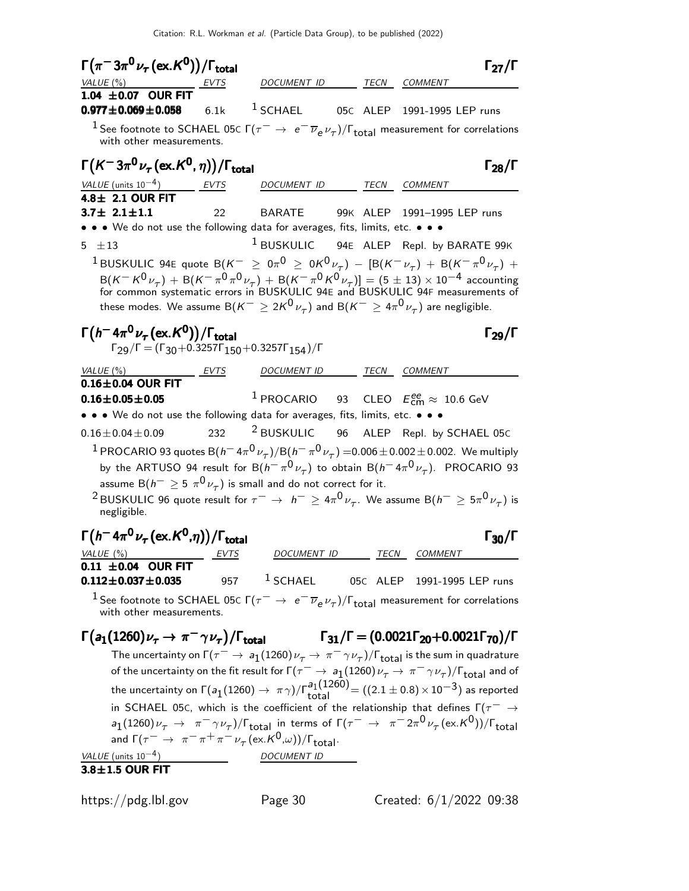### $\Gamma(\pi^- 3\pi^0 \nu_\tau (\text{ex.}K^0))/\Gamma_{\text{total}}$ $\Gamma_{27}/\Gamma$

| VALUE (%) | EVTS | DOCUMENT ID | | TECN | COMMENT |
|---|---|---|---|---|---|
| **1.04 ±0.07 OUR FIT** | | | | | |
| **0.977±0.069±0.058** | 6.1k | [1] SCHAEL | 05C | ALEP | 1991-1995 LEP runs |

[1] See footnote to SCHAEL 05C $\Gamma(\tau^- \to e^- \overline{\nu}_e \nu_\tau)/\Gamma_{\text{total}}$ measurement for correlations with other measurements.

### $\Gamma(K^- 3\pi^0 \nu_\tau (\text{ex.}K^0, \eta))/\Gamma_{\text{total}}$ $\Gamma_{28}/\Gamma$

| VALUE (units $10^{-4}$) | EVTS | DOCUMENT ID | | TECN | COMMENT |
|---|---|---|---|---|---|
| **4.8± 2.1 OUR FIT** | | | | | |
| **3.7± 2.1±1.1** | 22 | BARATE | 99K | ALEP | 1991–1995 LEP runs |
| • • • We do not use the following data for averages, fits, limits, etc. • • • | | | | | |
| 5 ±13 | | [1] BUSKULIC | 94E | ALEP | Repl. by BARATE 99K |

[1] BUSKULIC 94E quote $B(K^- \geq 0\pi^0 \geq 0K^0 \nu_\tau) - [B(K^- \nu_\tau) + B(K^- \pi^0 \nu_\tau) + B(K^- K^0 \nu_\tau) + B(K^- \pi^0 \pi^0 \nu_\tau) + B(K^- \pi^0 K^0 \nu_\tau)] = (5 \pm 13) \times 10^{-4}$ accounting for common systematic errors in BUSKULIC 94E and BUSKULIC 94F measurements of these modes. We assume $B(K^- \geq 2K^0 \nu_\tau)$ and $B(K^- \geq 4\pi^0 \nu_\tau)$ are negligible.

### $\Gamma(h^- 4\pi^0 \nu_\tau (\text{ex.}K^0))/\Gamma_{\text{total}}$ $\Gamma_{29}/\Gamma$

$\Gamma_{29}/\Gamma = (\Gamma_{30}+0.3257\Gamma_{150}+0.3257\Gamma_{154})/\Gamma$

| VALUE (%) | EVTS | DOCUMENT ID | | TECN | COMMENT |
|---|---|---|---|---|---|
| **0.16±0.04 OUR FIT** | | | | | |
| **0.16±0.05±0.05** | | [1] PROCARIO | 93 | CLEO | $E^{ee}_{\text{cm}} \approx$ 10.6 GeV |
| • • • We do not use the following data for averages, fits, limits, etc. • • • | | | | | |
| 0.16±0.04±0.09 | 232 | [2] BUSKULIC | 96 | ALEP | Repl. by SCHAEL 05C |

[1] PROCARIO 93 quotes $B(h^- 4\pi^0 \nu_\tau)/B(h^- \pi^0 \nu_\tau) = 0.006 \pm 0.002 \pm 0.002$. We multiply by the ARTUSO 94 result for $B(h^- \pi^0 \nu_\tau)$ to obtain $B(h^- 4\pi^0 \nu_\tau)$. PROCARIO 93 assume $B(h^- \geq 5\ \pi^0 \nu_\tau)$ is small and do not correct for it.

[2] BUSKULIC 96 quote result for $\tau^- \to h^- \geq 4\pi^0 \nu_\tau$. We assume $B(h^- \geq 5\pi^0 \nu_\tau)$ is negligible.

### $\Gamma(h^- 4\pi^0 \nu_\tau (\text{ex.}K^0,\eta))/\Gamma_{\text{total}}$ $\Gamma_{30}/\Gamma$

| VALUE (%) | EVTS | DOCUMENT ID | | TECN | COMMENT |
|---|---|---|---|---|---|
| **0.11 ±0.04 OUR FIT** | | | | | |
| **0.112±0.037±0.035** | 957 | [1] SCHAEL | 05C | ALEP | 1991-1995 LEP runs |

[1] See footnote to SCHAEL 05C $\Gamma(\tau^- \to e^- \overline{\nu}_e \nu_\tau)/\Gamma_{\text{total}}$ measurement for correlations with other measurements.

### $\Gamma(a_1(1260)\nu_\tau \to \pi^- \gamma \nu_\tau)/\Gamma_{\text{total}}$ $\Gamma_{31}/\Gamma = (0.0021\Gamma_{20}+0.0021\Gamma_{70})/\Gamma$

The uncertainty on $\Gamma(\tau^- \to a_1(1260)\nu_\tau \to \pi^- \gamma \nu_\tau)/\Gamma_{\text{total}}$ is the sum in quadrature of the uncertainty on the fit result for $\Gamma(\tau^- \to a_1(1260)\nu_\tau \to \pi^- \gamma \nu_\tau)/\Gamma_{\text{total}}$ and of the uncertainty on $\Gamma(a_1(1260) \to \pi\gamma)/\Gamma^{a_1(1260)}_{\text{total}} = ((2.1 \pm 0.8) \times 10^{-3})$ as reported in SCHAEL 05C, which is the coefficient of the relationship that defines $\Gamma(\tau^- \to a_1(1260)\nu_\tau \to \pi^- \gamma \nu_\tau)/\Gamma_{\text{total}}$ in terms of $\Gamma(\tau^- \to \pi^- 2\pi^0 \nu_\tau (\text{ex.}K^0))/\Gamma_{\text{total}}$ and $\Gamma(\tau^- \to \pi^- \pi^+ \pi^- \nu_\tau (\text{ex.}K^0,\omega))/\Gamma_{\text{total}}$.

| VALUE (units $10^{-4}$) | DOCUMENT ID |
|---|---|
| **3.8±1.5 OUR FIT** | |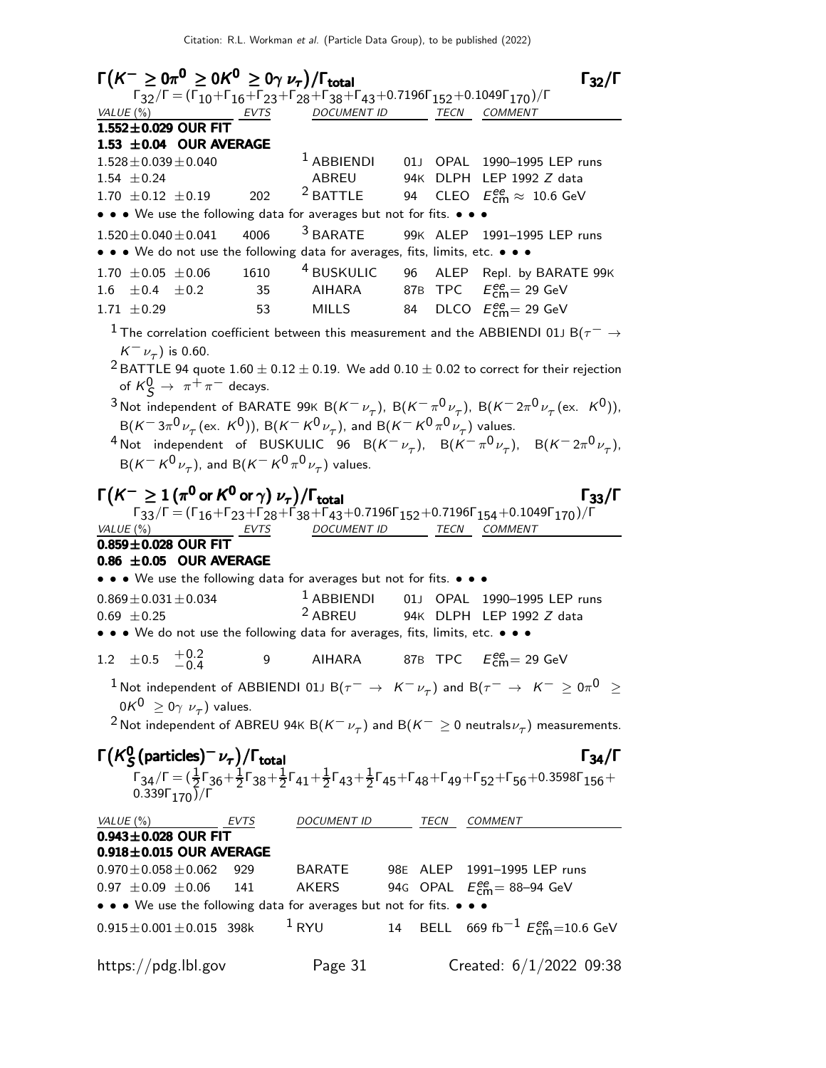### $\Gamma(K^- \geq 0\pi^0 \geq 0K^0 \geq 0\gamma\, \nu_\tau)/\Gamma_{\text{total}}$ $\qquad \Gamma_{32}/\Gamma$

$\Gamma_{32}/\Gamma = (\Gamma_{10}+\Gamma_{16}+\Gamma_{23}+\Gamma_{28}+\Gamma_{38}+\Gamma_{43}+0.7196\Gamma_{152}+0.1049\Gamma_{170})/\Gamma$

| VALUE (%) | EVTS | DOCUMENT ID | | TECN | COMMENT |
|---|---|---|---|---|---|
| **1.552±0.029 OUR FIT** | | | | | |
| **1.53 ±0.04 OUR AVERAGE** | | | | | |
| 1.528±0.039±0.040 | | [1] ABBIENDI | 01J | OPAL | 1990–1995 LEP runs |
| 1.54 ±0.24 | | ABREU | 94K | DLPH | LEP 1992 $Z$ data |
| 1.70 ±0.12 ±0.19 | 202 | [2] BATTLE | 94 | CLEO | $E^{ee}_{\text{cm}} \approx$ 10.6 GeV |
| • • • We use the following data for averages but not for fits. • • • | | | | | |
| 1.520±0.040±0.041 | 4006 | [3] BARATE | 99K | ALEP | 1991–1995 LEP runs |
| • • • We do not use the following data for averages, fits, limits, etc. • • • | | | | | |
| 1.70 ±0.05 ±0.06 | 1610 | [4] BUSKULIC | 96 | ALEP | Repl. by BARATE 99K |
| 1.6 ±0.4 ±0.2 | 35 | AIHARA | 87B | TPC | $E^{ee}_{\text{cm}}$= 29 GeV |
| 1.71 ±0.29 | 53 | MILLS | 84 | DLCO | $E^{ee}_{\text{cm}}$= 29 GeV |

[1] The correlation coefficient between this measurement and the ABBIENDI 01J B($\tau^- \rightarrow K^- \nu_\tau$) is 0.60.

[2] BATTLE 94 quote $1.60 \pm 0.12 \pm 0.19$. We add $0.10 \pm 0.02$ to correct for their rejection of $K^0_S \rightarrow \pi^+\pi^-$ decays.

[3] Not independent of BARATE 99K B($K^-\nu_\tau$), B($K^-\pi^0\nu_\tau$), B($K^-2\pi^0\nu_\tau$(ex. $K^0$)), B($K^-3\pi^0\nu_\tau$(ex. $K^0$)), B($K^-K^0\nu_\tau$), and B($K^-K^0\pi^0\nu_\tau$) values.

[4] Not independent of BUSKULIC 96 B($K^-\nu_\tau$), B($K^-\pi^0\nu_\tau$), B($K^-2\pi^0\nu_\tau$), B($K^-K^0\nu_\tau$), and B($K^-K^0\pi^0\nu_\tau$) values.

### $\Gamma(K^- \geq 1\,(\pi^0 \text{ or } K^0 \text{ or } \gamma)\,\nu_\tau)/\Gamma_{\text{total}}$ $\qquad \Gamma_{33}/\Gamma$

$\Gamma_{33}/\Gamma = (\Gamma_{16}+\Gamma_{23}+\Gamma_{28}+\Gamma_{38}+\Gamma_{43}+0.7196\Gamma_{152}+0.7196\Gamma_{154}+0.1049\Gamma_{170})/\Gamma$

| VALUE (%) | EVTS | DOCUMENT ID | | TECN | COMMENT |
|---|---|---|---|---|---|
| **0.859±0.028 OUR FIT** | | | | | |
| **0.86 ±0.05 OUR AVERAGE** | | | | | |
| • • • We use the following data for averages but not for fits. • • • | | | | | |
| 0.869±0.031±0.034 | | [1] ABBIENDI | 01J | OPAL | 1990–1995 LEP runs |
| 0.69 ±0.25 | | [2] ABREU | 94K | DLPH | LEP 1992 $Z$ data |
| • • • We do not use the following data for averages, fits, limits, etc. • • • | | | | | |
| 1.2 ±0.5 $^{+0.2}_{-0.4}$ | 9 | AIHARA | 87B | TPC | $E^{ee}_{\text{cm}}$= 29 GeV |

[1] Not independent of ABBIENDI 01J B($\tau^- \rightarrow K^-\nu_\tau$) and B($\tau^- \rightarrow K^- \geq 0\pi^0 \geq 0K^0 \geq 0\gamma\, \nu_\tau$) values.

[2] Not independent of ABREU 94K B($K^-\nu_\tau$) and B($K^- \geq 0$ neutrals$\nu_\tau$) measurements.

### $\Gamma(K^0_S(\text{particles})^-\nu_\tau)/\Gamma_{\text{total}}$ $\qquad \Gamma_{34}/\Gamma$

$\Gamma_{34}/\Gamma = (\frac{1}{2}\Gamma_{36}+\frac{1}{2}\Gamma_{38}+\frac{1}{2}\Gamma_{41}+\frac{1}{2}\Gamma_{43}+\frac{1}{2}\Gamma_{45}+\Gamma_{48}+\Gamma_{49}+\Gamma_{52}+\Gamma_{56}+0.3598\Gamma_{156}+0.339\Gamma_{170})/\Gamma$

| VALUE (%) | EVTS | DOCUMENT ID | | TECN | COMMENT |
|---|---|---|---|---|---|
| **0.943±0.028 OUR FIT** | | | | | |
| **0.918±0.015 OUR AVERAGE** | | | | | |
| 0.970±0.058±0.062 | 929 | BARATE | 98E | ALEP | 1991–1995 LEP runs |
| 0.97 ±0.09 ±0.06 | 141 | AKERS | 94G | OPAL | $E^{ee}_{\text{cm}}$= 88–94 GeV |
| • • • We use the following data for averages but not for fits. • • • | | | | | |
| 0.915±0.001±0.015 | 398k | [1] RYU | 14 | BELL | 669 fb$^{-1}$ $E^{ee}_{\text{cm}}$=10.6 GeV |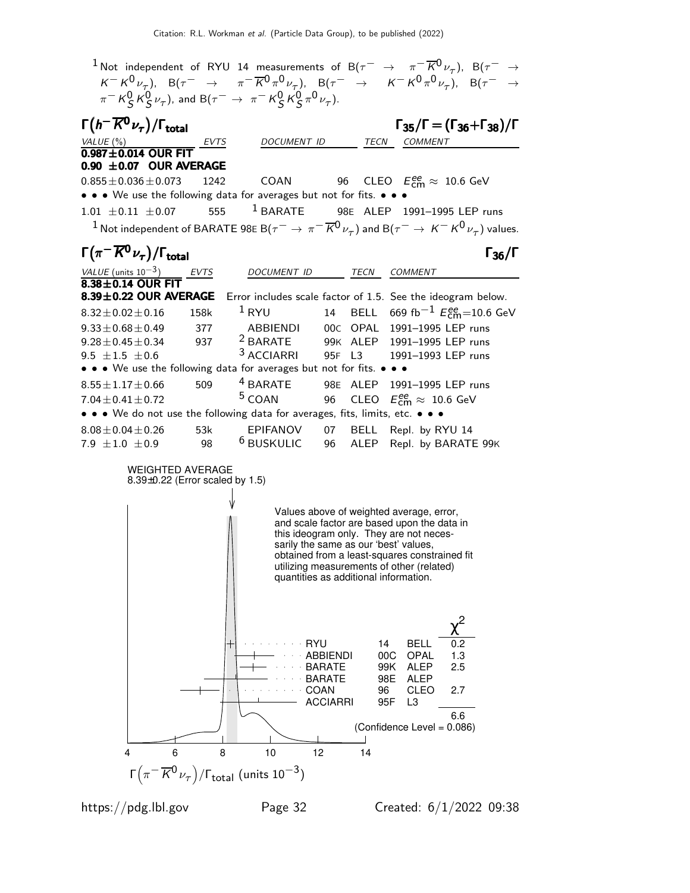[1] Not independent of RYU 14 measurements of $B(\tau^- \to \pi^- \overline{K}^0 \nu_\tau)$, $B(\tau^- \to K^- K^0 \nu_\tau)$, $B(\tau^- \to \pi^- \overline{K}^0 \pi^0 \nu_\tau)$, $B(\tau^- \to K^- K^0 \pi^0 \nu_\tau)$, $B(\tau^- \to \pi^- K_S^0 K_S^0 \nu_\tau)$, and $B(\tau^- \to \pi^- K_S^0 K_S^0 \pi^0 \nu_\tau)$.

### $\Gamma(h^- \overline{K}^0 \nu_\tau)/\Gamma_{\text{total}}$ $\qquad\qquad$ $\Gamma_{35}/\Gamma = (\Gamma_{36}+\Gamma_{38})/\Gamma$

| VALUE (%) | EVTS | DOCUMENT ID | | TECN | COMMENT |
|---|---|---|---|---|---|
| **0.987±0.014 OUR FIT** | | | | | |
| **0.90 ±0.07 OUR AVERAGE** | | | | | |
| 0.855±0.036±0.073 | 1242 | COAN | 96 | CLEO | $E^{ee}_{\text{cm}} \approx$ 10.6 GeV |
| • • • We use the following data for averages but not for fits. • • • | | | | | |
| 1.01 ±0.11 ±0.07 | 555 | [1] BARATE | 98E | ALEP | 1991–1995 LEP runs |

[1] Not independent of BARATE 98E $B(\tau^- \to \pi^- \overline{K}^0 \nu_\tau)$ and $B(\tau^- \to K^- K^0 \nu_\tau)$ values.

### $\Gamma(\pi^- \overline{K}^0 \nu_\tau)/\Gamma_{\text{total}}$ $\qquad\qquad$ $\Gamma_{36}/\Gamma$

| VALUE (units $10^{-3}$) | EVTS | DOCUMENT ID | | TECN | COMMENT |
|---|---|---|---|---|---|
| **8.38±0.14 OUR FIT** | | | | | |
| **8.39±0.22 OUR AVERAGE** | | Error includes scale factor of 1.5. See the ideogram below. | | | |
| 8.32±0.02±0.16 | 158k | [1] RYU | 14 | BELL | 669 fb$^{-1}$ $E^{ee}_{\text{cm}}$=10.6 GeV |
| 9.33±0.68±0.49 | 377 | ABBIENDI | 00C | OPAL | 1991–1995 LEP runs |
| 9.28±0.45±0.34 | 937 | [2] BARATE | 99K | ALEP | 1991–1995 LEP runs |
| 9.5 ±1.5 ±0.6 | | [3] ACCIARRI | 95F | L3 | 1991–1993 LEP runs |
| • • • We use the following data for averages but not for fits. • • • | | | | | |
| 8.55±1.17±0.66 | 509 | [4] BARATE | 98E | ALEP | 1991–1995 LEP runs |
| 7.04±0.41±0.72 | | [5] COAN | 96 | CLEO | $E^{ee}_{\text{cm}} \approx$ 10.6 GeV |
| • • • We do not use the following data for averages, fits, limits, etc. • • • | | | | | |
| 8.08±0.04±0.26 | 53k | EPIFANOV | 07 | BELL | Repl. by RYU 14 |
| 7.9 ±1.0 ±0.9 | 98 | [6] BUSKULIC | 96 | ALEP | Repl. by BARATE 99K |

WEIGHTED AVERAGE
8.39±0.22 (Error scaled by 1.5)

Values above of weighted average, error, and scale factor are based upon the data in this ideogram only. They are not necessarily the same as our 'best' values, obtained from a least-squares constrained fit utilizing measurements of other (related) quantities as additional information.

| | | | $\chi^2$ |
|---|---|---|---|
| RYU | 14 | BELL | 0.2 |
| ABBIENDI | 00C | OPAL | 1.3 |
| BARATE | 99K | ALEP | 2.5 |
| BARATE | 98E | ALEP | |
| COAN | 96 | CLEO | 2.7 |
| ACCIARRI | 95F | L3 | |
| | | | 6.6 |

(Confidence Level = 0.086)

$\Gamma(\pi^- \overline{K}^0 \nu_\tau)/\Gamma_{\text{total}}$ (units $10^{-3}$)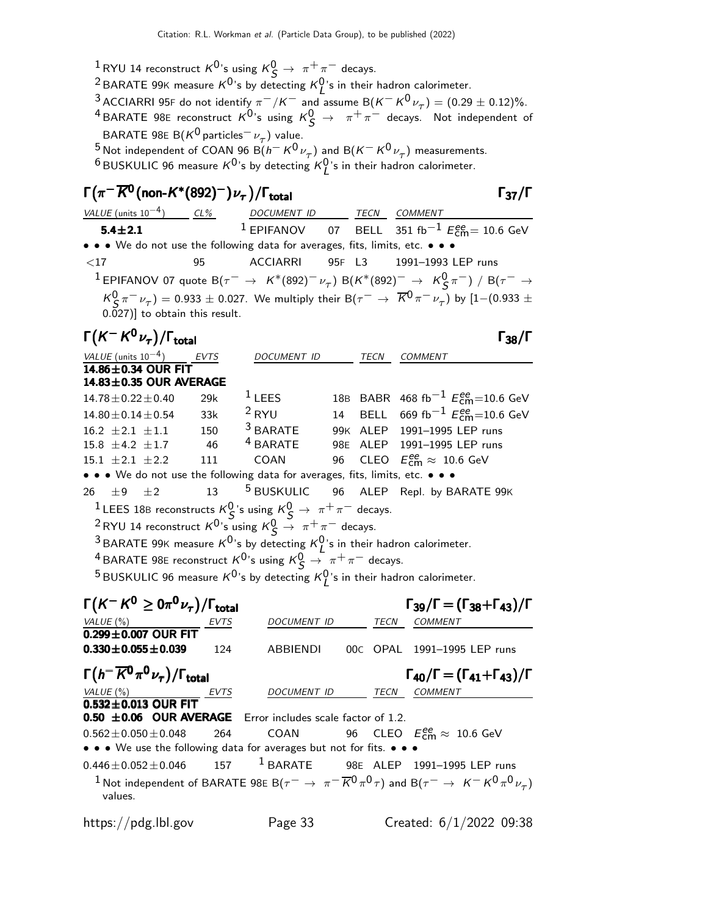[1] RYU 14 reconstruct $K^0$'s using $K^0_S \to \pi^+\pi^-$ decays.

[2] BARATE 99K measure $K^0$'s by detecting $K^0_L$'s in their hadron calorimeter.

[3] ACCIARRI 95F do not identify $\pi^-/K^-$ and assume B($K^- K^0 \nu_\tau$) = (0.29 ± 0.12)%.

[4] BARATE 98E reconstruct $K^0$'s using $K^0_S \to \pi^+\pi^-$ decays. Not independent of BARATE 98E B($K^0$ particles$^-$ $\nu_\tau$) value.

[5] Not independent of COAN 96 B($h^- K^0 \nu_\tau$) and B($K^- K^0 \nu_\tau$) measurements.

[6] BUSKULIC 96 measure $K^0$'s by detecting $K^0_L$'s in their hadron calorimeter.

## $\Gamma(\pi^- \overline{K}^0 (\text{non-}K^*(892)^-) \nu_\tau)/\Gamma_{\text{total}}$ — $\Gamma_{37}/\Gamma$

| VALUE (units $10^{-4}$) | CL% | DOCUMENT ID | | TECN | COMMENT |
|---|---|---|---|---|---|
| **5.4±2.1** | | [1] EPIFANOV | 07 | BELL | 351 fb$^{-1}$ $E^{ee}_{\text{cm}}$= 10.6 GeV |
| • • • We do not use the following data for averages, fits, limits, etc. • • • | | | | | |
| <17 | 95 | ACCIARRI | 95F | L3 | 1991–1993 LEP runs |

[1] EPIFANOV 07 quote B($\tau^- \to K^*(892)^- \nu_\tau$) B($K^*(892)^- \to K^0_S \pi^-$) / B($\tau^- \to K^0_S \pi^- \nu_\tau$) = 0.933 ± 0.027. We multiply their B($\tau^- \to \overline{K}^0 \pi^- \nu_\tau$) by [1−(0.933 ± 0.027)] to obtain this result.

## $\Gamma(K^- K^0 \nu_\tau)/\Gamma_{\text{total}}$ — $\Gamma_{38}/\Gamma$

| VALUE (units $10^{-4}$) | EVTS | DOCUMENT ID | | TECN | COMMENT |
|---|---|---|---|---|---|
| **14.86±0.34 OUR FIT** | | | | | |
| **14.83±0.35 OUR AVERAGE** | | | | | |
| 14.78±0.22±0.40 | 29k | [1] LEES | 18B | BABR | 468 fb$^{-1}$ $E^{ee}_{\text{cm}}$=10.6 GeV |
| 14.80±0.14±0.54 | 33k | [2] RYU | 14 | BELL | 669 fb$^{-1}$ $E^{ee}_{\text{cm}}$=10.6 GeV |
| 16.2 ±2.1 ±1.1 | 150 | [3] BARATE | 99K | ALEP | 1991–1995 LEP runs |
| 15.8 ±4.2 ±1.7 | 46 | [4] BARATE | 98E | ALEP | 1991–1995 LEP runs |
| 15.1 ±2.1 ±2.2 | 111 | COAN | 96 | CLEO | $E^{ee}_{\text{cm}} \approx$ 10.6 GeV |
| • • • We do not use the following data for averages, fits, limits, etc. • • • | | | | | |
| 26 ±9 ±2 | 13 | [5] BUSKULIC | 96 | ALEP | Repl. by BARATE 99K |

[1] LEES 18B reconstructs $K^0_S$'s using $K^0_S \to \pi^+\pi^-$ decays.

[2] RYU 14 reconstruct $K^0$'s using $K^0_S \to \pi^+\pi^-$ decays.

[3] BARATE 99K measure $K^0$'s by detecting $K^0_L$'s in their hadron calorimeter.

[4] BARATE 98E reconstruct $K^0$'s using $K^0_S \to \pi^+\pi^-$ decays.

[5] BUSKULIC 96 measure $K^0$'s by detecting $K^0_L$'s in their hadron calorimeter.

## $\Gamma(K^- K^0 \geq 0\pi^0 \nu_\tau)/\Gamma_{\text{total}}$ — $\Gamma_{39}/\Gamma = (\Gamma_{38}+\Gamma_{43})/\Gamma$

| VALUE (%) | EVTS | DOCUMENT ID | | TECN | COMMENT |
|---|---|---|---|---|---|
| **0.299±0.007 OUR FIT** | | | | | |
| **0.330±0.055±0.039** | 124 | ABBIENDI | 00C | OPAL | 1991–1995 LEP runs |

## $\Gamma(h^- \overline{K}^0 \pi^0 \nu_\tau)/\Gamma_{\text{total}}$ — $\Gamma_{40}/\Gamma = (\Gamma_{41}+\Gamma_{43})/\Gamma$

| VALUE (%) | EVTS | DOCUMENT ID | | TECN | COMMENT |
|---|---|---|---|---|---|
| **0.532±0.013 OUR FIT** | | | | | |
| **0.50 ±0.06 OUR AVERAGE** | Error includes scale factor of 1.2. | | | | |
| 0.562±0.050±0.048 | 264 | COAN | 96 | CLEO | $E^{ee}_{\text{cm}} \approx$ 10.6 GeV |
| • • • We use the following data for averages but not for fits. • • • | | | | | |
| 0.446±0.052±0.046 | 157 | [1] BARATE | 98E | ALEP | 1991–1995 LEP runs |

[1] Not independent of BARATE 98E B($\tau^- \to \pi^- \overline{K}^0 \pi^0 \tau$) and B($\tau^- \to K^- K^0 \pi^0 \nu_\tau$) values.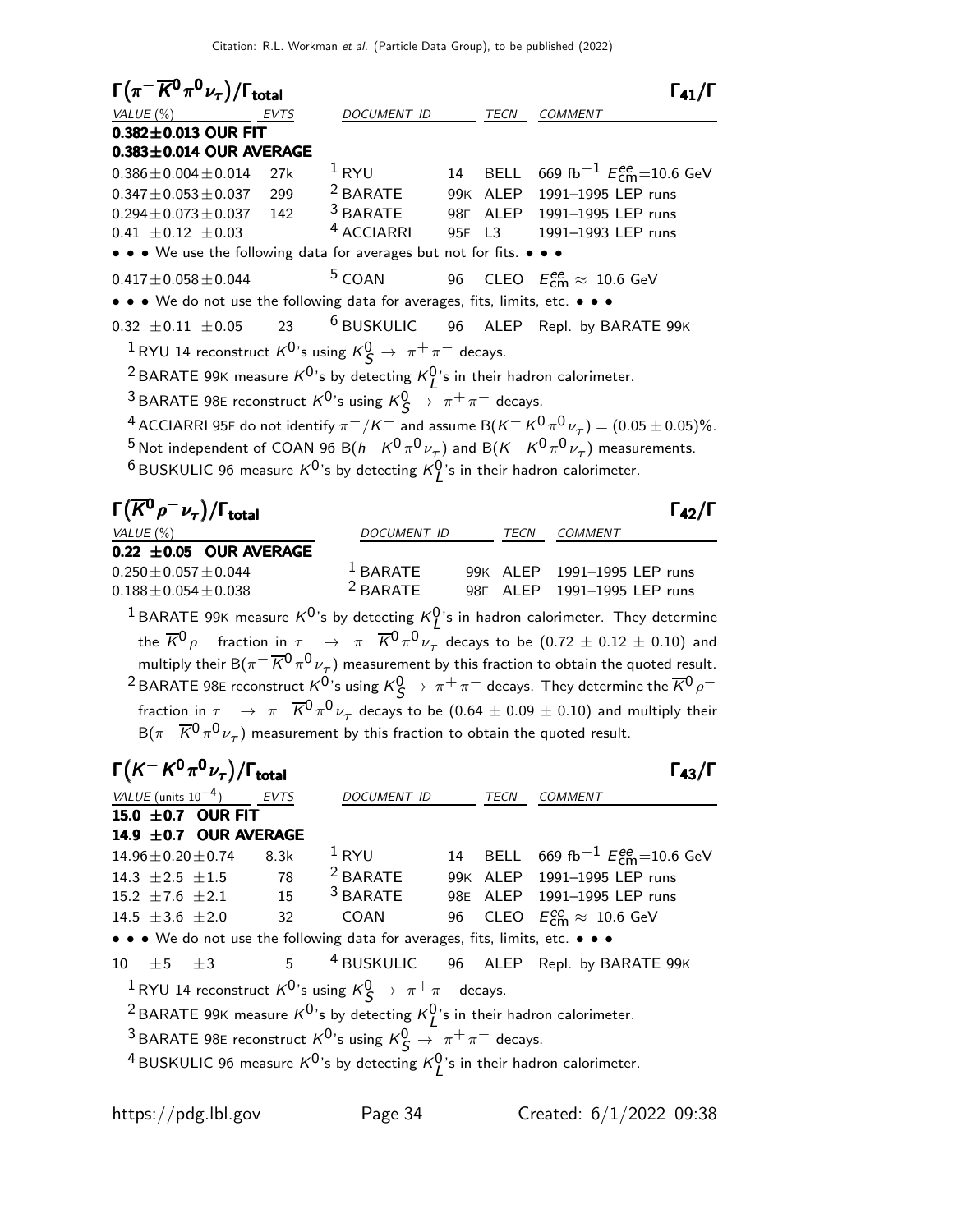## $\Gamma(\pi^- \overline{K}^0 \pi^0 \nu_\tau)/\Gamma_{\text{total}}$ $\Gamma_{41}/\Gamma$

| VALUE (%) | EVTS | DOCUMENT ID | | TECN | COMMENT |
|---|---|---|---|---|---|
| **0.382±0.013 OUR FIT** | | | | | |
| **0.383±0.014 OUR AVERAGE** | | | | | |
| $0.386 \pm 0.004 \pm 0.014$ | 27k | [1] RYU | 14 | BELL | 669 fb$^{-1}$ $E^{ee}_{\text{cm}}$=10.6 GeV |
| $0.347 \pm 0.053 \pm 0.037$ | 299 | [2] BARATE | 99K | ALEP | 1991–1995 LEP runs |
| $0.294 \pm 0.073 \pm 0.037$ | 142 | [3] BARATE | 98E | ALEP | 1991–1995 LEP runs |
| $0.41 \pm 0.12 \pm 0.03$ | | [4] ACCIARRI | 95F | L3 | 1991–1993 LEP runs |
| • • • We use the following data for averages but not for fits. • • • | | | | | |
| $0.417 \pm 0.058 \pm 0.044$ | | [5] COAN | 96 | CLEO | $E^{ee}_{\text{cm}} \approx$ 10.6 GeV |
| • • • We do not use the following data for averages, fits, limits, etc. • • • | | | | | |
| $0.32 \pm 0.11 \pm 0.05$ | 23 | [6] BUSKULIC | 96 | ALEP | Repl. by BARATE 99K |

[1] RYU 14 reconstruct $K^0$'s using $K^0_S \to \pi^+\pi^-$ decays.

[2] BARATE 99K measure $K^0$'s by detecting $K^0_L$'s in their hadron calorimeter.

[3] BARATE 98E reconstruct $K^0$'s using $K^0_S \to \pi^+\pi^-$ decays.

[4] ACCIARRI 95F do not identify $\pi^-/K^-$ and assume $B(K^- K^0 \pi^0 \nu_\tau) = (0.05 \pm 0.05)\%$.

[5] Not independent of COAN 96 $B(h^- K^0 \pi^0 \nu_\tau)$ and $B(K^- K^0 \pi^0 \nu_\tau)$ measurements.

[6] BUSKULIC 96 measure $K^0$'s by detecting $K^0_L$'s in their hadron calorimeter.

## $\Gamma(\overline{K}^0 \rho^- \nu_\tau)/\Gamma_{\text{total}}$ $\Gamma_{42}/\Gamma$

| VALUE (%) | DOCUMENT ID | | TECN | COMMENT |
|---|---|---|---|---|
| **0.22 ±0.05 OUR AVERAGE** | | | | |
| $0.250 \pm 0.057 \pm 0.044$ | [1] BARATE | 99K | ALEP | 1991–1995 LEP runs |
| $0.188 \pm 0.054 \pm 0.038$ | [2] BARATE | 98E | ALEP | 1991–1995 LEP runs |

[1] BARATE 99K measure $K^0$'s by detecting $K^0_L$'s in hadron calorimeter. They determine the $\overline{K}^0 \rho^-$ fraction in $\tau^- \to \pi^- \overline{K}^0 \pi^0 \nu_\tau$ decays to be $(0.72 \pm 0.12 \pm 0.10)$ and multiply their $B(\pi^- \overline{K}^0 \pi^0 \nu_\tau)$ measurement by this fraction to obtain the quoted result.

[2] BARATE 98E reconstruct $K^0$'s using $K^0_S \to \pi^+\pi^-$ decays. They determine the $\overline{K}^0 \rho^-$ fraction in $\tau^- \to \pi^- \overline{K}^0 \pi^0 \nu_\tau$ decays to be $(0.64 \pm 0.09 \pm 0.10)$ and multiply their $B(\pi^- \overline{K}^0 \pi^0 \nu_\tau)$ measurement by this fraction to obtain the quoted result.

## $\Gamma(K^- K^0 \pi^0 \nu_\tau)/\Gamma_{\text{total}}$ $\Gamma_{43}/\Gamma$

| VALUE (units $10^{-4}$) | EVTS | DOCUMENT ID | | TECN | COMMENT |
|---|---|---|---|---|---|
| **15.0 ±0.7 OUR FIT** | | | | | |
| **14.9 ±0.7 OUR AVERAGE** | | | | | |
| $14.96 \pm 0.20 \pm 0.74$ | 8.3k | [1] RYU | 14 | BELL | 669 fb$^{-1}$ $E^{ee}_{\text{cm}}$=10.6 GeV |
| $14.3 \pm 2.5 \pm 1.5$ | 78 | [2] BARATE | 99K | ALEP | 1991–1995 LEP runs |
| $15.2 \pm 7.6 \pm 2.1$ | 15 | [3] BARATE | 98E | ALEP | 1991–1995 LEP runs |
| $14.5 \pm 3.6 \pm 2.0$ | 32 | COAN | 96 | CLEO | $E^{ee}_{\text{cm}} \approx$ 10.6 GeV |
| • • • We do not use the following data for averages, fits, limits, etc. • • • | | | | | |
| $10 \pm 5 \pm 3$ | 5 | [4] BUSKULIC | 96 | ALEP | Repl. by BARATE 99K |

[1] RYU 14 reconstruct $K^0$'s using $K^0_S \to \pi^+\pi^-$ decays.

[2] BARATE 99K measure $K^0$'s by detecting $K^0_L$'s in their hadron calorimeter.

[3] BARATE 98E reconstruct $K^0$'s using $K^0_S \to \pi^+\pi^-$ decays.

[4] BUSKULIC 96 measure $K^0$'s by detecting $K^0_L$'s in their hadron calorimeter.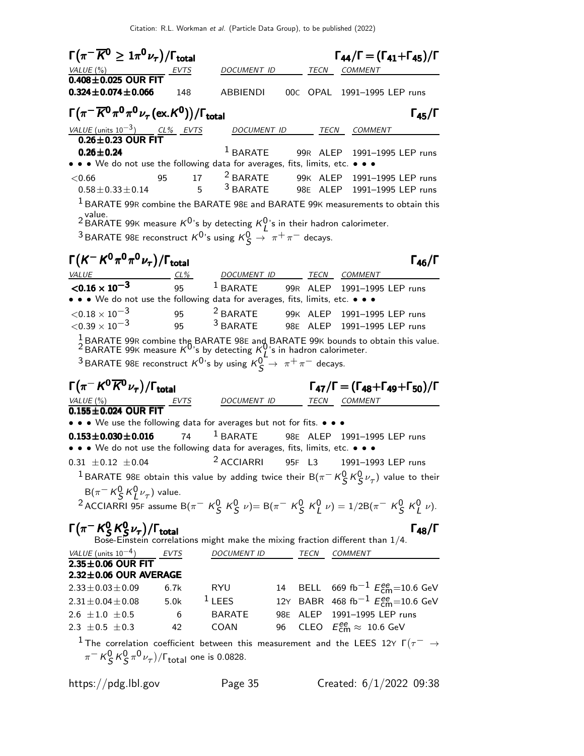### $\Gamma(\pi^- \overline{K}^0 \geq 1\pi^0 \nu_\tau)/\Gamma_{\text{total}}$ $\qquad \Gamma_{44}/\Gamma = (\Gamma_{41}+\Gamma_{45})/\Gamma$

| VALUE (%) | EVTS | DOCUMENT ID | | TECN | COMMENT |
|---|---|---|---|---|---|
| **0.408±0.025 OUR FIT** | | | | | |
| **0.324±0.074±0.066** | 148 | ABBIENDI | 00C | OPAL | 1991–1995 LEP runs |

### $\Gamma(\pi^- \overline{K}^0 \pi^0 \pi^0 \nu_\tau (\text{ex}.K^0))/\Gamma_{\text{total}}$ $\qquad \Gamma_{45}/\Gamma$

| VALUE (units $10^{-3}$) | CL% | EVTS | DOCUMENT ID | | TECN | COMMENT |
|---|---|---|---|---|---|---|
| **0.26±0.23 OUR FIT** | | | | | | |
| **0.26±0.24** | | | [1] BARATE | 99R | ALEP | 1991–1995 LEP runs |
| • • • We do not use the following data for averages, fits, limits, etc. • • • | | | | | | |
| <0.66 | 95 | 17 | [2] BARATE | 99K | ALEP | 1991–1995 LEP runs |
| 0.58±0.33±0.14 | | 5 | [3] BARATE | 98E | ALEP | 1991–1995 LEP runs |

[1] BARATE 99R combine the BARATE 98E and BARATE 99K measurements to obtain this value.
[2] BARATE 99K measure $K^0$'s by detecting $K^0_L$'s in their hadron calorimeter.
[3] BARATE 98E reconstruct $K^0$'s using $K^0_S \to \pi^+\pi^-$ decays.

### $\Gamma(K^- K^0 \pi^0 \pi^0 \nu_\tau)/\Gamma_{\text{total}}$ $\qquad \Gamma_{46}/\Gamma$

| VALUE | CL% | DOCUMENT ID | | TECN | COMMENT |
|---|---|---|---|---|---|
| **$<0.16 \times 10^{-3}$** | 95 | [1] BARATE | 99R | ALEP | 1991–1995 LEP runs |
| • • • We do not use the following data for averages, fits, limits, etc. • • • | | | | | |
| $<0.18 \times 10^{-3}$ | 95 | [2] BARATE | 99K | ALEP | 1991–1995 LEP runs |
| $<0.39 \times 10^{-3}$ | 95 | [3] BARATE | 98E | ALEP | 1991–1995 LEP runs |

[1] BARATE 99R combine the BARATE 98E and BARATE 99K bounds to obtain this value.
[2] BARATE 99K measure $K^0$'s by detecting $K^0_L$'s in hadron calorimeter.
[3] BARATE 98E reconstruct $K^0$'s by using $K^0_S \to \pi^+\pi^-$ decays.

### $\Gamma(\pi^- K^0 \overline{K}^0 \nu_\tau)/\Gamma_{\text{total}}$ $\qquad \Gamma_{47}/\Gamma = (\Gamma_{48}+\Gamma_{49}+\Gamma_{50})/\Gamma$

| VALUE (%) | EVTS | DOCUMENT ID | | TECN | COMMENT |
|---|---|---|---|---|---|
| **0.155±0.024 OUR FIT** | | | | | |
| • • • We use the following data for averages but not for fits. • • • | | | | | |
| **0.153±0.030±0.016** | 74 | [1] BARATE | 98E | ALEP | 1991–1995 LEP runs |
| • • • We do not use the following data for averages, fits, limits, etc. • • • | | | | | |
| 0.31 ±0.12 ±0.04 | | [2] ACCIARRI | 95F | L3 | 1991–1993 LEP runs |

[1] BARATE 98E obtain this value by adding twice their $B(\pi^- K^0_S K^0_S \nu_\tau)$ value to their $B(\pi^- K^0_S K^0_L \nu_\tau)$ value.
[2] ACCIARRI 95F assume $B(\pi^- K^0_S K^0_S \nu) = B(\pi^- K^0_S K^0_L \nu) = 1/2 B(\pi^- K^0_S K^0_L \nu)$.

### $\Gamma(\pi^- K^0_S K^0_S \nu_\tau)/\Gamma_{\text{total}}$ $\qquad \Gamma_{48}/\Gamma$

Bose-Einstein correlations might make the mixing fraction different than 1/4.

| VALUE (units $10^{-4}$) | EVTS | DOCUMENT ID | | TECN | COMMENT |
|---|---|---|---|---|---|
| **2.35±0.06 OUR FIT** | | | | | |
| **2.32±0.06 OUR AVERAGE** | | | | | |
| 2.33±0.03±0.09 | 6.7k | RYU | 14 | BELL | 669 fb$^{-1}$ $E^{ee}_{\text{cm}}$=10.6 GeV |
| 2.31±0.04±0.08 | 5.0k | [1] LEES | 12Y | BABR | 468 fb$^{-1}$ $E^{ee}_{\text{cm}}$=10.6 GeV |
| 2.6 ±1.0 ±0.5 | 6 | BARATE | 98E | ALEP | 1991–1995 LEP runs |
| 2.3 ±0.5 ±0.3 | 42 | COAN | 96 | CLEO | $E^{ee}_{\text{cm}} \approx$ 10.6 GeV |

[1] The correlation coefficient between this measurement and the LEES 12Y $\Gamma(\tau^- \to \pi^- K^0_S K^0_S \pi^0 \nu_\tau)/\Gamma_{\text{total}}$ one is 0.0828.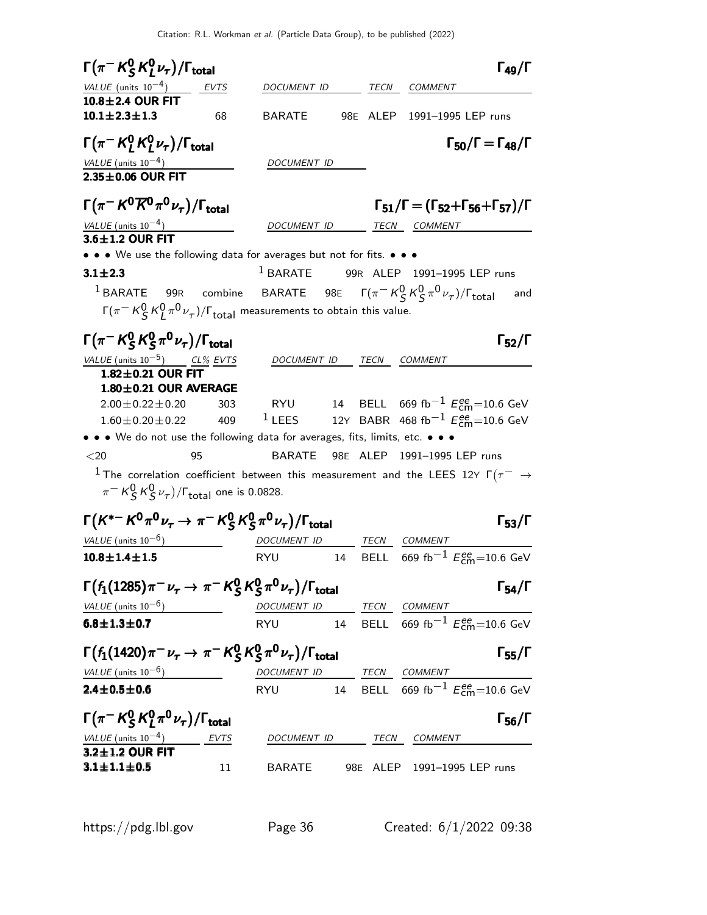### $\Gamma(\pi^- K^0_S K^0_L \nu_\tau)/\Gamma_{\text{total}}$ $\qquad\Gamma_{49}/\Gamma$

| VALUE (units $10^{-4}$) | EVTS | DOCUMENT ID | | TECN | COMMENT |
|---|---|---|---|---|---|
| **10.8±2.4 OUR FIT** | | | | | |
| **10.1±2.3±1.3** | 68 | BARATE | 98E | ALEP | 1991–1995 LEP runs |

### $\Gamma(\pi^- K^0_L K^0_L \nu_\tau)/\Gamma_{\text{total}}$ $\qquad\Gamma_{50}/\Gamma = \Gamma_{48}/\Gamma$

| VALUE (units $10^{-4}$) | DOCUMENT ID |
|---|---|
| **2.35±0.06 OUR FIT** | |

### $\Gamma(\pi^- K^0 \overline{K}^0 \pi^0 \nu_\tau)/\Gamma_{\text{total}}$ $\qquad\Gamma_{51}/\Gamma = (\Gamma_{52}+\Gamma_{56}+\Gamma_{57})/\Gamma$

| VALUE (units $10^{-4}$) | DOCUMENT ID | | TECN | COMMENT |
|---|---|---|---|---|
| **3.6±1.2 OUR FIT** | | | | |
| • • • We use the following data for averages but not for fits. • • • | | | | |
| **3.1±2.3** | [1] BARATE | 99R | ALEP | 1991–1995 LEP runs |

[1] BARATE 99R combine BARATE 98E $\Gamma(\pi^- K^0_S K^0_S \pi^0 \nu_\tau)/\Gamma_{\text{total}}$ and $\Gamma(\pi^- K^0_S K^0_L \pi^0 \nu_\tau)/\Gamma_{\text{total}}$ measurements to obtain this value.

### $\Gamma(\pi^- K^0_S K^0_S \pi^0 \nu_\tau)/\Gamma_{\text{total}}$ $\qquad\Gamma_{52}/\Gamma$

| VALUE (units $10^{-5}$) | CL% | EVTS | DOCUMENT ID | | TECN | COMMENT |
|---|---|---|---|---|---|---|
| **1.82±0.21 OUR FIT** | | | | | | |
| **1.80±0.21 OUR AVERAGE** | | | | | | |
| 2.00±0.22±0.20 | | 303 | RYU | 14 | BELL | 669 fb$^{-1}$ $E^{ee}_{\text{cm}}$=10.6 GeV |
| 1.60±0.20±0.22 | | 409 | [1] LEES | 12Y | BABR | 468 fb$^{-1}$ $E^{ee}_{\text{cm}}$=10.6 GeV |
| • • • We do not use the following data for averages, fits, limits, etc. • • • | | | | | | |
| <20 | 95 | | BARATE | 98E | ALEP | 1991–1995 LEP runs |

[1] The correlation coefficient between this measurement and the LEES 12Y $\Gamma(\tau^- \to \pi^- K^0_S K^0_S \nu_\tau)/\Gamma_{\text{total}}$ one is 0.0828.

### $\Gamma(K^{*-} K^0 \pi^0 \nu_\tau \to \pi^- K^0_S K^0_S \pi^0 \nu_\tau)/\Gamma_{\text{total}}$ $\qquad\Gamma_{53}/\Gamma$

| VALUE (units $10^{-6}$) | DOCUMENT ID | | TECN | COMMENT |
|---|---|---|---|---|
| **10.8±1.4±1.5** | RYU | 14 | BELL | 669 fb$^{-1}$ $E^{ee}_{\text{cm}}$=10.6 GeV |

### $\Gamma(f_1(1285)\pi^- \nu_\tau \to \pi^- K^0_S K^0_S \pi^0 \nu_\tau)/\Gamma_{\text{total}}$ $\qquad\Gamma_{54}/\Gamma$

| VALUE (units $10^{-6}$) | DOCUMENT ID | | TECN | COMMENT |
|---|---|---|---|---|
| **6.8±1.3±0.7** | RYU | 14 | BELL | 669 fb$^{-1}$ $E^{ee}_{\text{cm}}$=10.6 GeV |

### $\Gamma(f_1(1420)\pi^- \nu_\tau \to \pi^- K^0_S K^0_S \pi^0 \nu_\tau)/\Gamma_{\text{total}}$ $\qquad\Gamma_{55}/\Gamma$

| VALUE (units $10^{-6}$) | DOCUMENT ID | | TECN | COMMENT |
|---|---|---|---|---|
| **2.4±0.5±0.6** | RYU | 14 | BELL | 669 fb$^{-1}$ $E^{ee}_{\text{cm}}$=10.6 GeV |

### $\Gamma(\pi^- K^0_S K^0_L \pi^0 \nu_\tau)/\Gamma_{\text{total}}$ $\qquad\Gamma_{56}/\Gamma$

| VALUE (units $10^{-4}$) | EVTS | DOCUMENT ID | | TECN | COMMENT |
|---|---|---|---|---|---|
| **3.2±1.2 OUR FIT** | | | | | |
| **3.1±1.1±0.5** | 11 | BARATE | 98E | ALEP | 1991–1995 LEP runs |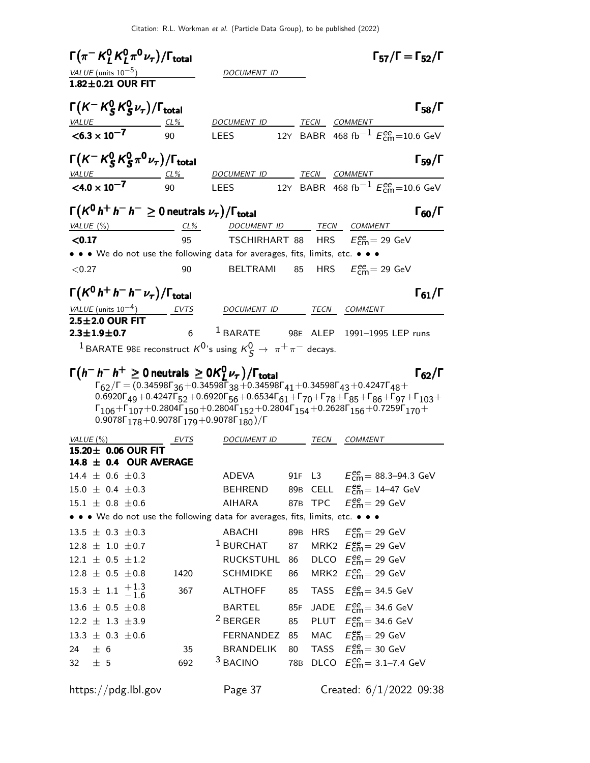### $\Gamma(\pi^- K^0_L K^0_L \pi^0 \nu_\tau)/\Gamma_{\text{total}}$ $\qquad \Gamma_{57}/\Gamma = \Gamma_{52}/\Gamma$

| VALUE (units $10^{-5}$) | DOCUMENT ID |
|---|---|
| **1.82±0.21 OUR FIT** | |

### $\Gamma(K^- K^0_S K^0_S \nu_\tau)/\Gamma_{\text{total}}$ $\qquad \Gamma_{58}/\Gamma$

| VALUE | CL% | DOCUMENT ID | | TECN | COMMENT |
|---|---|---|---|---|---|
| **$<6.3 \times 10^{-7}$** | 90 | LEES | 12Y | BABR | 468 fb$^{-1}$ $E^{ee}_{\text{cm}}$=10.6 GeV |

### $\Gamma(K^- K^0_S K^0_S \pi^0 \nu_\tau)/\Gamma_{\text{total}}$ $\qquad \Gamma_{59}/\Gamma$

| VALUE | CL% | DOCUMENT ID | | TECN | COMMENT |
|---|---|---|---|---|---|
| **$<4.0 \times 10^{-7}$** | 90 | LEES | 12Y | BABR | 468 fb$^{-1}$ $E^{ee}_{\text{cm}}$=10.6 GeV |

### $\Gamma(K^0 h^+ h^- h^- \geq 0 \text{ neutrals } \nu_\tau)/\Gamma_{\text{total}}$ $\qquad \Gamma_{60}/\Gamma$

| VALUE (%) | CL% | DOCUMENT ID | | TECN | COMMENT |
|---|---|---|---|---|---|
| **<0.17** | 95 | TSCHIRHART | 88 | HRS | $E^{ee}_{\text{cm}}$= 29 GeV |
| • • • We do not use the following data for averages, fits, limits, etc. • • • | | | | | |
| <0.27 | 90 | BELTRAMI | 85 | HRS | $E^{ee}_{\text{cm}}$= 29 GeV |

### $\Gamma(K^0 h^+ h^- h^- \nu_\tau)/\Gamma_{\text{total}}$ $\qquad \Gamma_{61}/\Gamma$

| VALUE (units $10^{-4}$) | EVTS | DOCUMENT ID | | TECN | COMMENT |
|---|---|---|---|---|---|
| **2.5±2.0 OUR FIT** | | | | | |
| **2.3±1.9±0.7** | 6 | [1] BARATE | 98E | ALEP | 1991–1995 LEP runs |

[1] BARATE 98E reconstruct $K^0$'s using $K^0_S \to \pi^+\pi^-$ decays.

### $\Gamma(h^- h^- h^+ \geq 0 \text{ neutrals } \geq 0 K^0_L \nu_\tau)/\Gamma_{\text{total}}$ $\qquad \Gamma_{62}/\Gamma$

$\Gamma_{62}/\Gamma = (0.34598\Gamma_{36}+0.34598\Gamma_{38}+0.34598\Gamma_{41}+0.34598\Gamma_{43}+0.4247\Gamma_{48}+0.6920\Gamma_{49}+0.4247\Gamma_{52}+0.6920\Gamma_{56}+0.6534\Gamma_{61}+\Gamma_{70}+\Gamma_{78}+\Gamma_{85}+\Gamma_{86}+\Gamma_{97}+\Gamma_{103}+\Gamma_{106}+\Gamma_{107}+0.2804\Gamma_{150}+0.2804\Gamma_{152}+0.2804\Gamma_{154}+0.2628\Gamma_{156}+0.7259\Gamma_{170}+0.9078\Gamma_{178}+0.9078\Gamma_{179}+0.9078\Gamma_{180})/\Gamma$

| VALUE (%) | EVTS | DOCUMENT ID | | TECN | COMMENT |
|---|---|---|---|---|---|
| **15.20± 0.06 OUR FIT** | | | | | |
| **14.8 ± 0.4 OUR AVERAGE** | | | | | |
| 14.4 ± 0.6 ±0.3 | | ADEVA | 91F | L3 | $E^{ee}_{\text{cm}}$= 88.3–94.3 GeV |
| 15.0 ± 0.4 ±0.3 | | BEHREND | 89B | CELL | $E^{ee}_{\text{cm}}$= 14–47 GeV |
| 15.1 ± 0.8 ±0.6 | | AIHARA | 87B | TPC | $E^{ee}_{\text{cm}}$= 29 GeV |
| • • • We do not use the following data for averages, fits, limits, etc. • • • | | | | | |
| 13.5 ± 0.3 ±0.3 | | ABACHI | 89B | HRS | $E^{ee}_{\text{cm}}$= 29 GeV |
| 12.8 ± 1.0 ±0.7 | | [1] BURCHAT | 87 | MRK2 | $E^{ee}_{\text{cm}}$= 29 GeV |
| 12.1 ± 0.5 ±1.2 | | RUCKSTUHL | 86 | DLCO | $E^{ee}_{\text{cm}}$= 29 GeV |
| 12.8 ± 0.5 ±0.8 | 1420 | SCHMIDKE | 86 | MRK2 | $E^{ee}_{\text{cm}}$= 29 GeV |
| 15.3 ± 1.1 $^{+1.3}_{-1.6}$ | 367 | ALTHOFF | 85 | TASS | $E^{ee}_{\text{cm}}$= 34.5 GeV |
| 13.6 ± 0.5 ±0.8 | | BARTEL | 85F | JADE | $E^{ee}_{\text{cm}}$= 34.6 GeV |
| 12.2 ± 1.3 ±3.9 | | [2] BERGER | 85 | PLUT | $E^{ee}_{\text{cm}}$= 34.6 GeV |
| 13.3 ± 0.3 ±0.6 | | FERNANDEZ | 85 | MAC | $E^{ee}_{\text{cm}}$= 29 GeV |
| 24 ± 6 | 35 | BRANDELIK | 80 | TASS | $E^{ee}_{\text{cm}}$= 30 GeV |
| 32 ± 5 | 692 | [3] BACINO | 78B | DLCO | $E^{ee}_{\text{cm}}$= 3.1–7.4 GeV |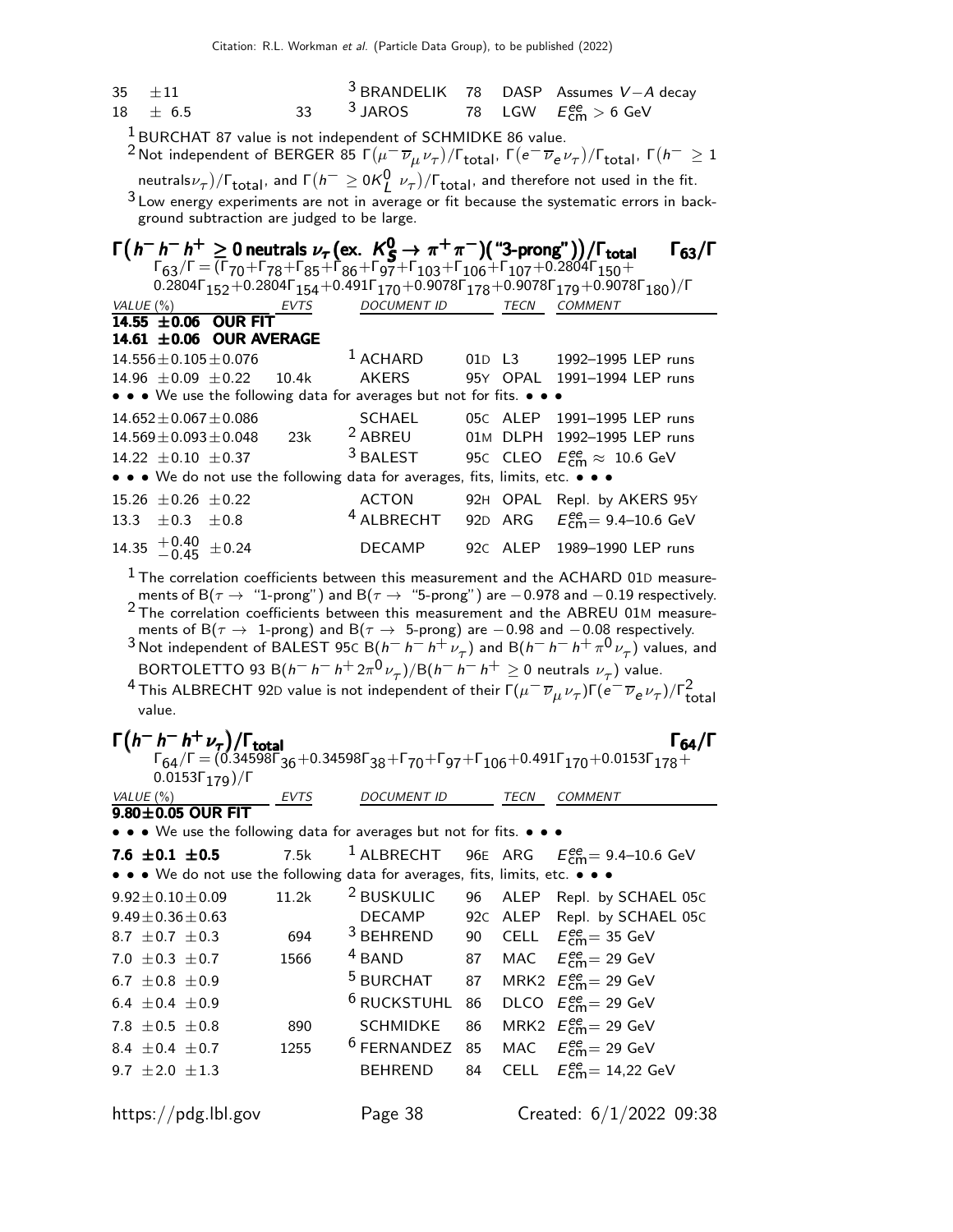| VALUE | EVTS | DOCUMENT ID | | TECN | COMMENT |
|---|---|---|---|---|---|
| 35 ±11 | | [3] BRANDELIK | 78 | DASP | Assumes $V-A$ decay |
| 18 ± 6.5 | 33 | [3] JAROS | 78 | LGW | $E^{ee}_{\rm cm} > 6$ GeV |

[1] BURCHAT 87 value is not independent of SCHMIDKE 86 value.

[2] Not independent of BERGER 85 $\Gamma(\mu^- \overline{\nu}_\mu \nu_\tau)/\Gamma_{\rm total}$, $\Gamma(e^- \overline{\nu}_e \nu_\tau)/\Gamma_{\rm total}$, $\Gamma(h^- \geq 1$ neutrals$\nu_\tau)/\Gamma_{\rm total}$, and $\Gamma(h^- \geq 0 K^0_L\ \nu_\tau)/\Gamma_{\rm total}$, and therefore not used in the fit.

[3] Low energy experiments are not in average or fit because the systematic errors in background subtraction are judged to be large.

## $\Gamma\big(h^- h^- h^+ \geq 0 \text{ neutrals } \nu_\tau (\text{ex. } K^0_S \to \pi^+ \pi^-)(\text{"3-prong"})\big)/\Gamma_{\rm total}$ — $\Gamma_{63}/\Gamma$

$\Gamma_{63}/\Gamma = (\Gamma_{70}+\Gamma_{78}+\Gamma_{85}+\Gamma_{86}+\Gamma_{97}+\Gamma_{103}+\Gamma_{106}+\Gamma_{107}+0.2804\Gamma_{150}+0.2804\Gamma_{152}+0.2804\Gamma_{154}+0.491\Gamma_{170}+0.9078\Gamma_{178}+0.9078\Gamma_{179}+0.9078\Gamma_{180})/\Gamma$

| VALUE (%) | EVTS | DOCUMENT ID | | TECN | COMMENT |
|---|---|---|---|---|---|
| **14.55 ±0.06 OUR FIT** | | | | | |
| **14.61 ±0.06 OUR AVERAGE** | | | | | |
| 14.556±0.105±0.076 | | [1] ACHARD | 01D | L3 | 1992–1995 LEP runs |
| 14.96 ±0.09 ±0.22 | 10.4k | AKERS | 95Y | OPAL | 1991–1994 LEP runs |
| • • • We use the following data for averages but not for fits. • • • | | | | | |
| 14.652±0.067±0.086 | | SCHAEL | 05C | ALEP | 1991–1995 LEP runs |
| 14.569±0.093±0.048 | 23k | [2] ABREU | 01M | DLPH | 1992–1995 LEP runs |
| 14.22 ±0.10 ±0.37 | | [3] BALEST | 95C | CLEO | $E^{ee}_{\rm cm} \approx$ 10.6 GeV |
| • • • We do not use the following data for averages, fits, limits, etc. • • • | | | | | |
| 15.26 ±0.26 ±0.22 | | ACTON | 92H | OPAL | Repl. by AKERS 95Y |
| 13.3 ±0.3 ±0.8 | | [4] ALBRECHT | 92D | ARG | $E^{ee}_{\rm cm}$= 9.4–10.6 GeV |
| 14.35 $^{+0.40}_{-0.45}$ ±0.24 | | DECAMP | 92C | ALEP | 1989–1990 LEP runs |

[1] The correlation coefficients between this measurement and the ACHARD 01D measurements of B($\tau \to$ "1-prong") and B($\tau \to$ "5-prong") are −0.978 and −0.19 respectively.

[2] The correlation coefficients between this measurement and the ABREU 01M measurements of B($\tau \to$ 1-prong) and B($\tau \to$ 5-prong) are −0.98 and −0.08 respectively.

[3] Not independent of BALEST 95C B($h^- h^- h^+ \nu_\tau$) and B($h^- h^- h^+ \pi^0 \nu_\tau$) values, and BORTOLETTO 93 B($h^- h^- h^+ 2\pi^0 \nu_\tau$)/B($h^- h^- h^+ \geq 0$ neutrals $\nu_\tau$) value.

[4] This ALBRECHT 92D value is not independent of their $\Gamma(\mu^- \overline{\nu}_\mu \nu_\tau)\Gamma(e^- \overline{\nu}_e \nu_\tau)/\Gamma^2_{\rm total}$ value.

## $\Gamma\big(h^- h^- h^+ \nu_\tau\big)/\Gamma_{\rm total}$ — $\Gamma_{64}/\Gamma$

$\Gamma_{64}/\Gamma = (0.34598\Gamma_{36}+0.34598\Gamma_{38}+\Gamma_{70}+\Gamma_{97}+\Gamma_{106}+0.491\Gamma_{170}+0.0153\Gamma_{178}+0.0153\Gamma_{179})/\Gamma$

| VALUE (%) | EVTS | DOCUMENT ID | | TECN | COMMENT |
|---|---|---|---|---|---|
| **9.80±0.05 OUR FIT** | | | | | |
| • • • We use the following data for averages but not for fits. • • • | | | | | |
| **7.6 ±0.1 ±0.5** | 7.5k | [1] ALBRECHT | 96E | ARG | $E^{ee}_{\rm cm}$= 9.4–10.6 GeV |
| • • • We do not use the following data for averages, fits, limits, etc. • • • | | | | | |
| 9.92±0.10±0.09 | 11.2k | [2] BUSKULIC | 96 | ALEP | Repl. by SCHAEL 05C |
| 9.49±0.36±0.63 | | DECAMP | 92C | ALEP | Repl. by SCHAEL 05C |
| 8.7 ±0.7 ±0.3 | 694 | [3] BEHREND | 90 | CELL | $E^{ee}_{\rm cm}$= 35 GeV |
| 7.0 ±0.3 ±0.7 | 1566 | [4] BAND | 87 | MAC | $E^{ee}_{\rm cm}$= 29 GeV |
| 6.7 ±0.8 ±0.9 | | [5] BURCHAT | 87 | MRK2 | $E^{ee}_{\rm cm}$= 29 GeV |
| 6.4 ±0.4 ±0.9 | | [6] RUCKSTUHL | 86 | DLCO | $E^{ee}_{\rm cm}$= 29 GeV |
| 7.8 ±0.5 ±0.8 | 890 | SCHMIDKE | 86 | MRK2 | $E^{ee}_{\rm cm}$= 29 GeV |
| 8.4 ±0.4 ±0.7 | 1255 | [6] FERNANDEZ | 85 | MAC | $E^{ee}_{\rm cm}$= 29 GeV |
| 9.7 ±2.0 ±1.3 | | BEHREND | 84 | CELL | $E^{ee}_{\rm cm}$= 14,22 GeV |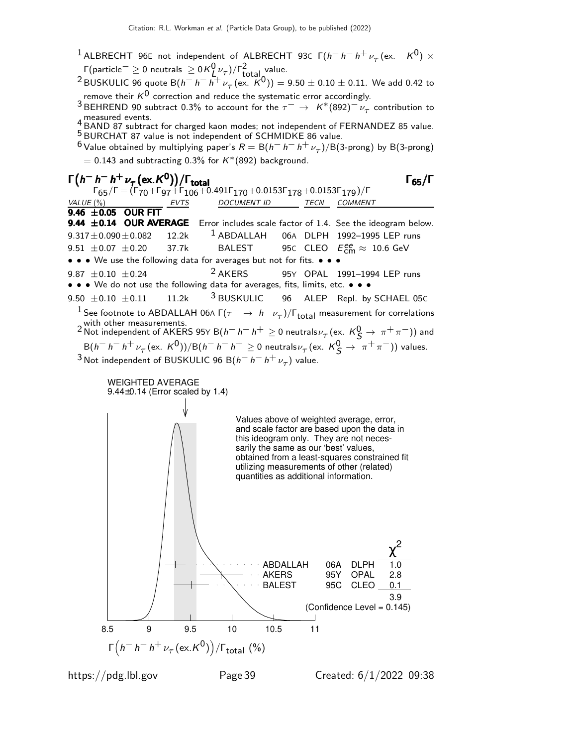[1] ALBRECHT 96E not independent of ALBRECHT 93C $\Gamma(h^- h^- h^+ \nu_\tau (\text{ex.}\ K^0) \times \Gamma(\text{particle}^- \geq 0\ \text{neutrals}\ \geq 0 K^0_L \nu_\tau)/\Gamma^2_{\text{total}}$ value.

[2] BUSKULIC 96 quote $B(h^- h^- h^+ \nu_\tau (\text{ex.}\ K^0)) = 9.50 \pm 0.10 \pm 0.11$. We add 0.42 to remove their $K^0$ correction and reduce the systematic error accordingly.

[3] BEHREND 90 subtract 0.3% to account for the $\tau^- \to K^*(892)^- \nu_\tau$ contribution to measured events.

[4] BAND 87 subtract for charged kaon modes; not independent of FERNANDEZ 85 value.

[5] BURCHAT 87 value is not independent of SCHMIDKE 86 value.

[6] Value obtained by multiplying paper's $R = B(h^- h^- h^+ \nu_\tau)/B(\text{3-prong})$ by B(3-prong) = 0.143 and subtracting 0.3% for $K^*(892)$ background.

## $\Gamma(h^- h^- h^+ \nu_\tau (\text{ex.}K^0))/\Gamma_{\text{total}}$ — $\Gamma_{65}/\Gamma$

$\Gamma_{65}/\Gamma = (\Gamma_{70}+\Gamma_{97}+\Gamma_{106}+0.491\Gamma_{170}+0.0153\Gamma_{178}+0.0153\Gamma_{179})/\Gamma$

| VALUE (%) | EVTS | DOCUMENT ID | | TECN | COMMENT |
|---|---|---|---|---|---|
| **9.46 ±0.05 OUR FIT** | | | | | |
| **9.44 ±0.14 OUR AVERAGE** | Error includes scale factor of 1.4. See the ideogram below. | | | | |
| 9.317±0.090±0.082 | 12.2k | [1] ABDALLAH | 06A | DLPH | 1992–1995 LEP runs |
| 9.51 ±0.07 ±0.20 | 37.7k | BALEST | 95C | CLEO | $E^{ee}_{\text{cm}} \approx$ 10.6 GeV |
| • • • We use the following data for averages but not for fits. • • • | | | | | |
| 9.87 ±0.10 ±0.24 | | [2] AKERS | 95Y | OPAL | 1991–1994 LEP runs |
| • • • We do not use the following data for averages, fits, limits, etc. • • • | | | | | |
| 9.50 ±0.10 ±0.11 | 11.2k | [3] BUSKULIC | 96 | ALEP | Repl. by SCHAEL 05C |

[1] See footnote to ABDALLAH 06A $\Gamma(\tau^- \to h^- \nu_\tau)/\Gamma_{\text{total}}$ measurement for correlations with other measurements.

[2] Not independent of AKERS 95Y $B(h^- h^- h^+ \geq 0\ \text{neutrals}\ \nu_\tau (\text{ex.}\ K^0_S \to \pi^+\pi^-))$ and $B(h^- h^- h^+ \nu_\tau (\text{ex.}\ K^0))/B(h^- h^- h^+ \geq 0\ \text{neutrals}\ \nu_\tau (\text{ex.}\ K^0_S \to \pi^+\pi^-))$ values.

[3] Not independent of BUSKULIC 96 $B(h^- h^- h^+ \nu_\tau)$ value.

WEIGHTED AVERAGE
9.44±0.14 (Error scaled by 1.4)

Values above of weighted average, error, and scale factor are based upon the data in this ideogram only. They are not necessarily the same as our 'best' values, obtained from a least-squares constrained fit utilizing measurements of other (related) quantities as additional information.

| | | | $\chi^2$ |
|---|---|---|---|
| ABDALLAH | 06A | DLPH | 1.0 |
| AKERS | 95Y | OPAL | 2.8 |
| BALEST | 95C | CLEO | 0.1 |
| | | | 3.9 |

(Confidence Level = 0.145)

$\Gamma\left(h^- h^- h^+ \nu_\tau (\text{ex.}K^0)\right)/\Gamma_{\text{total}}$ (%)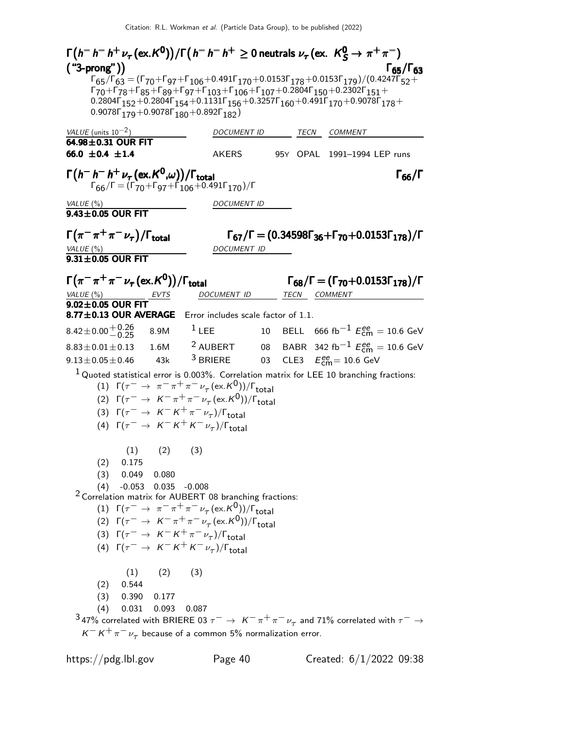### $\Gamma\left(h^- h^- h^+ \nu_\tau (\text{ex.}K^0)\right)/\Gamma\left(h^- h^- h^+ \geq 0 \text{ neutrals } \nu_\tau (\text{ex. } K^0_S \to \pi^+\pi^-) \text{ ("3-prong")}\right)$ $\Gamma_{65}/\Gamma_{63}$

$\Gamma_{65}/\Gamma_{63} = (\Gamma_{70}+\Gamma_{97}+\Gamma_{106}+0.491\Gamma_{170}+0.0153\Gamma_{178}+0.0153\Gamma_{179})/(0.4247\Gamma_{52}+\Gamma_{70}+\Gamma_{78}+\Gamma_{85}+\Gamma_{89}+\Gamma_{97}+\Gamma_{103}+\Gamma_{106}+\Gamma_{107}+0.2804\Gamma_{150}+0.2302\Gamma_{151}+0.2804\Gamma_{152}+0.2804\Gamma_{154}+0.1131\Gamma_{156}+0.3257\Gamma_{160}+0.491\Gamma_{170}+0.9078\Gamma_{178}+0.9078\Gamma_{179}+0.9078\Gamma_{180}+0.892\Gamma_{182})$

| VALUE (units $10^{-2}$) | DOCUMENT ID | | TECN | COMMENT |
|---|---|---|---|---|
| **64.98±0.31 OUR FIT** | | | | |
| **66.0 ±0.4 ±1.4** | AKERS | 95Y | OPAL | 1991–1994 LEP runs |

### $\Gamma\left(h^- h^- h^+ \nu_\tau (\text{ex.}K^0,\omega)\right)/\Gamma_{\text{total}}$ $\Gamma_{66}/\Gamma$

$\Gamma_{66}/\Gamma = (\Gamma_{70}+\Gamma_{97}+\Gamma_{106}+0.491\Gamma_{170})/\Gamma$

| VALUE (%) | DOCUMENT ID |
|---|---|
| **9.43±0.05 OUR FIT** | |

### $\Gamma\left(\pi^-\pi^+\pi^-\nu_\tau\right)/\Gamma_{\text{total}}$ $\Gamma_{67}/\Gamma = (0.34598\Gamma_{36}+\Gamma_{70}+0.0153\Gamma_{178})/\Gamma$

| VALUE (%) | DOCUMENT ID |
|---|---|
| **9.31±0.05 OUR FIT** | |

### $\Gamma\left(\pi^-\pi^+\pi^-\nu_\tau (\text{ex.}K^0)\right)/\Gamma_{\text{total}}$ $\Gamma_{68}/\Gamma = (\Gamma_{70}+0.0153\Gamma_{178})/\Gamma$

| VALUE (%) | EVTS | DOCUMENT ID | | TECN | COMMENT |
|---|---|---|---|---|---|
| **9.02±0.05 OUR FIT** | | | | | |
| **8.77±0.13 OUR AVERAGE** | Error includes scale factor of 1.1. | | | | |
| $8.42\pm0.00^{+0.26}_{-0.25}$ | 8.9M | [1] LEE | 10 | BELL | 666 fb$^{-1}$ $E^{ee}_{\text{cm}}$ = 10.6 GeV |
| $8.83\pm0.01\pm0.13$ | 1.6M | [2] AUBERT | 08 | BABR | 342 fb$^{-1}$ $E^{ee}_{\text{cm}}$ = 10.6 GeV |
| $9.13\pm0.05\pm0.46$ | 43k | [3] BRIERE | 03 | CLE3 | $E^{ee}_{\text{cm}}$ = 10.6 GeV |

[1] Quoted statistical error is 0.003%. Correlation matrix for LEE 10 branching fractions:
(1) $\Gamma(\tau^- \to \pi^-\pi^+\pi^-\nu_\tau(\text{ex.}K^0))/\Gamma_{\text{total}}$
(2) $\Gamma(\tau^- \to K^-\pi^+\pi^-\nu_\tau(\text{ex.}K^0))/\Gamma_{\text{total}}$
(3) $\Gamma(\tau^- \to K^-K^+\pi^-\nu_\tau)/\Gamma_{\text{total}}$
(4) $\Gamma(\tau^- \to K^-K^+K^-\nu_\tau)/\Gamma_{\text{total}}$

| | (1) | (2) | (3) |
|---|---|---|---|
| (2) | 0.175 | | |
| (3) | 0.049 | 0.080 | |
| (4) | -0.053 | 0.035 | -0.008 |

[2] Correlation matrix for AUBERT 08 branching fractions:
(1) $\Gamma(\tau^- \to \pi^-\pi^+\pi^-\nu_\tau(\text{ex.}K^0))/\Gamma_{\text{total}}$
(2) $\Gamma(\tau^- \to K^-\pi^+\pi^-\nu_\tau(\text{ex.}K^0))/\Gamma_{\text{total}}$
(3) $\Gamma(\tau^- \to K^-K^+\pi^-\nu_\tau)/\Gamma_{\text{total}}$
(4) $\Gamma(\tau^- \to K^-K^+K^-\nu_\tau)/\Gamma_{\text{total}}$

| | (1) | (2) | (3) |
|---|---|---|---|
| (2) | 0.544 | | |
| (3) | 0.390 | 0.177 | |
| (4) | 0.031 | 0.093 | 0.087 |

[3] 47% correlated with BRIERE 03 $\tau^- \to K^-\pi^+\pi^-\nu_\tau$ and 71% correlated with $\tau^- \to K^-K^+\pi^-\nu_\tau$ because of a common 5% normalization error.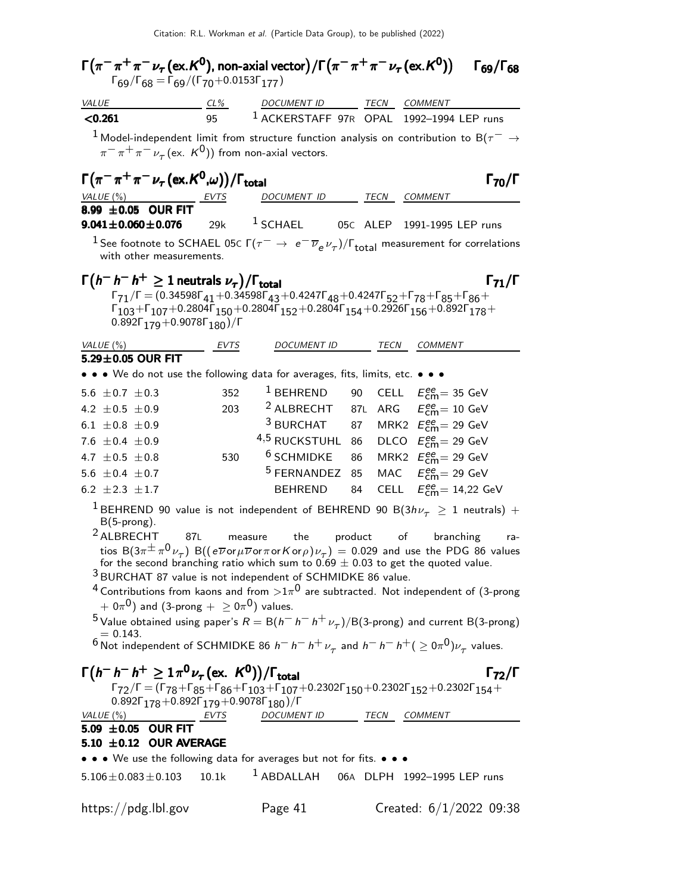### $\Gamma(\pi^-\pi^+\pi^-\nu_\tau\,(\text{ex.}K^0),\ \text{non-axial vector})/\Gamma(\pi^-\pi^+\pi^-\nu_\tau\,(\text{ex.}K^0))$ — $\Gamma_{69}/\Gamma_{68}$

$\Gamma_{69}/\Gamma_{68} = \Gamma_{69}/(\Gamma_{70}+0.0153\Gamma_{177})$

| VALUE | CL% | DOCUMENT ID | TECN | COMMENT |
|---|---|---|---|---|
| **<0.261** | 95 | [1] ACKERSTAFF 97R | OPAL | 1992–1994 LEP runs |

[1] Model-independent limit from structure function analysis on contribution to $B(\tau^- \to \pi^-\pi^+\pi^-\nu_\tau\,(\text{ex. } K^0))$ from non-axial vectors.

### $\Gamma(\pi^-\pi^+\pi^-\nu_\tau\,(\text{ex.}K^0,\omega))/\Gamma_{\text{total}}$ — $\Gamma_{70}/\Gamma$

| VALUE (%) | EVTS | DOCUMENT ID | TECN | COMMENT |
|---|---|---|---|---|
| **8.99 ±0.05 OUR FIT** | | | | |
| **9.041±0.060±0.076** | 29k | [1] SCHAEL 05C | ALEP | 1991-1995 LEP runs |

[1] See footnote to SCHAEL 05C $\Gamma(\tau^- \to e^-\overline{\nu}_e\nu_\tau)/\Gamma_{\text{total}}$ measurement for correlations with other measurements.

### $\Gamma(h^-h^-h^+ \geq 1\ \text{neutrals}\ \nu_\tau)/\Gamma_{\text{total}}$ — $\Gamma_{71}/\Gamma$

$\Gamma_{71}/\Gamma = (0.34598\Gamma_{41}+0.34598\Gamma_{43}+0.4247\Gamma_{48}+0.4247\Gamma_{52}+\Gamma_{78}+\Gamma_{85}+\Gamma_{86}+\Gamma_{103}+\Gamma_{107}+0.2804\Gamma_{150}+0.2804\Gamma_{152}+0.2804\Gamma_{154}+0.2926\Gamma_{156}+0.892\Gamma_{178}+0.892\Gamma_{179}+0.9078\Gamma_{180})/\Gamma$

| VALUE (%) | EVTS | DOCUMENT ID | | TECN | COMMENT |
|---|---|---|---|---|---|
| **5.29±0.05 OUR FIT** | | | | | |
| • • • We do not use the following data for averages, fits, limits, etc. • • • | | | | | |
| 5.6 ±0.7 ±0.3 | 352 | [1] BEHREND | 90 | CELL | $E^{ee}_{\text{cm}}$= 35 GeV |
| 4.2 ±0.5 ±0.9 | 203 | [2] ALBRECHT | 87L | ARG | $E^{ee}_{\text{cm}}$= 10 GeV |
| 6.1 ±0.8 ±0.9 | | [3] BURCHAT | 87 | MRK2 | $E^{ee}_{\text{cm}}$= 29 GeV |
| 7.6 ±0.4 ±0.9 | | [4,5] RUCKSTUHL | 86 | DLCO | $E^{ee}_{\text{cm}}$= 29 GeV |
| 4.7 ±0.5 ±0.8 | 530 | [6] SCHMIDKE | 86 | MRK2 | $E^{ee}_{\text{cm}}$= 29 GeV |
| 5.6 ±0.4 ±0.7 | | [5] FERNANDEZ | 85 | MAC | $E^{ee}_{\text{cm}}$= 29 GeV |
| 6.2 ±2.3 ±1.7 | | BEHREND | 84 | CELL | $E^{ee}_{\text{cm}}$= 14,22 GeV |

[1] BEHREND 90 value is not independent of BEHREND 90 $B(3h\nu_\tau \geq 1\ \text{neutrals})$ + B(5-prong).

[2] ALBRECHT 87L measure the product of branching ratios $B(3\pi^\pm\pi^0\nu_\tau)\ B((e\overline{\nu}\text{or}\mu\overline{\nu}\text{or}\pi\text{or}K\text{or}\rho)\nu_\tau) = 0.029$ and use the PDG 86 values for the second branching ratio which sum to $0.69 \pm 0.03$ to get the quoted value.

[3] BURCHAT 87 value is not independent of SCHMIDKE 86 value.

[4] Contributions from kaons and from $>1\pi^0$ are subtracted. Not independent of (3-prong $+ 0\pi^0$) and (3-prong $+ \geq 0\pi^0$) values.

[5] Value obtained using paper's $R = B(h^-h^-h^+\nu_\tau)/B(\text{3-prong})$ and current B(3-prong) = 0.143.

[6] Not independent of SCHMIDKE 86 $h^-h^-h^+\nu_\tau$ and $h^-h^-h^+(\geq 0\pi^0)\nu_\tau$ values.

### $\Gamma(h^-h^-h^+ \geq 1\pi^0\nu_\tau\,(\text{ex. } K^0))/\Gamma_{\text{total}}$ — $\Gamma_{72}/\Gamma$

$\Gamma_{72}/\Gamma = (\Gamma_{78}+\Gamma_{85}+\Gamma_{86}+\Gamma_{103}+\Gamma_{107}+0.2302\Gamma_{150}+0.2302\Gamma_{152}+0.2302\Gamma_{154}+0.892\Gamma_{178}+0.892\Gamma_{179}+0.9078\Gamma_{180})/\Gamma$

| VALUE (%) | EVTS | DOCUMENT ID | | TECN | COMMENT |
|---|---|---|---|---|---|
| **5.09 ±0.05 OUR FIT** | | | | | |
| **5.10 ±0.12 OUR AVERAGE** | | | | | |
| • • • We use the following data for averages but not for fits. • • • | | | | | |
| 5.106±0.083±0.103 | 10.1k | [1] ABDALLAH | 06A | DLPH | 1992–1995 LEP runs |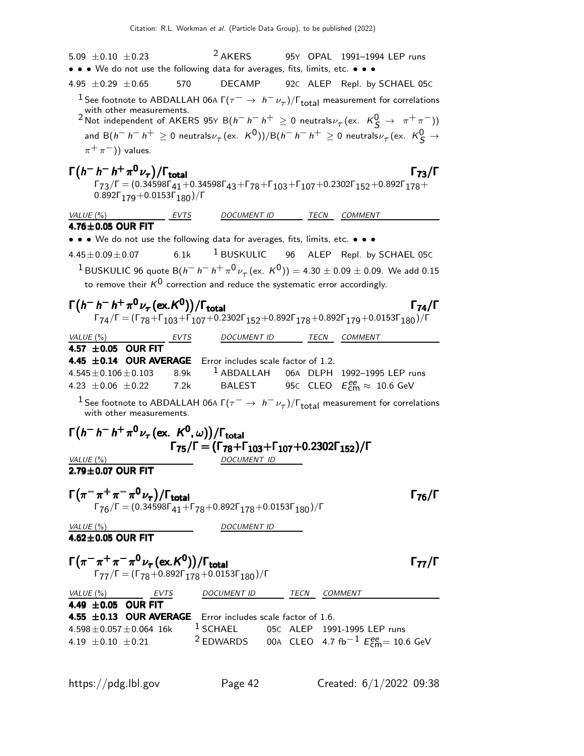| VALUE (%) | EVTS | DOCUMENT ID | TECN | COMMENT |
|---|---|---|---|---|
| 5.09 ±0.10 ±0.23 | | [2] AKERS | 95Y OPAL | 1991–1994 LEP runs |
| • • • We do not use the following data for averages, fits, limits, etc. • • • | | | | |
| 4.95 ±0.29 ±0.65 | 570 | DECAMP | 92C ALEP | Repl. by SCHAEL 05C |

[1] See footnote to ABDALLAH 06A $\Gamma(\tau^- \to h^- \nu_\tau)/\Gamma_{\text{total}}$ measurement for correlations with other measurements.

[2] Not independent of AKERS 95Y $B(h^- h^- h^+ \geq 0 \text{ neutrals}\nu_\tau (\text{ex. } K^0_S \to \pi^+\pi^-))$ and $B(h^- h^- h^+ \geq 0 \text{ neutrals}\nu_\tau (\text{ex. } K^0))/B(h^- h^- h^+ \geq 0 \text{ neutrals}\nu_\tau (\text{ex. } K^0_S \to \pi^+\pi^-))$ values.

## $\Gamma(h^- h^- h^+ \pi^0 \nu_\tau)/\Gamma_{\text{total}}$ $\quad\Gamma_{73}/\Gamma$

$\Gamma_{73}/\Gamma = (0.34598\Gamma_{41}+0.34598\Gamma_{43}+\Gamma_{78}+\Gamma_{103}+\Gamma_{107}+0.2302\Gamma_{152}+0.892\Gamma_{178}+0.892\Gamma_{179}+0.0153\Gamma_{180})/\Gamma$

| VALUE (%) | EVTS | DOCUMENT ID | TECN | COMMENT |
|---|---|---|---|---|
| **4.76±0.05 OUR FIT** | | | | |
| • • • We do not use the following data for averages, fits, limits, etc. • • • | | | | |
| 4.45±0.09±0.07 | 6.1k | [1] BUSKULIC | 96 ALEP | Repl. by SCHAEL 05C |

[1] BUSKULIC 96 quote $B(h^- h^- h^+ \pi^0 \nu_\tau (\text{ex. } K^0)) = 4.30 \pm 0.09 \pm 0.09$. We add 0.15 to remove their $K^0$ correction and reduce the systematic error accordingly.

## $\Gamma(h^- h^- h^+ \pi^0 \nu_\tau (\text{ex.}K^0))/\Gamma_{\text{total}}$ $\quad\Gamma_{74}/\Gamma$

$\Gamma_{74}/\Gamma = (\Gamma_{78}+\Gamma_{103}+\Gamma_{107}+0.2302\Gamma_{152}+0.892\Gamma_{178}+0.892\Gamma_{179}+0.0153\Gamma_{180})/\Gamma$

| VALUE (%) | EVTS | DOCUMENT ID | TECN | COMMENT |
|---|---|---|---|---|
| **4.57 ±0.05 OUR FIT** | | | | |
| **4.45 ±0.14 OUR AVERAGE** | | Error includes scale factor of 1.2. | | |
| 4.545±0.106±0.103 | 8.9k | [1] ABDALLAH | 06A DLPH | 1992–1995 LEP runs |
| 4.23 ±0.06 ±0.22 | 7.2k | BALEST | 95C CLEO | $E^{ee}_{\text{cm}} \approx 10.6$ GeV |

[1] See footnote to ABDALLAH 06A $\Gamma(\tau^- \to h^- \nu_\tau)/\Gamma_{\text{total}}$ measurement for correlations with other measurements.

## $\Gamma(h^- h^- h^+ \pi^0 \nu_\tau (\text{ex. } K^0, \omega))/\Gamma_{\text{total}}$ $\quad\Gamma_{75}/\Gamma = (\Gamma_{78}+\Gamma_{103}+\Gamma_{107}+0.2302\Gamma_{152})/\Gamma$

| VALUE (%) | DOCUMENT ID |
|---|---|
| **2.79±0.07 OUR FIT** | |

## $\Gamma(\pi^- \pi^+ \pi^- \pi^0 \nu_\tau)/\Gamma_{\text{total}}$ $\quad\Gamma_{76}/\Gamma$

$\Gamma_{76}/\Gamma = (0.34598\Gamma_{41}+\Gamma_{78}+0.892\Gamma_{178}+0.0153\Gamma_{180})/\Gamma$

| VALUE (%) | DOCUMENT ID |
|---|---|
| **4.62±0.05 OUR FIT** | |

## $\Gamma(\pi^- \pi^+ \pi^- \pi^0 \nu_\tau (\text{ex.}K^0))/\Gamma_{\text{total}}$ $\quad\Gamma_{77}/\Gamma$

$\Gamma_{77}/\Gamma = (\Gamma_{78}+0.892\Gamma_{178}+0.0153\Gamma_{180})/\Gamma$

| VALUE (%) | EVTS | DOCUMENT ID | TECN | COMMENT |
|---|---|---|---|---|
| **4.49 ±0.05 OUR FIT** | | | | |
| **4.55 ±0.13 OUR AVERAGE** | | Error includes scale factor of 1.6. | | |
| 4.598±0.057±0.064 | 16k | [1] SCHAEL | 05C ALEP | 1991-1995 LEP runs |
| 4.19 ±0.10 ±0.21 | | [2] EDWARDS | 00A CLEO | 4.7 fb$^{-1}$ $E^{ee}_{\text{cm}}$= 10.6 GeV |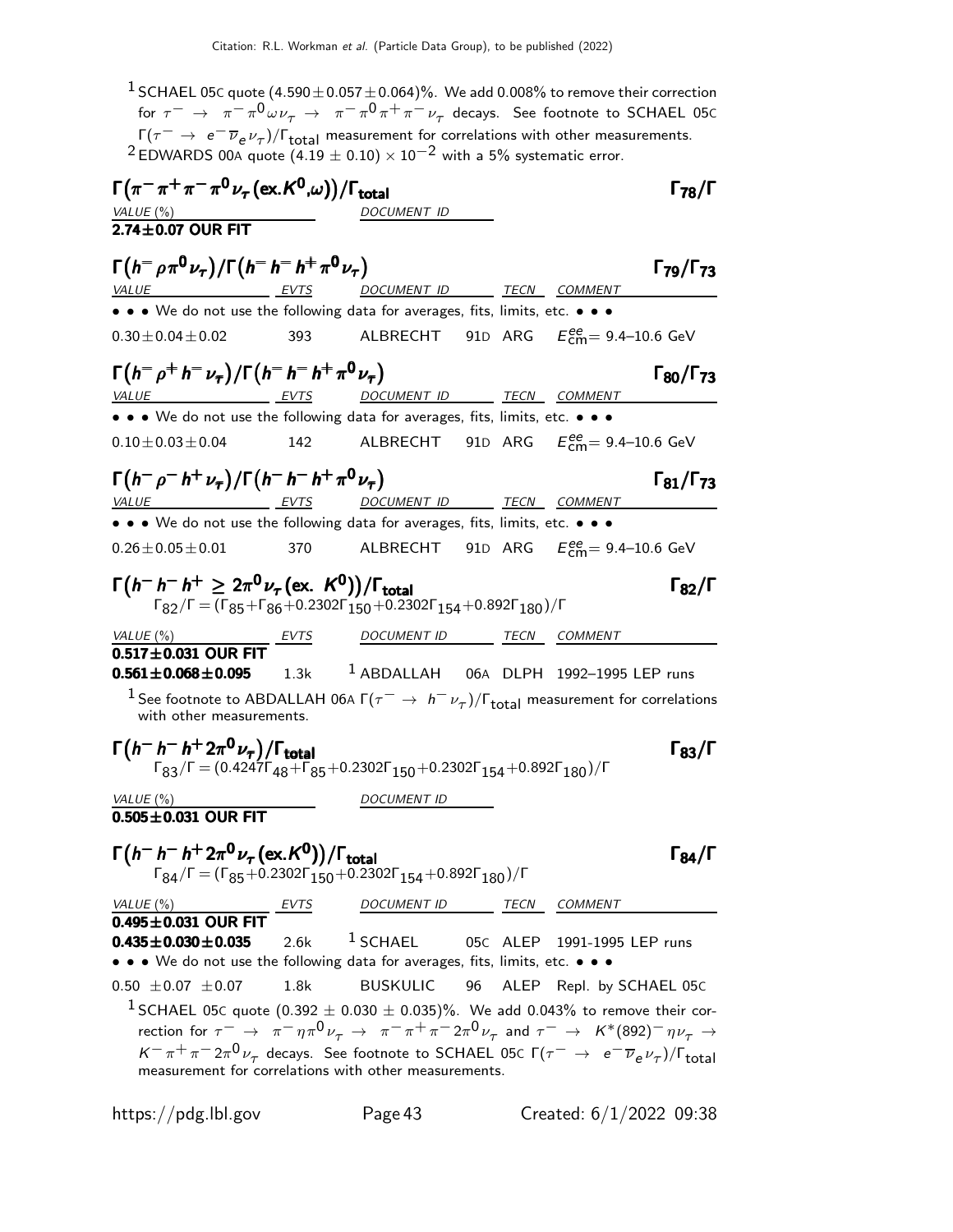[1] SCHAEL 05C quote $(4.590 \pm 0.057 \pm 0.064)$%. We add 0.008% to remove their correction for $\tau^- \to \pi^- \pi^0 \omega \nu_\tau \to \pi^- \pi^0 \pi^+ \pi^- \nu_\tau$ decays. See footnote to SCHAEL 05C $\Gamma(\tau^- \to e^- \overline{\nu}_e \nu_\tau)/\Gamma_{total}$ measurement for correlations with other measurements.

[2] EDWARDS 00A quote $(4.19 \pm 0.10) \times 10^{-2}$ with a 5% systematic error.

### $\Gamma(\pi^- \pi^+ \pi^- \pi^0 \nu_\tau (\text{ex.} K^0, \omega))/\Gamma_{total}$ — $\Gamma_{78}/\Gamma$

| VALUE (%) | DOCUMENT ID |
|---|---|
| **2.74±0.07 OUR FIT** | |

### $\Gamma(h^- \rho \pi^0 \nu_\tau)/\Gamma(h^- h^- h^+ \pi^0 \nu_\tau)$ — $\Gamma_{79}/\Gamma_{73}$

| VALUE | EVTS | DOCUMENT ID | | TECN | COMMENT |
|---|---|---|---|---|---|
| • • • We do not use the following data for averages, fits, limits, etc. • • • | | | | | |
| $0.30 \pm 0.04 \pm 0.02$ | 393 | ALBRECHT | 91D | ARG | $E^{ee}_{cm}$= 9.4–10.6 GeV |

### $\Gamma(h^- \rho^+ h^- \nu_\tau)/\Gamma(h^- h^- h^+ \pi^0 \nu_\tau)$ — $\Gamma_{80}/\Gamma_{73}$

| VALUE | EVTS | DOCUMENT ID | | TECN | COMMENT |
|---|---|---|---|---|---|
| • • • We do not use the following data for averages, fits, limits, etc. • • • | | | | | |
| $0.10 \pm 0.03 \pm 0.04$ | 142 | ALBRECHT | 91D | ARG | $E^{ee}_{cm}$= 9.4–10.6 GeV |

### $\Gamma(h^- \rho^- h^+ \nu_\tau)/\Gamma(h^- h^- h^+ \pi^0 \nu_\tau)$ — $\Gamma_{81}/\Gamma_{73}$

| VALUE | EVTS | DOCUMENT ID | | TECN | COMMENT |
|---|---|---|---|---|---|
| • • • We do not use the following data for averages, fits, limits, etc. • • • | | | | | |
| $0.26 \pm 0.05 \pm 0.01$ | 370 | ALBRECHT | 91D | ARG | $E^{ee}_{cm}$= 9.4–10.6 GeV |

### $\Gamma(h^- h^- h^+ \geq 2\pi^0 \nu_\tau (\text{ex. } K^0))/\Gamma_{total}$ — $\Gamma_{82}/\Gamma$

$\Gamma_{82}/\Gamma = (\Gamma_{85} + \Gamma_{86} + 0.2302\Gamma_{150} + 0.2302\Gamma_{154} + 0.892\Gamma_{180})/\Gamma$

| VALUE (%) | EVTS | DOCUMENT ID | | TECN | COMMENT |
|---|---|---|---|---|---|
| **0.517±0.031 OUR FIT** | | | | | |
| **0.561±0.068±0.095** | 1.3k | [1] ABDALLAH | 06A | DLPH | 1992–1995 LEP runs |

[1] See footnote to ABDALLAH 06A $\Gamma(\tau^- \to h^- \nu_\tau)/\Gamma_{total}$ measurement for correlations with other measurements.

### $\Gamma(h^- h^- h^+ 2\pi^0 \nu_\tau)/\Gamma_{total}$ — $\Gamma_{83}/\Gamma$

$\Gamma_{83}/\Gamma = (0.4247\Gamma_{48} + \Gamma_{85} + 0.2302\Gamma_{150} + 0.2302\Gamma_{154} + 0.892\Gamma_{180})/\Gamma$

| VALUE (%) | DOCUMENT ID |
|---|---|
| **0.505±0.031 OUR FIT** | |

### $\Gamma(h^- h^- h^+ 2\pi^0 \nu_\tau (\text{ex.} K^0))/\Gamma_{total}$ — $\Gamma_{84}/\Gamma$

$\Gamma_{84}/\Gamma = (\Gamma_{85} + 0.2302\Gamma_{150} + 0.2302\Gamma_{154} + 0.892\Gamma_{180})/\Gamma$

| VALUE (%) | EVTS | DOCUMENT ID | | TECN | COMMENT |
|---|---|---|---|---|---|
| **0.495±0.031 OUR FIT** | | | | | |
| **0.435±0.030±0.035** | 2.6k | [1] SCHAEL | 05C | ALEP | 1991-1995 LEP runs |
| • • • We do not use the following data for averages, fits, limits, etc. • • • | | | | | |
| $0.50 \pm 0.07 \pm 0.07$ | 1.8k | BUSKULIC | 96 | ALEP | Repl. by SCHAEL 05C |

[1] SCHAEL 05C quote $(0.392 \pm 0.030 \pm 0.035)$%. We add 0.043% to remove their correction for $\tau^- \to \pi^- \eta \pi^0 \nu_\tau \to \pi^- \pi^+ \pi^- 2\pi^0 \nu_\tau$ and $\tau^- \to K^*(892)^- \eta \nu_\tau \to K^- \pi^+ \pi^- 2\pi^0 \nu_\tau$ decays. See footnote to SCHAEL 05C $\Gamma(\tau^- \to e^- \overline{\nu}_e \nu_\tau)/\Gamma_{total}$ measurement for correlations with other measurements.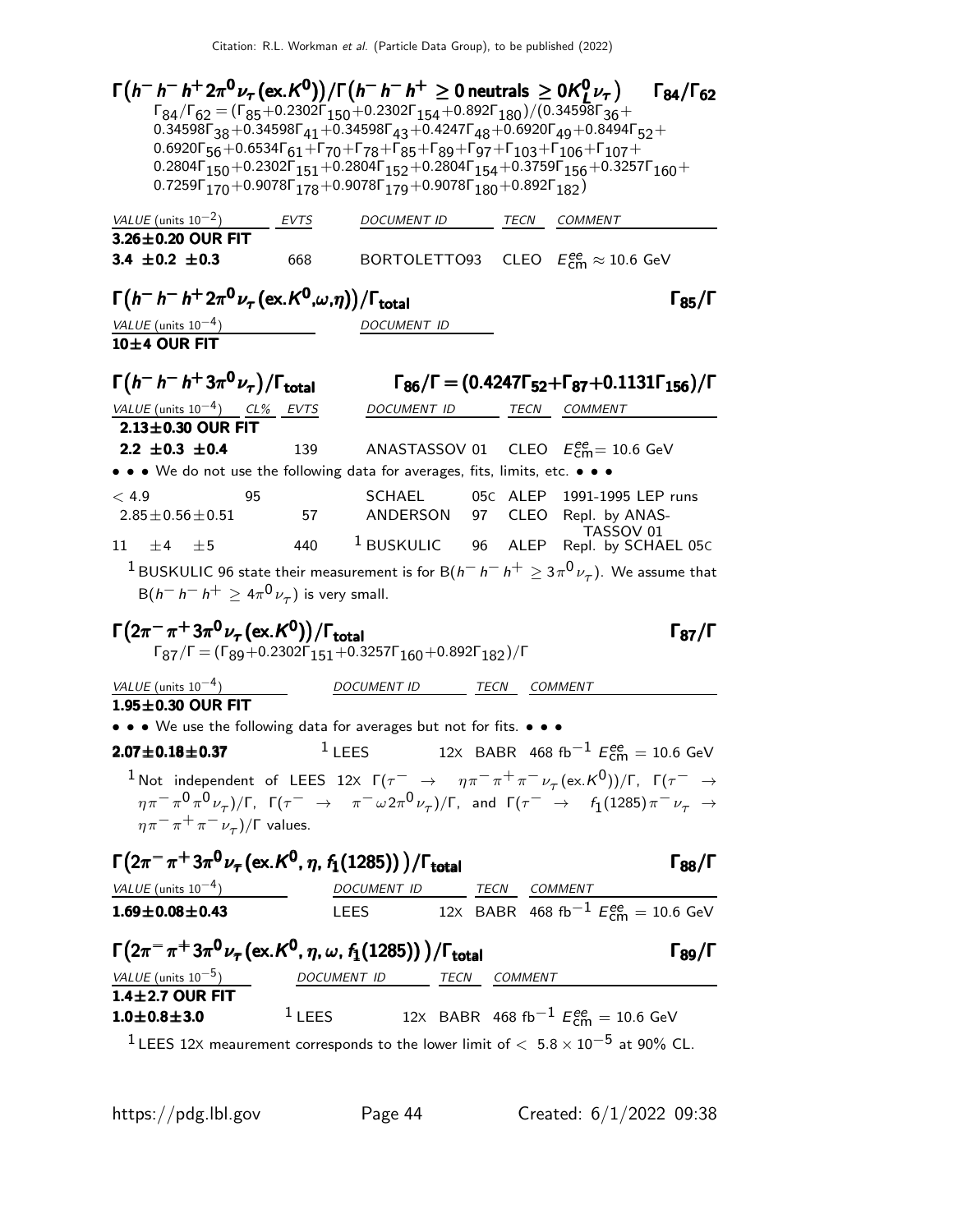### $\Gamma(h^- h^- h^+ 2\pi^0 \nu_\tau (\text{ex.}K^0))/\Gamma(h^- h^- h^+ \geq 0 \text{ neutrals} \geq 0 K_L^0 \nu_\tau)$ $\Gamma_{84}/\Gamma_{62}$

$\Gamma_{84}/\Gamma_{62} = (\Gamma_{85}+0.2302\Gamma_{150}+0.2302\Gamma_{154}+0.892\Gamma_{180})/(0.34598\Gamma_{36}+0.34598\Gamma_{38}+0.34598\Gamma_{41}+0.34598\Gamma_{43}+0.4247\Gamma_{48}+0.6920\Gamma_{49}+0.8494\Gamma_{52}+0.6920\Gamma_{56}+0.6534\Gamma_{61}+\Gamma_{70}+\Gamma_{78}+\Gamma_{85}+\Gamma_{89}+\Gamma_{97}+\Gamma_{103}+\Gamma_{106}+\Gamma_{107}+0.2804\Gamma_{150}+0.2302\Gamma_{151}+0.2804\Gamma_{152}+0.2804\Gamma_{154}+0.3759\Gamma_{156}+0.3257\Gamma_{160}+0.7259\Gamma_{170}+0.9078\Gamma_{178}+0.9078\Gamma_{179}+0.9078\Gamma_{180}+0.892\Gamma_{182})$

| VALUE (units $10^{-2}$) | EVTS | DOCUMENT ID | TECN | COMMENT |
|---|---|---|---|---|
| **3.26±0.20 OUR FIT** | | | | |
| **3.4 ±0.2 ±0.3** | 668 | BORTOLETTO93 | CLEO | $E^{ee}_{\text{cm}} \approx 10.6$ GeV |

### $\Gamma(h^- h^- h^+ 2\pi^0 \nu_\tau (\text{ex.}K^0,\omega,\eta))/\Gamma_{\text{total}}$ $\Gamma_{85}/\Gamma$

| VALUE (units $10^{-4}$) | DOCUMENT ID |
|---|---|
| **10±4 OUR FIT** | |

### $\Gamma(h^- h^- h^+ 3\pi^0 \nu_\tau)/\Gamma_{\text{total}}$ $\Gamma_{86}/\Gamma = (0.4247\Gamma_{52}+\Gamma_{87}+0.1131\Gamma_{156})/\Gamma$

| VALUE (units $10^{-4}$) | CL% | EVTS | DOCUMENT ID | | TECN | COMMENT |
|---|---|---|---|---|---|---|
| **2.13±0.30 OUR FIT** | | | | | | |
| **2.2 ±0.3 ±0.4** | | 139 | ANASTASSOV | 01 | CLEO | $E^{ee}_{\text{cm}} = 10.6$ GeV |
| • • • We do not use the following data for averages, fits, limits, etc. • • • | | | | | | |
| $<4.9$ | 95 | | SCHAEL | 05C | ALEP | 1991-1995 LEP runs |
| $2.85\pm0.56\pm0.51$ | | 57 | ANDERSON | 97 | CLEO | Repl. by ANASTASSOV 01 |
| $11 \quad \pm4 \quad \pm5$ | | 440 | BUSKULIC [1] | 96 | ALEP | Repl. by SCHAEL 05C |

[1] BUSKULIC 96 state their measurement is for $B(h^- h^- h^+ \geq 3\pi^0 \nu_\tau)$. We assume that $B(h^- h^- h^+ \geq 4\pi^0 \nu_\tau)$ is very small.

### $\Gamma(2\pi^- \pi^+ 3\pi^0 \nu_\tau (\text{ex.}K^0))/\Gamma_{\text{total}}$ $\Gamma_{87}/\Gamma$

$\Gamma_{87}/\Gamma = (\Gamma_{89}+0.2302\Gamma_{151}+0.3257\Gamma_{160}+0.892\Gamma_{182})/\Gamma$

| VALUE (units $10^{-4}$) | DOCUMENT ID | | TECN | COMMENT |
|---|---|---|---|---|
| **1.95±0.30 OUR FIT** | | | | |
| • • • We use the following data for averages but not for fits. • • • | | | | |
| **2.07±0.18±0.37** | LEES [1] | 12X | BABR | 468 fb$^{-1}$ $E^{ee}_{\text{cm}} = 10.6$ GeV |

[1] Not independent of LEES 12X $\Gamma(\tau^- \to \eta\pi^-\pi^+\pi^-\nu_\tau(\text{ex.}K^0))/\Gamma$, $\Gamma(\tau^- \to \eta\pi^-\pi^0\pi^0\nu_\tau)/\Gamma$, $\Gamma(\tau^- \to \pi^-\omega 2\pi^0\nu_\tau)/\Gamma$, and $\Gamma(\tau^- \to f_1(1285)\pi^-\nu_\tau \to \eta\pi^-\pi^+\pi^-\nu_\tau)/\Gamma$ values.

### $\Gamma(2\pi^- \pi^+ 3\pi^0 \nu_\tau (\text{ex.}K^0, \eta, f_1(1285)))/\Gamma_{\text{total}}$ $\Gamma_{88}/\Gamma$

| VALUE (units $10^{-4}$) | DOCUMENT ID | | TECN | COMMENT |
|---|---|---|---|---|
| **1.69±0.08±0.43** | LEES | 12X | BABR | 468 fb$^{-1}$ $E^{ee}_{\text{cm}} = 10.6$ GeV |

### $\Gamma(2\pi^- \pi^+ 3\pi^0 \nu_\tau (\text{ex.}K^0, \eta, \omega, f_1(1285)))/\Gamma_{\text{total}}$ $\Gamma_{89}/\Gamma$

| VALUE (units $10^{-5}$) | DOCUMENT ID | | TECN | COMMENT |
|---|---|---|---|---|
| **1.4±2.7 OUR FIT** | | | | |
| **1.0±0.8±3.0** | LEES [1] | 12X | BABR | 468 fb$^{-1}$ $E^{ee}_{\text{cm}} = 10.6$ GeV |

[1] LEES 12X meaurement corresponds to the lower limit of $< 5.8 \times 10^{-5}$ at 90% CL.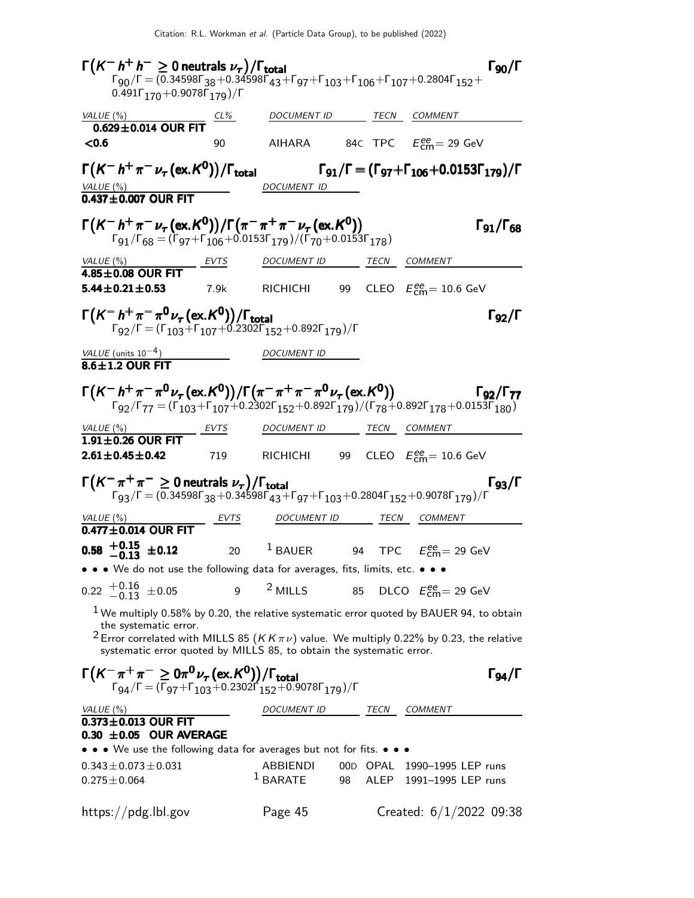### $\Gamma\left(K^- h^+ h^- \geq 0 \text{ neutrals } \nu_\tau\right)/\Gamma_{\text{total}}$ $\Gamma_{90}/\Gamma$

$\Gamma_{90}/\Gamma = (0.34598\Gamma_{38}+0.34598\Gamma_{43}+\Gamma_{97}+\Gamma_{103}+\Gamma_{106}+\Gamma_{107}+0.2804\Gamma_{152}+0.491\Gamma_{170}+0.9078\Gamma_{179})/\Gamma$

| VALUE (%) | CL% | DOCUMENT ID | | TECN | COMMENT |
|---|---|---|---|---|---|
| **0.629±0.014 OUR FIT** | | | | | |
| **<0.6** | 90 | AIHARA | 84C | TPC | $E^{ee}_{\text{cm}}$= 29 GeV |

### $\Gamma\left(K^- h^+ \pi^- \nu_\tau (\text{ex.}K^0)\right)/\Gamma_{\text{total}}$ $\Gamma_{91}/\Gamma = (\Gamma_{97}+\Gamma_{106}+0.0153\Gamma_{179})/\Gamma$

| VALUE (%) | DOCUMENT ID |
|---|---|
| **0.437±0.007 OUR FIT** | |

### $\Gamma\left(K^- h^+ \pi^- \nu_\tau (\text{ex.}K^0)\right)/\Gamma\left(\pi^-\pi^+\pi^-\nu_\tau (\text{ex.}K^0)\right)$ $\Gamma_{91}/\Gamma_{68}$

$\Gamma_{91}/\Gamma_{68} = (\Gamma_{97}+\Gamma_{106}+0.0153\Gamma_{179})/(\Gamma_{70}+0.0153\Gamma_{178})$

| VALUE (%) | EVTS | DOCUMENT ID | | TECN | COMMENT |
|---|---|---|---|---|---|
| **4.85±0.08 OUR FIT** | | | | | |
| **5.44±0.21±0.53** | 7.9k | RICHICHI | 99 | CLEO | $E^{ee}_{\text{cm}}$= 10.6 GeV |

### $\Gamma\left(K^- h^+ \pi^- \pi^0 \nu_\tau (\text{ex.}K^0)\right)/\Gamma_{\text{total}}$ $\Gamma_{92}/\Gamma$

$\Gamma_{92}/\Gamma = (\Gamma_{103}+\Gamma_{107}+0.2302\Gamma_{152}+0.892\Gamma_{179})/\Gamma$

| VALUE (units $10^{-4}$) | DOCUMENT ID |
|---|---|
| **8.6±1.2 OUR FIT** | |

### $\Gamma\left(K^- h^+ \pi^- \pi^0 \nu_\tau (\text{ex.}K^0)\right)/\Gamma\left(\pi^-\pi^+\pi^-\pi^0\nu_\tau (\text{ex.}K^0)\right)$ $\Gamma_{92}/\Gamma_{77}$

$\Gamma_{92}/\Gamma_{77} = (\Gamma_{103}+\Gamma_{107}+0.2302\Gamma_{152}+0.892\Gamma_{179})/(\Gamma_{78}+0.892\Gamma_{178}+0.0153\Gamma_{180})$

| VALUE (%) | EVTS | DOCUMENT ID | | TECN | COMMENT |
|---|---|---|---|---|---|
| **1.91±0.26 OUR FIT** | | | | | |
| **2.61±0.45±0.42** | 719 | RICHICHI | 99 | CLEO | $E^{ee}_{\text{cm}}$= 10.6 GeV |

### $\Gamma\left(K^- \pi^+ \pi^- \geq 0 \text{ neutrals } \nu_\tau\right)/\Gamma_{\text{total}}$ $\Gamma_{93}/\Gamma$

$\Gamma_{93}/\Gamma = (0.34598\Gamma_{38}+0.34598\Gamma_{43}+\Gamma_{97}+\Gamma_{103}+0.2804\Gamma_{152}+0.9078\Gamma_{179})/\Gamma$

| VALUE (%) | EVTS | DOCUMENT ID | | TECN | COMMENT |
|---|---|---|---|---|---|
| **0.477±0.014 OUR FIT** | | | | | |
| **0.58 $^{+0.15}_{-0.13}$ ±0.12** | 20 | [1] BAUER | 94 | TPC | $E^{ee}_{\text{cm}}$= 29 GeV |
| • • • We do not use the following data for averages, fits, limits, etc. • • • | | | | | |
| 0.22 $^{+0.16}_{-0.13}$ ±0.05 | 9 | [2] MILLS | 85 | DLCO | $E^{ee}_{\text{cm}}$= 29 GeV |

[1] We multiply 0.58% by 0.20, the relative systematic error quoted by BAUER 94, to obtain the systematic error.

[2] Error correlated with MILLS 85 ($K K \pi \nu$) value. We multiply 0.22% by 0.23, the relative systematic error quoted by MILLS 85, to obtain the systematic error.

### $\Gamma\left(K^- \pi^+ \pi^- \geq 0\pi^0 \nu_\tau (\text{ex.}K^0)\right)/\Gamma_{\text{total}}$ $\Gamma_{94}/\Gamma$

$\Gamma_{94}/\Gamma = (\Gamma_{97}+\Gamma_{103}+0.2302\Gamma_{152}+0.9078\Gamma_{179})/\Gamma$

| VALUE (%) | DOCUMENT ID | | TECN | COMMENT |
|---|---|---|---|---|
| **0.373±0.013 OUR FIT** | | | | |
| **0.30 ±0.05 OUR AVERAGE** | | | | |
| • • • We use the following data for averages but not for fits. • • • | | | | |
| 0.343±0.073±0.031 | ABBIENDI | 00D | OPAL | 1990–1995 LEP runs |
| 0.275±0.064 | [1] BARATE | 98 | ALEP | 1991–1995 LEP runs |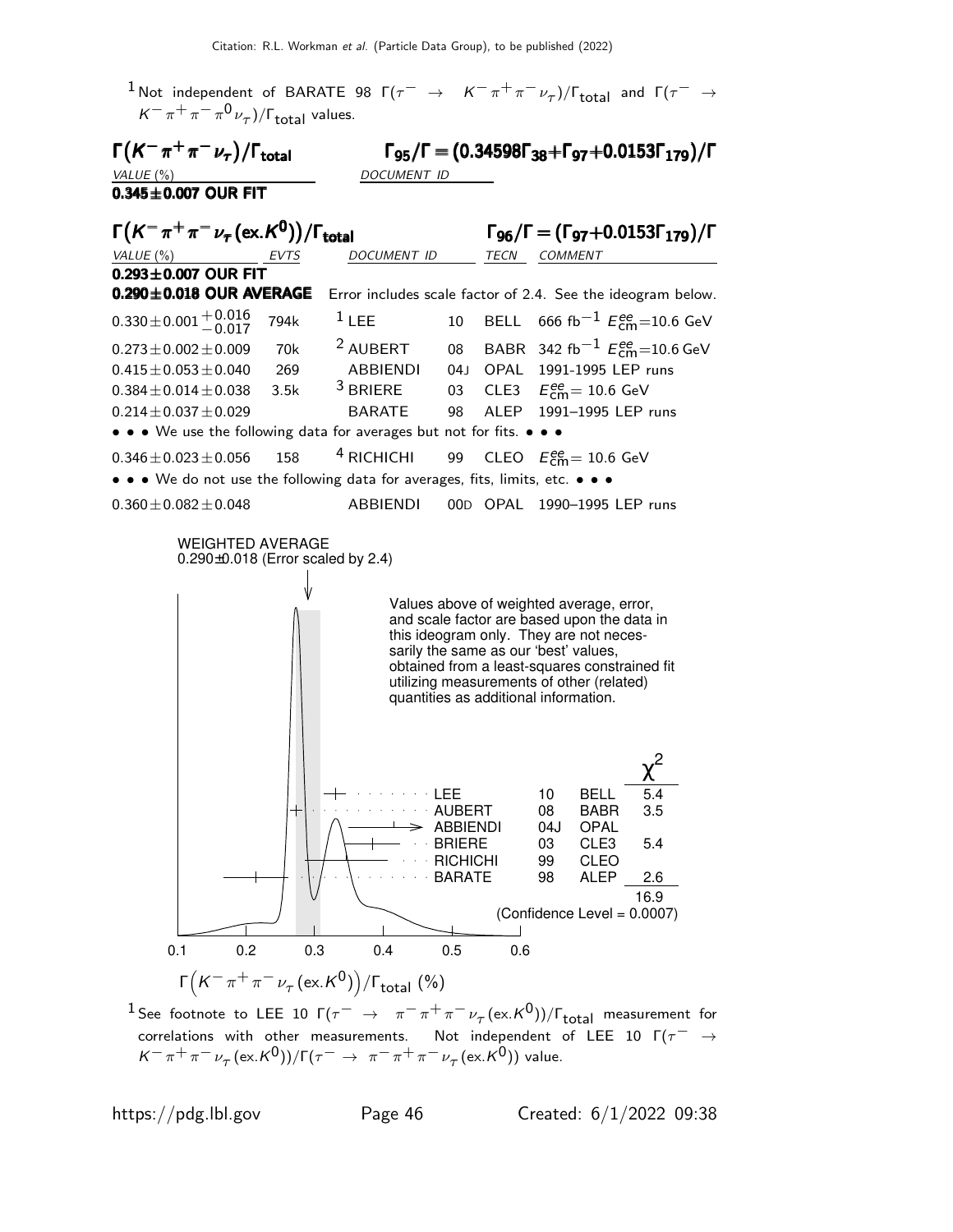[1] Not independent of BARATE 98 $\Gamma(\tau^- \rightarrow K^-\pi^+\pi^-\nu_\tau)/\Gamma_{total}$ and $\Gamma(\tau^- \rightarrow K^-\pi^+\pi^-\pi^0\nu_\tau)/\Gamma_{total}$ values.

### $\Gamma(K^-\pi^+\pi^-\nu_\tau)/\Gamma_{total}$ — $\Gamma_{95}/\Gamma = (0.34598\Gamma_{38}+\Gamma_{97}+0.0153\Gamma_{179})/\Gamma$

| VALUE (%) | DOCUMENT ID |
|---|---|
| **0.345±0.007 OUR FIT** | |

### $\Gamma(K^-\pi^+\pi^-\nu_\tau(\text{ex.}K^0))/\Gamma_{total}$ — $\Gamma_{96}/\Gamma = (\Gamma_{97}+0.0153\Gamma_{179})/\Gamma$

| VALUE (%) | EVTS | DOCUMENT ID | | TECN | COMMENT |
|---|---|---|---|---|---|
| **0.293±0.007 OUR FIT** | | | | | |
| **0.290±0.018 OUR AVERAGE** | | Error includes scale factor of 2.4. See the ideogram below. | | | |
| $0.330\pm0.001{}^{+0.016}_{-0.017}$ | 794k | [1] LEE | 10 | BELL | 666 $\text{fb}^{-1}$ $E^{ee}_{cm}$=10.6 GeV |
| $0.273\pm0.002\pm0.009$ | 70k | [2] AUBERT | 08 | BABR | 342 $\text{fb}^{-1}$ $E^{ee}_{cm}$=10.6 GeV |
| $0.415\pm0.053\pm0.040$ | 269 | ABBIENDI | 04J | OPAL | 1991-1995 LEP runs |
| $0.384\pm0.014\pm0.038$ | 3.5k | [3] BRIERE | 03 | CLE3 | $E^{ee}_{cm}$= 10.6 GeV |
| $0.214\pm0.037\pm0.029$ | | BARATE | 98 | ALEP | 1991–1995 LEP runs |
| • • • We use the following data for averages but not for fits. • • • | | | | | |
| $0.346\pm0.023\pm0.056$ | 158 | [4] RICHICHI | 99 | CLEO | $E^{ee}_{cm}$= 10.6 GeV |
| • • • We do not use the following data for averages, fits, limits, etc. • • • | | | | | |
| $0.360\pm0.082\pm0.048$ | | ABBIENDI | 00D | OPAL | 1990–1995 LEP runs |

WEIGHTED AVERAGE
0.290±0.018 (Error scaled by 2.4)

Values above of weighted average, error, and scale factor are based upon the data in this ideogram only. They are not necessarily the same as our 'best' values, obtained from a least-squares constrained fit utilizing measurements of other (related) quantities as additional information.

| | | | $\chi^2$ |
|---|---|---|---|
| LEE | 10 | BELL | 5.4 |
| AUBERT | 08 | BABR | 3.5 |
| ABBIENDI | 04J | OPAL | |
| BRIERE | 03 | CLE3 | 5.4 |
| RICHICHI | 99 | CLEO | |
| BARATE | 98 | ALEP | 2.6 |
| | | | 16.9 |

(Confidence Level = 0.0007)

$\Gamma\left(K^-\pi^+\pi^-\nu_\tau(\text{ex.}K^0)\right)/\Gamma_{total}$ (%)

[1] See footnote to LEE 10 $\Gamma(\tau^- \rightarrow \pi^-\pi^+\pi^-\nu_\tau(\text{ex.}K^0))/\Gamma_{total}$ measurement for correlations with other measurements. Not independent of LEE 10 $\Gamma(\tau^- \rightarrow K^-\pi^+\pi^-\nu_\tau(\text{ex.}K^0))/\Gamma(\tau^- \rightarrow \pi^-\pi^+\pi^-\nu_\tau(\text{ex.}K^0))$ value.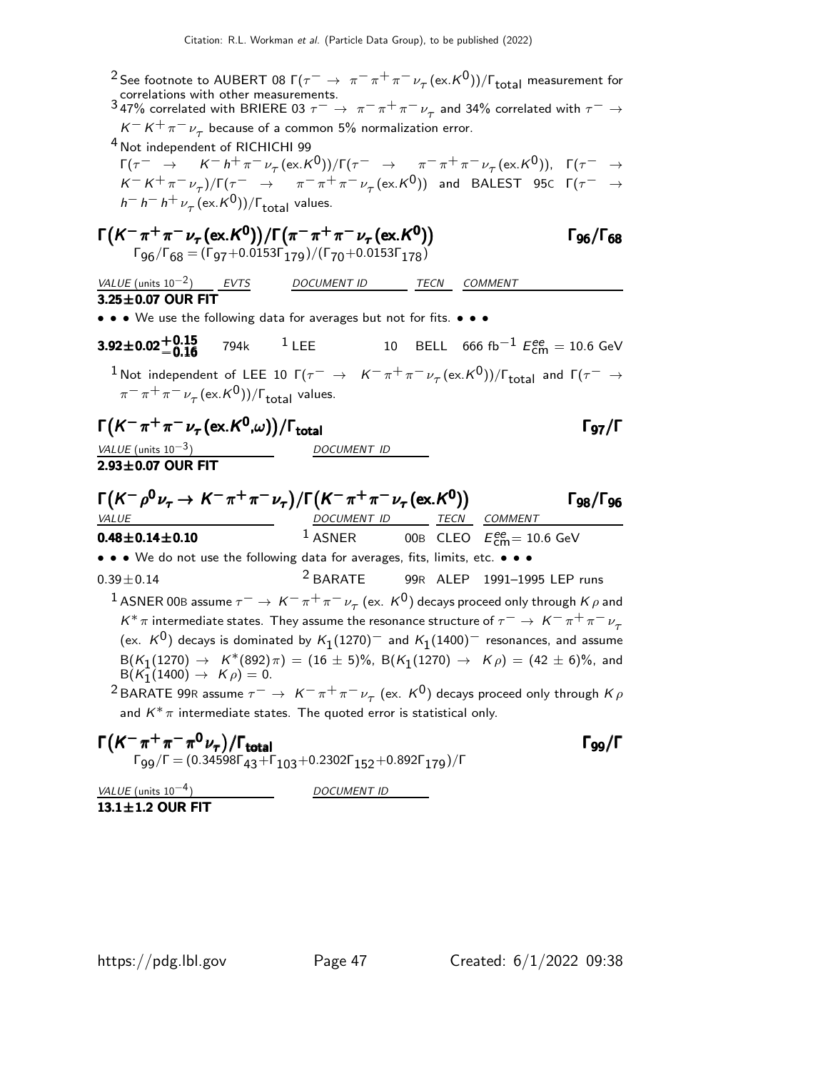[2] See footnote to AUBERT 08 $\Gamma(\tau^- \to \pi^-\pi^+\pi^-\nu_\tau (\text{ex.}K^0))/\Gamma_{\text{total}}$ measurement for correlations with other measurements.

[3] 47% correlated with BRIERE 03 $\tau^- \to \pi^-\pi^+\pi^-\nu_\tau$ and 34% correlated with $\tau^- \to K^-K^+\pi^-\nu_\tau$ because of a common 5% normalization error.

[4] Not independent of RICHICHI 99 $\Gamma(\tau^- \to K^-h^+\pi^-\nu_\tau(\text{ex.}K^0))/\Gamma(\tau^- \to \pi^-\pi^+\pi^-\nu_\tau(\text{ex.}K^0))$, $\Gamma(\tau^- \to K^-K^+\pi^-\nu_\tau)/\Gamma(\tau^- \to \pi^-\pi^+\pi^-\nu_\tau(\text{ex.}K^0))$ and BALEST 95C $\Gamma(\tau^- \to h^-h^-h^+\nu_\tau(\text{ex.}K^0))/\Gamma_{\text{total}}$ values.

## $\Gamma(K^-\pi^+\pi^-\nu_\tau(\text{ex.}K^0))/\Gamma(\pi^-\pi^+\pi^-\nu_\tau(\text{ex.}K^0))$ — $\Gamma_{96}/\Gamma_{68}$

$\Gamma_{96}/\Gamma_{68} = (\Gamma_{97}+0.0153\Gamma_{179})/(\Gamma_{70}+0.0153\Gamma_{178})$

| VALUE (units $10^{-2}$) | EVTS | DOCUMENT ID | | TECN | COMMENT |
|---|---|---|---|---|---|
| **3.25±0.07 OUR FIT** | | | | | |
| • • • We use the following data for averages but not for fits. • • • | | | | | |
| **$3.92\pm0.02^{+0.15}_{-0.16}$** | 794k | [1] LEE | 10 | BELL | 666 fb$^{-1}$ $E^{ee}_{\text{cm}} = 10.6$ GeV |

[1] Not independent of LEE 10 $\Gamma(\tau^- \to K^-\pi^+\pi^-\nu_\tau(\text{ex.}K^0))/\Gamma_{\text{total}}$ and $\Gamma(\tau^- \to \pi^-\pi^+\pi^-\nu_\tau(\text{ex.}K^0))/\Gamma_{\text{total}}$ values.

## $\Gamma(K^-\pi^+\pi^-\nu_\tau(\text{ex.}K^0,\omega))/\Gamma_{\text{total}}$ — $\Gamma_{97}/\Gamma$

| VALUE (units $10^{-3}$) | DOCUMENT ID |
|---|---|
| **2.93±0.07 OUR FIT** | |

## $\Gamma(K^-\rho^0\nu_\tau \to K^-\pi^+\pi^-\nu_\tau)/\Gamma(K^-\pi^+\pi^-\nu_\tau(\text{ex.}K^0))$ — $\Gamma_{98}/\Gamma_{96}$

| VALUE | DOCUMENT ID | | TECN | COMMENT |
|---|---|---|---|---|
| **0.48±0.14±0.10** | [1] ASNER | 00B | CLEO | $E^{ee}_{\text{cm}} = 10.6$ GeV |
| • • • We do not use the following data for averages, fits, limits, etc. • • • | | | | |
| 0.39±0.14 | [2] BARATE | 99R | ALEP | 1991–1995 LEP runs |

[1] ASNER 00B assume $\tau^- \to K^-\pi^+\pi^-\nu_\tau$ (ex. $K^0$) decays proceed only through $K\rho$ and $K^*\pi$ intermediate states. They assume the resonance structure of $\tau^- \to K^-\pi^+\pi^-\nu_\tau$ (ex. $K^0$) decays is dominated by $K_1(1270)^-$ and $K_1(1400)^-$ resonances, and assume $B(K_1(1270) \to K^*(892)\pi) = (16 \pm 5)\%$, $B(K_1(1270) \to K\rho) = (42 \pm 6)\%$, and $B(K_1(1400) \to K\rho) = 0$.

[2] BARATE 99R assume $\tau^- \to K^-\pi^+\pi^-\nu_\tau$ (ex. $K^0$) decays proceed only through $K\rho$ and $K^*\pi$ intermediate states. The quoted error is statistical only.

## $\Gamma(K^-\pi^+\pi^-\pi^0\nu_\tau)/\Gamma_{\text{total}}$ — $\Gamma_{99}/\Gamma$

$\Gamma_{99}/\Gamma = (0.34598\Gamma_{43}+\Gamma_{103}+0.2302\Gamma_{152}+0.892\Gamma_{179})/\Gamma$

| VALUE (units $10^{-4}$) | DOCUMENT ID |
|---|---|
| **13.1±1.2 OUR FIT** | |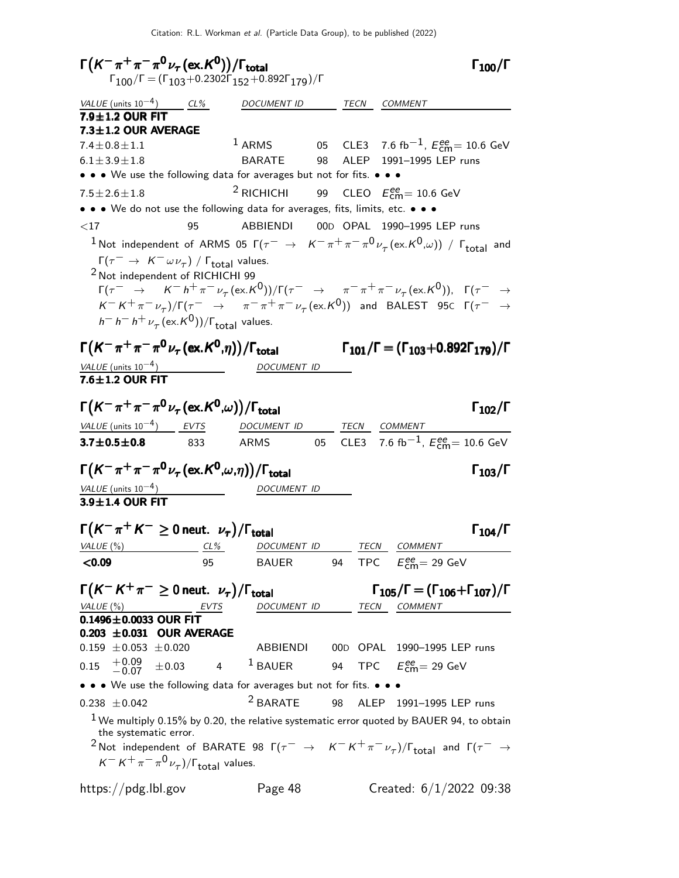### $\Gamma(K^-\pi^+\pi^-\pi^0\nu_\tau(\text{ex.}K^0))/\Gamma_{\text{total}}$ $\Gamma_{100}/\Gamma$

$\Gamma_{100}/\Gamma = (\Gamma_{103}+0.2302\Gamma_{152}+0.892\Gamma_{179})/\Gamma$

| VALUE (units $10^{-4}$) | CL% | DOCUMENT ID | | TECN | COMMENT |
|---|---|---|---|---|---|
| **7.9±1.2 OUR FIT** | | | | | |
| **7.3±1.2 OUR AVERAGE** | | | | | |
| $7.4\pm0.8\pm1.1$ | | [1] ARMS | 05 | CLE3 | 7.6 fb$^{-1}$, $E^{ee}_{\text{cm}}$= 10.6 GeV |
| $6.1\pm3.9\pm1.8$ | | BARATE | 98 | ALEP | 1991–1995 LEP runs |
| • • • We use the following data for averages but not for fits. • • • | | | | | |
| $7.5\pm2.6\pm1.8$ | | [2] RICHICHI | 99 | CLEO | $E^{ee}_{\text{cm}}$= 10.6 GeV |
| • • • We do not use the following data for averages, fits, limits, etc. • • • | | | | | |
| $<17$ | 95 | ABBIENDI | 00D | OPAL | 1990–1995 LEP runs |

[1] Not independent of ARMS 05 $\Gamma(\tau^- \to K^-\pi^+\pi^-\pi^0\nu_\tau(\text{ex.}K^0,\omega))$ / $\Gamma_{\text{total}}$ and $\Gamma(\tau^- \to K^-\omega\nu_\tau)$ / $\Gamma_{\text{total}}$ values.

[2] Not independent of RICHICHI 99 $\Gamma(\tau^- \to K^-h^+\pi^-\nu_\tau(\text{ex.}K^0))/\Gamma(\tau^- \to \pi^-\pi^+\pi^-\nu_\tau(\text{ex.}K^0))$, $\Gamma(\tau^- \to K^-K^+\pi^-\nu_\tau)/\Gamma(\tau^- \to \pi^-\pi^+\pi^-\nu_\tau(\text{ex.}K^0))$ and BALEST 95C $\Gamma(\tau^- \to h^-h^-h^+\nu_\tau(\text{ex.}K^0))/\Gamma_{\text{total}}$ values.

### $\Gamma(K^-\pi^+\pi^-\pi^0\nu_\tau(\text{ex.}K^0,\eta))/\Gamma_{\text{total}}$ $\Gamma_{101}/\Gamma = (\Gamma_{103}+0.892\Gamma_{179})/\Gamma$

| VALUE (units $10^{-4}$) | DOCUMENT ID |
|---|---|
| **7.6±1.2 OUR FIT** | |

### $\Gamma(K^-\pi^+\pi^-\pi^0\nu_\tau(\text{ex.}K^0,\omega))/\Gamma_{\text{total}}$ $\Gamma_{102}/\Gamma$

| VALUE (units $10^{-4}$) | EVTS | DOCUMENT ID | | TECN | COMMENT |
|---|---|---|---|---|---|
| **3.7±0.5±0.8** | 833 | ARMS | 05 | CLE3 | 7.6 fb$^{-1}$, $E^{ee}_{\text{cm}}$= 10.6 GeV |

### $\Gamma(K^-\pi^+\pi^-\pi^0\nu_\tau(\text{ex.}K^0,\omega,\eta))/\Gamma_{\text{total}}$ $\Gamma_{103}/\Gamma$

| VALUE (units $10^{-4}$) | DOCUMENT ID |
|---|---|
| **3.9±1.4 OUR FIT** | |

### $\Gamma(K^-\pi^+K^- \geq 0\text{ neut. } \nu_\tau)/\Gamma_{\text{total}}$ $\Gamma_{104}/\Gamma$

| VALUE (%) | CL% | DOCUMENT ID | | TECN | COMMENT |
|---|---|---|---|---|---|
| **<0.09** | 95 | BAUER | 94 | TPC | $E^{ee}_{\text{cm}}$= 29 GeV |

### $\Gamma(K^-K^+\pi^- \geq 0\text{ neut. } \nu_\tau)/\Gamma_{\text{total}}$ $\Gamma_{105}/\Gamma = (\Gamma_{106}+\Gamma_{107})/\Gamma$

| VALUE (%) | EVTS | DOCUMENT ID | | TECN | COMMENT |
|---|---|---|---|---|---|
| **0.1496±0.0033 OUR FIT** | | | | | |
| **0.203 ±0.031 OUR AVERAGE** | | | | | |
| $0.159\pm0.053\pm0.020$ | | ABBIENDI | 00D | OPAL | 1990–1995 LEP runs |
| $0.15\ ^{+0.09}_{-0.07}\pm0.03$ | 4 | [1] BAUER | 94 | TPC | $E^{ee}_{\text{cm}}$= 29 GeV |
| • • • We use the following data for averages but not for fits. • • • | | | | | |
| $0.238\pm0.042$ | | [2] BARATE | 98 | ALEP | 1991–1995 LEP runs |

[1] We multiply 0.15% by 0.20, the relative systematic error quoted by BAUER 94, to obtain the systematic error.

[2] Not independent of BARATE 98 $\Gamma(\tau^- \to K^-K^+\pi^-\nu_\tau)/\Gamma_{\text{total}}$ and $\Gamma(\tau^- \to K^-K^+\pi^-\pi^0\nu_\tau)/\Gamma_{\text{total}}$ values.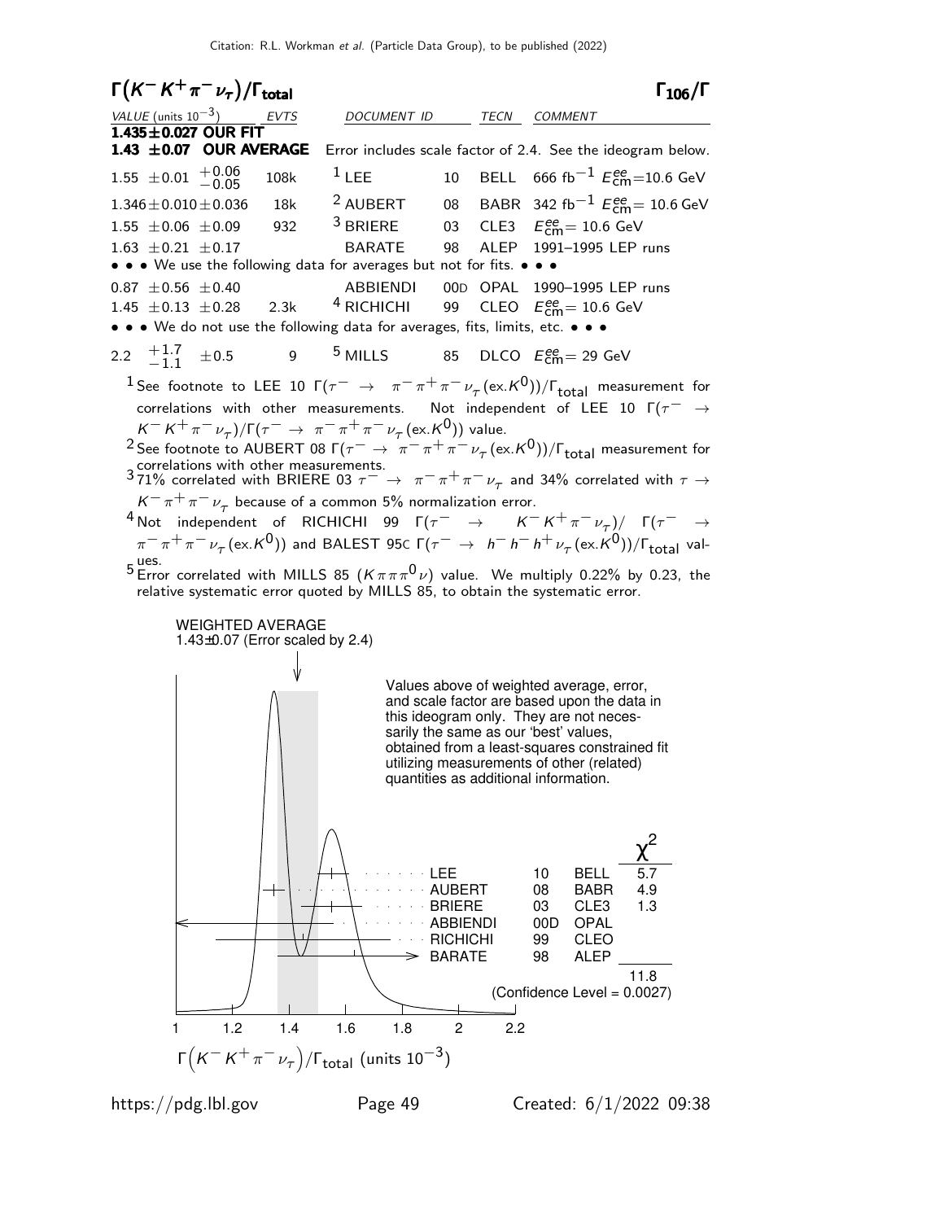## $\Gamma(K^- K^+ \pi^- \nu_\tau)/\Gamma_{\text{total}}$ $\qquad\qquad\qquad\qquad$ $\Gamma_{106}/\Gamma$

| VALUE (units $10^{-3}$) | EVTS | DOCUMENT ID | | TECN | COMMENT |
|---|---|---|---|---|---|
| **1.435±0.027 OUR FIT** | | | | | |
| **1.43 ±0.07 OUR AVERAGE** | | Error includes scale factor of 2.4. See the ideogram below. | | | |
| $1.55 \pm 0.01 \; ^{+0.06}_{-0.05}$ | 108k | [1] LEE | 10 | BELL | 666 fb$^{-1}$ $E^{ee}_{\text{cm}}$=10.6 GeV |
| $1.346 \pm 0.010 \pm 0.036$ | 18k | [2] AUBERT | 08 | BABR | 342 fb$^{-1}$ $E^{ee}_{\text{cm}}$= 10.6 GeV |
| $1.55 \pm 0.06 \pm 0.09$ | 932 | [3] BRIERE | 03 | CLE3 | $E^{ee}_{\text{cm}}$= 10.6 GeV |
| $1.63 \pm 0.21 \pm 0.17$ | | BARATE | 98 | ALEP | 1991–1995 LEP runs |
| • • • We use the following data for averages but not for fits. • • • | | | | | |
| $0.87 \pm 0.56 \pm 0.40$ | | ABBIENDI | 00D | OPAL | 1990–1995 LEP runs |
| $1.45 \pm 0.13 \pm 0.28$ | 2.3k | [4] RICHICHI | 99 | CLEO | $E^{ee}_{\text{cm}}$= 10.6 GeV |
| • • • We do not use the following data for averages, fits, limits, etc. • • • | | | | | |
| $2.2 \; ^{+1.7}_{-1.1} \pm 0.5$ | 9 | [5] MILLS | 85 | DLCO | $E^{ee}_{\text{cm}}$= 29 GeV |

[1] See footnote to LEE 10 $\Gamma(\tau^- \rightarrow \pi^- \pi^+ \pi^- \nu_\tau (\text{ex.} K^0))/\Gamma_{\text{total}}$ measurement for correlations with other measurements. Not independent of LEE 10 $\Gamma(\tau^- \rightarrow K^- K^+ \pi^- \nu_\tau)/\Gamma(\tau^- \rightarrow \pi^- \pi^+ \pi^- \nu_\tau (\text{ex.} K^0))$ value.

[2] See footnote to AUBERT 08 $\Gamma(\tau^- \rightarrow \pi^- \pi^+ \pi^- \nu_\tau (\text{ex.} K^0))/\Gamma_{\text{total}}$ measurement for correlations with other measurements.

[3] 71% correlated with BRIERE 03 $\tau^- \rightarrow \pi^- \pi^+ \pi^- \nu_\tau$ and 34% correlated with $\tau \rightarrow K^- \pi^+ \pi^- \nu_\tau$ because of a common 5% normalization error.

[4] Not independent of RICHICHI 99 $\Gamma(\tau^- \rightarrow K^- K^+ \pi^- \nu_\tau)/ \Gamma(\tau^- \rightarrow \pi^- \pi^+ \pi^- \nu_\tau (\text{ex.} K^0))$ and BALEST 95C $\Gamma(\tau^- \rightarrow h^- h^- h^+ \nu_\tau (\text{ex.} K^0))/\Gamma_{\text{total}}$ values.

[5] Error correlated with MILLS 85 ($K\pi\pi^0\nu$) value. We multiply 0.22% by 0.23, the relative systematic error quoted by MILLS 85, to obtain the systematic error.

WEIGHTED AVERAGE
1.43±0.07 (Error scaled by 2.4)

Values above of weighted average, error, and scale factor are based upon the data in this ideogram only. They are not necessarily the same as our 'best' values, obtained from a least-squares constrained fit utilizing measurements of other (related) quantities as additional information.

| | | | $\chi^2$ |
|---|---|---|---|
| LEE | 10 | BELL | 5.7 |
| AUBERT | 08 | BABR | 4.9 |
| BRIERE | 03 | CLE3 | 1.3 |
| ABBIENDI | 00D | OPAL | |
| RICHICHI | 99 | CLEO | |
| BARATE | 98 | ALEP | |
| | | | 11.8 |

(Confidence Level = 0.0027)

$\Gamma\left(K^- K^+ \pi^- \nu_\tau\right)/\Gamma_{\text{total}}$ (units $10^{-3}$)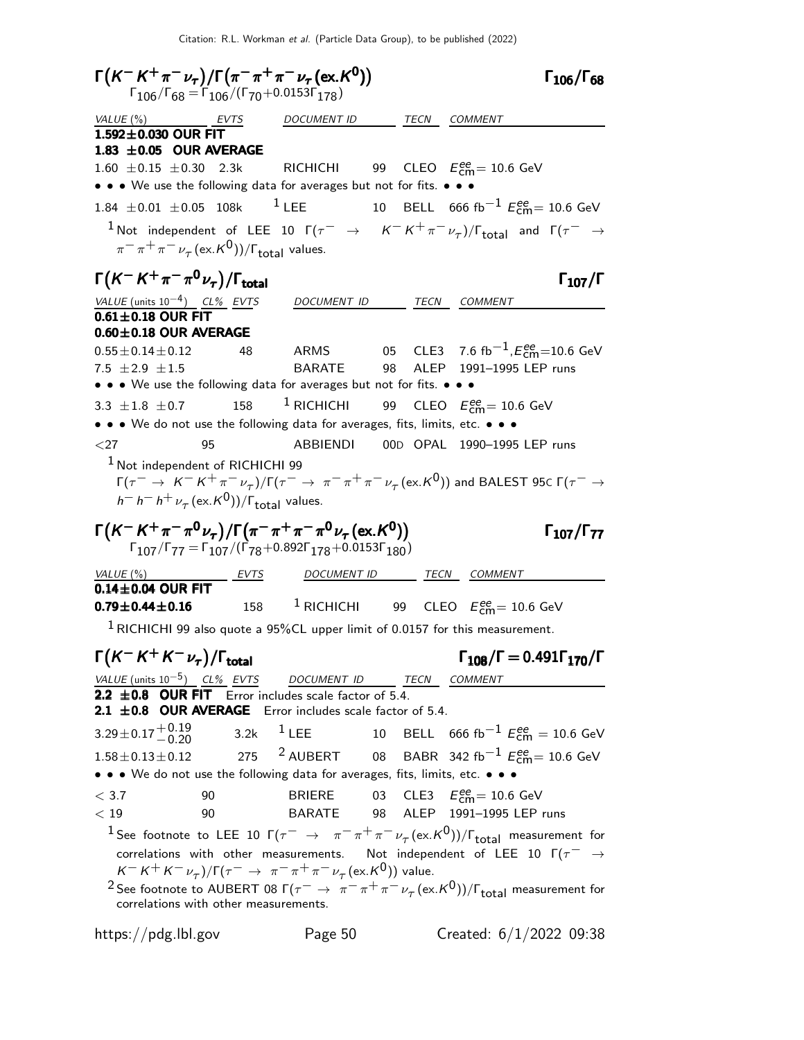## $\Gamma(K^- K^+ \pi^- \nu_\tau)/\Gamma(\pi^- \pi^+ \pi^- \nu_\tau (\text{ex.}K^0))$ — $\Gamma_{106}/\Gamma_{68}$

$\Gamma_{106}/\Gamma_{68} = \Gamma_{106}/(\Gamma_{70}+0.0153\Gamma_{178})$

| VALUE (%) | EVTS | DOCUMENT ID | | TECN | COMMENT |
|---|---|---|---|---|---|
| **1.592±0.030 OUR FIT** | | | | | |
| **1.83 ±0.05 OUR AVERAGE** | | | | | |
| 1.60 ±0.15 ±0.30 | 2.3k | RICHICHI | 99 | CLEO | $E^{ee}_{cm}$= 10.6 GeV |
| • • • We use the following data for averages but not for fits. • • • | | | | | |
| 1.84 ±0.01 ±0.05 | 108k | [1] LEE | 10 | BELL | 666 $fb^{-1}$ $E^{ee}_{cm}$= 10.6 GeV |

[1] Not independent of LEE 10 $\Gamma(\tau^- \rightarrow K^- K^+ \pi^- \nu_\tau)/\Gamma_{total}$ and $\Gamma(\tau^- \rightarrow \pi^- \pi^+ \pi^- \nu_\tau (\text{ex.}K^0))/\Gamma_{total}$ values.

## $\Gamma(K^- K^+ \pi^- \pi^0 \nu_\tau)/\Gamma_{total}$ — $\Gamma_{107}/\Gamma$

| VALUE (units $10^{-4}$) | CL% | EVTS | DOCUMENT ID | | TECN | COMMENT |
|---|---|---|---|---|---|---|
| **0.61±0.18 OUR FIT** | | | | | | |
| **0.60±0.18 OUR AVERAGE** | | | | | | |
| 0.55±0.14±0.12 | | 48 | ARMS | 05 | CLE3 | 7.6 $fb^{-1}$, $E^{ee}_{cm}$=10.6 GeV |
| 7.5 ±2.9 ±1.5 | | | BARATE | 98 | ALEP | 1991–1995 LEP runs |
| • • • We use the following data for averages but not for fits. • • • | | | | | | |
| 3.3 ±1.8 ±0.7 | | 158 | [1] RICHICHI | 99 | CLEO | $E^{ee}_{cm}$= 10.6 GeV |
| • • • We do not use the following data for averages, fits, limits, etc. • • • | | | | | | |
| <27 | 95 | | ABBIENDI | 00D | OPAL | 1990–1995 LEP runs |

[1] Not independent of RICHICHI 99 $\Gamma(\tau^- \rightarrow K^- K^+ \pi^- \nu_\tau)/\Gamma(\tau^- \rightarrow \pi^- \pi^+ \pi^- \nu_\tau (\text{ex.}K^0))$ and BALEST 95C $\Gamma(\tau^- \rightarrow h^- h^- h^+ \nu_\tau (\text{ex.}K^0))/\Gamma_{total}$ values.

## $\Gamma(K^- K^+ \pi^- \pi^0 \nu_\tau)/\Gamma(\pi^- \pi^+ \pi^- \pi^0 \nu_\tau (\text{ex.}K^0))$ — $\Gamma_{107}/\Gamma_{77}$

$\Gamma_{107}/\Gamma_{77} = \Gamma_{107}/(\Gamma_{78}+0.892\Gamma_{178}+0.0153\Gamma_{180})$

| VALUE (%) | EVTS | DOCUMENT ID | | TECN | COMMENT |
|---|---|---|---|---|---|
| **0.14±0.04 OUR FIT** | | | | | |
| **0.79±0.44±0.16** | 158 | [1] RICHICHI | 99 | CLEO | $E^{ee}_{cm}$= 10.6 GeV |

[1] RICHICHI 99 also quote a 95%CL upper limit of 0.0157 for this measurement.

## $\Gamma(K^- K^+ K^- \nu_\tau)/\Gamma_{total}$ — $\Gamma_{108}/\Gamma = 0.491\Gamma_{170}/\Gamma$

| VALUE (units $10^{-5}$) | CL% | EVTS | DOCUMENT ID | | TECN | COMMENT |
|---|---|---|---|---|---|---|
| **2.2 ±0.8 OUR FIT** Error includes scale factor of 5.4. | | | | | | |
| **2.1 ±0.8 OUR AVERAGE** Error includes scale factor of 5.4. | | | | | | |
| $3.29\pm0.17^{+0.19}_{-0.20}$ | | 3.2k | [1] LEE | 10 | BELL | 666 $fb^{-1}$ $E^{ee}_{cm}$ = 10.6 GeV |
| 1.58±0.13±0.12 | | 275 | [2] AUBERT | 08 | BABR | 342 $fb^{-1}$ $E^{ee}_{cm}$= 10.6 GeV |
| • • • We do not use the following data for averages, fits, limits, etc. • • • | | | | | | |
| < 3.7 | 90 | | BRIERE | 03 | CLE3 | $E^{ee}_{cm}$= 10.6 GeV |
| < 19 | 90 | | BARATE | 98 | ALEP | 1991–1995 LEP runs |

[1] See footnote to LEE 10 $\Gamma(\tau^- \rightarrow \pi^- \pi^+ \pi^- \nu_\tau (\text{ex.}K^0))/\Gamma_{total}$ measurement for correlations with other measurements. Not independent of LEE 10 $\Gamma(\tau^- \rightarrow K^- K^+ K^- \nu_\tau)/\Gamma(\tau^- \rightarrow \pi^- \pi^+ \pi^- \nu_\tau (\text{ex.}K^0))$ value.

[2] See footnote to AUBERT 08 $\Gamma(\tau^- \rightarrow \pi^- \pi^+ \pi^- \nu_\tau (\text{ex.}K^0))/\Gamma_{total}$ measurement for correlations with other measurements.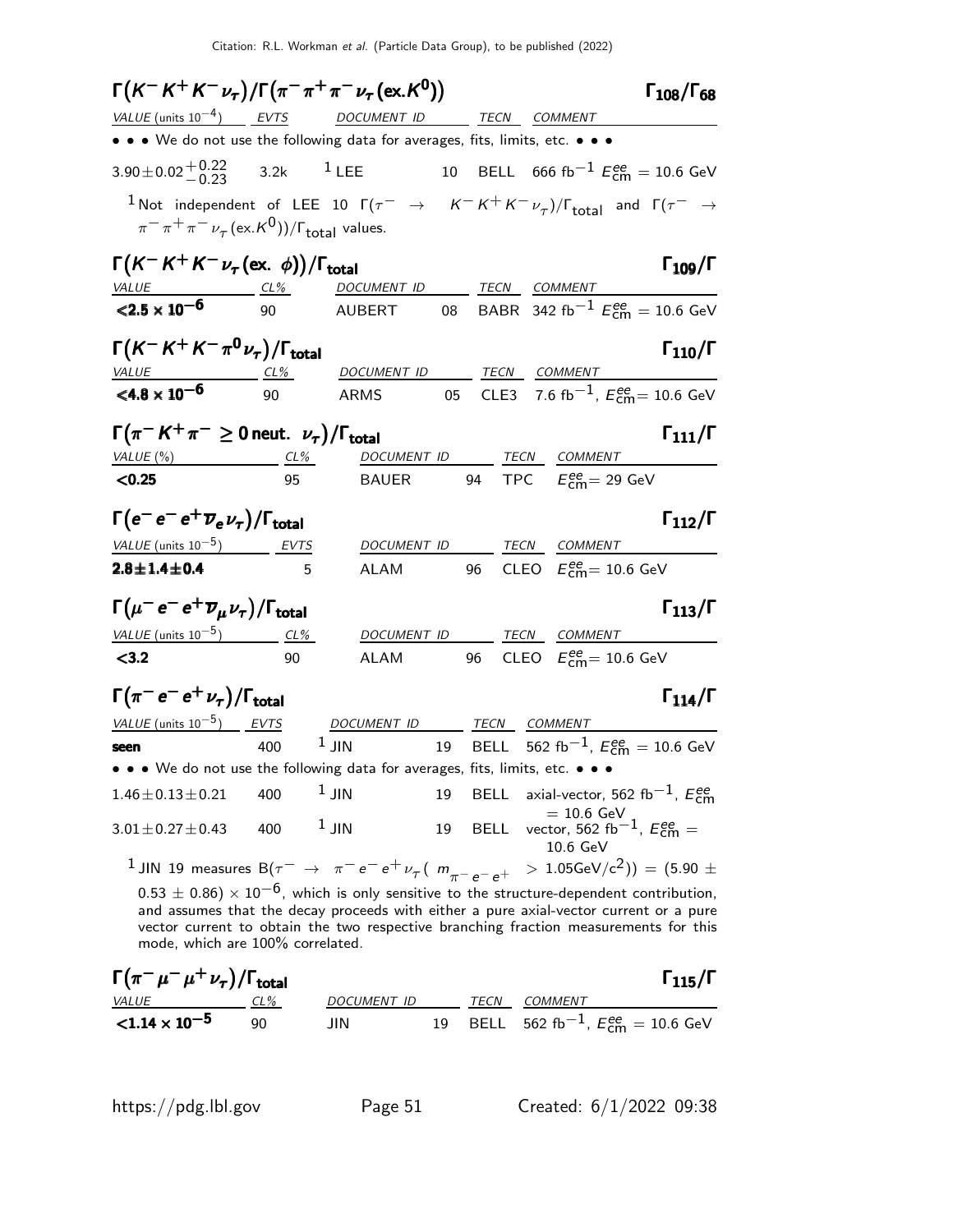### $\Gamma(K^- K^+ K^- \nu_\tau)/\Gamma(\pi^- \pi^+ \pi^- \nu_\tau (\text{ex.}K^0))$ $\Gamma_{108}/\Gamma_{68}$

| VALUE (units $10^{-4}$) | EVTS | DOCUMENT ID | | TECN | COMMENT |
|---|---|---|---|---|---|
| • • • We do not use the following data for averages, fits, limits, etc. • • • | | | | | |
| $3.90 \pm 0.02 ^{+0.22}_{-0.23}$ | 3.2k | LEE [1] | 10 | BELL | 666 $\text{fb}^{-1}$ $E^{ee}_{\text{cm}} = 10.6$ GeV |

[1] Not independent of LEE 10 $\Gamma(\tau^- \rightarrow K^- K^+ K^- \nu_\tau)/\Gamma_{\text{total}}$ and $\Gamma(\tau^- \rightarrow \pi^- \pi^+ \pi^- \nu_\tau (\text{ex.}K^0))/\Gamma_{\text{total}}$ values.

### $\Gamma(K^- K^+ K^- \nu_\tau (\text{ex. } \phi))/\Gamma_{\text{total}}$ $\Gamma_{109}/\Gamma$

| VALUE | CL% | DOCUMENT ID | | TECN | COMMENT |
|---|---|---|---|---|---|
| **$<2.5 \times 10^{-6}$** | 90 | AUBERT | 08 | BABR | 342 $\text{fb}^{-1}$ $E^{ee}_{\text{cm}} = 10.6$ GeV |

### $\Gamma(K^- K^+ K^- \pi^0 \nu_\tau)/\Gamma_{\text{total}}$ $\Gamma_{110}/\Gamma$

| VALUE | CL% | DOCUMENT ID | | TECN | COMMENT |
|---|---|---|---|---|---|
| **$<4.8 \times 10^{-6}$** | 90 | ARMS | 05 | CLE3 | 7.6 $\text{fb}^{-1}$, $E^{ee}_{\text{cm}} = 10.6$ GeV |

### $\Gamma(\pi^- K^+ \pi^- \geq 0 \text{ neut. } \nu_\tau)/\Gamma_{\text{total}}$ $\Gamma_{111}/\Gamma$

| VALUE (%) | CL% | DOCUMENT ID | | TECN | COMMENT |
|---|---|---|---|---|---|
| **$<0.25$** | 95 | BAUER | 94 | TPC | $E^{ee}_{\text{cm}} = 29$ GeV |

### $\Gamma(e^- e^- e^+ \overline{\nu}_e \nu_\tau)/\Gamma_{\text{total}}$ $\Gamma_{112}/\Gamma$

| VALUE (units $10^{-5}$) | EVTS | DOCUMENT ID | | TECN | COMMENT |
|---|---|---|---|---|---|
| **$2.8 \pm 1.4 \pm 0.4$** | 5 | ALAM | 96 | CLEO | $E^{ee}_{\text{cm}} = 10.6$ GeV |

### $\Gamma(\mu^- e^- e^+ \overline{\nu}_\mu \nu_\tau)/\Gamma_{\text{total}}$ $\Gamma_{113}/\Gamma$

| VALUE (units $10^{-5}$) | CL% | DOCUMENT ID | | TECN | COMMENT |
|---|---|---|---|---|---|
| **$<3.2$** | 90 | ALAM | 96 | CLEO | $E^{ee}_{\text{cm}} = 10.6$ GeV |

### $\Gamma(\pi^- e^- e^+ \nu_\tau)/\Gamma_{\text{total}}$ $\Gamma_{114}/\Gamma$

| VALUE (units $10^{-5}$) | EVTS | DOCUMENT ID | | TECN | COMMENT |
|---|---|---|---|---|---|
| **seen** | 400 | JIN [1] | 19 | BELL | 562 $\text{fb}^{-1}$, $E^{ee}_{\text{cm}} = 10.6$ GeV |
| • • • We do not use the following data for averages, fits, limits, etc. • • • | | | | | |
| $1.46 \pm 0.13 \pm 0.21$ | 400 | JIN [1] | 19 | BELL | axial-vector, 562 $\text{fb}^{-1}$, $E^{ee}_{\text{cm}} = 10.6$ GeV |
| $3.01 \pm 0.27 \pm 0.43$ | 400 | JIN [1] | 19 | BELL | vector, 562 $\text{fb}^{-1}$, $E^{ee}_{\text{cm}} = 10.6$ GeV |

[1] JIN 19 measures $B(\tau^- \rightarrow \pi^- e^- e^+ \nu_\tau (\ m_{\pi^- e^- e^+} > 1.05 \text{GeV/c}^2)) = (5.90 \pm 0.53 \pm 0.86) \times 10^{-6}$, which is only sensitive to the structure-dependent contribution, and assumes that the decay proceeds with either a pure axial-vector current or a pure vector current to obtain the two respective branching fraction measurements for this mode, which are 100% correlated.

### $\Gamma(\pi^- \mu^- \mu^+ \nu_\tau)/\Gamma_{\text{total}}$ $\Gamma_{115}/\Gamma$

| VALUE | CL% | DOCUMENT ID | | TECN | COMMENT |
|---|---|---|---|---|---|
| **$<1.14 \times 10^{-5}$** | 90 | JIN | 19 | BELL | 562 $\text{fb}^{-1}$, $E^{ee}_{\text{cm}} = 10.6$ GeV |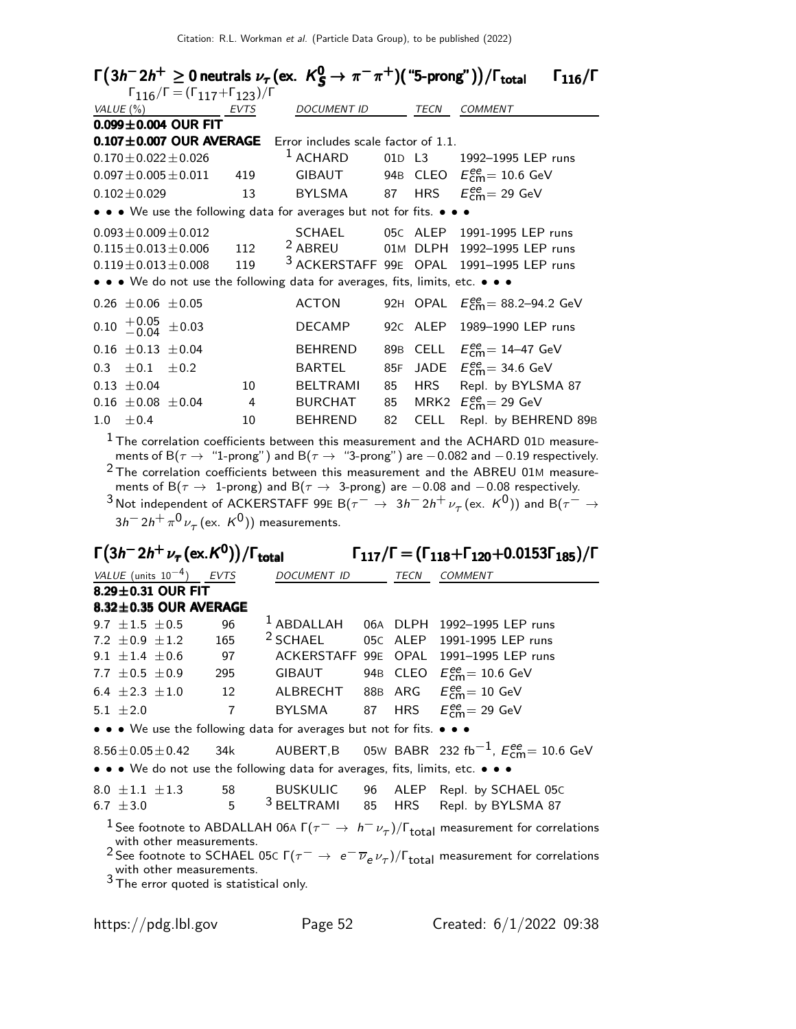### $\Gamma(3h^- 2h^+ \geq 0 \text{ neutrals } \nu_\tau (\text{ex. } K^0_S \to \pi^- \pi^+)(\text{"5-prong"}))/\Gamma_{\text{total}}$ $\Gamma_{116}/\Gamma$

$\Gamma_{116}/\Gamma = (\Gamma_{117}+\Gamma_{123})/\Gamma$

| VALUE (%) | EVTS | DOCUMENT ID | | TECN | COMMENT |
|---|---|---|---|---|---|
| **0.099±0.004 OUR FIT** | | | | | |
| **0.107±0.007 OUR AVERAGE** | Error includes scale factor of 1.1. | | | | |
| $0.170 \pm 0.022 \pm 0.026$ | | [1] ACHARD | 01D | L3 | 1992–1995 LEP runs |
| $0.097 \pm 0.005 \pm 0.011$ | 419 | GIBAUT | 94B | CLEO | $E^{ee}_{\text{cm}}$= 10.6 GeV |
| $0.102 \pm 0.029$ | 13 | BYLSMA | 87 | HRS | $E^{ee}_{\text{cm}}$= 29 GeV |
| • • • We use the following data for averages but not for fits. • • • | | | | | |
| $0.093 \pm 0.009 \pm 0.012$ | | SCHAEL | 05C | ALEP | 1991-1995 LEP runs |
| $0.115 \pm 0.013 \pm 0.006$ | 112 | [2] ABREU | 01M | DLPH | 1992–1995 LEP runs |
| $0.119 \pm 0.013 \pm 0.008$ | 119 | [3] ACKERSTAFF | 99E | OPAL | 1991–1995 LEP runs |
| • • • We do not use the following data for averages, fits, limits, etc. • • • | | | | | |
| $0.26 \pm 0.06 \pm 0.05$ | | ACTON | 92H | OPAL | $E^{ee}_{\text{cm}}$= 88.2–94.2 GeV |
| $0.10 \ ^{+0.05}_{-0.04} \pm 0.03$ | | DECAMP | 92C | ALEP | 1989–1990 LEP runs |
| $0.16 \pm 0.13 \pm 0.04$ | | BEHREND | 89B | CELL | $E^{ee}_{\text{cm}}$= 14–47 GeV |
| $0.3 \pm 0.1 \pm 0.2$ | | BARTEL | 85F | JADE | $E^{ee}_{\text{cm}}$= 34.6 GeV |
| $0.13 \pm 0.04$ | 10 | BELTRAMI | 85 | HRS | Repl. by BYLSMA 87 |
| $0.16 \pm 0.08 \pm 0.04$ | 4 | BURCHAT | 85 | MRK2 | $E^{ee}_{\text{cm}}$= 29 GeV |
| $1.0 \pm 0.4$ | 10 | BEHREND | 82 | CELL | Repl. by BEHREND 89B |

[1] The correlation coefficients between this measurement and the ACHARD 01D measurements of B($\tau \to$ "1-prong") and B($\tau \to$ "3-prong") are $-0.082$ and $-0.19$ respectively.

[2] The correlation coefficients between this measurement and the ABREU 01M measurements of B($\tau \to$ 1-prong) and B($\tau \to$ 3-prong) are $-0.08$ and $-0.08$ respectively.

[3] Not independent of ACKERSTAFF 99E B($\tau^- \to 3h^- 2h^+ \nu_\tau (\text{ex. } K^0)$) and B($\tau^- \to 3h^- 2h^+ \pi^0 \nu_\tau (\text{ex. } K^0)$) measurements.

### $\Gamma(3h^- 2h^+ \nu_\tau (\text{ex.} K^0))/\Gamma_{\text{total}}$ $\Gamma_{117}/\Gamma = (\Gamma_{118}+\Gamma_{120}+0.0153\Gamma_{185})/\Gamma$

| VALUE (units $10^{-4}$) | EVTS | DOCUMENT ID | | TECN | COMMENT |
|---|---|---|---|---|---|
| **8.29±0.31 OUR FIT** | | | | | |
| **8.32±0.35 OUR AVERAGE** | | | | | |
| $9.7 \pm 1.5 \pm 0.5$ | 96 | [1] ABDALLAH | 06A | DLPH | 1992–1995 LEP runs |
| $7.2 \pm 0.9 \pm 1.2$ | 165 | [2] SCHAEL | 05C | ALEP | 1991-1995 LEP runs |
| $9.1 \pm 1.4 \pm 0.6$ | 97 | ACKERSTAFF | 99E | OPAL | 1991–1995 LEP runs |
| $7.7 \pm 0.5 \pm 0.9$ | 295 | GIBAUT | 94B | CLEO | $E^{ee}_{\text{cm}}$= 10.6 GeV |
| $6.4 \pm 2.3 \pm 1.0$ | 12 | ALBRECHT | 88B | ARG | $E^{ee}_{\text{cm}}$= 10 GeV |
| $5.1 \pm 2.0$ | 7 | BYLSMA | 87 | HRS | $E^{ee}_{\text{cm}}$= 29 GeV |
| • • • We use the following data for averages but not for fits. • • • | | | | | |
| $8.56 \pm 0.05 \pm 0.42$ | 34k | AUBERT,B | 05W | BABR | 232 fb$^{-1}$, $E^{ee}_{\text{cm}}$= 10.6 GeV |
| • • • We do not use the following data for averages, fits, limits, etc. • • • | | | | | |
| $8.0 \pm 1.1 \pm 1.3$ | 58 | BUSKULIC | 96 | ALEP | Repl. by SCHAEL 05C |
| $6.7 \pm 3.0$ | 5 | [3] BELTRAMI | 85 | HRS | Repl. by BYLSMA 87 |

[1] See footnote to ABDALLAH 06A $\Gamma(\tau^- \to h^- \nu_\tau)/\Gamma_{\text{total}}$ measurement for correlations with other measurements.

[2] See footnote to SCHAEL 05C $\Gamma(\tau^- \to e^- \overline{\nu}_e \nu_\tau)/\Gamma_{\text{total}}$ measurement for correlations with other measurements.

[3] The error quoted is statistical only.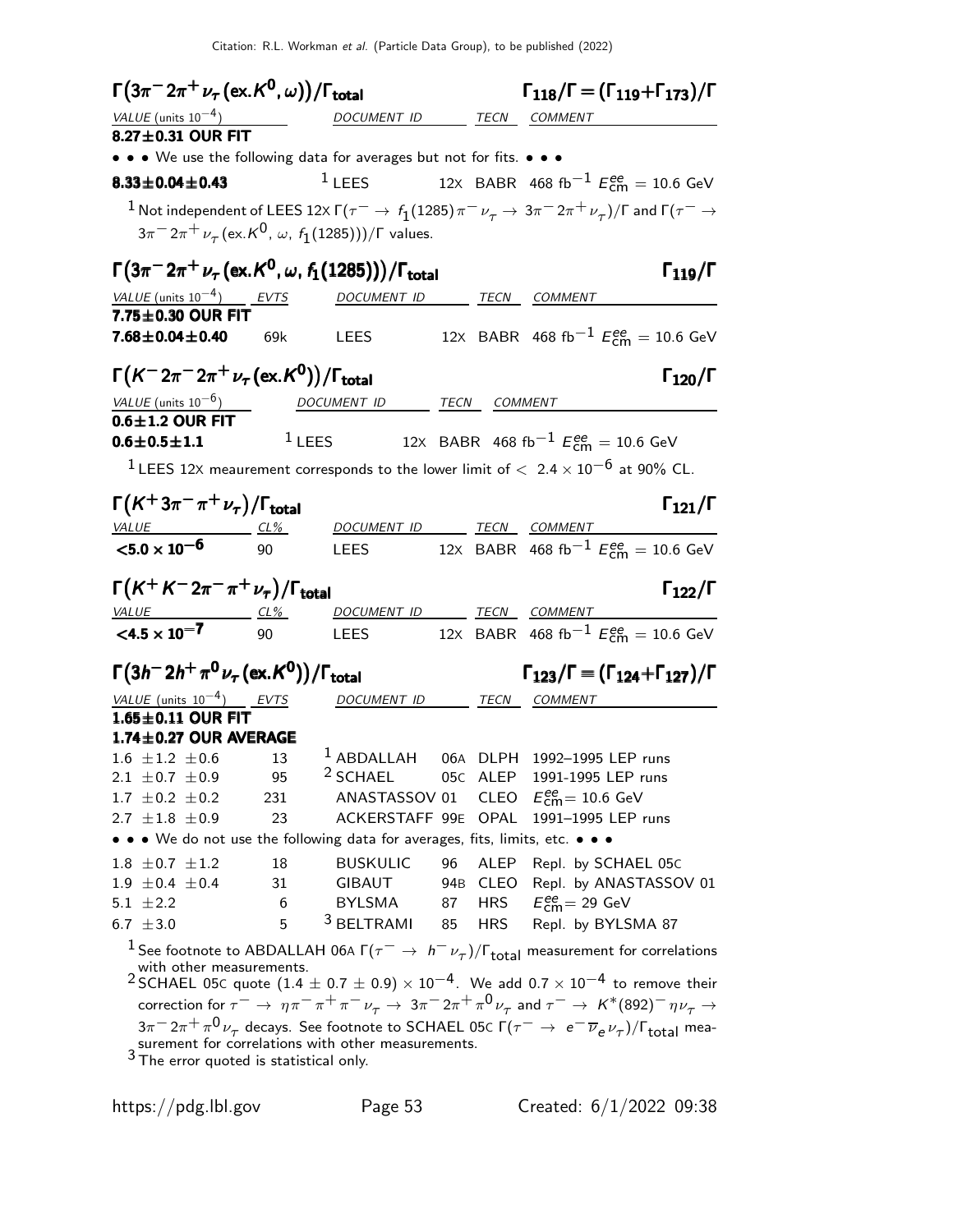### $\Gamma(3\pi^- 2\pi^+ \nu_\tau (\text{ex.} K^0, \omega))/\Gamma_{\text{total}}$ $\Gamma_{118}/\Gamma = (\Gamma_{119}+\Gamma_{173})/\Gamma$

| VALUE (units $10^{-4}$) | DOCUMENT ID | TECN | COMMENT |
|---|---|---|---|
| **8.27±0.31 OUR FIT** | | | |
| • • • We use the following data for averages but not for fits. • • • | | | |
| **8.33±0.04±0.43** | [1] LEES 12X | BABR | 468 fb$^{-1}$ $E^{ee}_{\text{cm}}$ = 10.6 GeV |

[1] Not independent of LEES 12X $\Gamma(\tau^- \to f_1(1285)\pi^-\nu_\tau \to 3\pi^- 2\pi^+ \nu_\tau)/\Gamma$ and $\Gamma(\tau^- \to 3\pi^- 2\pi^+ \nu_\tau (\text{ex.} K^0, \omega, f_1(1285)))/\Gamma$ values.

### $\Gamma(3\pi^- 2\pi^+ \nu_\tau (\text{ex.} K^0, \omega, f_1(1285)))/\Gamma_{\text{total}}$ $\Gamma_{119}/\Gamma$

| VALUE (units $10^{-4}$) | EVTS | DOCUMENT ID | TECN | COMMENT |
|---|---|---|---|---|
| **7.75±0.30 OUR FIT** | | | | |
| **7.68±0.04±0.40** | 69k | LEES 12X | BABR | 468 fb$^{-1}$ $E^{ee}_{\text{cm}}$ = 10.6 GeV |

### $\Gamma(K^- 2\pi^- 2\pi^+ \nu_\tau (\text{ex.} K^0))/\Gamma_{\text{total}}$ $\Gamma_{120}/\Gamma$

| VALUE (units $10^{-6}$) | DOCUMENT ID | TECN | COMMENT |
|---|---|---|---|
| **0.6±1.2 OUR FIT** | | | |
| **0.6±0.5±1.1** | [1] LEES 12X | BABR | 468 fb$^{-1}$ $E^{ee}_{\text{cm}}$ = 10.6 GeV |

[1] LEES 12X meaurement corresponds to the lower limit of $< 2.4 \times 10^{-6}$ at 90% CL.

### $\Gamma(K^+ 3\pi^- \pi^+ \nu_\tau)/\Gamma_{\text{total}}$ $\Gamma_{121}/\Gamma$

| VALUE | CL% | DOCUMENT ID | TECN | COMMENT |
|---|---|---|---|---|
| **$<5.0 \times 10^{-6}$** | 90 | LEES 12X | BABR | 468 fb$^{-1}$ $E^{ee}_{\text{cm}}$ = 10.6 GeV |

### $\Gamma(K^+ K^- 2\pi^- \pi^+ \nu_\tau)/\Gamma_{\text{total}}$ $\Gamma_{122}/\Gamma$

| VALUE | CL% | DOCUMENT ID | TECN | COMMENT |
|---|---|---|---|---|
| **$<4.5 \times 10^{-7}$** | 90 | LEES 12X | BABR | 468 fb$^{-1}$ $E^{ee}_{\text{cm}}$ = 10.6 GeV |

### $\Gamma(3h^- 2h^+ \pi^0 \nu_\tau (\text{ex.} K^0))/\Gamma_{\text{total}}$ $\Gamma_{123}/\Gamma = (\Gamma_{124}+\Gamma_{127})/\Gamma$

| VALUE (units $10^{-4}$) | EVTS | DOCUMENT ID | TECN | COMMENT |
|---|---|---|---|---|
| **1.65±0.11 OUR FIT** | | | | |
| **1.74±0.27 OUR AVERAGE** | | | | |
| 1.6 ±1.2 ±0.6 | 13 | [1] ABDALLAH 06A | DLPH | 1992–1995 LEP runs |
| 2.1 ±0.7 ±0.9 | 95 | [2] SCHAEL 05C | ALEP | 1991-1995 LEP runs |
| 1.7 ±0.2 ±0.2 | 231 | ANASTASSOV 01 | CLEO | $E^{ee}_{\text{cm}}$= 10.6 GeV |
| 2.7 ±1.8 ±0.9 | 23 | ACKERSTAFF 99E | OPAL | 1991–1995 LEP runs |
| • • • We do not use the following data for averages, fits, limits, etc. • • • | | | | |
| 1.8 ±0.7 ±1.2 | 18 | BUSKULIC 96 | ALEP | Repl. by SCHAEL 05C |
| 1.9 ±0.4 ±0.4 | 31 | GIBAUT 94B | CLEO | Repl. by ANASTASSOV 01 |
| 5.1 ±2.2 | 6 | BYLSMA 87 | HRS | $E^{ee}_{\text{cm}}$= 29 GeV |
| 6.7 ±3.0 | 5 | [3] BELTRAMI 85 | HRS | Repl. by BYLSMA 87 |

[1] See footnote to ABDALLAH 06A $\Gamma(\tau^- \to h^- \nu_\tau)/\Gamma_{\text{total}}$ measurement for correlations with other measurements.

[2] SCHAEL 05C quote $(1.4 \pm 0.7 \pm 0.9) \times 10^{-4}$. We add $0.7 \times 10^{-4}$ to remove their correction for $\tau^- \to \eta\pi^-\pi^+\pi^-\nu_\tau \to 3\pi^- 2\pi^+ \pi^0 \nu_\tau$ and $\tau^- \to K^*(892)^- \eta\nu_\tau \to 3\pi^- 2\pi^+ \pi^0 \nu_\tau$ decays. See footnote to SCHAEL 05C $\Gamma(\tau^- \to e^- \overline{\nu}_e \nu_\tau)/\Gamma_{\text{total}}$ measurement for correlations with other measurements.

[3] The error quoted is statistical only.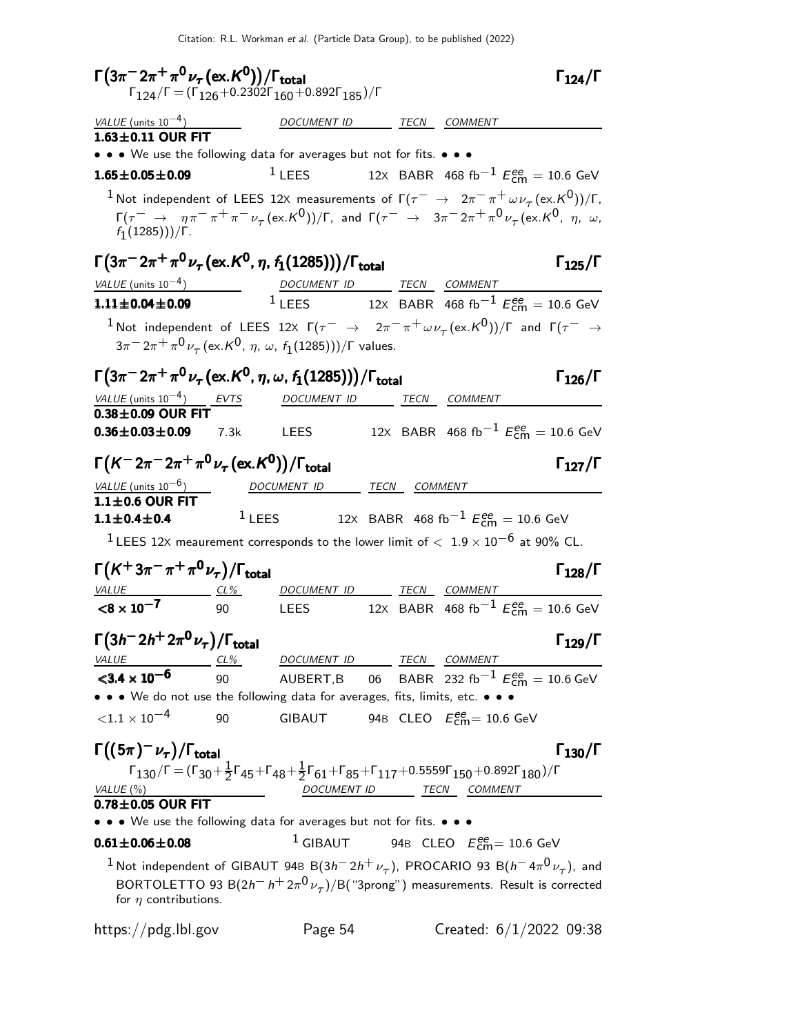### $\Gamma(3\pi^- 2\pi^+ \pi^0 \nu_\tau (\text{ex.} K^0))/\Gamma_{\text{total}}$ $\Gamma_{124}/\Gamma$

$\Gamma_{124}/\Gamma = (\Gamma_{126}+0.2302\Gamma_{160}+0.892\Gamma_{185})/\Gamma$

| VALUE (units $10^{-4}$) | DOCUMENT ID | | TECN | COMMENT |
|---|---|---|---|---|
| **1.63±0.11 OUR FIT** | | | | |
| • • • We use the following data for averages but not for fits. • • • | | | | |
| **1.65±0.05±0.09** | [1] LEES | 12X | BABR | 468 fb$^{-1}$ $E^{ee}_{\text{cm}} = 10.6$ GeV |

[1] Not independent of LEES 12X measurements of $\Gamma(\tau^- \to 2\pi^- \pi^+ \omega \nu_\tau (\text{ex.} K^0))/\Gamma$, $\Gamma(\tau^- \to \eta \pi^- \pi^+ \pi^- \nu_\tau (\text{ex.} K^0))/\Gamma$, and $\Gamma(\tau^- \to 3\pi^- 2\pi^+ \pi^0 \nu_\tau (\text{ex.} K^0, \eta, \omega, f_1(1285)))/\Gamma$.

### $\Gamma(3\pi^- 2\pi^+ \pi^0 \nu_\tau (\text{ex.} K^0, \eta, f_1(1285)))/\Gamma_{\text{total}}$ $\Gamma_{125}/\Gamma$

| VALUE (units $10^{-4}$) | DOCUMENT ID | | TECN | COMMENT |
|---|---|---|---|---|
| **1.11±0.04±0.09** | [1] LEES | 12X | BABR | 468 fb$^{-1}$ $E^{ee}_{\text{cm}} = 10.6$ GeV |

[1] Not independent of LEES 12X $\Gamma(\tau^- \to 2\pi^- \pi^+ \omega \nu_\tau (\text{ex.} K^0))/\Gamma$ and $\Gamma(\tau^- \to 3\pi^- 2\pi^+ \pi^0 \nu_\tau (\text{ex.} K^0, \eta, \omega, f_1(1285)))/\Gamma$ values.

### $\Gamma(3\pi^- 2\pi^+ \pi^0 \nu_\tau (\text{ex.} K^0, \eta, \omega, f_1(1285)))/\Gamma_{\text{total}}$ $\Gamma_{126}/\Gamma$

| VALUE (units $10^{-4}$) | EVTS | DOCUMENT ID | | TECN | COMMENT |
|---|---|---|---|---|---|
| **0.38±0.09 OUR FIT** | | | | | |
| **0.36±0.03±0.09** | 7.3k | LEES | 12X | BABR | 468 fb$^{-1}$ $E^{ee}_{\text{cm}} = 10.6$ GeV |

### $\Gamma(K^- 2\pi^- 2\pi^+ \pi^0 \nu_\tau (\text{ex.} K^0))/\Gamma_{\text{total}}$ $\Gamma_{127}/\Gamma$

| VALUE (units $10^{-6}$) | DOCUMENT ID | | TECN | COMMENT |
|---|---|---|---|---|
| **1.1±0.6 OUR FIT** | | | | |
| **1.1±0.4±0.4** | [1] LEES | 12X | BABR | 468 fb$^{-1}$ $E^{ee}_{\text{cm}} = 10.6$ GeV |

[1] LEES 12X meaurement corresponds to the lower limit of $< 1.9 \times 10^{-6}$ at 90% CL.

### $\Gamma(K^+ 3\pi^- \pi^+ \pi^0 \nu_\tau)/\Gamma_{\text{total}}$ $\Gamma_{128}/\Gamma$

| VALUE | CL% | DOCUMENT ID | | TECN | COMMENT |
|---|---|---|---|---|---|
| **$<8 \times 10^{-7}$** | 90 | LEES | 12X | BABR | 468 fb$^{-1}$ $E^{ee}_{\text{cm}} = 10.6$ GeV |

### $\Gamma(3h^- 2h^+ 2\pi^0 \nu_\tau)/\Gamma_{\text{total}}$ $\Gamma_{129}/\Gamma$

| VALUE | CL% | DOCUMENT ID | | TECN | COMMENT |
|---|---|---|---|---|---|
| **$<3.4 \times 10^{-6}$** | 90 | AUBERT,B | 06 | BABR | 232 fb$^{-1}$ $E^{ee}_{\text{cm}} = 10.6$ GeV |
| • • • We do not use the following data for averages, fits, limits, etc. • • • | | | | | |
| $<1.1 \times 10^{-4}$ | 90 | GIBAUT | 94B | CLEO | $E^{ee}_{\text{cm}} = 10.6$ GeV |

### $\Gamma((5\pi)^- \nu_\tau)/\Gamma_{\text{total}}$ $\Gamma_{130}/\Gamma$

$\Gamma_{130}/\Gamma = (\Gamma_{30}+\frac{1}{2}\Gamma_{45}+\Gamma_{48}+\frac{1}{2}\Gamma_{61}+\Gamma_{85}+\Gamma_{117}+0.5559\Gamma_{150}+0.892\Gamma_{180})/\Gamma$

| VALUE (%) | DOCUMENT ID | | TECN | COMMENT |
|---|---|---|---|---|
| **0.78±0.05 OUR FIT** | | | | |
| • • • We use the following data for averages but not for fits. • • • | | | | |
| **0.61±0.06±0.08** | [1] GIBAUT | 94B | CLEO | $E^{ee}_{\text{cm}} = 10.6$ GeV |

[1] Not independent of GIBAUT 94B B($3h^- 2h^+ \nu_\tau$), PROCARIO 93 B($h^- 4\pi^0 \nu_\tau$), and BORTOLETTO 93 B($2h^- h^+ 2\pi^0 \nu_\tau$)/B("3prong") measurements. Result is corrected for $\eta$ contributions.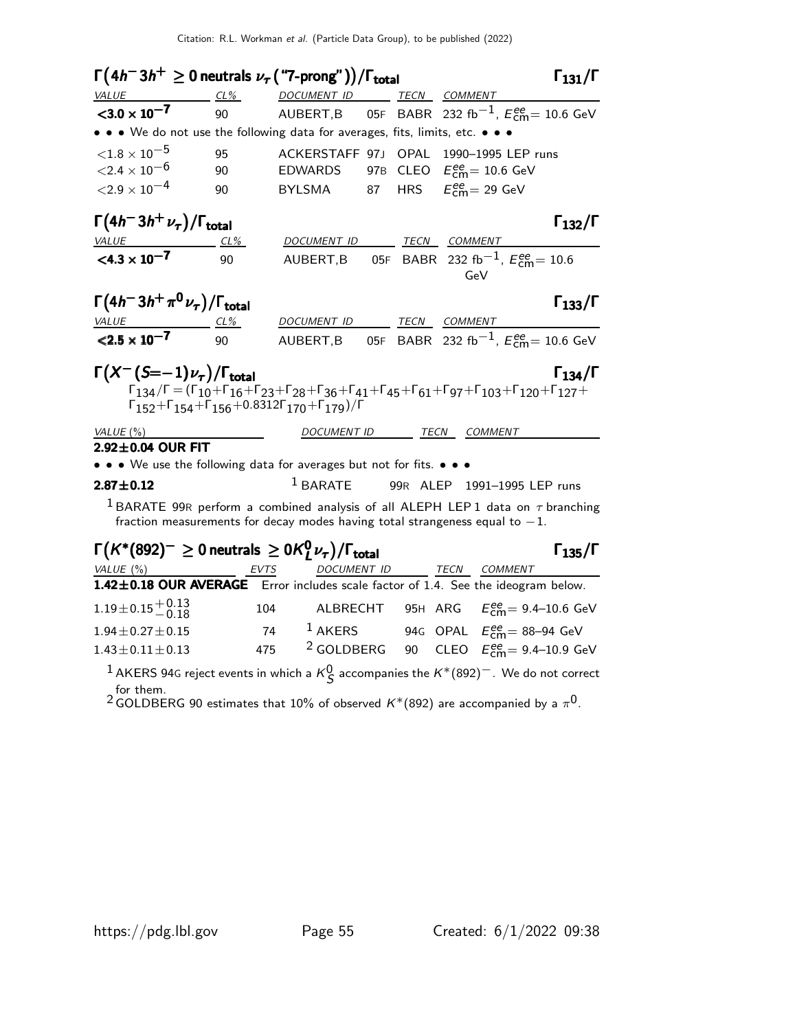### $\Gamma\big(4h^- 3h^+ \geq 0 \text{ neutrals } \nu_\tau \text{ ("7-prong")}\big)/\Gamma_{\text{total}}$ $\Gamma_{131}/\Gamma$

| VALUE | CL% | DOCUMENT ID | | TECN | COMMENT |
|---|---|---|---|---|---|
| **$<3.0 \times 10^{-7}$** | 90 | AUBERT,B | 05F | BABR | 232 fb$^{-1}$, $E^{ee}_{\text{cm}}$= 10.6 GeV |
| • • • We do not use the following data for averages, fits, limits, etc. • • • | | | | | |
| $<1.8 \times 10^{-5}$ | 95 | ACKERSTAFF | 97J | OPAL | 1990–1995 LEP runs |
| $<2.4 \times 10^{-6}$ | 90 | EDWARDS | 97B | CLEO | $E^{ee}_{\text{cm}}$= 10.6 GeV |
| $<2.9 \times 10^{-4}$ | 90 | BYLSMA | 87 | HRS | $E^{ee}_{\text{cm}}$= 29 GeV |

### $\Gamma\big(4h^- 3h^+ \nu_\tau\big)/\Gamma_{\text{total}}$ $\Gamma_{132}/\Gamma$

| VALUE | CL% | DOCUMENT ID | | TECN | COMMENT |
|---|---|---|---|---|---|
| **$<4.3 \times 10^{-7}$** | 90 | AUBERT,B | 05F | BABR | 232 fb$^{-1}$, $E^{ee}_{\text{cm}}$= 10.6 GeV |

### $\Gamma\big(4h^- 3h^+ \pi^0 \nu_\tau\big)/\Gamma_{\text{total}}$ $\Gamma_{133}/\Gamma$

| VALUE | CL% | DOCUMENT ID | | TECN | COMMENT |
|---|---|---|---|---|---|
| **$<2.5 \times 10^{-7}$** | 90 | AUBERT,B | 05F | BABR | 232 fb$^{-1}$, $E^{ee}_{\text{cm}}$= 10.6 GeV |

### $\Gamma\big(X^- (S{=}-1) \nu_\tau\big)/\Gamma_{\text{total}}$ $\Gamma_{134}/\Gamma$

$\Gamma_{134}/\Gamma = (\Gamma_{10}+\Gamma_{16}+\Gamma_{23}+\Gamma_{28}+\Gamma_{36}+\Gamma_{41}+\Gamma_{45}+\Gamma_{61}+\Gamma_{97}+\Gamma_{103}+\Gamma_{120}+\Gamma_{127}+\Gamma_{152}+\Gamma_{154}+\Gamma_{156}+0.8312\Gamma_{170}+\Gamma_{179})/\Gamma$

| VALUE (%) | DOCUMENT ID | | TECN | COMMENT |
|---|---|---|---|---|
| **2.92±0.04 OUR FIT** | | | | |
| • • • We use the following data for averages but not for fits. • • • | | | | |
| **2.87±0.12** | [1] BARATE | 99R | ALEP | 1991–1995 LEP runs |

[1] BARATE 99R perform a combined analysis of all ALEPH LEP 1 data on $\tau$ branching fraction measurements for decay modes having total strangeness equal to $-1$.

### $\Gamma\big(K^*(892)^- \geq 0 \text{ neutrals } \geq 0 K^0_L \nu_\tau\big)/\Gamma_{\text{total}}$ $\Gamma_{135}/\Gamma$

| VALUE (%) | EVTS | DOCUMENT ID | | TECN | COMMENT |
|---|---|---|---|---|---|
| **1.42±0.18 OUR AVERAGE** | | Error includes scale factor of 1.4. See the ideogram below. | | | |
| $1.19 \pm 0.15 ^{+0.13}_{-0.18}$ | 104 | ALBRECHT | 95H | ARG | $E^{ee}_{\text{cm}}$= 9.4–10.6 GeV |
| $1.94 \pm 0.27 \pm 0.15$ | 74 | [1] AKERS | 94G | OPAL | $E^{ee}_{\text{cm}}$= 88–94 GeV |
| $1.43 \pm 0.11 \pm 0.13$ | 475 | [2] GOLDBERG | 90 | CLEO | $E^{ee}_{\text{cm}}$= 9.4–10.9 GeV |

[1] AKERS 94G reject events in which a $K^0_S$ accompanies the $K^*(892)^-$. We do not correct for them.

[2] GOLDBERG 90 estimates that 10% of observed $K^*(892)$ are accompanied by a $\pi^0$.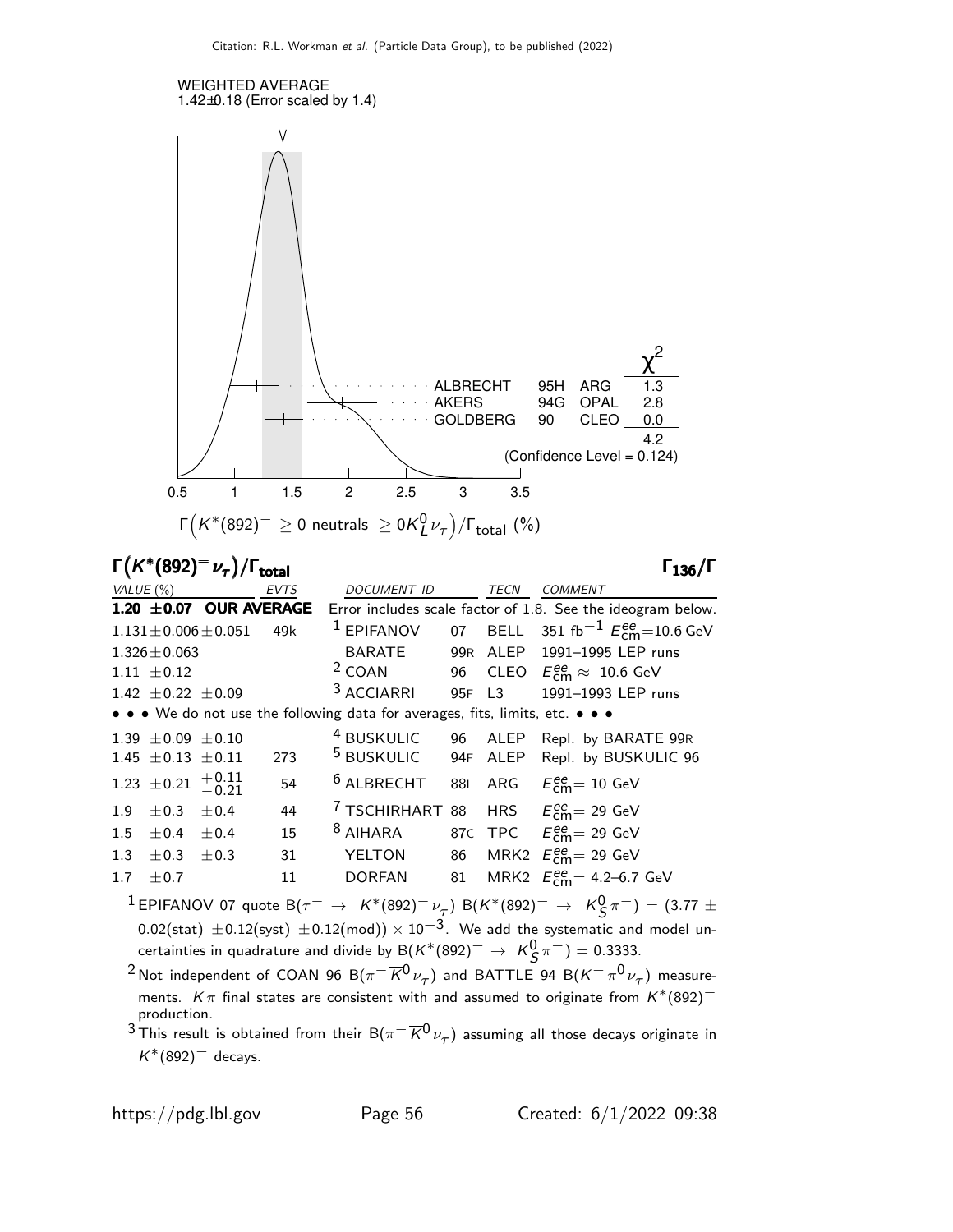WEIGHTED AVERAGE
1.42±0.18 (Error scaled by 1.4)

| | | | $\chi^2$ |
|---|---|---|---|
| ALBRECHT | 95H | ARG | 1.3 |
| AKERS | 94G | OPAL | 2.8 |
| GOLDBERG | 90 | CLEO | 0.0 |
| | | | 4.2 |

(Confidence Level = 0.124)

$\Gamma\left(K^*(892)^- \geq 0 \text{ neutrals } \geq 0K^0_L \nu_\tau\right)/\Gamma_{\text{total}}$ (%)

## $\Gamma\left(K^*(892)^-\nu_\tau\right)/\Gamma_{\text{total}}$ $\Gamma_{136}/\Gamma$

| VALUE (%) | EVTS | DOCUMENT ID | | TECN | COMMENT |
|---|---|---|---|---|---|
| **1.20 ±0.07 OUR AVERAGE** | | Error includes scale factor of 1.8. See the ideogram below. | | | |
| $1.131 \pm 0.006 \pm 0.051$ | 49k | [1] EPIFANOV | 07 | BELL | 351 fb$^{-1}$ $E^{ee}_{\text{cm}}$=10.6 GeV |
| $1.326 \pm 0.063$ | | BARATE | 99R | ALEP | 1991–1995 LEP runs |
| $1.11 \pm 0.12$ | | [2] COAN | 96 | CLEO | $E^{ee}_{\text{cm}} \approx$ 10.6 GeV |
| $1.42 \pm 0.22 \pm 0.09$ | | [3] ACCIARRI | 95F | L3 | 1991–1993 LEP runs |
| • • • We do not use the following data for averages, fits, limits, etc. • • • | | | | | |
| $1.39 \pm 0.09 \pm 0.10$ | | [4] BUSKULIC | 96 | ALEP | Repl. by BARATE 99R |
| $1.45 \pm 0.13 \pm 0.11$ | 273 | [5] BUSKULIC | 94F | ALEP | Repl. by BUSKULIC 96 |
| $1.23 \pm 0.21 \ ^{+0.11}_{-0.21}$ | 54 | [6] ALBRECHT | 88L | ARG | $E^{ee}_{\text{cm}}$= 10 GeV |
| $1.9 \pm 0.3 \pm 0.4$ | 44 | [7] TSCHIRHART | 88 | HRS | $E^{ee}_{\text{cm}}$= 29 GeV |
| $1.5 \pm 0.4 \pm 0.4$ | 15 | [8] AIHARA | 87C | TPC | $E^{ee}_{\text{cm}}$= 29 GeV |
| $1.3 \pm 0.3 \pm 0.3$ | 31 | YELTON | 86 | MRK2 | $E^{ee}_{\text{cm}}$= 29 GeV |
| $1.7 \pm 0.7$ | 11 | DORFAN | 81 | MRK2 | $E^{ee}_{\text{cm}}$= 4.2–6.7 GeV |

[1] EPIFANOV 07 quote $B(\tau^- \rightarrow K^*(892)^-\nu_\tau)\ B(K^*(892)^- \rightarrow K^0_S\pi^-) = (3.77 \pm 0.02(\text{stat}) \pm 0.12(\text{syst}) \pm 0.12(\text{mod})) \times 10^{-3}$. We add the systematic and model uncertainties in quadrature and divide by $B(K^*(892)^- \rightarrow K^0_S\pi^-) = 0.3333$.

[2] Not independent of COAN 96 $B(\pi^-\overline{K}^0\nu_\tau)$ and BATTLE 94 $B(K^-\pi^0\nu_\tau)$ measurements. $K\pi$ final states are consistent with and assumed to originate from $K^*(892)^-$ production.

[3] This result is obtained from their $B(\pi^-\overline{K}^0\nu_\tau)$ assuming all those decays originate in $K^*(892)^-$ decays.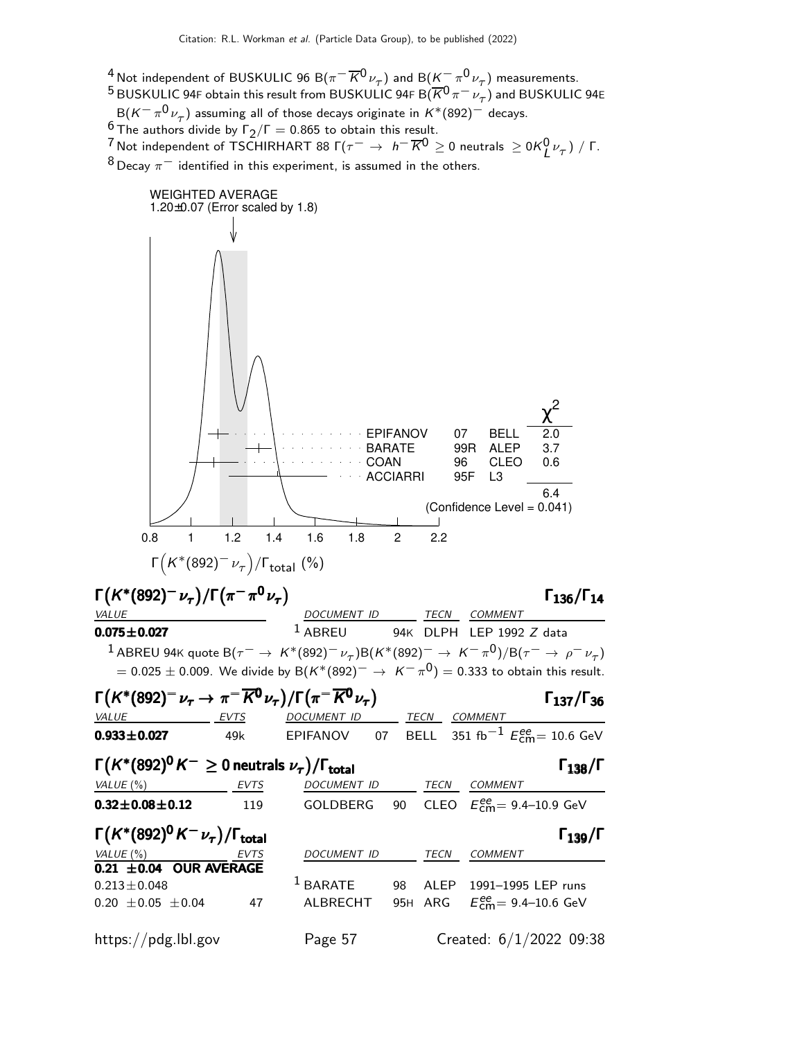[4] Not independent of BUSKULIC 96 $B(\pi^- \overline{K}^0 \nu_\tau)$ and $B(K^- \pi^0 \nu_\tau)$ measurements.

[5] BUSKULIC 94F obtain this result from BUSKULIC 94F $B(\overline{K}^0 \pi^- \nu_\tau)$ and BUSKULIC 94E $B(K^- \pi^0 \nu_\tau)$ assuming all of those decays originate in $K^*(892)^-$ decays.

[6] The authors divide by $\Gamma_2/\Gamma = 0.865$ to obtain this result.

[7] Not independent of TSCHIRHART 88 $\Gamma(\tau^- \to h^- \overline{K}^0 \geq 0 \text{ neutrals } \geq 0 K_L^0 \nu_\tau) / \Gamma$.

[8] Decay $\pi^-$ identified in this experiment, is assumed in the others.

WEIGHTED AVERAGE
1.20±0.07 (Error scaled by 1.8)

| | | | $\chi^2$ |
|---|---|---|---|
| EPIFANOV | 07 | BELL | 2.0 |
| BARATE | 99R | ALEP | 3.7 |
| COAN | 96 | CLEO | 0.6 |
| ACCIARRI | 95F | L3 | |
| | | | 6.4 |

(Confidence Level = 0.041)

$\Gamma\left(K^*(892)^- \nu_\tau\right)/\Gamma_{\text{total}}$ (%)

## $\Gamma(K^*(892)^- \nu_\tau)/\Gamma(\pi^- \pi^0 \nu_\tau)$ — $\Gamma_{136}/\Gamma_{14}$

| VALUE | DOCUMENT ID | | TECN | COMMENT |
|---|---|---|---|---|
| **0.075±0.027** | [1] ABREU | 94K | DLPH | LEP 1992 $Z$ data |

[1] ABREU 94K quote $B(\tau^- \to K^*(892)^- \nu_\tau) B(K^*(892)^- \to K^- \pi^0)/B(\tau^- \to \rho^- \nu_\tau) = 0.025 \pm 0.009$. We divide by $B(K^*(892)^- \to K^- \pi^0) = 0.333$ to obtain this result.

## $\Gamma(K^*(892)^- \nu_\tau \to \pi^- \overline{K}^0 \nu_\tau)/\Gamma(\pi^- \overline{K}^0 \nu_\tau)$ — $\Gamma_{137}/\Gamma_{36}$

| VALUE | EVTS | DOCUMENT ID | | TECN | COMMENT |
|---|---|---|---|---|---|
| **0.933±0.027** | 49k | EPIFANOV | 07 | BELL | 351 fb$^{-1}$ $E^{ee}_{\text{cm}}$= 10.6 GeV |

## $\Gamma(K^*(892)^0 K^- \geq 0 \text{ neutrals } \nu_\tau)/\Gamma_{\text{total}}$ — $\Gamma_{138}/\Gamma$

| VALUE (%) | EVTS | DOCUMENT ID | | TECN | COMMENT |
|---|---|---|---|---|---|
| **0.32±0.08±0.12** | 119 | GOLDBERG | 90 | CLEO | $E^{ee}_{\text{cm}}$= 9.4–10.9 GeV |

## $\Gamma(K^*(892)^0 K^- \nu_\tau)/\Gamma_{\text{total}}$ — $\Gamma_{139}/\Gamma$

| VALUE (%) | EVTS | DOCUMENT ID | | TECN | COMMENT |
|---|---|---|---|---|---|
| **0.21 ±0.04 OUR AVERAGE** | | | | | |
| 0.213±0.048 | | [1] BARATE | 98 | ALEP | 1991–1995 LEP runs |
| 0.20 ±0.05 ±0.04 | 47 | ALBRECHT | 95H | ARG | $E^{ee}_{\text{cm}}$= 9.4–10.6 GeV |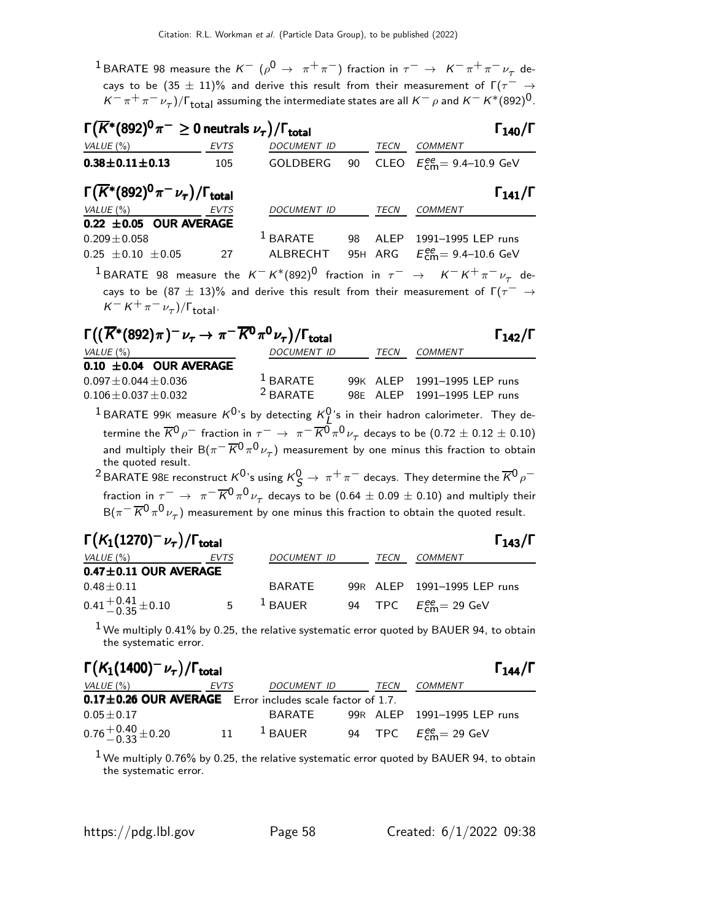[1] BARATE 98 measure the $K^-$ ($\rho^0 \to \pi^+\pi^-$) fraction in $\tau^- \to K^-\pi^+\pi^-\nu_\tau$ decays to be (35 ± 11)% and derive this result from their measurement of $\Gamma(\tau^- \to K^-\pi^+\pi^-\nu_\tau)/\Gamma_{\rm total}$ assuming the intermediate states are all $K^-\rho$ and $K^-K^*(892)^0$.

### $\Gamma(\overline{K}^*(892)^0\pi^- \geq 0 \text{ neutrals } \nu_\tau)/\Gamma_{\rm total}$ — $\Gamma_{140}/\Gamma$

| VALUE (%) | EVTS | DOCUMENT ID | | TECN | COMMENT |
|---|---|---|---|---|---|
| **0.38±0.11±0.13** | 105 | GOLDBERG | 90 | CLEO | $E^{ee}_{\rm cm}$= 9.4–10.9 GeV |

### $\Gamma(\overline{K}^*(892)^0\pi^-\nu_\tau)/\Gamma_{\rm total}$ — $\Gamma_{141}/\Gamma$

| VALUE (%) | EVTS | DOCUMENT ID | | TECN | COMMENT |
|---|---|---|---|---|---|
| **0.22 ±0.05 OUR AVERAGE** | | | | | |
| 0.209±0.058 | | [1] BARATE | 98 | ALEP | 1991–1995 LEP runs |
| 0.25 ±0.10 ±0.05 | 27 | ALBRECHT | 95H | ARG | $E^{ee}_{\rm cm}$= 9.4–10.6 GeV |

[1] BARATE 98 measure the $K^-K^*(892)^0$ fraction in $\tau^- \to K^-K^+\pi^-\nu_\tau$ decays to be (87 ± 13)% and derive this result from their measurement of $\Gamma(\tau^- \to K^-K^+\pi^-\nu_\tau)/\Gamma_{\rm total}$.

### $\Gamma((\overline{K}^*(892)\pi)^-\nu_\tau \to \pi^-\overline{K}^0\pi^0\nu_\tau)/\Gamma_{\rm total}$ — $\Gamma_{142}/\Gamma$

| VALUE (%) | DOCUMENT ID | | TECN | COMMENT |
|---|---|---|---|---|
| **0.10 ±0.04 OUR AVERAGE** | | | | |
| 0.097±0.044±0.036 | [1] BARATE | 99K | ALEP | 1991–1995 LEP runs |
| 0.106±0.037±0.032 | [2] BARATE | 98E | ALEP | 1991–1995 LEP runs |

[1] BARATE 99K measure $K^0$'s by detecting $K^0_L$'s in their hadron calorimeter. They determine the $\overline{K}^0\rho^-$ fraction in $\tau^- \to \pi^-\overline{K}^0\pi^0\nu_\tau$ decays to be (0.72 ± 0.12 ± 0.10) and multiply their B($\pi^-\overline{K}^0\pi^0\nu_\tau$) measurement by one minus this fraction to obtain the quoted result.

[2] BARATE 98E reconstruct $K^0$'s using $K^0_S \to \pi^+\pi^-$ decays. They determine the $\overline{K}^0\rho^-$ fraction in $\tau^- \to \pi^-\overline{K}^0\pi^0\nu_\tau$ decays to be (0.64 ± 0.09 ± 0.10) and multiply their B($\pi^-\overline{K}^0\pi^0\nu_\tau$) measurement by one minus this fraction to obtain the quoted result.

### $\Gamma(K_1(1270)^-\nu_\tau)/\Gamma_{\rm total}$ — $\Gamma_{143}/\Gamma$

| VALUE (%) | EVTS | DOCUMENT ID | | TECN | COMMENT |
|---|---|---|---|---|---|
| **0.47±0.11 OUR AVERAGE** | | | | | |
| 0.48±0.11 | | BARATE | 99R | ALEP | 1991–1995 LEP runs |
| $0.41^{+0.41}_{-0.35}$±0.10 | 5 | [1] BAUER | 94 | TPC | $E^{ee}_{\rm cm}$= 29 GeV |

[1] We multiply 0.41% by 0.25, the relative systematic error quoted by BAUER 94, to obtain the systematic error.

### $\Gamma(K_1(1400)^-\nu_\tau)/\Gamma_{\rm total}$ — $\Gamma_{144}/\Gamma$

| VALUE (%) | EVTS | DOCUMENT ID | | TECN | COMMENT |
|---|---|---|---|---|---|
| **0.17±0.26 OUR AVERAGE** Error includes scale factor of 1.7. | | | | | |
| 0.05±0.17 | | BARATE | 99R | ALEP | 1991–1995 LEP runs |
| $0.76^{+0.40}_{-0.33}$±0.20 | 11 | [1] BAUER | 94 | TPC | $E^{ee}_{\rm cm}$= 29 GeV |

[1] We multiply 0.76% by 0.25, the relative systematic error quoted by BAUER 94, to obtain the systematic error.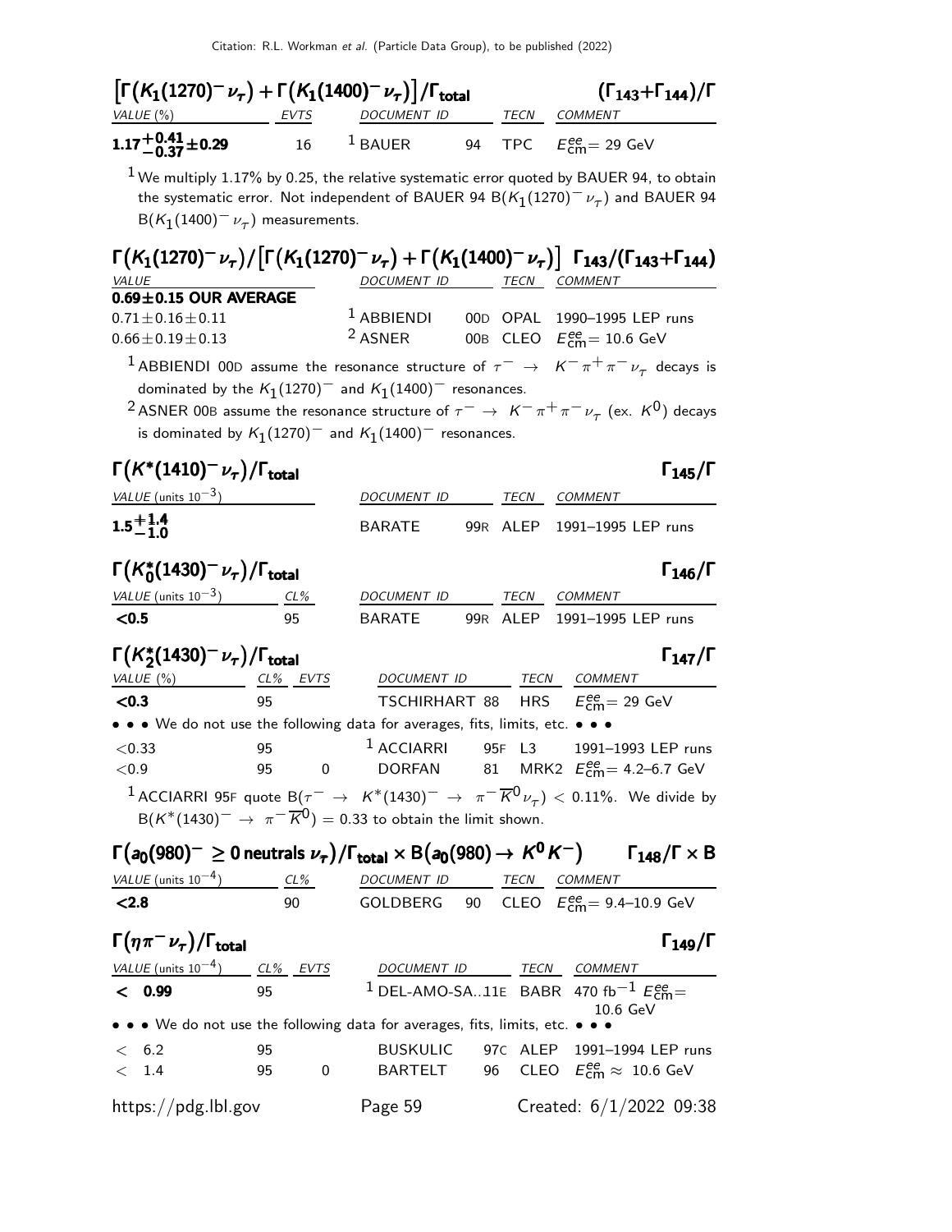## $\left[\Gamma\left(K_1(1270)^- \nu_\tau\right) + \Gamma\left(K_1(1400)^- \nu_\tau\right)\right]/\Gamma_{\text{total}}$ $(\Gamma_{143}+\Gamma_{144})/\Gamma$

| VALUE (%) | EVTS | DOCUMENT ID | | TECN | COMMENT |
|---|---|---|---|---|---|
| **$1.17^{+0.41}_{-0.37} \pm 0.29$** | 16 | [1] BAUER | 94 | TPC | $E^{ee}_{\text{cm}} = 29$ GeV |

[1] We multiply 1.17% by 0.25, the relative systematic error quoted by BAUER 94, to obtain the systematic error. Not independent of BAUER 94 $B(K_1(1270)^- \nu_\tau)$ and BAUER 94 $B(K_1(1400)^- \nu_\tau)$ measurements.

## $\Gamma\left(K_1(1270)^- \nu_\tau\right)/\left[\Gamma\left(K_1(1270)^- \nu_\tau\right) + \Gamma\left(K_1(1400)^- \nu_\tau\right)\right]$ $\Gamma_{143}/(\Gamma_{143}+\Gamma_{144})$

| VALUE | DOCUMENT ID | | TECN | COMMENT |
|---|---|---|---|---|
| **0.69±0.15 OUR AVERAGE** | | | | |
| $0.71 \pm 0.16 \pm 0.11$ | [1] ABBIENDI | 00D | OPAL | 1990–1995 LEP runs |
| $0.66 \pm 0.19 \pm 0.13$ | [2] ASNER | 00B | CLEO | $E^{ee}_{\text{cm}} = 10.6$ GeV |

[1] ABBIENDI 00D assume the resonance structure of $\tau^- \to K^- \pi^+ \pi^- \nu_\tau$ decays is dominated by the $K_1(1270)^-$ and $K_1(1400)^-$ resonances.

[2] ASNER 00B assume the resonance structure of $\tau^- \to K^- \pi^+ \pi^- \nu_\tau$ (ex. $K^0$) decays is dominated by $K_1(1270)^-$ and $K_1(1400)^-$ resonances.

## $\Gamma\left(K^*(1410)^- \nu_\tau\right)/\Gamma_{\text{total}}$ $\Gamma_{145}/\Gamma$

| VALUE (units $10^{-3}$) | DOCUMENT ID | | TECN | COMMENT |
|---|---|---|---|---|
| **$1.5^{+1.4}_{-1.0}$** | BARATE | 99R | ALEP | 1991–1995 LEP runs |

## $\Gamma\left(K^*_0(1430)^- \nu_\tau\right)/\Gamma_{\text{total}}$ $\Gamma_{146}/\Gamma$

| VALUE (units $10^{-3}$) | CL% | DOCUMENT ID | | TECN | COMMENT |
|---|---|---|---|---|---|
| **<0.5** | 95 | BARATE | 99R | ALEP | 1991–1995 LEP runs |

## $\Gamma\left(K^*_2(1430)^- \nu_\tau\right)/\Gamma_{\text{total}}$ $\Gamma_{147}/\Gamma$

| VALUE (%) | CL% | EVTS | DOCUMENT ID | | TECN | COMMENT |
|---|---|---|---|---|---|---|
| **<0.3** | 95 | | TSCHIRHART | 88 | HRS | $E^{ee}_{\text{cm}} = 29$ GeV |
| • • • We do not use the following data for averages, fits, limits, etc. • • • | | | | | | |
| <0.33 | 95 | | [1] ACCIARRI | 95F | L3 | 1991–1993 LEP runs |
| <0.9 | 95 | 0 | DORFAN | 81 | MRK2 | $E^{ee}_{\text{cm}} = 4.2$–$6.7$ GeV |

[1] ACCIARRI 95F quote $B(\tau^- \to K^*(1430)^- \to \pi^- \overline{K}^0 \nu_\tau) < 0.11\%$. We divide by $B(K^*(1430)^- \to \pi^- \overline{K}^0) = 0.33$ to obtain the limit shown.

## $\Gamma\left(a_0(980)^- \geq 0 \text{ neutrals } \nu_\tau\right)/\Gamma_{\text{total}} \times B\left(a_0(980) \to K^0 K^-\right)$ $\Gamma_{148}/\Gamma \times B$

| VALUE (units $10^{-4}$) | CL% | DOCUMENT ID | | TECN | COMMENT |
|---|---|---|---|---|---|
| **<2.8** | 90 | GOLDBERG | 90 | CLEO | $E^{ee}_{\text{cm}} = 9.4$–$10.9$ GeV |

## $\Gamma\left(\eta \pi^- \nu_\tau\right)/\Gamma_{\text{total}}$ $\Gamma_{149}/\Gamma$

| VALUE (units $10^{-4}$) | CL% | EVTS | DOCUMENT ID | | TECN | COMMENT |
|---|---|---|---|---|---|---|
| **< 0.99** | 95 | | [1] DEL-AMO-SA..11E | | BABR | 470 fb$^{-1}$ $E^{ee}_{\text{cm}} = 10.6$ GeV |
| • • • We do not use the following data for averages, fits, limits, etc. • • • | | | | | | |
| < 6.2 | 95 | | BUSKULIC | 97C | ALEP | 1991–1994 LEP runs |
| < 1.4 | 95 | 0 | BARTELT | 96 | CLEO | $E^{ee}_{\text{cm}} \approx 10.6$ GeV |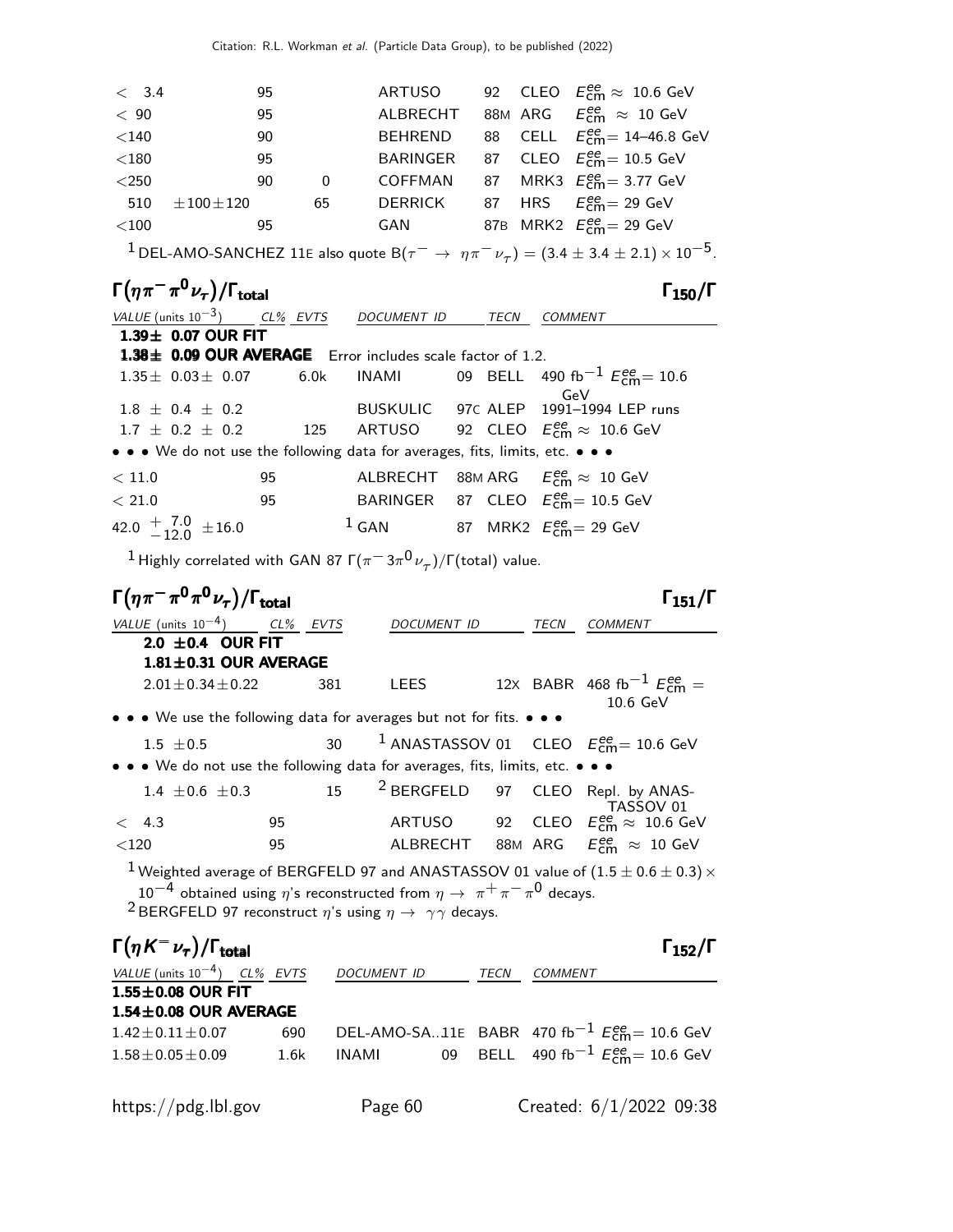| VALUE | CL% | EVTS | DOCUMENT ID | | TECN | COMMENT |
|---|---|---|---|---|---|---|
| < 3.4 | 95 | | ARTUSO | 92 | CLEO | $E^{ee}_{cm} \approx$ 10.6 GeV |
| < 90 | 95 | | ALBRECHT | 88M | ARG | $E^{ee}_{cm} \approx$ 10 GeV |
| <140 | 90 | | BEHREND | 88 | CELL | $E^{ee}_{cm}$= 14–46.8 GeV |
| <180 | 95 | | BARINGER | 87 | CLEO | $E^{ee}_{cm}$= 10.5 GeV |
| <250 | 90 | 0 | COFFMAN | 87 | MRK3 | $E^{ee}_{cm}$= 3.77 GeV |
| 510 ±100±120 | | 65 | DERRICK | 87 | HRS | $E^{ee}_{cm}$= 29 GeV |
| <100 | 95 | | GAN | 87B | MRK2 | $E^{ee}_{cm}$= 29 GeV |

[1] DEL-AMO-SANCHEZ 11E also quote $B(\tau^- \to \eta\pi^-\nu_\tau) = (3.4 \pm 3.4 \pm 2.1) \times 10^{-5}$.

## $\Gamma(\eta\pi^-\pi^0\nu_\tau)/\Gamma_{total}$ — $\Gamma_{150}/\Gamma$

| VALUE (units $10^{-3}$) | CL% | EVTS | DOCUMENT ID | | TECN | COMMENT |
|---|---|---|---|---|---|---|
| **1.39± 0.07 OUR FIT** | | | | | | |
| **1.38± 0.09 OUR AVERAGE** Error includes scale factor of 1.2. | | | | | | |
| 1.35± 0.03± 0.07 | | 6.0k | INAMI | 09 | BELL | 490 fb$^{-1}$ $E^{ee}_{cm}$= 10.6 GeV |
| 1.8 ± 0.4 ± 0.2 | | | BUSKULIC | 97C | ALEP | 1991–1994 LEP runs |
| 1.7 ± 0.2 ± 0.2 | | 125 | ARTUSO | 92 | CLEO | $E^{ee}_{cm} \approx$ 10.6 GeV |
| • • • We do not use the following data for averages, fits, limits, etc. • • • | | | | | | |
| < 11.0 | 95 | | ALBRECHT | 88M | ARG | $E^{ee}_{cm} \approx$ 10 GeV |
| < 21.0 | 95 | | BARINGER | 87 | CLEO | $E^{ee}_{cm}$= 10.5 GeV |
| 42.0 $^{+7.0}_{-12.0}$ ±16.0 | | | [1] GAN | 87 | MRK2 | $E^{ee}_{cm}$= 29 GeV |

[1] Highly correlated with GAN 87 $\Gamma(\pi^- 3\pi^0 \nu_\tau)/\Gamma$(total) value.

## $\Gamma(\eta\pi^-\pi^0\pi^0\nu_\tau)/\Gamma_{total}$ — $\Gamma_{151}/\Gamma$

| VALUE (units $10^{-4}$) | CL% | EVTS | DOCUMENT ID | | TECN | COMMENT |
|---|---|---|---|---|---|---|
| **2.0 ±0.4 OUR FIT** | | | | | | |
| **1.81±0.31 OUR AVERAGE** | | | | | | |
| 2.01±0.34±0.22 | | 381 | LEES | 12X | BABR | 468 fb$^{-1}$ $E^{ee}_{cm}$ = 10.6 GeV |
| • • • We use the following data for averages but not for fits. • • • | | | | | | |
| 1.5 ±0.5 | | 30 | [1] ANASTASSOV | 01 | CLEO | $E^{ee}_{cm}$= 10.6 GeV |
| • • • We do not use the following data for averages, fits, limits, etc. • • • | | | | | | |
| 1.4 ±0.6 ±0.3 | | 15 | [2] BERGFELD | 97 | CLEO | Repl. by ANASTASSOV 01 |
| < 4.3 | 95 | | ARTUSO | 92 | CLEO | $E^{ee}_{cm} \approx$ 10.6 GeV |
| <120 | 95 | | ALBRECHT | 88M | ARG | $E^{ee}_{cm} \approx$ 10 GeV |

[1] Weighted average of BERGFELD 97 and ANASTASSOV 01 value of $(1.5 \pm 0.6 \pm 0.3) \times 10^{-4}$ obtained using $\eta$'s reconstructed from $\eta \to \pi^+\pi^-\pi^0$ decays.

[2] BERGFELD 97 reconstruct $\eta$'s using $\eta \to \gamma\gamma$ decays.

## $\Gamma(\eta K^-\nu_\tau)/\Gamma_{total}$ — $\Gamma_{152}/\Gamma$

| VALUE (units $10^{-4}$) | CL% | EVTS | DOCUMENT ID | | TECN | COMMENT |
|---|---|---|---|---|---|---|
| **1.55±0.08 OUR FIT** | | | | | | |
| **1.54±0.08 OUR AVERAGE** | | | | | | |
| 1.42±0.11±0.07 | | 690 | DEL-AMO-SA... | 11E | BABR | 470 fb$^{-1}$ $E^{ee}_{cm}$= 10.6 GeV |
| 1.58±0.05±0.09 | | 1.6k | INAMI | 09 | BELL | 490 fb$^{-1}$ $E^{ee}_{cm}$= 10.6 GeV |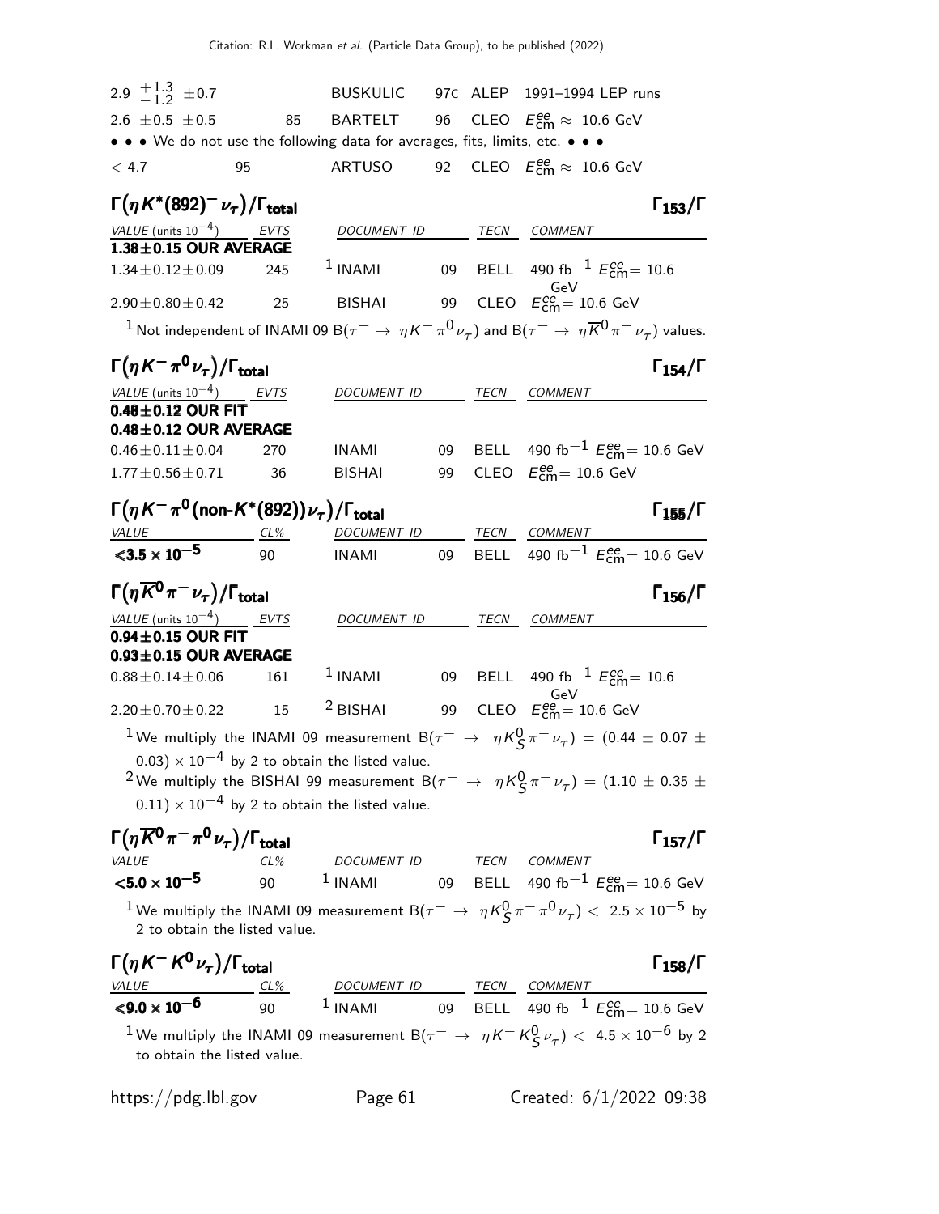| | | | | | |
|---|---|---|---|---|---|
| $2.9\ ^{+1.3}_{-1.2}\ \pm 0.7$ | | BUSKULIC | 97C | ALEP | 1991–1994 LEP runs |
| $2.6\ \pm 0.5\ \pm 0.5$ | 85 | BARTELT | 96 | CLEO | $E^{ee}_{cm} \approx$ 10.6 GeV |

• • • We do not use the following data for averages, fits, limits, etc. • • •

| | | | | | |
|---|---|---|---|---|---|
| $< 4.7$ | 95 | ARTUSO | 92 | CLEO | $E^{ee}_{cm} \approx$ 10.6 GeV |

### $\Gamma(\eta K^*(892)^- \nu_\tau)/\Gamma_{total}$ $\quad\Gamma_{153}/\Gamma$

| VALUE (units $10^{-4}$) | EVTS | DOCUMENT ID | | TECN | COMMENT |
|---|---|---|---|---|---|
| **1.38±0.15 OUR AVERAGE** | | | | | |
| $1.34 \pm 0.12 \pm 0.09$ | 245 | [1] INAMI | 09 | BELL | 490 fb$^{-1}$ $E^{ee}_{cm}$= 10.6 GeV |
| $2.90 \pm 0.80 \pm 0.42$ | 25 | BISHAI | 99 | CLEO | $E^{ee}_{cm}$= 10.6 GeV |

[1] Not independent of INAMI 09 $B(\tau^- \to \eta K^- \pi^0 \nu_\tau)$ and $B(\tau^- \to \eta \overline{K}^0 \pi^- \nu_\tau)$ values.

### $\Gamma(\eta K^- \pi^0 \nu_\tau)/\Gamma_{total}$ $\quad\Gamma_{154}/\Gamma$

| VALUE (units $10^{-4}$) | EVTS | DOCUMENT ID | | TECN | COMMENT |
|---|---|---|---|---|---|
| **0.48±0.12 OUR FIT** | | | | | |
| **0.48±0.12 OUR AVERAGE** | | | | | |
| $0.46 \pm 0.11 \pm 0.04$ | 270 | INAMI | 09 | BELL | 490 fb$^{-1}$ $E^{ee}_{cm}$= 10.6 GeV |
| $1.77 \pm 0.56 \pm 0.71$ | 36 | BISHAI | 99 | CLEO | $E^{ee}_{cm}$= 10.6 GeV |

### $\Gamma(\eta K^- \pi^0 (\text{non-}K^*(892)) \nu_\tau)/\Gamma_{total}$ $\quad\Gamma_{155}/\Gamma$

| VALUE | CL% | DOCUMENT ID | | TECN | COMMENT |
|---|---|---|---|---|---|
| $\mathbf{<3.5 \times 10^{-5}}$ | 90 | INAMI | 09 | BELL | 490 fb$^{-1}$ $E^{ee}_{cm}$= 10.6 GeV |

### $\Gamma(\eta \overline{K}^0 \pi^- \nu_\tau)/\Gamma_{total}$ $\quad\Gamma_{156}/\Gamma$

| VALUE (units $10^{-4}$) | EVTS | DOCUMENT ID | | TECN | COMMENT |
|---|---|---|---|---|---|
| **0.94±0.15 OUR FIT** | | | | | |
| **0.93±0.15 OUR AVERAGE** | | | | | |
| $0.88 \pm 0.14 \pm 0.06$ | 161 | [1] INAMI | 09 | BELL | 490 fb$^{-1}$ $E^{ee}_{cm}$= 10.6 GeV |
| $2.20 \pm 0.70 \pm 0.22$ | 15 | [2] BISHAI | 99 | CLEO | $E^{ee}_{cm}$= 10.6 GeV |

[1] We multiply the INAMI 09 measurement $B(\tau^- \to \eta K^0_S \pi^- \nu_\tau) = (0.44 \pm 0.07 \pm 0.03) \times 10^{-4}$ by 2 to obtain the listed value.

[2] We multiply the BISHAI 99 measurement $B(\tau^- \to \eta K^0_S \pi^- \nu_\tau) = (1.10 \pm 0.35 \pm 0.11) \times 10^{-4}$ by 2 to obtain the listed value.

### $\Gamma(\eta \overline{K}^0 \pi^- \pi^0 \nu_\tau)/\Gamma_{total}$ $\quad\Gamma_{157}/\Gamma$

| VALUE | CL% | DOCUMENT ID | | TECN | COMMENT |
|---|---|---|---|---|---|
| $\mathbf{<5.0 \times 10^{-5}}$ | 90 | [1] INAMI | 09 | BELL | 490 fb$^{-1}$ $E^{ee}_{cm}$= 10.6 GeV |

[1] We multiply the INAMI 09 measurement $B(\tau^- \to \eta K^0_S \pi^- \pi^0 \nu_\tau) < 2.5 \times 10^{-5}$ by 2 to obtain the listed value.

### $\Gamma(\eta K^- K^0 \nu_\tau)/\Gamma_{total}$ $\quad\Gamma_{158}/\Gamma$

| VALUE | CL% | DOCUMENT ID | | TECN | COMMENT |
|---|---|---|---|---|---|
| $\mathbf{<9.0 \times 10^{-6}}$ | 90 | [1] INAMI | 09 | BELL | 490 fb$^{-1}$ $E^{ee}_{cm}$= 10.6 GeV |

[1] We multiply the INAMI 09 measurement $B(\tau^- \to \eta K^- K^0_S \nu_\tau) < 4.5 \times 10^{-6}$ by 2 to obtain the listed value.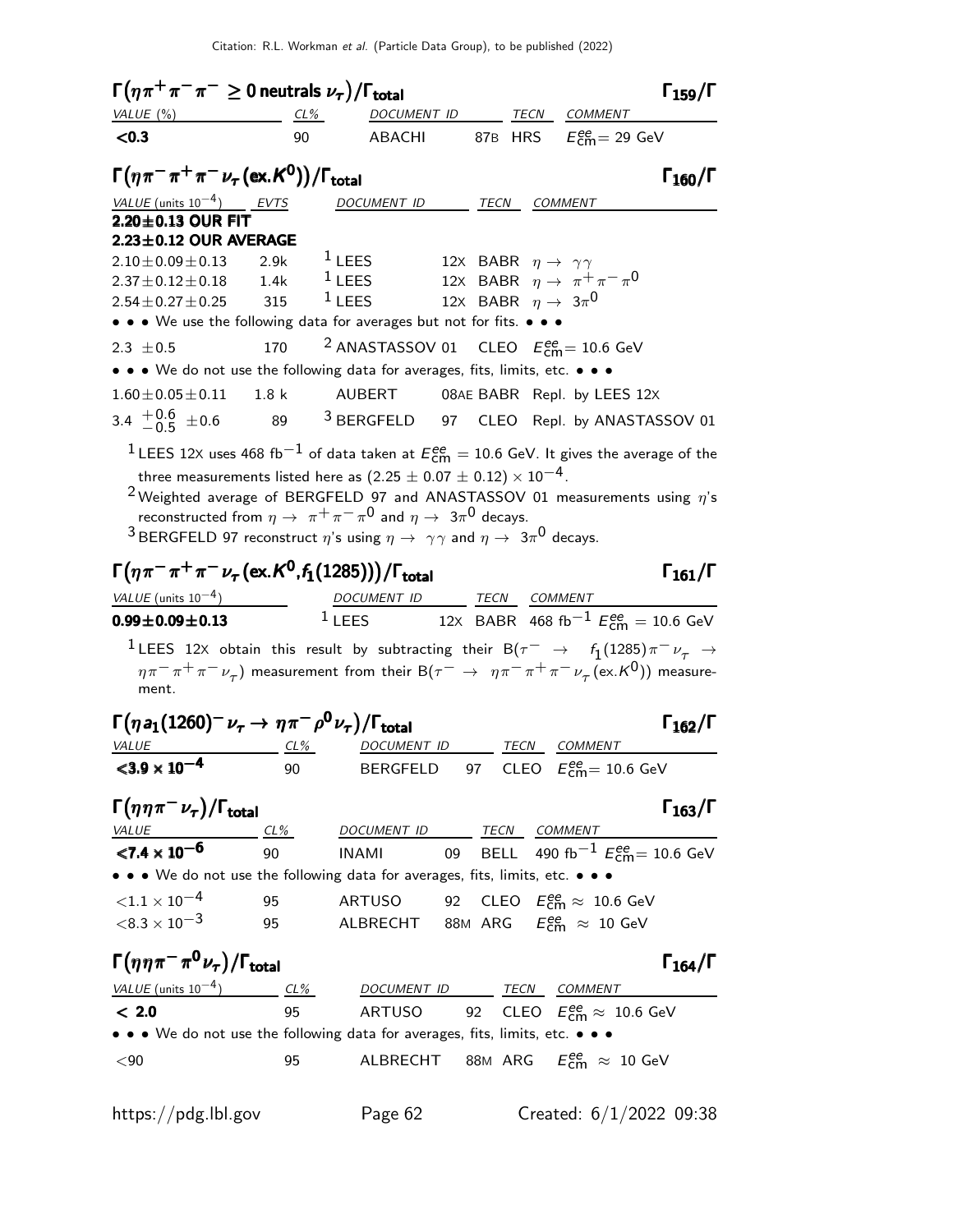### $\Gamma(\eta\pi^+\pi^-\pi^- \geq 0 \text{ neutrals } \nu_\tau)/\Gamma_{\text{total}}$ $\Gamma_{159}/\Gamma$

| VALUE (%) | CL% | DOCUMENT ID | | TECN | COMMENT |
|---|---|---|---|---|---|
| **<0.3** | 90 | ABACHI | 87B | HRS | $E^{ee}_{\text{cm}}$= 29 GeV |

### $\Gamma(\eta\pi^-\pi^+\pi^-\nu_\tau(\text{ex.}K^0))/\Gamma_{\text{total}}$ $\Gamma_{160}/\Gamma$

| VALUE (units $10^{-4}$) | EVTS | DOCUMENT ID | | TECN | COMMENT |
|---|---|---|---|---|---|
| **2.20±0.13 OUR FIT** | | | | | |
| **2.23±0.12 OUR AVERAGE** | | | | | |
| $2.10\pm0.09\pm0.13$ | 2.9k | [1] LEES | 12X | BABR | $\eta \to \gamma\gamma$ |
| $2.37\pm0.12\pm0.18$ | 1.4k | [1] LEES | 12X | BABR | $\eta \to \pi^+\pi^-\pi^0$ |
| $2.54\pm0.27\pm0.25$ | 315 | [1] LEES | 12X | BABR | $\eta \to 3\pi^0$ |
| • • • We use the following data for averages but not for fits. • • • | | | | | |
| $2.3 \pm0.5$ | 170 | [2] ANASTASSOV | 01 | CLEO | $E^{ee}_{\text{cm}}$= 10.6 GeV |
| • • • We do not use the following data for averages, fits, limits, etc. • • • | | | | | |
| $1.60\pm0.05\pm0.11$ | 1.8 k | AUBERT | 08AE | BABR | Repl. by LEES 12X |
| $3.4 \ ^{+0.6}_{-0.5} \pm0.6$ | 89 | [3] BERGFELD | 97 | CLEO | Repl. by ANASTASSOV 01 |

[1] LEES 12X uses 468 fb$^{-1}$ of data taken at $E^{ee}_{\text{cm}}$ = 10.6 GeV. It gives the average of the three measurements listed here as $(2.25 \pm 0.07 \pm 0.12) \times 10^{-4}$.

[2] Weighted average of BERGFELD 97 and ANASTASSOV 01 measurements using $\eta$'s reconstructed from $\eta \to \pi^+\pi^-\pi^0$ and $\eta \to 3\pi^0$ decays.

[3] BERGFELD 97 reconstruct $\eta$'s using $\eta \to \gamma\gamma$ and $\eta \to 3\pi^0$ decays.

### $\Gamma(\eta\pi^-\pi^+\pi^-\nu_\tau(\text{ex.}K^0,f_1(1285)))/\Gamma_{\text{total}}$ $\Gamma_{161}/\Gamma$

| VALUE (units $10^{-4}$) | DOCUMENT ID | | TECN | COMMENT |
|---|---|---|---|---|
| **0.99±0.09±0.13** | [1] LEES | 12X | BABR | 468 fb$^{-1}$ $E^{ee}_{\text{cm}}$ = 10.6 GeV |

[1] LEES 12X obtain this result by subtracting their B($\tau^- \to f_1(1285)\pi^-\nu_\tau \to \eta\pi^-\pi^+\pi^-\nu_\tau$) measurement from their B($\tau^- \to \eta\pi^-\pi^+\pi^-\nu_\tau(\text{ex.}K^0)$) measurement.

### $\Gamma(\eta a_1(1260)^-\nu_\tau \to \eta\pi^-\rho^0\nu_\tau)/\Gamma_{\text{total}}$ $\Gamma_{162}/\Gamma$

| VALUE | CL% | DOCUMENT ID | | TECN | COMMENT |
|---|---|---|---|---|---|
| **$<3.9 \times 10^{-4}$** | 90 | BERGFELD | 97 | CLEO | $E^{ee}_{\text{cm}}$= 10.6 GeV |

### $\Gamma(\eta\eta\pi^-\nu_\tau)/\Gamma_{\text{total}}$ $\Gamma_{163}/\Gamma$

| VALUE | CL% | DOCUMENT ID | | TECN | COMMENT |
|---|---|---|---|---|---|
| **$<7.4 \times 10^{-6}$** | 90 | INAMI | 09 | BELL | 490 fb$^{-1}$ $E^{ee}_{\text{cm}}$= 10.6 GeV |
| • • • We do not use the following data for averages, fits, limits, etc. • • • | | | | | |
| $<1.1 \times 10^{-4}$ | 95 | ARTUSO | 92 | CLEO | $E^{ee}_{\text{cm}} \approx$ 10.6 GeV |
| $<8.3 \times 10^{-3}$ | 95 | ALBRECHT | 88M | ARG | $E^{ee}_{\text{cm}} \approx$ 10 GeV |

### $\Gamma(\eta\eta\pi^-\pi^0\nu_\tau)/\Gamma_{\text{total}}$ $\Gamma_{164}/\Gamma$

| VALUE (units $10^{-4}$) | CL% | DOCUMENT ID | | TECN | COMMENT |
|---|---|---|---|---|---|
| **< 2.0** | 95 | ARTUSO | 92 | CLEO | $E^{ee}_{\text{cm}} \approx$ 10.6 GeV |
| • • • We do not use the following data for averages, fits, limits, etc. • • • | | | | | |
| $<90$ | 95 | ALBRECHT | 88M | ARG | $E^{ee}_{\text{cm}} \approx$ 10 GeV |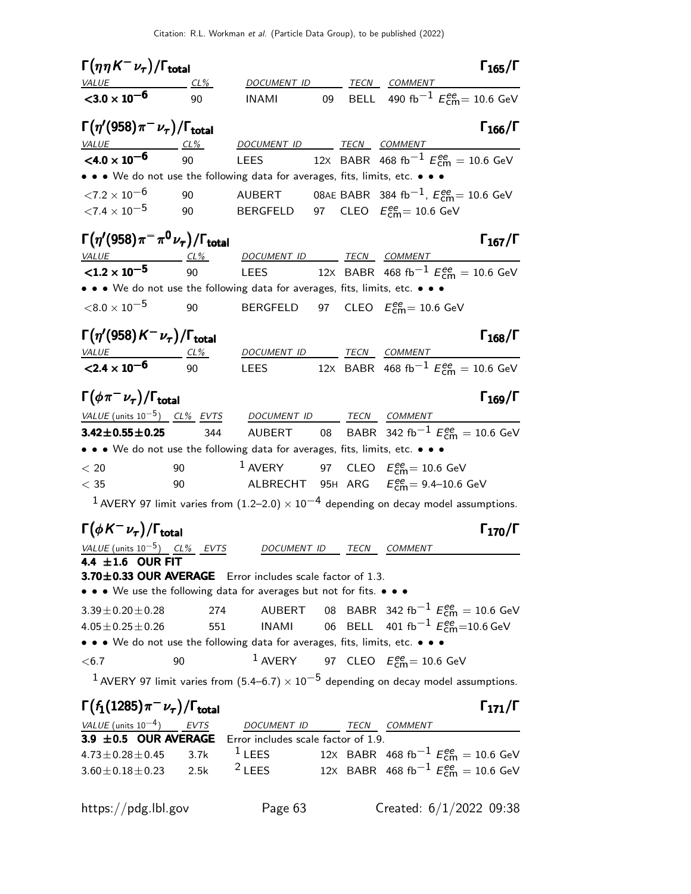### $\Gamma(\eta\eta K^-\nu_\tau)/\Gamma_{\text{total}}$ $\Gamma_{165}/\Gamma$

| VALUE | CL% | DOCUMENT ID | | TECN | COMMENT |
|---|---|---|---|---|---|
| **$<3.0 \times 10^{-6}$** | 90 | INAMI | 09 | BELL | 490 $\text{fb}^{-1}$ $E^{ee}_{\text{cm}}$= 10.6 GeV |

### $\Gamma(\eta'(958)\pi^-\nu_\tau)/\Gamma_{\text{total}}$ $\Gamma_{166}/\Gamma$

| VALUE | CL% | DOCUMENT ID | | TECN | COMMENT |
|---|---|---|---|---|---|
| **$<4.0 \times 10^{-6}$** | 90 | LEES | 12X | BABR | 468 $\text{fb}^{-1}$ $E^{ee}_{\text{cm}}$ = 10.6 GeV |
| • • • We do not use the following data for averages, fits, limits, etc. • • • | | | | | |
| $<7.2 \times 10^{-6}$ | 90 | AUBERT | 08AE | BABR | 384 $\text{fb}^{-1}$, $E^{ee}_{\text{cm}}$= 10.6 GeV |
| $<7.4 \times 10^{-5}$ | 90 | BERGFELD | 97 | CLEO | $E^{ee}_{\text{cm}}$= 10.6 GeV |

### $\Gamma(\eta'(958)\pi^-\pi^0\nu_\tau)/\Gamma_{\text{total}}$ $\Gamma_{167}/\Gamma$

| VALUE | CL% | DOCUMENT ID | | TECN | COMMENT |
|---|---|---|---|---|---|
| **$<1.2 \times 10^{-5}$** | 90 | LEES | 12X | BABR | 468 $\text{fb}^{-1}$ $E^{ee}_{\text{cm}}$ = 10.6 GeV |
| • • • We do not use the following data for averages, fits, limits, etc. • • • | | | | | |
| $<8.0 \times 10^{-5}$ | 90 | BERGFELD | 97 | CLEO | $E^{ee}_{\text{cm}}$= 10.6 GeV |

### $\Gamma(\eta'(958)K^-\nu_\tau)/\Gamma_{\text{total}}$ $\Gamma_{168}/\Gamma$

| VALUE | CL% | DOCUMENT ID | | TECN | COMMENT |
|---|---|---|---|---|---|
| **$<2.4 \times 10^{-6}$** | 90 | LEES | 12X | BABR | 468 $\text{fb}^{-1}$ $E^{ee}_{\text{cm}}$ = 10.6 GeV |

### $\Gamma(\phi\pi^-\nu_\tau)/\Gamma_{\text{total}}$ $\Gamma_{169}/\Gamma$

| VALUE (units $10^{-5}$) | CL% | EVTS | DOCUMENT ID | | TECN | COMMENT |
|---|---|---|---|---|---|---|
| **3.42±0.55±0.25** | | 344 | AUBERT | 08 | BABR | 342 $\text{fb}^{-1}$ $E^{ee}_{\text{cm}}$ = 10.6 GeV |
| • • • We do not use the following data for averages, fits, limits, etc. • • • | | | | | | |
| $< 20$ | 90 | | [1] AVERY | 97 | CLEO | $E^{ee}_{\text{cm}}$= 10.6 GeV |
| $< 35$ | 90 | | ALBRECHT | 95H | ARG | $E^{ee}_{\text{cm}}$= 9.4–10.6 GeV |

[1] AVERY 97 limit varies from $(1.2\text{–}2.0) \times 10^{-4}$ depending on decay model assumptions.

### $\Gamma(\phi K^-\nu_\tau)/\Gamma_{\text{total}}$ $\Gamma_{170}/\Gamma$

| VALUE (units $10^{-5}$) | CL% | EVTS | DOCUMENT ID | | TECN | COMMENT |
|---|---|---|---|---|---|---|
| **4.4 ±1.6 OUR FIT** | | | | | | |
| **3.70±0.33 OUR AVERAGE** Error includes scale factor of 1.3. | | | | | | |
| • • • We use the following data for averages but not for fits. • • • | | | | | | |
| 3.39±0.20±0.28 | | 274 | AUBERT | 08 | BABR | 342 $\text{fb}^{-1}$ $E^{ee}_{\text{cm}}$ = 10.6 GeV |
| 4.05±0.25±0.26 | | 551 | INAMI | 06 | BELL | 401 $\text{fb}^{-1}$ $E^{ee}_{\text{cm}}$=10.6 GeV |
| • • • We do not use the following data for averages, fits, limits, etc. • • • | | | | | | |
| $<6.7$ | 90 | | [1] AVERY | 97 | CLEO | $E^{ee}_{\text{cm}}$= 10.6 GeV |

[1] AVERY 97 limit varies from $(5.4\text{–}6.7) \times 10^{-5}$ depending on decay model assumptions.

### $\Gamma(f_1(1285)\pi^-\nu_\tau)/\Gamma_{\text{total}}$ $\Gamma_{171}/\Gamma$

| VALUE (units $10^{-4}$) | EVTS | DOCUMENT ID | | TECN | COMMENT |
|---|---|---|---|---|---|
| **3.9 ±0.5 OUR AVERAGE** Error includes scale factor of 1.9. | | | | | |
| 4.73±0.28±0.45 | 3.7k | [1] LEES | 12X | BABR | 468 $\text{fb}^{-1}$ $E^{ee}_{\text{cm}}$ = 10.6 GeV |
| 3.60±0.18±0.23 | 2.5k | [2] LEES | 12X | BABR | 468 $\text{fb}^{-1}$ $E^{ee}_{\text{cm}}$ = 10.6 GeV |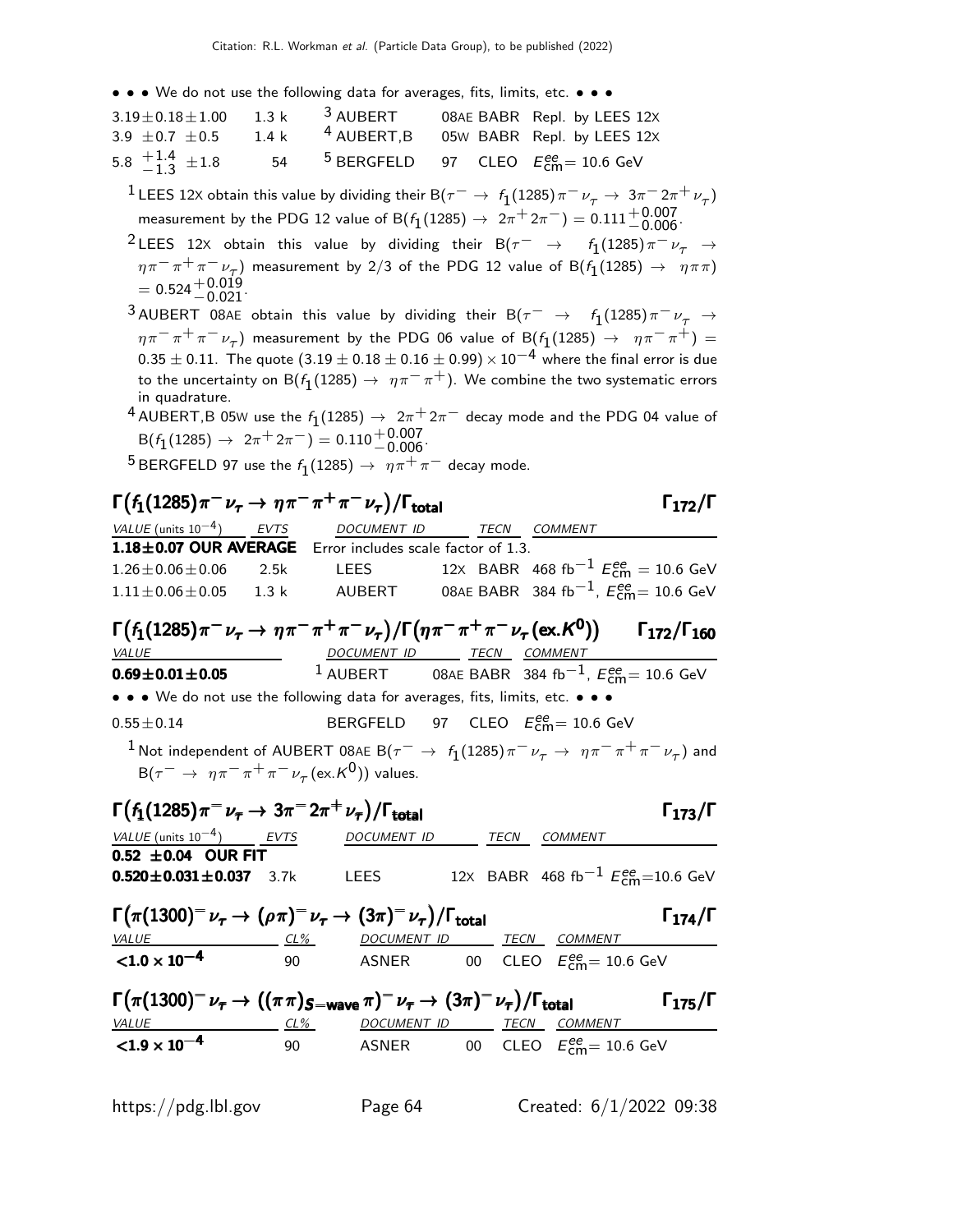• • • We do not use the following data for averages, fits, limits, etc. • • •

| | | | | |
|---|---|---|---|---|
| $3.19 \pm 0.18 \pm 1.00$ | 1.3 k | [3] AUBERT | 08AE BABR | Repl. by LEES 12X |
| $3.9 \pm 0.7 \pm 0.5$ | 1.4 k | [4] AUBERT,B | 05W BABR | Repl. by LEES 12X |
| $5.8 {}^{+1.4}_{-1.3} \pm 1.8$ | 54 | [5] BERGFELD | 97 CLEO | $E^{ee}_{\rm cm} = 10.6$ GeV |

[1] LEES 12X obtain this value by dividing their $B(\tau^- \to f_1(1285)\pi^-\nu_\tau \to 3\pi^-2\pi^+\nu_\tau)$ measurement by the PDG 12 value of $B(f_1(1285) \to 2\pi^+2\pi^-) = 0.111^{+0.007}_{-0.006}$.

[2] LEES 12X obtain this value by dividing their $B(\tau^- \to f_1(1285)\pi^-\nu_\tau \to \eta\pi^-\pi^+\pi^-\nu_\tau)$ measurement by 2/3 of the PDG 12 value of $B(f_1(1285) \to \eta\pi\pi) = 0.524^{+0.019}_{-0.021}$.

[3] AUBERT 08AE obtain this value by dividing their $B(\tau^- \to f_1(1285)\pi^-\nu_\tau \to \eta\pi^-\pi^+\pi^-\nu_\tau)$ measurement by the PDG 06 value of $B(f_1(1285) \to \eta\pi^-\pi^+) = 0.35 \pm 0.11$. The quote $(3.19 \pm 0.18 \pm 0.16 \pm 0.99) \times 10^{-4}$ where the final error is due to the uncertainty on $B(f_1(1285) \to \eta\pi^-\pi^+)$. We combine the two systematic errors in quadrature.

[4] AUBERT,B 05W use the $f_1(1285) \to 2\pi^+2\pi^-$ decay mode and the PDG 04 value of $B(f_1(1285) \to 2\pi^+2\pi^-) = 0.110^{+0.007}_{-0.006}$.

[5] BERGFELD 97 use the $f_1(1285) \to \eta\pi^+\pi^-$ decay mode.

### $\Gamma\big(f_1(1285)\pi^-\nu_\tau \to \eta\pi^-\pi^+\pi^-\nu_\tau\big)/\Gamma_{\rm total}$ — $\Gamma_{172}/\Gamma$

| VALUE (units $10^{-4}$) | EVTS | DOCUMENT ID | TECN | COMMENT |
|---|---|---|---|---|
| **1.18±0.07 OUR AVERAGE** | Error includes scale factor of 1.3. | | | |
| $1.26 \pm 0.06 \pm 0.06$ | 2.5k | LEES | 12X BABR | 468 fb$^{-1}$ $E^{ee}_{\rm cm} = 10.6$ GeV |
| $1.11 \pm 0.06 \pm 0.05$ | 1.3 k | AUBERT | 08AE BABR | 384 fb$^{-1}$, $E^{ee}_{\rm cm} = 10.6$ GeV |

### $\Gamma\big(f_1(1285)\pi^-\nu_\tau \to \eta\pi^-\pi^+\pi^-\nu_\tau\big)/\Gamma\big(\eta\pi^-\pi^+\pi^-\nu_\tau({\rm ex.}K^0)\big)$ — $\Gamma_{172}/\Gamma_{160}$

| VALUE | DOCUMENT ID | TECN | COMMENT |
|---|---|---|---|
| **0.69±0.01±0.05** | [1] AUBERT | 08AE BABR | 384 fb$^{-1}$, $E^{ee}_{\rm cm} = 10.6$ GeV |
| • • • We do not use the following data for averages, fits, limits, etc. • • • | | | |
| $0.55 \pm 0.14$ | BERGFELD | 97 CLEO | $E^{ee}_{\rm cm} = 10.6$ GeV |

[1] Not independent of AUBERT 08AE $B(\tau^- \to f_1(1285)\pi^-\nu_\tau \to \eta\pi^-\pi^+\pi^-\nu_\tau)$ and $B(\tau^- \to \eta\pi^-\pi^+\pi^-\nu_\tau({\rm ex.}K^0))$ values.

### $\Gamma\big(f_1(1285)\pi^-\nu_\tau \to 3\pi^-2\pi^+\nu_\tau\big)/\Gamma_{\rm total}$ — $\Gamma_{173}/\Gamma$

| VALUE (units $10^{-4}$) | EVTS | DOCUMENT ID | TECN | COMMENT |
|---|---|---|---|---|
| **0.52 ±0.04 OUR FIT** | | | | |
| **0.520±0.031±0.037** | 3.7k | LEES | 12X BABR | 468 fb$^{-1}$ $E^{ee}_{\rm cm}$=10.6 GeV |

### $\Gamma\big(\pi(1300)^-\nu_\tau \to (\rho\pi)^-\nu_\tau \to (3\pi)^-\nu_\tau\big)/\Gamma_{\rm total}$ — $\Gamma_{174}/\Gamma$

| VALUE | CL% | DOCUMENT ID | TECN | COMMENT |
|---|---|---|---|---|
| **$<1.0 \times 10^{-4}$** | 90 | ASNER | 00 CLEO | $E^{ee}_{\rm cm} = 10.6$ GeV |

### $\Gamma\big(\pi(1300)^-\nu_\tau \to ((\pi\pi)_{S\text{-wave}}\pi)^-\nu_\tau \to (3\pi)^-\nu_\tau\big)/\Gamma_{\rm total}$ — $\Gamma_{175}/\Gamma$

| VALUE | CL% | DOCUMENT ID | TECN | COMMENT |
|---|---|---|---|---|
| **$<1.9 \times 10^{-4}$** | 90 | ASNER | 00 CLEO | $E^{ee}_{\rm cm} = 10.6$ GeV |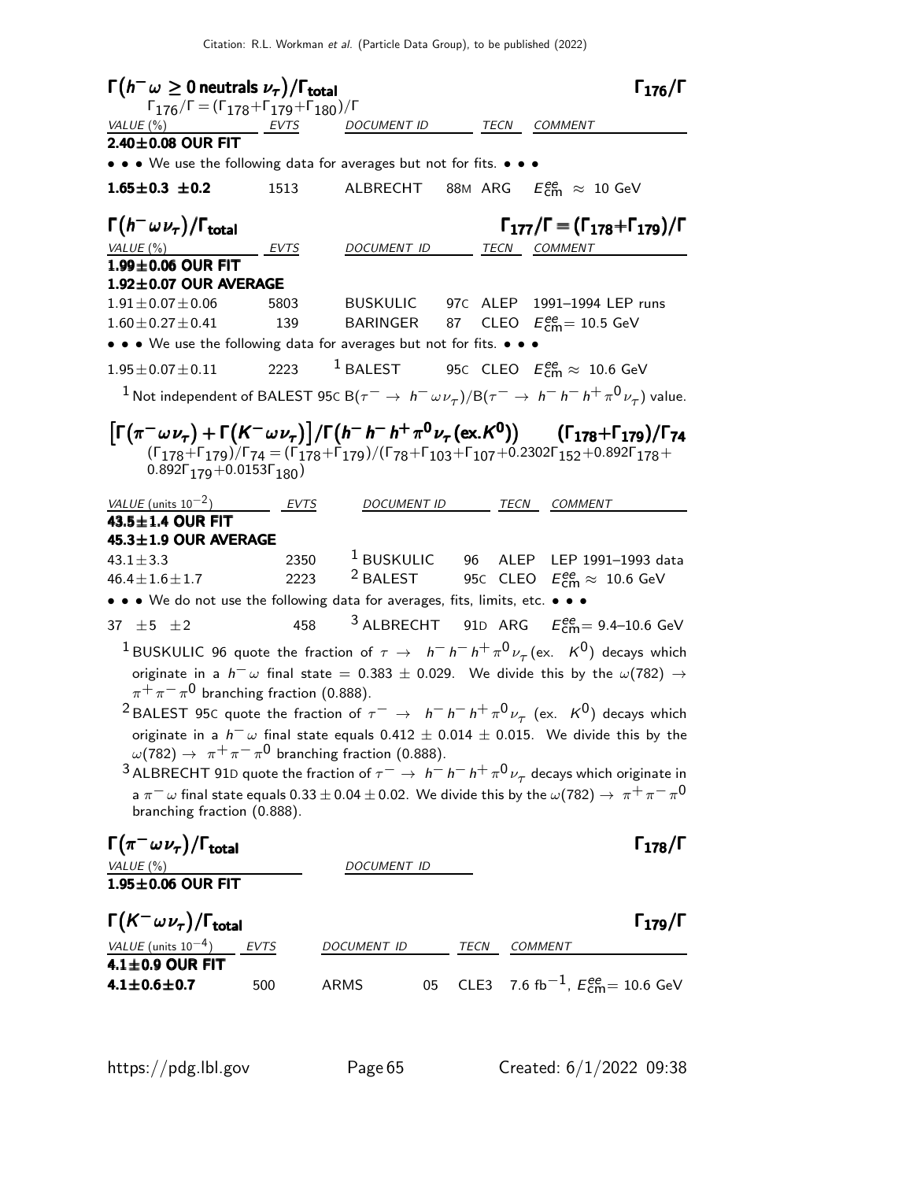## $\Gamma(h^- \omega \geq 0 \text{ neutrals } \nu_\tau)/\Gamma_{\text{total}}$ $\Gamma_{176}/\Gamma$

$\Gamma_{176}/\Gamma = (\Gamma_{178}+\Gamma_{179}+\Gamma_{180})/\Gamma$

| VALUE (%) | EVTS | DOCUMENT ID | | TECN | COMMENT |
|---|---|---|---|---|---|
| **2.40±0.08 OUR FIT** | | | | | |
| • • • We use the following data for averages but not for fits. • • • | | | | | |
| **1.65±0.3 ±0.2** | 1513 | ALBRECHT | 88M | ARG | $E^{ee}_{\text{cm}} \approx 10$ GeV |

## $\Gamma(h^- \omega \nu_\tau)/\Gamma_{\text{total}}$ $\Gamma_{177}/\Gamma = (\Gamma_{178}+\Gamma_{179})/\Gamma$

| VALUE (%) | EVTS | DOCUMENT ID | | TECN | COMMENT |
|---|---|---|---|---|---|
| **1.99±0.06 OUR FIT** | | | | | |
| **1.92±0.07 OUR AVERAGE** | | | | | |
| 1.91±0.07±0.06 | 5803 | BUSKULIC | 97C | ALEP | 1991–1994 LEP runs |
| 1.60±0.27±0.41 | 139 | BARINGER | 87 | CLEO | $E^{ee}_{\text{cm}} = 10.5$ GeV |
| • • • We use the following data for averages but not for fits. • • • | | | | | |
| 1.95±0.07±0.11 | 2223 | [1] BALEST | 95C | CLEO | $E^{ee}_{\text{cm}} \approx 10.6$ GeV |

[1] Not independent of BALEST 95C $B(\tau^- \to h^- \omega \nu_\tau)/B(\tau^- \to h^- h^- h^+ \pi^0 \nu_\tau)$ value.

## $\left[\Gamma(\pi^- \omega \nu_\tau) + \Gamma(K^- \omega \nu_\tau)\right]/\Gamma(h^- h^- h^+ \pi^0 \nu_\tau (\text{ex.} K^0))$ $(\Gamma_{178}+\Gamma_{179})/\Gamma_{74}$

$(\Gamma_{178}+\Gamma_{179})/\Gamma_{74} = (\Gamma_{178}+\Gamma_{179})/(\Gamma_{78}+\Gamma_{103}+\Gamma_{107}+0.2302\Gamma_{152}+0.892\Gamma_{178}+0.892\Gamma_{179}+0.0153\Gamma_{180})$

| VALUE (units $10^{-2}$) | EVTS | DOCUMENT ID | | TECN | COMMENT |
|---|---|---|---|---|---|
| **43.5±1.4 OUR FIT** | | | | | |
| **45.3±1.9 OUR AVERAGE** | | | | | |
| 43.1±3.3 | 2350 | [1] BUSKULIC | 96 | ALEP | LEP 1991–1993 data |
| 46.4±1.6±1.7 | 2223 | [2] BALEST | 95C | CLEO | $E^{ee}_{\text{cm}} \approx 10.6$ GeV |
| • • • We do not use the following data for averages, fits, limits, etc. • • • | | | | | |
| 37 ±5 ±2 | 458 | [3] ALBRECHT | 91D | ARG | $E^{ee}_{\text{cm}} = 9.4$–$10.6$ GeV |

[1] BUSKULIC 96 quote the fraction of $\tau \to h^- h^- h^+ \pi^0 \nu_\tau$ (ex. $K^0$) decays which originate in a $h^- \omega$ final state $= 0.383 \pm 0.029$. We divide this by the $\omega(782) \to \pi^+ \pi^- \pi^0$ branching fraction (0.888).

[2] BALEST 95C quote the fraction of $\tau^- \to h^- h^- h^+ \pi^0 \nu_\tau$ (ex. $K^0$) decays which originate in a $h^- \omega$ final state equals $0.412 \pm 0.014 \pm 0.015$. We divide this by the $\omega(782) \to \pi^+ \pi^- \pi^0$ branching fraction (0.888).

[3] ALBRECHT 91D quote the fraction of $\tau^- \to h^- h^- h^+ \pi^0 \nu_\tau$ decays which originate in a $\pi^- \omega$ final state equals $0.33 \pm 0.04 \pm 0.02$. We divide this by the $\omega(782) \to \pi^+ \pi^- \pi^0$ branching fraction (0.888).

## $\Gamma(\pi^- \omega \nu_\tau)/\Gamma_{\text{total}}$ $\Gamma_{178}/\Gamma$

| VALUE (%) | DOCUMENT ID |
|---|---|
| **1.95±0.06 OUR FIT** | |

## $\Gamma(K^- \omega \nu_\tau)/\Gamma_{\text{total}}$ $\Gamma_{179}/\Gamma$

| VALUE (units $10^{-4}$) | EVTS | DOCUMENT ID | | TECN | COMMENT |
|---|---|---|---|---|---|
| **4.1±0.9 OUR FIT** | | | | | |
| **4.1±0.6±0.7** | 500 | ARMS | 05 | CLE3 | 7.6 fb$^{-1}$, $E^{ee}_{\text{cm}} = 10.6$ GeV |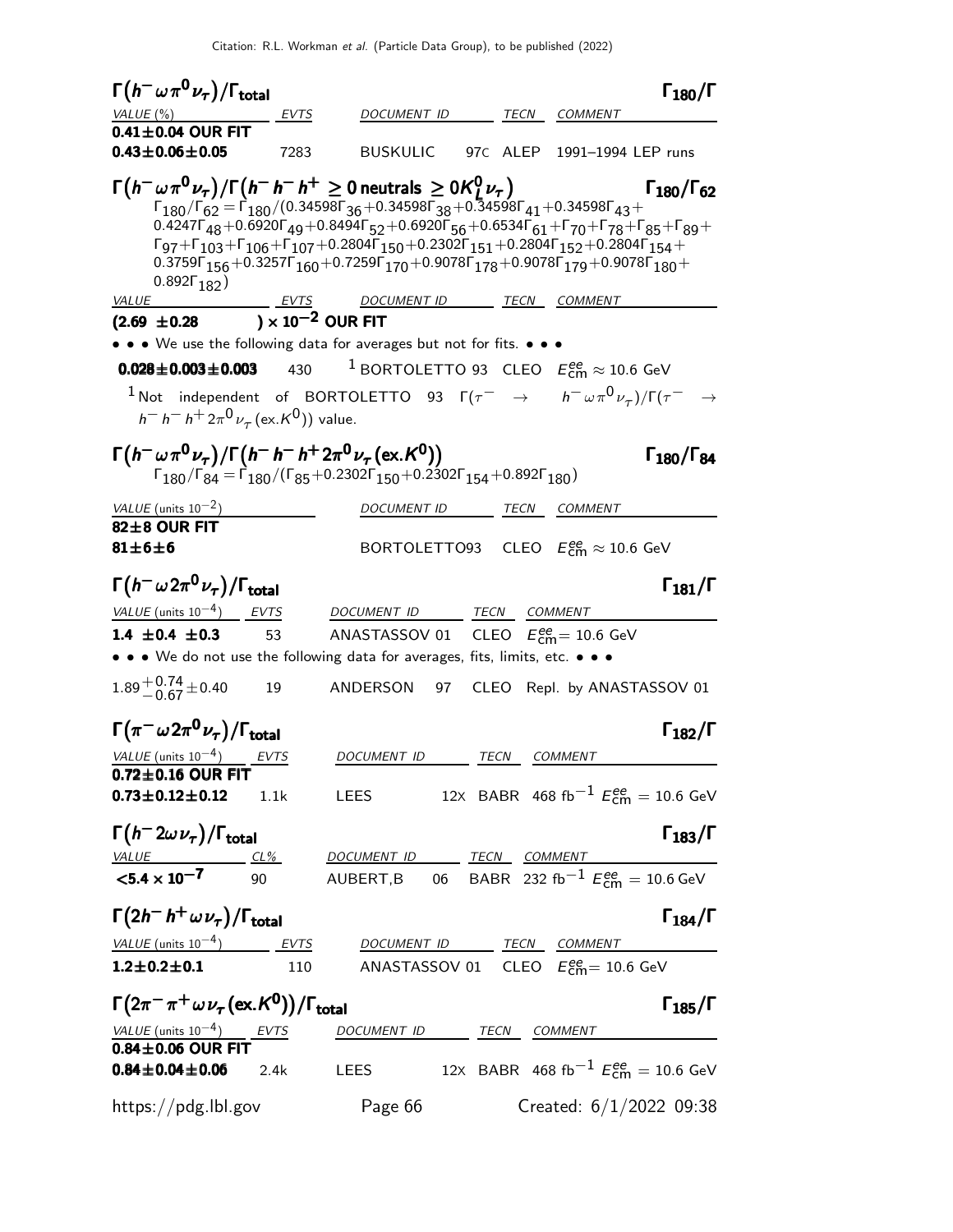### $\Gamma(h^- \omega \pi^0 \nu_\tau)/\Gamma_{\text{total}}$ — $\Gamma_{180}/\Gamma$

| VALUE (%) | EVTS | DOCUMENT ID | | TECN | COMMENT |
|---|---|---|---|---|---|
| **0.41±0.04 OUR FIT** | | | | | |
| **0.43±0.06±0.05** | 7283 | BUSKULIC | 97C | ALEP | 1991–1994 LEP runs |

### $\Gamma(h^- \omega \pi^0 \nu_\tau)/\Gamma(h^- h^- h^+ \geq 0\,\text{neutrals} \geq 0 K_L^0 \nu_\tau)$ — $\Gamma_{180}/\Gamma_{62}$

$\Gamma_{180}/\Gamma_{62} = \Gamma_{180}/(0.34598\Gamma_{36}+0.34598\Gamma_{38}+0.34598\Gamma_{41}+0.34598\Gamma_{43}+0.4247\Gamma_{48}+0.6920\Gamma_{49}+0.8494\Gamma_{52}+0.6920\Gamma_{56}+0.6534\Gamma_{61}+\Gamma_{70}+\Gamma_{78}+\Gamma_{85}+\Gamma_{89}+\Gamma_{97}+\Gamma_{103}+\Gamma_{106}+\Gamma_{107}+0.2804\Gamma_{150}+0.2302\Gamma_{151}+0.2804\Gamma_{152}+0.2804\Gamma_{154}+0.3759\Gamma_{156}+0.3257\Gamma_{160}+0.7259\Gamma_{170}+0.9078\Gamma_{178}+0.9078\Gamma_{179}+0.9078\Gamma_{180}+0.892\Gamma_{182})$

| VALUE | EVTS | DOCUMENT ID | | TECN | COMMENT |
|---|---|---|---|---|---|
| **(2.69 ±0.28 ) × $10^{-2}$ OUR FIT** | | | | | |
| • • • We use the following data for averages but not for fits. • • • | | | | | |
| **0.028±0.003±0.003** | 430 | [1] BORTOLETTO | 93 | CLEO | $E^{ee}_{\text{cm}} \approx 10.6$ GeV |

[1] Not independent of BORTOLETTO 93 $\Gamma(\tau^- \to h^- \omega \pi^0 \nu_\tau)/\Gamma(\tau^- \to h^- h^- h^+ 2\pi^0 \nu_\tau (\text{ex.}K^0))$ value.

### $\Gamma(h^- \omega \pi^0 \nu_\tau)/\Gamma(h^- h^- h^+ 2\pi^0 \nu_\tau (\text{ex.}K^0))$ — $\Gamma_{180}/\Gamma_{84}$

$\Gamma_{180}/\Gamma_{84} = \Gamma_{180}/(\Gamma_{85}+0.2302\Gamma_{150}+0.2302\Gamma_{154}+0.892\Gamma_{180})$

| VALUE (units $10^{-2}$) | DOCUMENT ID | | TECN | COMMENT |
|---|---|---|---|---|
| **82±8 OUR FIT** | | | | |
| **81±6±6** | BORTOLETTO | 93 | CLEO | $E^{ee}_{\text{cm}} \approx 10.6$ GeV |

### $\Gamma(h^- \omega 2\pi^0 \nu_\tau)/\Gamma_{\text{total}}$ — $\Gamma_{181}/\Gamma$

| VALUE (units $10^{-4}$) | EVTS | DOCUMENT ID | | TECN | COMMENT |
|---|---|---|---|---|---|
| **1.4 ±0.4 ±0.3** | 53 | ANASTASSOV | 01 | CLEO | $E^{ee}_{\text{cm}} = 10.6$ GeV |
| • • • We do not use the following data for averages, fits, limits, etc. • • • | | | | | |
| $1.89^{+0.74}_{-0.67}\pm0.40$ | 19 | ANDERSON | 97 | CLEO | Repl. by ANASTASSOV 01 |

### $\Gamma(\pi^- \omega 2\pi^0 \nu_\tau)/\Gamma_{\text{total}}$ — $\Gamma_{182}/\Gamma$

| VALUE (units $10^{-4}$) | EVTS | DOCUMENT ID | | TECN | COMMENT |
|---|---|---|---|---|---|
| **0.72±0.16 OUR FIT** | | | | | |
| **0.73±0.12±0.12** | 1.1k | LEES | 12X | BABR | 468 fb$^{-1}$ $E^{ee}_{\text{cm}} = 10.6$ GeV |

### $\Gamma(h^- 2\omega \nu_\tau)/\Gamma_{\text{total}}$ — $\Gamma_{183}/\Gamma$

| VALUE | CL% | DOCUMENT ID | | TECN | COMMENT |
|---|---|---|---|---|---|
| **<5.4 × $10^{-7}$** | 90 | AUBERT,B | 06 | BABR | 232 fb$^{-1}$ $E^{ee}_{\text{cm}} = 10.6$ GeV |

### $\Gamma(2h^- h^+ \omega \nu_\tau)/\Gamma_{\text{total}}$ — $\Gamma_{184}/\Gamma$

| VALUE (units $10^{-4}$) | EVTS | DOCUMENT ID | | TECN | COMMENT |
|---|---|---|---|---|---|
| **1.2±0.2±0.1** | 110 | ANASTASSOV | 01 | CLEO | $E^{ee}_{\text{cm}} = 10.6$ GeV |

### $\Gamma(2\pi^- \pi^+ \omega \nu_\tau (\text{ex.}K^0))/\Gamma_{\text{total}}$ — $\Gamma_{185}/\Gamma$

| VALUE (units $10^{-4}$) | EVTS | DOCUMENT ID | | TECN | COMMENT |
|---|---|---|---|---|---|
| **0.84±0.06 OUR FIT** | | | | | |
| **0.84±0.04±0.06** | 2.4k | LEES | 12X | BABR | 468 fb$^{-1}$ $E^{ee}_{\text{cm}} = 10.6$ GeV |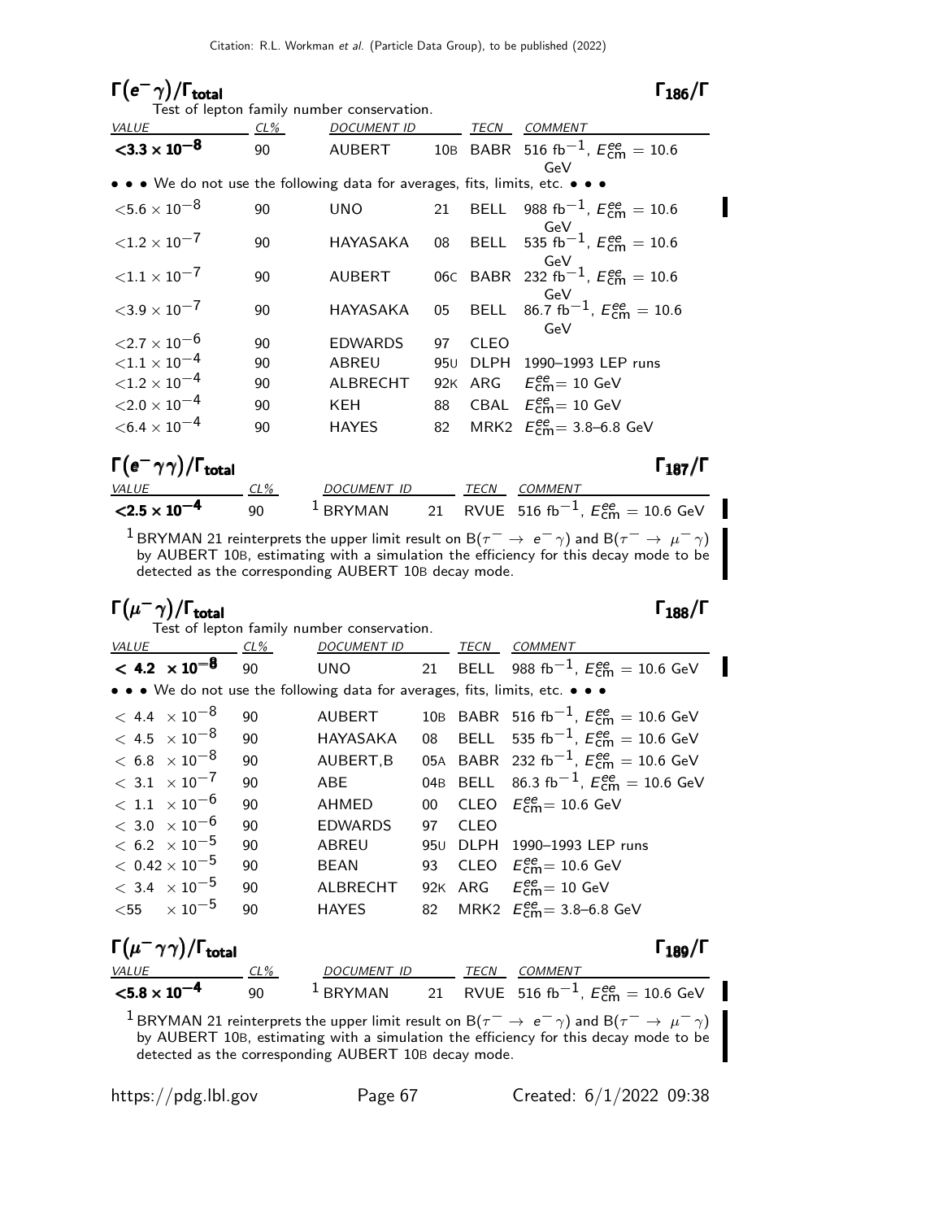## $\Gamma(e^- \gamma)/\Gamma_{\text{total}}$ — $\Gamma_{186}/\Gamma$

Test of lepton family number conservation.

| VALUE | CL% | DOCUMENT ID | | TECN | COMMENT |
|---|---|---|---|---|---|
| **$<3.3 \times 10^{-8}$** | 90 | AUBERT | 10B | BABR | 516 fb$^{-1}$, $E^{ee}_{\text{cm}}$ = 10.6 GeV |
| • • • We do not use the following data for averages, fits, limits, etc. • • • | | | | | |
| $<5.6 \times 10^{-8}$ | 90 | UNO | 21 | BELL | 988 fb$^{-1}$, $E^{ee}_{\text{cm}}$ = 10.6 GeV |
| $<1.2 \times 10^{-7}$ | 90 | HAYASAKA | 08 | BELL | 535 fb$^{-1}$, $E^{ee}_{\text{cm}}$ = 10.6 GeV |
| $<1.1 \times 10^{-7}$ | 90 | AUBERT | 06C | BABR | 232 fb$^{-1}$, $E^{ee}_{\text{cm}}$ = 10.6 GeV |
| $<3.9 \times 10^{-7}$ | 90 | HAYASAKA | 05 | BELL | 86.7 fb$^{-1}$, $E^{ee}_{\text{cm}}$ = 10.6 GeV |
| $<2.7 \times 10^{-6}$ | 90 | EDWARDS | 97 | CLEO | |
| $<1.1 \times 10^{-4}$ | 90 | ABREU | 95U | DLPH | 1990–1993 LEP runs |
| $<1.2 \times 10^{-4}$ | 90 | ALBRECHT | 92K | ARG | $E^{ee}_{\text{cm}}$ = 10 GeV |
| $<2.0 \times 10^{-4}$ | 90 | KEH | 88 | CBAL | $E^{ee}_{\text{cm}}$ = 10 GeV |
| $<6.4 \times 10^{-4}$ | 90 | HAYES | 82 | MRK2 | $E^{ee}_{\text{cm}}$ = 3.8–6.8 GeV |

## $\Gamma(e^- \gamma\gamma)/\Gamma_{\text{total}}$ — $\Gamma_{187}/\Gamma$

| VALUE | CL% | DOCUMENT ID | | TECN | COMMENT |
|---|---|---|---|---|---|
| **$<2.5 \times 10^{-4}$** | 90 | [1] BRYMAN | 21 | RVUE | 516 fb$^{-1}$, $E^{ee}_{\text{cm}}$ = 10.6 GeV |

[1] BRYMAN 21 reinterprets the upper limit result on B($\tau^- \to e^- \gamma$) and B($\tau^- \to \mu^- \gamma$) by AUBERT 10B, estimating with a simulation the efficiency for this decay mode to be detected as the corresponding AUBERT 10B decay mode.

## $\Gamma(\mu^- \gamma)/\Gamma_{\text{total}}$ — $\Gamma_{188}/\Gamma$

Test of lepton family number conservation.

| VALUE | CL% | DOCUMENT ID | | TECN | COMMENT |
|---|---|---|---|---|---|
| **$< 4.2 \times 10^{-8}$** | 90 | UNO | 21 | BELL | 988 fb$^{-1}$, $E^{ee}_{\text{cm}}$ = 10.6 GeV |
| • • • We do not use the following data for averages, fits, limits, etc. • • • | | | | | |
| $< 4.4 \times 10^{-8}$ | 90 | AUBERT | 10B | BABR | 516 fb$^{-1}$, $E^{ee}_{\text{cm}}$ = 10.6 GeV |
| $< 4.5 \times 10^{-8}$ | 90 | HAYASAKA | 08 | BELL | 535 fb$^{-1}$, $E^{ee}_{\text{cm}}$ = 10.6 GeV |
| $< 6.8 \times 10^{-8}$ | 90 | AUBERT,B | 05A | BABR | 232 fb$^{-1}$, $E^{ee}_{\text{cm}}$ = 10.6 GeV |
| $< 3.1 \times 10^{-7}$ | 90 | ABE | 04B | BELL | 86.3 fb$^{-1}$, $E^{ee}_{\text{cm}}$ = 10.6 GeV |
| $< 1.1 \times 10^{-6}$ | 90 | AHMED | 00 | CLEO | $E^{ee}_{\text{cm}}$ = 10.6 GeV |
| $< 3.0 \times 10^{-6}$ | 90 | EDWARDS | 97 | CLEO | |
| $< 6.2 \times 10^{-5}$ | 90 | ABREU | 95U | DLPH | 1990–1993 LEP runs |
| $< 0.42 \times 10^{-5}$ | 90 | BEAN | 93 | CLEO | $E^{ee}_{\text{cm}}$ = 10.6 GeV |
| $< 3.4 \times 10^{-5}$ | 90 | ALBRECHT | 92K | ARG | $E^{ee}_{\text{cm}}$ = 10 GeV |
| $<55 \times 10^{-5}$ | 90 | HAYES | 82 | MRK2 | $E^{ee}_{\text{cm}}$ = 3.8–6.8 GeV |

## $\Gamma(\mu^- \gamma\gamma)/\Gamma_{\text{total}}$ — $\Gamma_{189}/\Gamma$

| VALUE | CL% | DOCUMENT ID | | TECN | COMMENT |
|---|---|---|---|---|---|
| **$<5.8 \times 10^{-4}$** | 90 | [1] BRYMAN | 21 | RVUE | 516 fb$^{-1}$, $E^{ee}_{\text{cm}}$ = 10.6 GeV |

[1] BRYMAN 21 reinterprets the upper limit result on B($\tau^- \to e^- \gamma$) and B($\tau^- \to \mu^- \gamma$) by AUBERT 10B, estimating with a simulation the efficiency for this decay mode to be detected as the corresponding AUBERT 10B decay mode.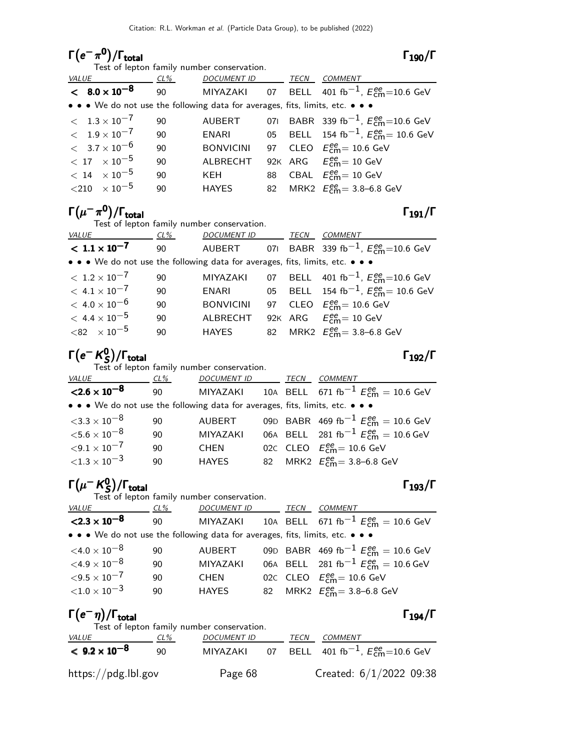## $\Gamma(e^- \pi^0)/\Gamma_{total}$ $\Gamma_{190}/\Gamma$

Test of lepton family number conservation.

| VALUE | CL% | DOCUMENT ID | | TECN | COMMENT |
|---|---|---|---|---|---|
| **$< 8.0 \times 10^{-8}$** | 90 | MIYAZAKI | 07 | BELL | 401 fb$^{-1}$, $E^{ee}_{cm}$=10.6 GeV |
| • • • We do not use the following data for averages, fits, limits, etc. • • • | | | | | |
| $< 1.3 \times 10^{-7}$ | 90 | AUBERT | 07I | BABR | 339 fb$^{-1}$, $E^{ee}_{cm}$=10.6 GeV |
| $< 1.9 \times 10^{-7}$ | 90 | ENARI | 05 | BELL | 154 fb$^{-1}$, $E^{ee}_{cm}$= 10.6 GeV |
| $< 3.7 \times 10^{-6}$ | 90 | BONVICINI | 97 | CLEO | $E^{ee}_{cm}$= 10.6 GeV |
| $< 17 \times 10^{-5}$ | 90 | ALBRECHT | 92K | ARG | $E^{ee}_{cm}$= 10 GeV |
| $< 14 \times 10^{-5}$ | 90 | KEH | 88 | CBAL | $E^{ee}_{cm}$= 10 GeV |
| $<210 \times 10^{-5}$ | 90 | HAYES | 82 | MRK2 | $E^{ee}_{cm}$= 3.8–6.8 GeV |

## $\Gamma(\mu^- \pi^0)/\Gamma_{total}$ $\Gamma_{191}/\Gamma$

Test of lepton family number conservation.

| VALUE | CL% | DOCUMENT ID | | TECN | COMMENT |
|---|---|---|---|---|---|
| **$< 1.1 \times 10^{-7}$** | 90 | AUBERT | 07I | BABR | 339 fb$^{-1}$, $E^{ee}_{cm}$=10.6 GeV |
| • • • We do not use the following data for averages, fits, limits, etc. • • • | | | | | |
| $< 1.2 \times 10^{-7}$ | 90 | MIYAZAKI | 07 | BELL | 401 fb$^{-1}$, $E^{ee}_{cm}$=10.6 GeV |
| $< 4.1 \times 10^{-7}$ | 90 | ENARI | 05 | BELL | 154 fb$^{-1}$, $E^{ee}_{cm}$= 10.6 GeV |
| $< 4.0 \times 10^{-6}$ | 90 | BONVICINI | 97 | CLEO | $E^{ee}_{cm}$= 10.6 GeV |
| $< 4.4 \times 10^{-5}$ | 90 | ALBRECHT | 92K | ARG | $E^{ee}_{cm}$= 10 GeV |
| $<82 \times 10^{-5}$ | 90 | HAYES | 82 | MRK2 | $E^{ee}_{cm}$= 3.8–6.8 GeV |

## $\Gamma(e^- K^0_S)/\Gamma_{total}$ $\Gamma_{192}/\Gamma$

Test of lepton family number conservation.

| VALUE | CL% | DOCUMENT ID | | TECN | COMMENT |
|---|---|---|---|---|---|
| **$<2.6 \times 10^{-8}$** | 90 | MIYAZAKI | 10A | BELL | 671 fb$^{-1}$ $E^{ee}_{cm}$ = 10.6 GeV |
| • • • We do not use the following data for averages, fits, limits, etc. • • • | | | | | |
| $<3.3 \times 10^{-8}$ | 90 | AUBERT | 09D | BABR | 469 fb$^{-1}$ $E^{ee}_{cm}$ = 10.6 GeV |
| $<5.6 \times 10^{-8}$ | 90 | MIYAZAKI | 06A | BELL | 281 fb$^{-1}$ $E^{ee}_{cm}$ = 10.6 GeV |
| $<9.1 \times 10^{-7}$ | 90 | CHEN | 02C | CLEO | $E^{ee}_{cm}$= 10.6 GeV |
| $<1.3 \times 10^{-3}$ | 90 | HAYES | 82 | MRK2 | $E^{ee}_{cm}$= 3.8–6.8 GeV |

## $\Gamma(\mu^- K^0_S)/\Gamma_{total}$ $\Gamma_{193}/\Gamma$

Test of lepton family number conservation.

| VALUE | CL% | DOCUMENT ID | | TECN | COMMENT |
|---|---|---|---|---|---|
| **$<2.3 \times 10^{-8}$** | 90 | MIYAZAKI | 10A | BELL | 671 fb$^{-1}$ $E^{ee}_{cm}$ = 10.6 GeV |
| • • • We do not use the following data for averages, fits, limits, etc. • • • | | | | | |
| $<4.0 \times 10^{-8}$ | 90 | AUBERT | 09D | BABR | 469 fb$^{-1}$ $E^{ee}_{cm}$ = 10.6 GeV |
| $<4.9 \times 10^{-8}$ | 90 | MIYAZAKI | 06A | BELL | 281 fb$^{-1}$ $E^{ee}_{cm}$ = 10.6 GeV |
| $<9.5 \times 10^{-7}$ | 90 | CHEN | 02C | CLEO | $E^{ee}_{cm}$= 10.6 GeV |
| $<1.0 \times 10^{-3}$ | 90 | HAYES | 82 | MRK2 | $E^{ee}_{cm}$= 3.8–6.8 GeV |

## $\Gamma(e^- \eta)/\Gamma_{total}$ $\Gamma_{194}/\Gamma$

Test of lepton family number conservation.

| VALUE | CL% | DOCUMENT ID | | TECN | COMMENT |
|---|---|---|---|---|---|
| **$< 9.2 \times 10^{-8}$** | 90 | MIYAZAKI | 07 | BELL | 401 fb$^{-1}$, $E^{ee}_{cm}$=10.6 GeV |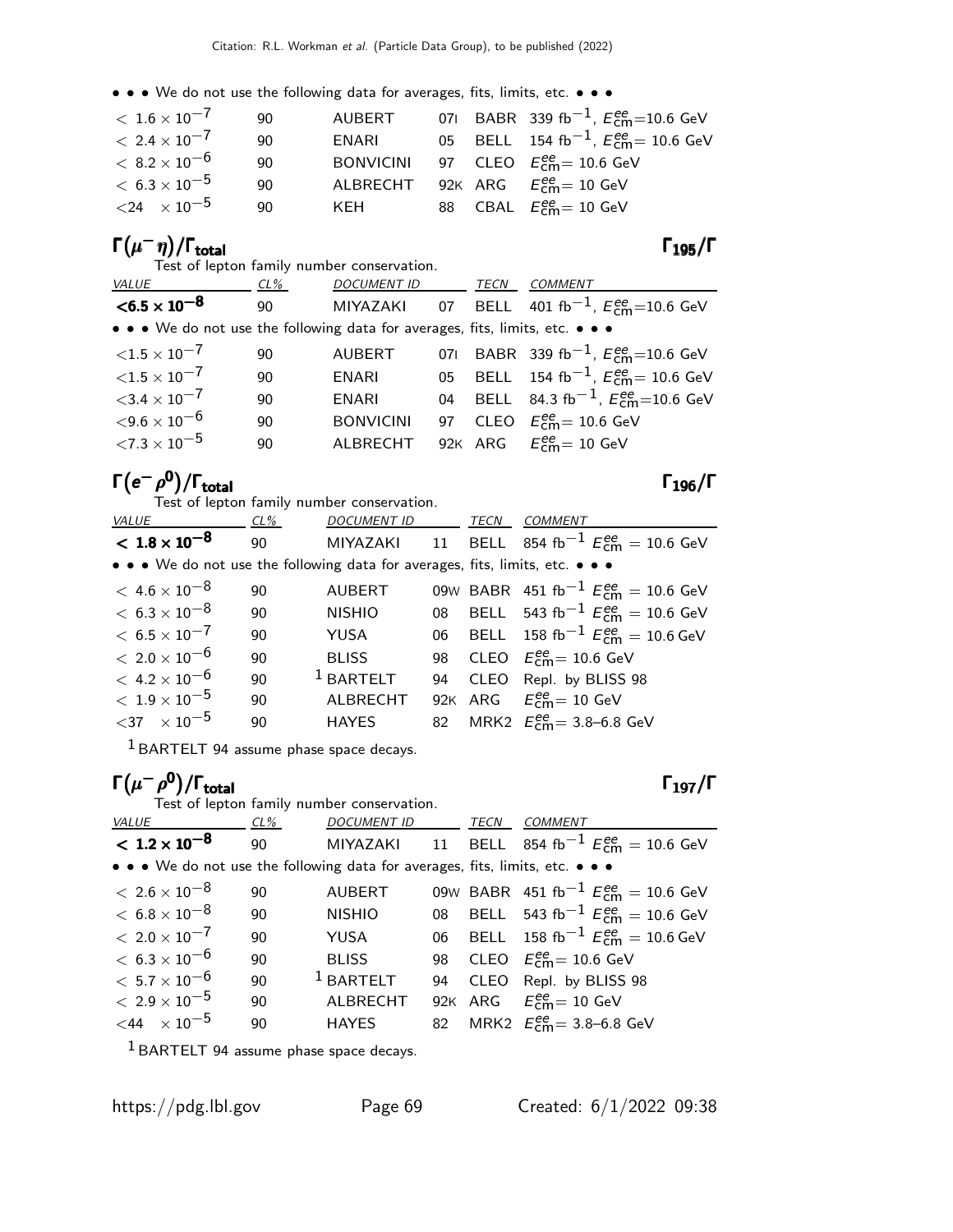• • • We do not use the following data for averages, fits, limits, etc. • • •

| | | | | |
|---|---|---|---|---|
| $< 1.6 \times 10^{-7}$ | 90 | AUBERT | 07I BABR | 339 fb$^{-1}$, $E^{ee}_{cm}$=10.6 GeV |
| $< 2.4 \times 10^{-7}$ | 90 | ENARI | 05 BELL | 154 fb$^{-1}$, $E^{ee}_{cm}$= 10.6 GeV |
| $< 8.2 \times 10^{-6}$ | 90 | BONVICINI | 97 CLEO | $E^{ee}_{cm}$= 10.6 GeV |
| $< 6.3 \times 10^{-5}$ | 90 | ALBRECHT | 92K ARG | $E^{ee}_{cm}$= 10 GeV |
| $<24 \times 10^{-5}$ | 90 | KEH | 88 CBAL | $E^{ee}_{cm}$= 10 GeV |

## $\Gamma(\mu^- \eta)/\Gamma_{\text{total}}$ $\Gamma_{195}/\Gamma$

Test of lepton family number conservation.

| VALUE | CL% | DOCUMENT ID | TECN | COMMENT |
|---|---|---|---|---|
| **<6.5 × 10$^{-8}$** | 90 | MIYAZAKI | 07 BELL | 401 fb$^{-1}$, $E^{ee}_{cm}$=10.6 GeV |
| • • • We do not use the following data for averages, fits, limits, etc. • • • | | | | |
| $<1.5 \times 10^{-7}$ | 90 | AUBERT | 07I BABR | 339 fb$^{-1}$, $E^{ee}_{cm}$=10.6 GeV |
| $<1.5 \times 10^{-7}$ | 90 | ENARI | 05 BELL | 154 fb$^{-1}$, $E^{ee}_{cm}$= 10.6 GeV |
| $<3.4 \times 10^{-7}$ | 90 | ENARI | 04 BELL | 84.3 fb$^{-1}$, $E^{ee}_{cm}$=10.6 GeV |
| $<9.6 \times 10^{-6}$ | 90 | BONVICINI | 97 CLEO | $E^{ee}_{cm}$= 10.6 GeV |
| $<7.3 \times 10^{-5}$ | 90 | ALBRECHT | 92K ARG | $E^{ee}_{cm}$= 10 GeV |

## $\Gamma(e^- \rho^0)/\Gamma_{\text{total}}$ $\Gamma_{196}/\Gamma$

Test of lepton family number conservation.

| VALUE | CL% | DOCUMENT ID | TECN | COMMENT |
|---|---|---|---|---|
| **< 1.8 × 10$^{-8}$** | 90 | MIYAZAKI | 11 BELL | 854 fb$^{-1}$ $E^{ee}_{cm}$ = 10.6 GeV |
| • • • We do not use the following data for averages, fits, limits, etc. • • • | | | | |
| $< 4.6 \times 10^{-8}$ | 90 | AUBERT | 09W BABR | 451 fb$^{-1}$ $E^{ee}_{cm}$ = 10.6 GeV |
| $< 6.3 \times 10^{-8}$ | 90 | NISHIO | 08 BELL | 543 fb$^{-1}$ $E^{ee}_{cm}$ = 10.6 GeV |
| $< 6.5 \times 10^{-7}$ | 90 | YUSA | 06 BELL | 158 fb$^{-1}$ $E^{ee}_{cm}$ = 10.6 GeV |
| $< 2.0 \times 10^{-6}$ | 90 | BLISS | 98 CLEO | $E^{ee}_{cm}$= 10.6 GeV |
| $< 4.2 \times 10^{-6}$ | 90 | [1] BARTELT | 94 CLEO | Repl. by BLISS 98 |
| $< 1.9 \times 10^{-5}$ | 90 | ALBRECHT | 92K ARG | $E^{ee}_{cm}$= 10 GeV |
| $<37 \times 10^{-5}$ | 90 | HAYES | 82 MRK2 | $E^{ee}_{cm}$= 3.8–6.8 GeV |

[1] BARTELT 94 assume phase space decays.

## $\Gamma(\mu^- \rho^0)/\Gamma_{\text{total}}$ $\Gamma_{197}/\Gamma$

Test of lepton family number conservation.

| VALUE | CL% | DOCUMENT ID | TECN | COMMENT |
|---|---|---|---|---|
| **< 1.2 × 10$^{-8}$** | 90 | MIYAZAKI | 11 BELL | 854 fb$^{-1}$ $E^{ee}_{cm}$ = 10.6 GeV |
| • • • We do not use the following data for averages, fits, limits, etc. • • • | | | | |
| $< 2.6 \times 10^{-8}$ | 90 | AUBERT | 09W BABR | 451 fb$^{-1}$ $E^{ee}_{cm}$ = 10.6 GeV |
| $< 6.8 \times 10^{-8}$ | 90 | NISHIO | 08 BELL | 543 fb$^{-1}$ $E^{ee}_{cm}$ = 10.6 GeV |
| $< 2.0 \times 10^{-7}$ | 90 | YUSA | 06 BELL | 158 fb$^{-1}$ $E^{ee}_{cm}$ = 10.6 GeV |
| $< 6.3 \times 10^{-6}$ | 90 | BLISS | 98 CLEO | $E^{ee}_{cm}$= 10.6 GeV |
| $< 5.7 \times 10^{-6}$ | 90 | [1] BARTELT | 94 CLEO | Repl. by BLISS 98 |
| $< 2.9 \times 10^{-5}$ | 90 | ALBRECHT | 92K ARG | $E^{ee}_{cm}$= 10 GeV |
| $<44 \times 10^{-5}$ | 90 | HAYES | 82 MRK2 | $E^{ee}_{cm}$= 3.8–6.8 GeV |

[1] BARTELT 94 assume phase space decays.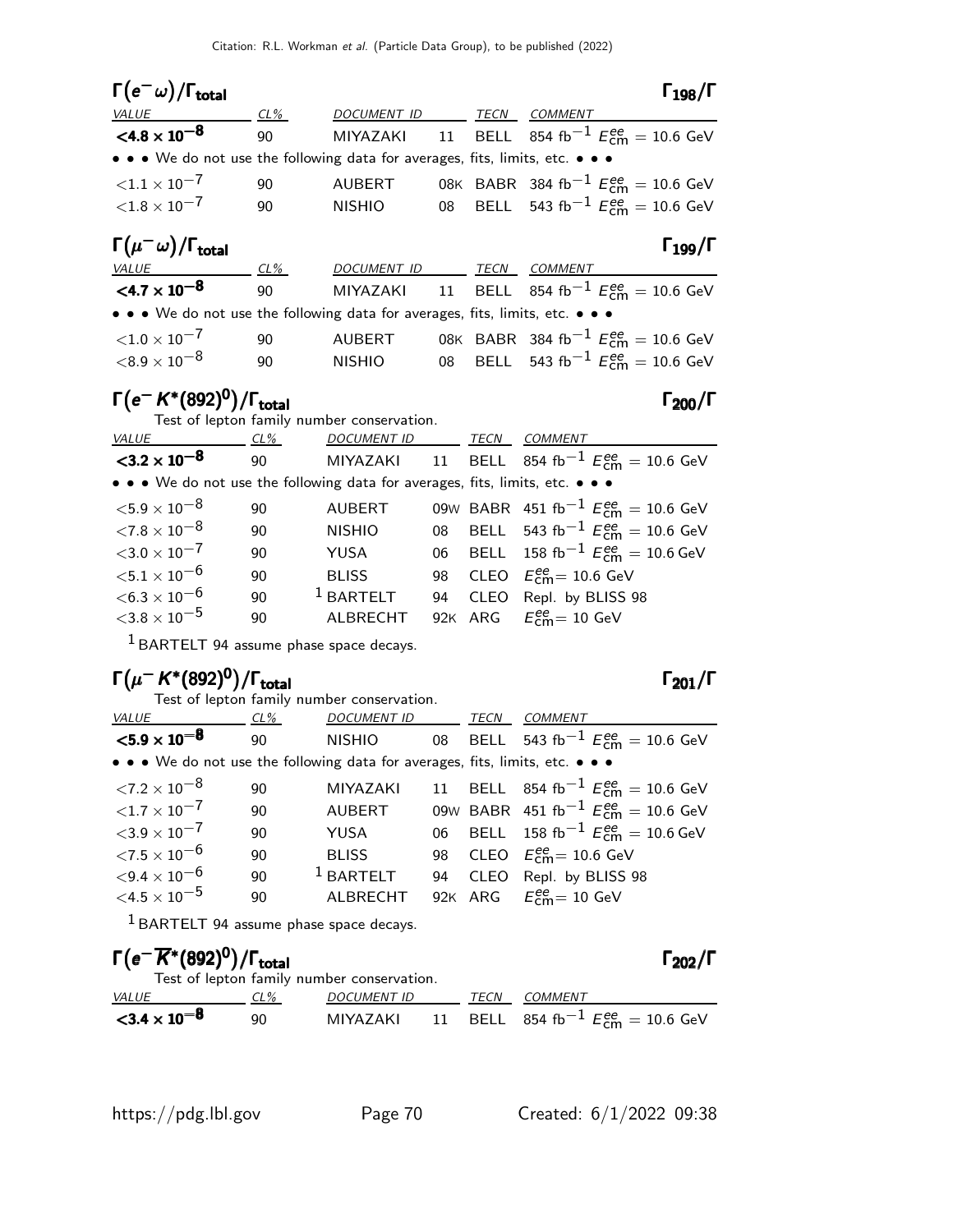## $\Gamma(e^- \omega)/\Gamma_{\text{total}}$ $\Gamma_{198}/\Gamma$

| VALUE | CL% | DOCUMENT ID | | TECN | COMMENT |
|---|---|---|---|---|---|
| **$<4.8 \times 10^{-8}$** | 90 | MIYAZAKI | 11 | BELL | 854 fb$^{-1}$ $E^{ee}_{\text{cm}} = 10.6$ GeV |
| • • • We do not use the following data for averages, fits, limits, etc. • • • | | | | | |
| $<1.1 \times 10^{-7}$ | 90 | AUBERT | 08K | BABR | 384 fb$^{-1}$ $E^{ee}_{\text{cm}} = 10.6$ GeV |
| $<1.8 \times 10^{-7}$ | 90 | NISHIO | 08 | BELL | 543 fb$^{-1}$ $E^{ee}_{\text{cm}} = 10.6$ GeV |

## $\Gamma(\mu^- \omega)/\Gamma_{\text{total}}$ $\Gamma_{199}/\Gamma$

| VALUE | CL% | DOCUMENT ID | | TECN | COMMENT |
|---|---|---|---|---|---|
| **$<4.7 \times 10^{-8}$** | 90 | MIYAZAKI | 11 | BELL | 854 fb$^{-1}$ $E^{ee}_{\text{cm}} = 10.6$ GeV |
| • • • We do not use the following data for averages, fits, limits, etc. • • • | | | | | |
| $<1.0 \times 10^{-7}$ | 90 | AUBERT | 08K | BABR | 384 fb$^{-1}$ $E^{ee}_{\text{cm}} = 10.6$ GeV |
| $<8.9 \times 10^{-8}$ | 90 | NISHIO | 08 | BELL | 543 fb$^{-1}$ $E^{ee}_{\text{cm}} = 10.6$ GeV |

## $\Gamma(e^- K^*(892)^0)/\Gamma_{\text{total}}$ $\Gamma_{200}/\Gamma$

Test of lepton family number conservation.

| VALUE | CL% | DOCUMENT ID | | TECN | COMMENT |
|---|---|---|---|---|---|
| **$<3.2 \times 10^{-8}$** | 90 | MIYAZAKI | 11 | BELL | 854 fb$^{-1}$ $E^{ee}_{\text{cm}} = 10.6$ GeV |
| • • • We do not use the following data for averages, fits, limits, etc. • • • | | | | | |
| $<5.9 \times 10^{-8}$ | 90 | AUBERT | 09W | BABR | 451 fb$^{-1}$ $E^{ee}_{\text{cm}} = 10.6$ GeV |
| $<7.8 \times 10^{-8}$ | 90 | NISHIO | 08 | BELL | 543 fb$^{-1}$ $E^{ee}_{\text{cm}} = 10.6$ GeV |
| $<3.0 \times 10^{-7}$ | 90 | YUSA | 06 | BELL | 158 fb$^{-1}$ $E^{ee}_{\text{cm}} = 10.6$ GeV |
| $<5.1 \times 10^{-6}$ | 90 | BLISS | 98 | CLEO | $E^{ee}_{\text{cm}} = 10.6$ GeV |
| $<6.3 \times 10^{-6}$ | 90 | [1] BARTELT | 94 | CLEO | Repl. by BLISS 98 |
| $<3.8 \times 10^{-5}$ | 90 | ALBRECHT | 92K | ARG | $E^{ee}_{\text{cm}} = 10$ GeV |

[1] BARTELT 94 assume phase space decays.

## $\Gamma(\mu^- K^*(892)^0)/\Gamma_{\text{total}}$ $\Gamma_{201}/\Gamma$

Test of lepton family number conservation.

| VALUE | CL% | DOCUMENT ID | | TECN | COMMENT |
|---|---|---|---|---|---|
| **$<5.9 \times 10^{-8}$** | 90 | NISHIO | 08 | BELL | 543 fb$^{-1}$ $E^{ee}_{\text{cm}} = 10.6$ GeV |
| • • • We do not use the following data for averages, fits, limits, etc. • • • | | | | | |
| $<7.2 \times 10^{-8}$ | 90 | MIYAZAKI | 11 | BELL | 854 fb$^{-1}$ $E^{ee}_{\text{cm}} = 10.6$ GeV |
| $<1.7 \times 10^{-7}$ | 90 | AUBERT | 09W | BABR | 451 fb$^{-1}$ $E^{ee}_{\text{cm}} = 10.6$ GeV |
| $<3.9 \times 10^{-7}$ | 90 | YUSA | 06 | BELL | 158 fb$^{-1}$ $E^{ee}_{\text{cm}} = 10.6$ GeV |
| $<7.5 \times 10^{-6}$ | 90 | BLISS | 98 | CLEO | $E^{ee}_{\text{cm}} = 10.6$ GeV |
| $<9.4 \times 10^{-6}$ | 90 | [1] BARTELT | 94 | CLEO | Repl. by BLISS 98 |
| $<4.5 \times 10^{-5}$ | 90 | ALBRECHT | 92K | ARG | $E^{ee}_{\text{cm}} = 10$ GeV |

[1] BARTELT 94 assume phase space decays.

## $\Gamma(e^- \overline{K}^*(892)^0)/\Gamma_{\text{total}}$ $\Gamma_{202}/\Gamma$

Test of lepton family number conservation.

| VALUE | CL% | DOCUMENT ID | | TECN | COMMENT |
|---|---|---|---|---|---|
| **$<3.4 \times 10^{-8}$** | 90 | MIYAZAKI | 11 | BELL | 854 fb$^{-1}$ $E^{ee}_{\text{cm}} = 10.6$ GeV |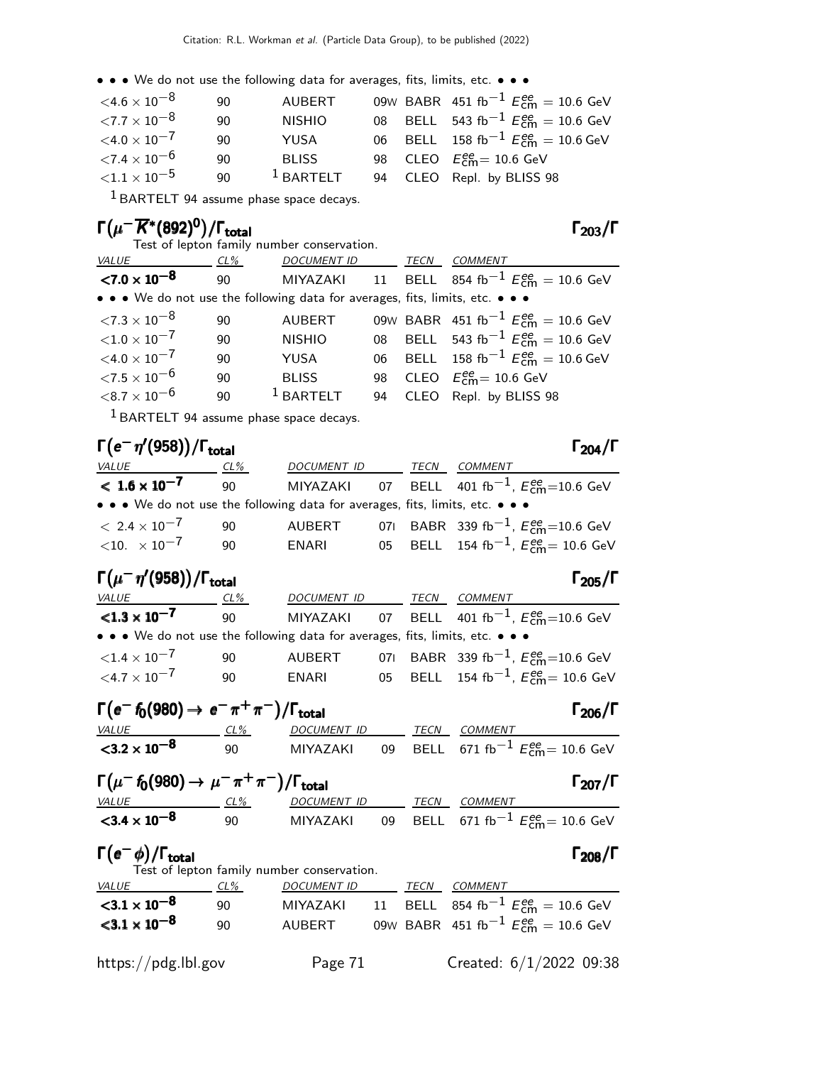• • • We do not use the following data for averages, fits, limits, etc. • • •

| | | | | | |
|---|---|---|---|---|---|
| $<4.6 \times 10^{-8}$ | 90 | AUBERT | 09W | BABR | 451 fb$^{-1}$ $E^{ee}_{\rm cm}$ = 10.6 GeV |
| $<7.7 \times 10^{-8}$ | 90 | NISHIO | 08 | BELL | 543 fb$^{-1}$ $E^{ee}_{\rm cm}$ = 10.6 GeV |
| $<4.0 \times 10^{-7}$ | 90 | YUSA | 06 | BELL | 158 fb$^{-1}$ $E^{ee}_{\rm cm}$ = 10.6 GeV |
| $<7.4 \times 10^{-6}$ | 90 | BLISS | 98 | CLEO | $E^{ee}_{\rm cm}$= 10.6 GeV |
| $<1.1 \times 10^{-5}$ | 90 | [1] BARTELT | 94 | CLEO | Repl. by BLISS 98 |

[1] BARTELT 94 assume phase space decays.

## $\Gamma(\mu^- \overline{K}^*(892)^0)/\Gamma_{\rm total}$ $\qquad\Gamma_{203}/\Gamma$

Test of lepton family number conservation.

| VALUE | CL% | DOCUMENT ID | | TECN | COMMENT |
|---|---|---|---|---|---|
| $\mathbf{<7.0 \times 10^{-8}}$ | 90 | MIYAZAKI | 11 | BELL | 854 fb$^{-1}$ $E^{ee}_{\rm cm}$ = 10.6 GeV |
| • • • We do not use the following data for averages, fits, limits, etc. • • • | | | | | |
| $<7.3 \times 10^{-8}$ | 90 | AUBERT | 09W | BABR | 451 fb$^{-1}$ $E^{ee}_{\rm cm}$ = 10.6 GeV |
| $<1.0 \times 10^{-7}$ | 90 | NISHIO | 08 | BELL | 543 fb$^{-1}$ $E^{ee}_{\rm cm}$ = 10.6 GeV |
| $<4.0 \times 10^{-7}$ | 90 | YUSA | 06 | BELL | 158 fb$^{-1}$ $E^{ee}_{\rm cm}$ = 10.6 GeV |
| $<7.5 \times 10^{-6}$ | 90 | BLISS | 98 | CLEO | $E^{ee}_{\rm cm}$= 10.6 GeV |
| $<8.7 \times 10^{-6}$ | 90 | [1] BARTELT | 94 | CLEO | Repl. by BLISS 98 |

[1] BARTELT 94 assume phase space decays.

## $\Gamma(e^- \eta'(958))/\Gamma_{\rm total}$ $\qquad\Gamma_{204}/\Gamma$

| VALUE | CL% | DOCUMENT ID | | TECN | COMMENT |
|---|---|---|---|---|---|
| $\mathbf{< 1.6 \times 10^{-7}}$ | 90 | MIYAZAKI | 07 | BELL | 401 fb$^{-1}$, $E^{ee}_{\rm cm}$=10.6 GeV |
| • • • We do not use the following data for averages, fits, limits, etc. • • • | | | | | |
| $< 2.4 \times 10^{-7}$ | 90 | AUBERT | 07I | BABR | 339 fb$^{-1}$, $E^{ee}_{\rm cm}$=10.6 GeV |
| $<10. \times 10^{-7}$ | 90 | ENARI | 05 | BELL | 154 fb$^{-1}$, $E^{ee}_{\rm cm}$= 10.6 GeV |

## $\Gamma(\mu^- \eta'(958))/\Gamma_{\rm total}$ $\qquad\Gamma_{205}/\Gamma$

| VALUE | CL% | DOCUMENT ID | | TECN | COMMENT |
|---|---|---|---|---|---|
| $\mathbf{<1.3 \times 10^{-7}}$ | 90 | MIYAZAKI | 07 | BELL | 401 fb$^{-1}$, $E^{ee}_{\rm cm}$=10.6 GeV |
| • • • We do not use the following data for averages, fits, limits, etc. • • • | | | | | |
| $<1.4 \times 10^{-7}$ | 90 | AUBERT | 07I | BABR | 339 fb$^{-1}$, $E^{ee}_{\rm cm}$=10.6 GeV |
| $<4.7 \times 10^{-7}$ | 90 | ENARI | 05 | BELL | 154 fb$^{-1}$, $E^{ee}_{\rm cm}$= 10.6 GeV |

## $\Gamma(e^- f_0(980) \to e^- \pi^+ \pi^-)/\Gamma_{\rm total}$ $\qquad\Gamma_{206}/\Gamma$

| VALUE | CL% | DOCUMENT ID | | TECN | COMMENT |
|---|---|---|---|---|---|
| $\mathbf{<3.2 \times 10^{-8}}$ | 90 | MIYAZAKI | 09 | BELL | 671 fb$^{-1}$ $E^{ee}_{\rm cm}$= 10.6 GeV |

## $\Gamma(\mu^- f_0(980) \to \mu^- \pi^+ \pi^-)/\Gamma_{\rm total}$ $\qquad\Gamma_{207}/\Gamma$

| VALUE | CL% | DOCUMENT ID | | TECN | COMMENT |
|---|---|---|---|---|---|
| $\mathbf{<3.4 \times 10^{-8}}$ | 90 | MIYAZAKI | 09 | BELL | 671 fb$^{-1}$ $E^{ee}_{\rm cm}$= 10.6 GeV |

## $\Gamma(e^- \phi)/\Gamma_{\rm total}$ $\qquad\Gamma_{208}/\Gamma$

Test of lepton family number conservation.

| VALUE | CL% | DOCUMENT ID | | TECN | COMMENT |
|---|---|---|---|---|---|
| $\mathbf{<3.1 \times 10^{-8}}$ | 90 | MIYAZAKI | 11 | BELL | 854 fb$^{-1}$ $E^{ee}_{\rm cm}$ = 10.6 GeV |
| $\mathbf{<3.1 \times 10^{-8}}$ | 90 | AUBERT | 09W | BABR | 451 fb$^{-1}$ $E^{ee}_{\rm cm}$ = 10.6 GeV |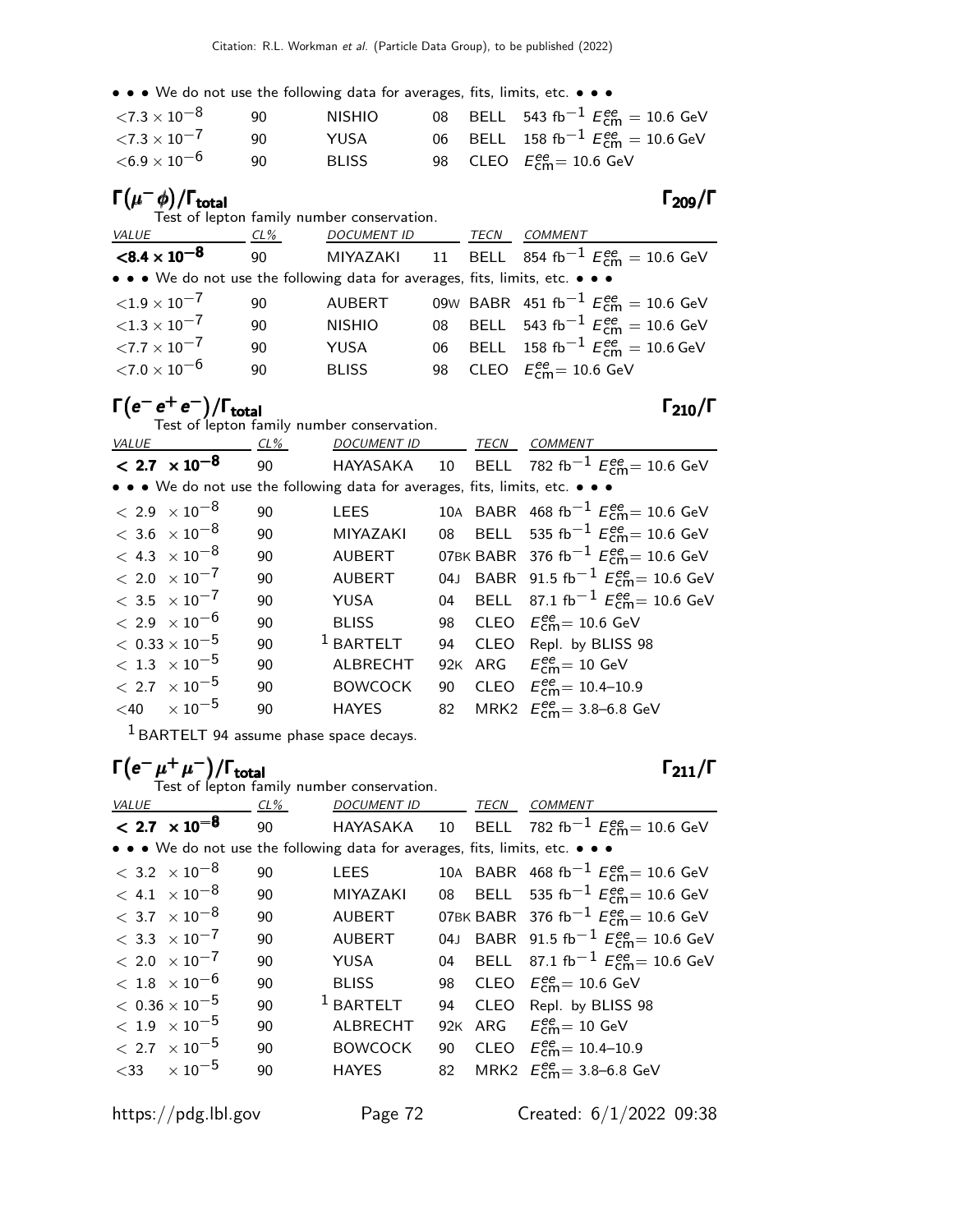• • • We do not use the following data for averages, fits, limits, etc. • • •

| | | | | | |
|---|---|---|---|---|---|
| $<7.3 \times 10^{-8}$ | 90 | NISHIO | 08 | BELL | 543 fb$^{-1}$ $E^{ee}_{cm}$ = 10.6 GeV |
| $<7.3 \times 10^{-7}$ | 90 | YUSA | 06 | BELL | 158 fb$^{-1}$ $E^{ee}_{cm}$ = 10.6 GeV |
| $<6.9 \times 10^{-6}$ | 90 | BLISS | 98 | CLEO | $E^{ee}_{cm}$= 10.6 GeV |

## $\Gamma(\mu^-\phi)/\Gamma_{total}$ $\Gamma_{209}/\Gamma$

Test of lepton family number conservation.

| VALUE | CL% | DOCUMENT ID | | TECN | COMMENT |
|---|---|---|---|---|---|
| **$<8.4 \times 10^{-8}$** | 90 | MIYAZAKI | 11 | BELL | 854 fb$^{-1}$ $E^{ee}_{cm}$ = 10.6 GeV |
| • • • We do not use the following data for averages, fits, limits, etc. • • • | | | | | |
| $<1.9 \times 10^{-7}$ | 90 | AUBERT | 09W | BABR | 451 fb$^{-1}$ $E^{ee}_{cm}$ = 10.6 GeV |
| $<1.3 \times 10^{-7}$ | 90 | NISHIO | 08 | BELL | 543 fb$^{-1}$ $E^{ee}_{cm}$ = 10.6 GeV |
| $<7.7 \times 10^{-7}$ | 90 | YUSA | 06 | BELL | 158 fb$^{-1}$ $E^{ee}_{cm}$ = 10.6 GeV |
| $<7.0 \times 10^{-6}$ | 90 | BLISS | 98 | CLEO | $E^{ee}_{cm}$= 10.6 GeV |

## $\Gamma(e^-e^+e^-)/\Gamma_{total}$ $\Gamma_{210}/\Gamma$

Test of lepton family number conservation.

| VALUE | CL% | DOCUMENT ID | | TECN | COMMENT |
|---|---|---|---|---|---|
| **$< 2.7 \times 10^{-8}$** | 90 | HAYASAKA | 10 | BELL | 782 fb$^{-1}$ $E^{ee}_{cm}$= 10.6 GeV |
| • • • We do not use the following data for averages, fits, limits, etc. • • • | | | | | |
| $< 2.9 \times 10^{-8}$ | 90 | LEES | 10A | BABR | 468 fb$^{-1}$ $E^{ee}_{cm}$= 10.6 GeV |
| $< 3.6 \times 10^{-8}$ | 90 | MIYAZAKI | 08 | BELL | 535 fb$^{-1}$ $E^{ee}_{cm}$= 10.6 GeV |
| $< 4.3 \times 10^{-8}$ | 90 | AUBERT | 07BK | BABR | 376 fb$^{-1}$ $E^{ee}_{cm}$= 10.6 GeV |
| $< 2.0 \times 10^{-7}$ | 90 | AUBERT | 04J | BABR | 91.5 fb$^{-1}$ $E^{ee}_{cm}$= 10.6 GeV |
| $< 3.5 \times 10^{-7}$ | 90 | YUSA | 04 | BELL | 87.1 fb$^{-1}$ $E^{ee}_{cm}$= 10.6 GeV |
| $< 2.9 \times 10^{-6}$ | 90 | BLISS | 98 | CLEO | $E^{ee}_{cm}$= 10.6 GeV |
| $< 0.33 \times 10^{-5}$ | 90 | [1] BARTELT | 94 | CLEO | Repl. by BLISS 98 |
| $< 1.3 \times 10^{-5}$ | 90 | ALBRECHT | 92K | ARG | $E^{ee}_{cm}$= 10 GeV |
| $< 2.7 \times 10^{-5}$ | 90 | BOWCOCK | 90 | CLEO | $E^{ee}_{cm}$= 10.4–10.9 |
| $<40 \times 10^{-5}$ | 90 | HAYES | 82 | MRK2 | $E^{ee}_{cm}$= 3.8–6.8 GeV |

[1] BARTELT 94 assume phase space decays.

## $\Gamma(e^-\mu^+\mu^-)/\Gamma_{total}$ $\Gamma_{211}/\Gamma$

Test of lepton family number conservation.

| VALUE | CL% | DOCUMENT ID | | TECN | COMMENT |
|---|---|---|---|---|---|
| **$< 2.7 \times 10^{-8}$** | 90 | HAYASAKA | 10 | BELL | 782 fb$^{-1}$ $E^{ee}_{cm}$= 10.6 GeV |
| • • • We do not use the following data for averages, fits, limits, etc. • • • | | | | | |
| $< 3.2 \times 10^{-8}$ | 90 | LEES | 10A | BABR | 468 fb$^{-1}$ $E^{ee}_{cm}$= 10.6 GeV |
| $< 4.1 \times 10^{-8}$ | 90 | MIYAZAKI | 08 | BELL | 535 fb$^{-1}$ $E^{ee}_{cm}$= 10.6 GeV |
| $< 3.7 \times 10^{-8}$ | 90 | AUBERT | 07BK | BABR | 376 fb$^{-1}$ $E^{ee}_{cm}$= 10.6 GeV |
| $< 3.3 \times 10^{-7}$ | 90 | AUBERT | 04J | BABR | 91.5 fb$^{-1}$ $E^{ee}_{cm}$= 10.6 GeV |
| $< 2.0 \times 10^{-7}$ | 90 | YUSA | 04 | BELL | 87.1 fb$^{-1}$ $E^{ee}_{cm}$= 10.6 GeV |
| $< 1.8 \times 10^{-6}$ | 90 | BLISS | 98 | CLEO | $E^{ee}_{cm}$= 10.6 GeV |
| $< 0.36 \times 10^{-5}$ | 90 | [1] BARTELT | 94 | CLEO | Repl. by BLISS 98 |
| $< 1.9 \times 10^{-5}$ | 90 | ALBRECHT | 92K | ARG | $E^{ee}_{cm}$= 10 GeV |
| $< 2.7 \times 10^{-5}$ | 90 | BOWCOCK | 90 | CLEO | $E^{ee}_{cm}$= 10.4–10.9 |
| $<33 \times 10^{-5}$ | 90 | HAYES | 82 | MRK2 | $E^{ee}_{cm}$= 3.8–6.8 GeV |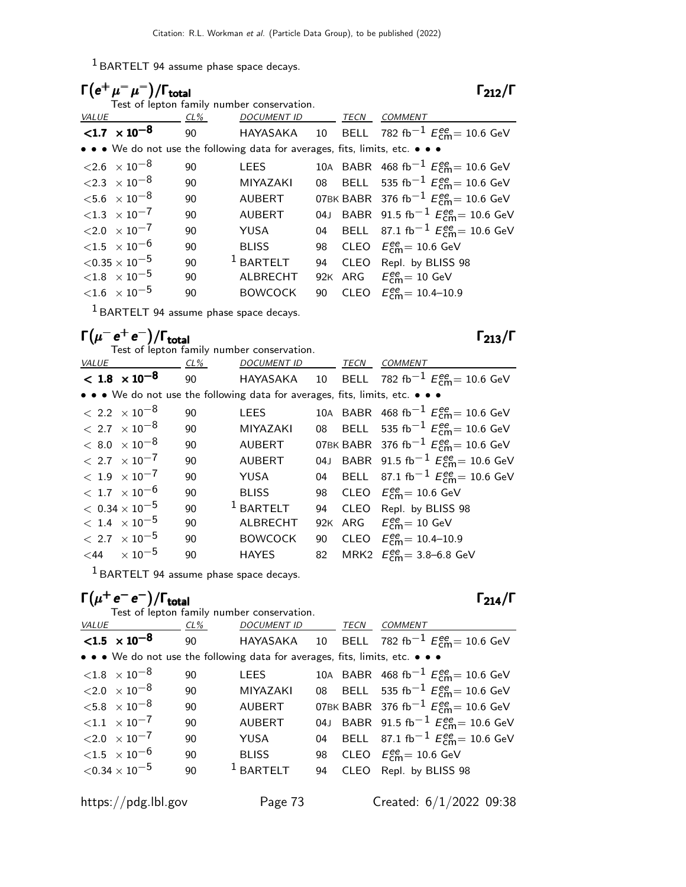[1] BARTELT 94 assume phase space decays.

### $\Gamma(e^+\mu^-\mu^-)/\Gamma_{\text{total}}$ $\Gamma_{212}/\Gamma$

Test of lepton family number conservation.

| VALUE | CL% | DOCUMENT ID | | TECN | COMMENT |
|---|---|---|---|---|---|
| **<1.7 $\times 10^{-8}$** | 90 | HAYASAKA | 10 | BELL | 782 fb$^{-1}$ $E^{ee}_{\text{cm}}$= 10.6 GeV |
| • • • We do not use the following data for averages, fits, limits, etc. • • • | | | | | |
| <2.6 $\times 10^{-8}$ | 90 | LEES | 10A | BABR | 468 fb$^{-1}$ $E^{ee}_{\text{cm}}$= 10.6 GeV |
| <2.3 $\times 10^{-8}$ | 90 | MIYAZAKI | 08 | BELL | 535 fb$^{-1}$ $E^{ee}_{\text{cm}}$= 10.6 GeV |
| <5.6 $\times 10^{-8}$ | 90 | AUBERT | 07BK | BABR | 376 fb$^{-1}$ $E^{ee}_{\text{cm}}$= 10.6 GeV |
| <1.3 $\times 10^{-7}$ | 90 | AUBERT | 04J | BABR | 91.5 fb$^{-1}$ $E^{ee}_{\text{cm}}$= 10.6 GeV |
| <2.0 $\times 10^{-7}$ | 90 | YUSA | 04 | BELL | 87.1 fb$^{-1}$ $E^{ee}_{\text{cm}}$= 10.6 GeV |
| <1.5 $\times 10^{-6}$ | 90 | BLISS | 98 | CLEO | $E^{ee}_{\text{cm}}$= 10.6 GeV |
| <0.35 $\times 10^{-5}$ | 90 | [1] BARTELT | 94 | CLEO | Repl. by BLISS 98 |
| <1.8 $\times 10^{-5}$ | 90 | ALBRECHT | 92K | ARG | $E^{ee}_{\text{cm}}$= 10 GeV |
| <1.6 $\times 10^{-5}$ | 90 | BOWCOCK | 90 | CLEO | $E^{ee}_{\text{cm}}$= 10.4–10.9 |

[1] BARTELT 94 assume phase space decays.

### $\Gamma(\mu^-e^+e^-)/\Gamma_{\text{total}}$ $\Gamma_{213}/\Gamma$

Test of lepton family number conservation.

| VALUE | CL% | DOCUMENT ID | | TECN | COMMENT |
|---|---|---|---|---|---|
| **< 1.8 $\times 10^{-8}$** | 90 | HAYASAKA | 10 | BELL | 782 fb$^{-1}$ $E^{ee}_{\text{cm}}$= 10.6 GeV |
| • • • We do not use the following data for averages, fits, limits, etc. • • • | | | | | |
| < 2.2 $\times 10^{-8}$ | 90 | LEES | 10A | BABR | 468 fb$^{-1}$ $E^{ee}_{\text{cm}}$= 10.6 GeV |
| < 2.7 $\times 10^{-8}$ | 90 | MIYAZAKI | 08 | BELL | 535 fb$^{-1}$ $E^{ee}_{\text{cm}}$= 10.6 GeV |
| < 8.0 $\times 10^{-8}$ | 90 | AUBERT | 07BK | BABR | 376 fb$^{-1}$ $E^{ee}_{\text{cm}}$= 10.6 GeV |
| < 2.7 $\times 10^{-7}$ | 90 | AUBERT | 04J | BABR | 91.5 fb$^{-1}$ $E^{ee}_{\text{cm}}$= 10.6 GeV |
| < 1.9 $\times 10^{-7}$ | 90 | YUSA | 04 | BELL | 87.1 fb$^{-1}$ $E^{ee}_{\text{cm}}$= 10.6 GeV |
| < 1.7 $\times 10^{-6}$ | 90 | BLISS | 98 | CLEO | $E^{ee}_{\text{cm}}$= 10.6 GeV |
| < 0.34 $\times 10^{-5}$ | 90 | [1] BARTELT | 94 | CLEO | Repl. by BLISS 98 |
| < 1.4 $\times 10^{-5}$ | 90 | ALBRECHT | 92K | ARG | $E^{ee}_{\text{cm}}$= 10 GeV |
| < 2.7 $\times 10^{-5}$ | 90 | BOWCOCK | 90 | CLEO | $E^{ee}_{\text{cm}}$= 10.4–10.9 |
| <44 $\times 10^{-5}$ | 90 | HAYES | 82 | MRK2 | $E^{ee}_{\text{cm}}$= 3.8–6.8 GeV |

[1] BARTELT 94 assume phase space decays.

### $\Gamma(\mu^+e^-e^-)/\Gamma_{\text{total}}$ $\Gamma_{214}/\Gamma$

Test of lepton family number conservation.

| VALUE | CL% | DOCUMENT ID | | TECN | COMMENT |
|---|---|---|---|---|---|
| **<1.5 $\times 10^{-8}$** | 90 | HAYASAKA | 10 | BELL | 782 fb$^{-1}$ $E^{ee}_{\text{cm}}$= 10.6 GeV |
| • • • We do not use the following data for averages, fits, limits, etc. • • • | | | | | |
| <1.8 $\times 10^{-8}$ | 90 | LEES | 10A | BABR | 468 fb$^{-1}$ $E^{ee}_{\text{cm}}$= 10.6 GeV |
| <2.0 $\times 10^{-8}$ | 90 | MIYAZAKI | 08 | BELL | 535 fb$^{-1}$ $E^{ee}_{\text{cm}}$= 10.6 GeV |
| <5.8 $\times 10^{-8}$ | 90 | AUBERT | 07BK | BABR | 376 fb$^{-1}$ $E^{ee}_{\text{cm}}$= 10.6 GeV |
| <1.1 $\times 10^{-7}$ | 90 | AUBERT | 04J | BABR | 91.5 fb$^{-1}$ $E^{ee}_{\text{cm}}$= 10.6 GeV |
| <2.0 $\times 10^{-7}$ | 90 | YUSA | 04 | BELL | 87.1 fb$^{-1}$ $E^{ee}_{\text{cm}}$= 10.6 GeV |
| <1.5 $\times 10^{-6}$ | 90 | BLISS | 98 | CLEO | $E^{ee}_{\text{cm}}$= 10.6 GeV |
| <0.34 $\times 10^{-5}$ | 90 | [1] BARTELT | 94 | CLEO | Repl. by BLISS 98 |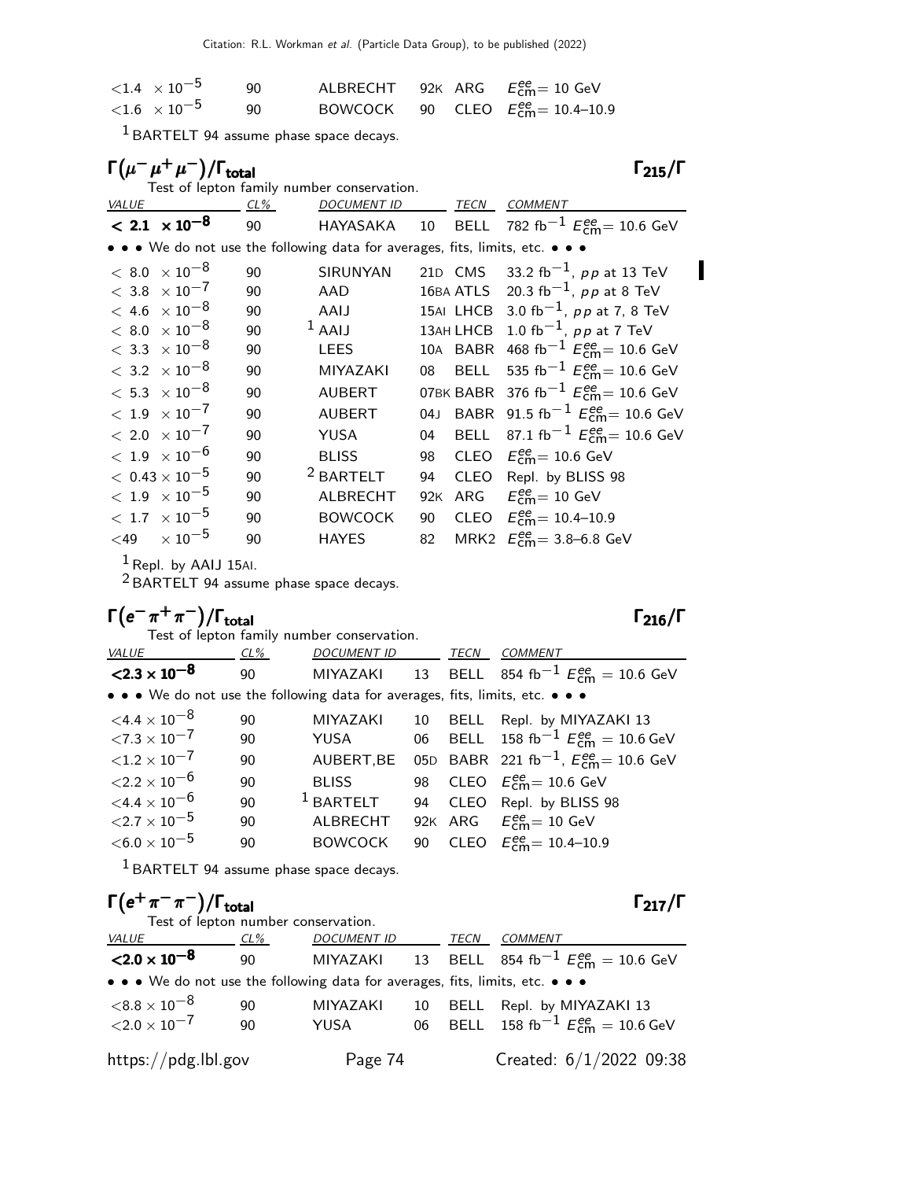| | | | | |
|---|---|---|---|---|
| $<1.4 \times 10^{-5}$ | 90 | ALBRECHT | 92K ARG | $E^{ee}_{cm}$= 10 GeV |
| $<1.6 \times 10^{-5}$ | 90 | BOWCOCK | 90 CLEO | $E^{ee}_{cm}$= 10.4–10.9 |

[1] BARTELT 94 assume phase space decays.

## $\Gamma(\mu^-\mu^+\mu^-)/\Gamma_{total}$ $\qquad\qquad$ $\Gamma_{215}/\Gamma$

Test of lepton family number conservation.

| VALUE | CL% | DOCUMENT ID | | TECN | COMMENT |
|---|---|---|---|---|---|
| **< 2.1 $\times 10^{-8}$** | 90 | HAYASAKA | 10 | BELL | 782 fb$^{-1}$ $E^{ee}_{cm}$= 10.6 GeV |
| • • • We do not use the following data for averages, fits, limits, etc. • • • | | | | | |
| $< 8.0 \times 10^{-8}$ | 90 | SIRUNYAN | 21D | CMS | 33.2 fb$^{-1}$, $pp$ at 13 TeV |
| $< 3.8 \times 10^{-7}$ | 90 | AAD | 16BA | ATLS | 20.3 fb$^{-1}$, $pp$ at 8 TeV |
| $< 4.6 \times 10^{-8}$ | 90 | AAIJ | 15AI | LHCB | 3.0 fb$^{-1}$, $pp$ at 7, 8 TeV |
| $< 8.0 \times 10^{-8}$ | 90 | [1] AAIJ | 13AH | LHCB | 1.0 fb$^{-1}$, $pp$ at 7 TeV |
| $< 3.3 \times 10^{-8}$ | 90 | LEES | 10A | BABR | 468 fb$^{-1}$ $E^{ee}_{cm}$= 10.6 GeV |
| $< 3.2 \times 10^{-8}$ | 90 | MIYAZAKI | 08 | BELL | 535 fb$^{-1}$ $E^{ee}_{cm}$= 10.6 GeV |
| $< 5.3 \times 10^{-8}$ | 90 | AUBERT | 07BK | BABR | 376 fb$^{-1}$ $E^{ee}_{cm}$= 10.6 GeV |
| $< 1.9 \times 10^{-7}$ | 90 | AUBERT | 04J | BABR | 91.5 fb$^{-1}$ $E^{ee}_{cm}$= 10.6 GeV |
| $< 2.0 \times 10^{-7}$ | 90 | YUSA | 04 | BELL | 87.1 fb$^{-1}$ $E^{ee}_{cm}$= 10.6 GeV |
| $< 1.9 \times 10^{-6}$ | 90 | BLISS | 98 | CLEO | $E^{ee}_{cm}$= 10.6 GeV |
| $< 0.43 \times 10^{-5}$ | 90 | [2] BARTELT | 94 | CLEO | Repl. by BLISS 98 |
| $< 1.9 \times 10^{-5}$ | 90 | ALBRECHT | 92K | ARG | $E^{ee}_{cm}$= 10 GeV |
| $< 1.7 \times 10^{-5}$ | 90 | BOWCOCK | 90 | CLEO | $E^{ee}_{cm}$= 10.4–10.9 |
| $<49 \times 10^{-5}$ | 90 | HAYES | 82 | MRK2 | $E^{ee}_{cm}$= 3.8–6.8 GeV |

[1] Repl. by AAIJ 15AI.

[2] BARTELT 94 assume phase space decays.

## $\Gamma(e^-\pi^+\pi^-)/\Gamma_{total}$ $\qquad\qquad$ $\Gamma_{216}/\Gamma$

Test of lepton family number conservation.

| VALUE | CL% | DOCUMENT ID | | TECN | COMMENT |
|---|---|---|---|---|---|
| **<2.3 $\times 10^{-8}$** | 90 | MIYAZAKI | 13 | BELL | 854 fb$^{-1}$ $E^{ee}_{cm}$ = 10.6 GeV |
| • • • We do not use the following data for averages, fits, limits, etc. • • • | | | | | |
| $<4.4 \times 10^{-8}$ | 90 | MIYAZAKI | 10 | BELL | Repl. by MIYAZAKI 13 |
| $<7.3 \times 10^{-7}$ | 90 | YUSA | 06 | BELL | 158 fb$^{-1}$ $E^{ee}_{cm}$ = 10.6 GeV |
| $<1.2 \times 10^{-7}$ | 90 | AUBERT,BE | 05D | BABR | 221 fb$^{-1}$, $E^{ee}_{cm}$= 10.6 GeV |
| $<2.2 \times 10^{-6}$ | 90 | BLISS | 98 | CLEO | $E^{ee}_{cm}$= 10.6 GeV |
| $<4.4 \times 10^{-6}$ | 90 | [1] BARTELT | 94 | CLEO | Repl. by BLISS 98 |
| $<2.7 \times 10^{-5}$ | 90 | ALBRECHT | 92K | ARG | $E^{ee}_{cm}$= 10 GeV |
| $<6.0 \times 10^{-5}$ | 90 | BOWCOCK | 90 | CLEO | $E^{ee}_{cm}$= 10.4–10.9 |

[1] BARTELT 94 assume phase space decays.

## $\Gamma(e^+\pi^-\pi^-)/\Gamma_{total}$ $\qquad\qquad$ $\Gamma_{217}/\Gamma$

Test of lepton number conservation.

| VALUE | CL% | DOCUMENT ID | | TECN | COMMENT |
|---|---|---|---|---|---|
| **<2.0 $\times 10^{-8}$** | 90 | MIYAZAKI | 13 | BELL | 854 fb$^{-1}$ $E^{ee}_{cm}$ = 10.6 GeV |
| • • • We do not use the following data for averages, fits, limits, etc. • • • | | | | | |
| $<8.8 \times 10^{-8}$ | 90 | MIYAZAKI | 10 | BELL | Repl. by MIYAZAKI 13 |
| $<2.0 \times 10^{-7}$ | 90 | YUSA | 06 | BELL | 158 fb$^{-1}$ $E^{ee}_{cm}$ = 10.6 GeV |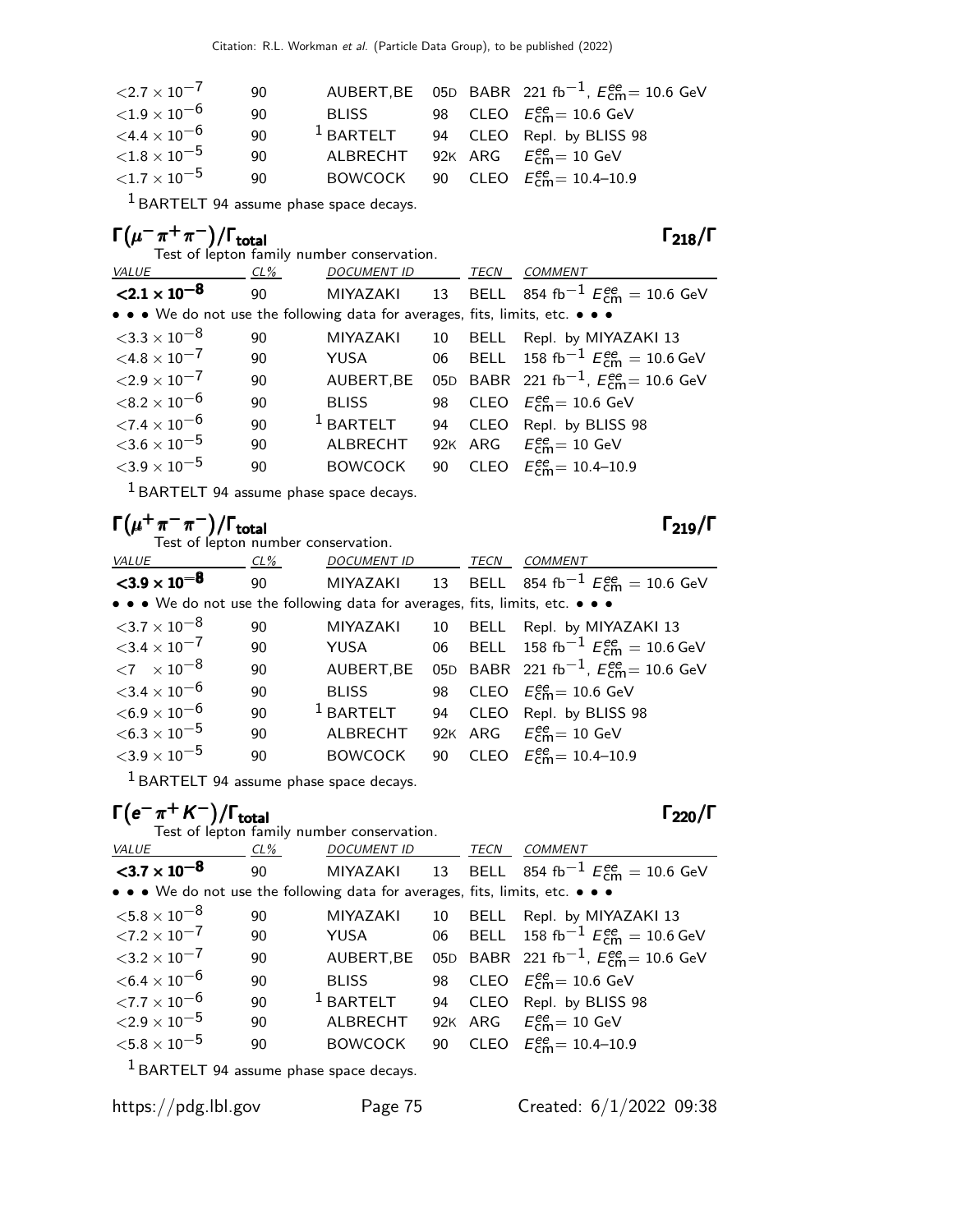| VALUE | CL% | DOCUMENT ID | | TECN | COMMENT |
|---|---|---|---|---|---|
| $<2.7 \times 10^{-7}$ | 90 | AUBERT,BE | 05D | BABR | 221 fb$^{-1}$, $E^{ee}_{\rm cm}$= 10.6 GeV |
| $<1.9 \times 10^{-6}$ | 90 | BLISS | 98 | CLEO | $E^{ee}_{\rm cm}$= 10.6 GeV |
| $<4.4 \times 10^{-6}$ | 90 | [1] BARTELT | 94 | CLEO | Repl. by BLISS 98 |
| $<1.8 \times 10^{-5}$ | 90 | ALBRECHT | 92K | ARG | $E^{ee}_{\rm cm}$= 10 GeV |
| $<1.7 \times 10^{-5}$ | 90 | BOWCOCK | 90 | CLEO | $E^{ee}_{\rm cm}$= 10.4–10.9 |

[1] BARTELT 94 assume phase space decays.

### $\Gamma(\mu^-\pi^+\pi^-)/\Gamma_{\rm total}$ $\Gamma_{218}/\Gamma$

Test of lepton family number conservation.

| VALUE | CL% | DOCUMENT ID | | TECN | COMMENT |
|---|---|---|---|---|---|
| **$<2.1 \times 10^{-8}$** | 90 | MIYAZAKI | 13 | BELL | 854 fb$^{-1}$ $E^{ee}_{\rm cm}$ = 10.6 GeV |
| • • • We do not use the following data for averages, fits, limits, etc. • • • | | | | | |
| $<3.3 \times 10^{-8}$ | 90 | MIYAZAKI | 10 | BELL | Repl. by MIYAZAKI 13 |
| $<4.8 \times 10^{-7}$ | 90 | YUSA | 06 | BELL | 158 fb$^{-1}$ $E^{ee}_{\rm cm}$ = 10.6 GeV |
| $<2.9 \times 10^{-7}$ | 90 | AUBERT,BE | 05D | BABR | 221 fb$^{-1}$, $E^{ee}_{\rm cm}$= 10.6 GeV |
| $<8.2 \times 10^{-6}$ | 90 | BLISS | 98 | CLEO | $E^{ee}_{\rm cm}$= 10.6 GeV |
| $<7.4 \times 10^{-6}$ | 90 | [1] BARTELT | 94 | CLEO | Repl. by BLISS 98 |
| $<3.6 \times 10^{-5}$ | 90 | ALBRECHT | 92K | ARG | $E^{ee}_{\rm cm}$= 10 GeV |
| $<3.9 \times 10^{-5}$ | 90 | BOWCOCK | 90 | CLEO | $E^{ee}_{\rm cm}$= 10.4–10.9 |

[1] BARTELT 94 assume phase space decays.

### $\Gamma(\mu^+\pi^-\pi^-)/\Gamma_{\rm total}$ $\Gamma_{219}/\Gamma$

Test of lepton number conservation.

| VALUE | CL% | DOCUMENT ID | | TECN | COMMENT |
|---|---|---|---|---|---|
| **$<3.9 \times 10^{-8}$** | 90 | MIYAZAKI | 13 | BELL | 854 fb$^{-1}$ $E^{ee}_{\rm cm}$ = 10.6 GeV |
| • • • We do not use the following data for averages, fits, limits, etc. • • • | | | | | |
| $<3.7 \times 10^{-8}$ | 90 | MIYAZAKI | 10 | BELL | Repl. by MIYAZAKI 13 |
| $<3.4 \times 10^{-7}$ | 90 | YUSA | 06 | BELL | 158 fb$^{-1}$ $E^{ee}_{\rm cm}$ = 10.6 GeV |
| $<7 \times 10^{-8}$ | 90 | AUBERT,BE | 05D | BABR | 221 fb$^{-1}$, $E^{ee}_{\rm cm}$= 10.6 GeV |
| $<3.4 \times 10^{-6}$ | 90 | BLISS | 98 | CLEO | $E^{ee}_{\rm cm}$= 10.6 GeV |
| $<6.9 \times 10^{-6}$ | 90 | [1] BARTELT | 94 | CLEO | Repl. by BLISS 98 |
| $<6.3 \times 10^{-5}$ | 90 | ALBRECHT | 92K | ARG | $E^{ee}_{\rm cm}$= 10 GeV |
| $<3.9 \times 10^{-5}$ | 90 | BOWCOCK | 90 | CLEO | $E^{ee}_{\rm cm}$= 10.4–10.9 |

[1] BARTELT 94 assume phase space decays.

### $\Gamma(e^-\pi^+K^-)/\Gamma_{\rm total}$ $\Gamma_{220}/\Gamma$

Test of lepton family number conservation.

| VALUE | CL% | DOCUMENT ID | | TECN | COMMENT |
|---|---|---|---|---|---|
| **$<3.7 \times 10^{-8}$** | 90 | MIYAZAKI | 13 | BELL | 854 fb$^{-1}$ $E^{ee}_{\rm cm}$ = 10.6 GeV |
| • • • We do not use the following data for averages, fits, limits, etc. • • • | | | | | |
| $<5.8 \times 10^{-8}$ | 90 | MIYAZAKI | 10 | BELL | Repl. by MIYAZAKI 13 |
| $<7.2 \times 10^{-7}$ | 90 | YUSA | 06 | BELL | 158 fb$^{-1}$ $E^{ee}_{\rm cm}$ = 10.6 GeV |
| $<3.2 \times 10^{-7}$ | 90 | AUBERT,BE | 05D | BABR | 221 fb$^{-1}$, $E^{ee}_{\rm cm}$= 10.6 GeV |
| $<6.4 \times 10^{-6}$ | 90 | BLISS | 98 | CLEO | $E^{ee}_{\rm cm}$= 10.6 GeV |
| $<7.7 \times 10^{-6}$ | 90 | [1] BARTELT | 94 | CLEO | Repl. by BLISS 98 |
| $<2.9 \times 10^{-5}$ | 90 | ALBRECHT | 92K | ARG | $E^{ee}_{\rm cm}$= 10 GeV |
| $<5.8 \times 10^{-5}$ | 90 | BOWCOCK | 90 | CLEO | $E^{ee}_{\rm cm}$= 10.4–10.9 |

[1] BARTELT 94 assume phase space decays.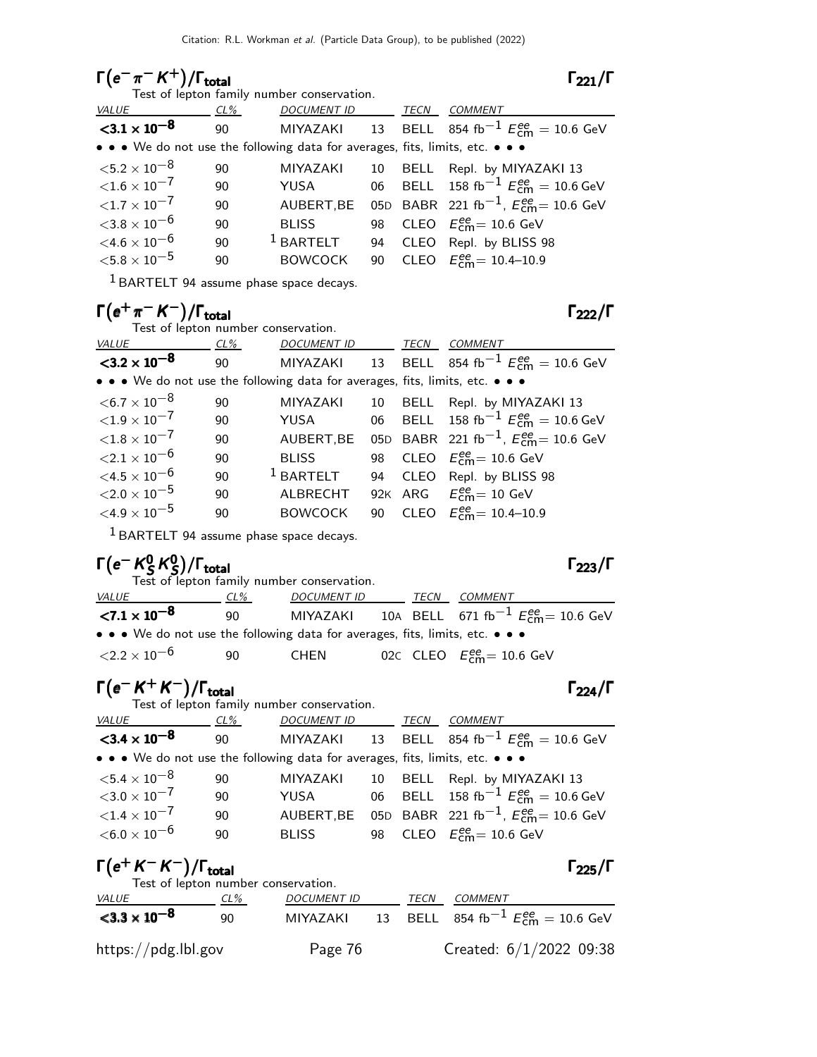## $\Gamma(e^- \pi^- K^+)/\Gamma_{total}$ $\Gamma_{221}/\Gamma$

Test of lepton family number conservation.

| VALUE | CL% | DOCUMENT ID | | TECN | COMMENT |
|---|---|---|---|---|---|
| **<3.1 × 10$^{-8}$** | 90 | MIYAZAKI | 13 | BELL | 854 fb$^{-1}$ $E^{ee}_{cm}$ = 10.6 GeV |
| • • • We do not use the following data for averages, fits, limits, etc. • • • | | | | | |
| <5.2 × 10$^{-8}$ | 90 | MIYAZAKI | 10 | BELL | Repl. by MIYAZAKI 13 |
| <1.6 × 10$^{-7}$ | 90 | YUSA | 06 | BELL | 158 fb$^{-1}$ $E^{ee}_{cm}$ = 10.6 GeV |
| <1.7 × 10$^{-7}$ | 90 | AUBERT,BE | 05D | BABR | 221 fb$^{-1}$, $E^{ee}_{cm}$= 10.6 GeV |
| <3.8 × 10$^{-6}$ | 90 | BLISS | 98 | CLEO | $E^{ee}_{cm}$= 10.6 GeV |
| <4.6 × 10$^{-6}$ | 90 | [1] BARTELT | 94 | CLEO | Repl. by BLISS 98 |
| <5.8 × 10$^{-5}$ | 90 | BOWCOCK | 90 | CLEO | $E^{ee}_{cm}$= 10.4–10.9 |

[1] BARTELT 94 assume phase space decays.

## $\Gamma(e^+ \pi^- K^-)/\Gamma_{total}$ $\Gamma_{222}/\Gamma$

Test of lepton number conservation.

| VALUE | CL% | DOCUMENT ID | | TECN | COMMENT |
|---|---|---|---|---|---|
| **<3.2 × 10$^{-8}$** | 90 | MIYAZAKI | 13 | BELL | 854 fb$^{-1}$ $E^{ee}_{cm}$ = 10.6 GeV |
| • • • We do not use the following data for averages, fits, limits, etc. • • • | | | | | |
| <6.7 × 10$^{-8}$ | 90 | MIYAZAKI | 10 | BELL | Repl. by MIYAZAKI 13 |
| <1.9 × 10$^{-7}$ | 90 | YUSA | 06 | BELL | 158 fb$^{-1}$ $E^{ee}_{cm}$ = 10.6 GeV |
| <1.8 × 10$^{-7}$ | 90 | AUBERT,BE | 05D | BABR | 221 fb$^{-1}$, $E^{ee}_{cm}$= 10.6 GeV |
| <2.1 × 10$^{-6}$ | 90 | BLISS | 98 | CLEO | $E^{ee}_{cm}$= 10.6 GeV |
| <4.5 × 10$^{-6}$ | 90 | [1] BARTELT | 94 | CLEO | Repl. by BLISS 98 |
| <2.0 × 10$^{-5}$ | 90 | ALBRECHT | 92K | ARG | $E^{ee}_{cm}$= 10 GeV |
| <4.9 × 10$^{-5}$ | 90 | BOWCOCK | 90 | CLEO | $E^{ee}_{cm}$= 10.4–10.9 |

[1] BARTELT 94 assume phase space decays.

## $\Gamma(e^- K^0_S K^0_S)/\Gamma_{total}$ $\Gamma_{223}/\Gamma$

Test of lepton family number conservation.

| VALUE | CL% | DOCUMENT ID | | TECN | COMMENT |
|---|---|---|---|---|---|
| **<7.1 × 10$^{-8}$** | 90 | MIYAZAKI | 10A | BELL | 671 fb$^{-1}$ $E^{ee}_{cm}$= 10.6 GeV |
| • • • We do not use the following data for averages, fits, limits, etc. • • • | | | | | |
| <2.2 × 10$^{-6}$ | 90 | CHEN | 02C | CLEO | $E^{ee}_{cm}$= 10.6 GeV |

## $\Gamma(e^- K^+ K^-)/\Gamma_{total}$ $\Gamma_{224}/\Gamma$

Test of lepton family number conservation.

| VALUE | CL% | DOCUMENT ID | | TECN | COMMENT |
|---|---|---|---|---|---|
| **<3.4 × 10$^{-8}$** | 90 | MIYAZAKI | 13 | BELL | 854 fb$^{-1}$ $E^{ee}_{cm}$ = 10.6 GeV |
| • • • We do not use the following data for averages, fits, limits, etc. • • • | | | | | |
| <5.4 × 10$^{-8}$ | 90 | MIYAZAKI | 10 | BELL | Repl. by MIYAZAKI 13 |
| <3.0 × 10$^{-7}$ | 90 | YUSA | 06 | BELL | 158 fb$^{-1}$ $E^{ee}_{cm}$ = 10.6 GeV |
| <1.4 × 10$^{-7}$ | 90 | AUBERT,BE | 05D | BABR | 221 fb$^{-1}$, $E^{ee}_{cm}$= 10.6 GeV |
| <6.0 × 10$^{-6}$ | 90 | BLISS | 98 | CLEO | $E^{ee}_{cm}$= 10.6 GeV |

## $\Gamma(e^+ K^- K^-)/\Gamma_{total}$ $\Gamma_{225}/\Gamma$

Test of lepton number conservation.

| VALUE | CL% | DOCUMENT ID | | TECN | COMMENT |
|---|---|---|---|---|---|
| **<3.3 × 10$^{-8}$** | 90 | MIYAZAKI | 13 | BELL | 854 fb$^{-1}$ $E^{ee}_{cm}$ = 10.6 GeV |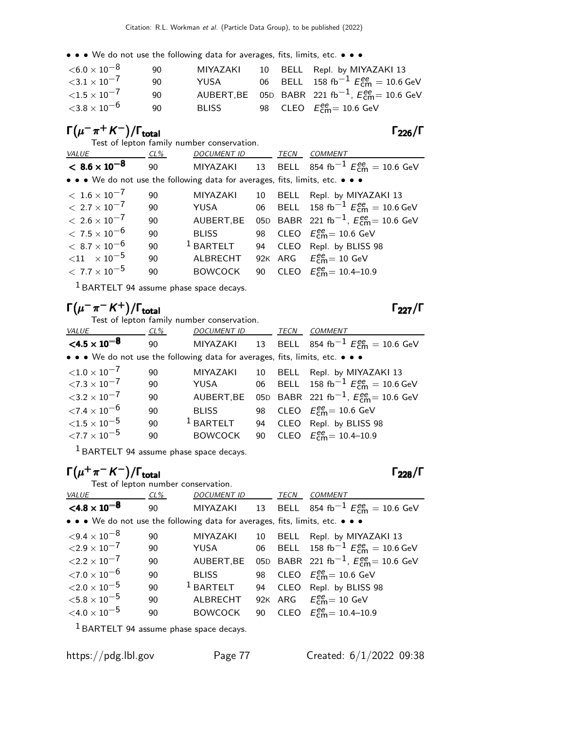• • • We do not use the following data for averages, fits, limits, etc. • • •

| | | | | | |
|---|---|---|---|---|---|
| $<6.0 \times 10^{-8}$ | 90 | MIYAZAKI | 10 | BELL | Repl. by MIYAZAKI 13 |
| $<3.1 \times 10^{-7}$ | 90 | YUSA | 06 | BELL | 158 fb$^{-1}$ $E^{ee}_{cm}$ = 10.6 GeV |
| $<1.5 \times 10^{-7}$ | 90 | AUBERT,BE | 05D | BABR | 221 fb$^{-1}$, $E^{ee}_{cm}$= 10.6 GeV |
| $<3.8 \times 10^{-6}$ | 90 | BLISS | 98 | CLEO | $E^{ee}_{cm}$= 10.6 GeV |

## $\Gamma(\mu^- \pi^+ K^-)/\Gamma_{total}$ $\Gamma_{226}/\Gamma$

Test of lepton family number conservation.

| VALUE | CL% | DOCUMENT ID | | TECN | COMMENT |
|---|---|---|---|---|---|
| **$< 8.6 \times 10^{-8}$** | 90 | MIYAZAKI | 13 | BELL | 854 fb$^{-1}$ $E^{ee}_{cm}$ = 10.6 GeV |
| • • • We do not use the following data for averages, fits, limits, etc. • • • | | | | | |
| $< 1.6 \times 10^{-7}$ | 90 | MIYAZAKI | 10 | BELL | Repl. by MIYAZAKI 13 |
| $< 2.7 \times 10^{-7}$ | 90 | YUSA | 06 | BELL | 158 fb$^{-1}$ $E^{ee}_{cm}$ = 10.6 GeV |
| $< 2.6 \times 10^{-7}$ | 90 | AUBERT,BE | 05D | BABR | 221 fb$^{-1}$, $E^{ee}_{cm}$= 10.6 GeV |
| $< 7.5 \times 10^{-6}$ | 90 | BLISS | 98 | CLEO | $E^{ee}_{cm}$= 10.6 GeV |
| $< 8.7 \times 10^{-6}$ | 90 | [1] BARTELT | 94 | CLEO | Repl. by BLISS 98 |
| $<11 \times 10^{-5}$ | 90 | ALBRECHT | 92K | ARG | $E^{ee}_{cm}$= 10 GeV |
| $< 7.7 \times 10^{-5}$ | 90 | BOWCOCK | 90 | CLEO | $E^{ee}_{cm}$= 10.4–10.9 |

[1] BARTELT 94 assume phase space decays.

## $\Gamma(\mu^- \pi^- K^+)/\Gamma_{total}$ $\Gamma_{227}/\Gamma$

Test of lepton family number conservation.

| VALUE | CL% | DOCUMENT ID | | TECN | COMMENT |
|---|---|---|---|---|---|
| **$<4.5 \times 10^{-8}$** | 90 | MIYAZAKI | 13 | BELL | 854 fb$^{-1}$ $E^{ee}_{cm}$ = 10.6 GeV |
| • • • We do not use the following data for averages, fits, limits, etc. • • • | | | | | |
| $<1.0 \times 10^{-7}$ | 90 | MIYAZAKI | 10 | BELL | Repl. by MIYAZAKI 13 |
| $<7.3 \times 10^{-7}$ | 90 | YUSA | 06 | BELL | 158 fb$^{-1}$ $E^{ee}_{cm}$ = 10.6 GeV |
| $<3.2 \times 10^{-7}$ | 90 | AUBERT,BE | 05D | BABR | 221 fb$^{-1}$, $E^{ee}_{cm}$= 10.6 GeV |
| $<7.4 \times 10^{-6}$ | 90 | BLISS | 98 | CLEO | $E^{ee}_{cm}$= 10.6 GeV |
| $<1.5 \times 10^{-5}$ | 90 | [1] BARTELT | 94 | CLEO | Repl. by BLISS 98 |
| $<7.7 \times 10^{-5}$ | 90 | BOWCOCK | 90 | CLEO | $E^{ee}_{cm}$= 10.4–10.9 |

[1] BARTELT 94 assume phase space decays.

## $\Gamma(\mu^+ \pi^- K^-)/\Gamma_{total}$ $\Gamma_{228}/\Gamma$

Test of lepton number conservation.

| VALUE | CL% | DOCUMENT ID | | TECN | COMMENT |
|---|---|---|---|---|---|
| **$<4.8 \times 10^{-8}$** | 90 | MIYAZAKI | 13 | BELL | 854 fb$^{-1}$ $E^{ee}_{cm}$ = 10.6 GeV |
| • • • We do not use the following data for averages, fits, limits, etc. • • • | | | | | |
| $<9.4 \times 10^{-8}$ | 90 | MIYAZAKI | 10 | BELL | Repl. by MIYAZAKI 13 |
| $<2.9 \times 10^{-7}$ | 90 | YUSA | 06 | BELL | 158 fb$^{-1}$ $E^{ee}_{cm}$ = 10.6 GeV |
| $<2.2 \times 10^{-7}$ | 90 | AUBERT,BE | 05D | BABR | 221 fb$^{-1}$, $E^{ee}_{cm}$= 10.6 GeV |
| $<7.0 \times 10^{-6}$ | 90 | BLISS | 98 | CLEO | $E^{ee}_{cm}$= 10.6 GeV |
| $<2.0 \times 10^{-5}$ | 90 | [1] BARTELT | 94 | CLEO | Repl. by BLISS 98 |
| $<5.8 \times 10^{-5}$ | 90 | ALBRECHT | 92K | ARG | $E^{ee}_{cm}$= 10 GeV |
| $<4.0 \times 10^{-5}$ | 90 | BOWCOCK | 90 | CLEO | $E^{ee}_{cm}$= 10.4–10.9 |

[1] BARTELT 94 assume phase space decays.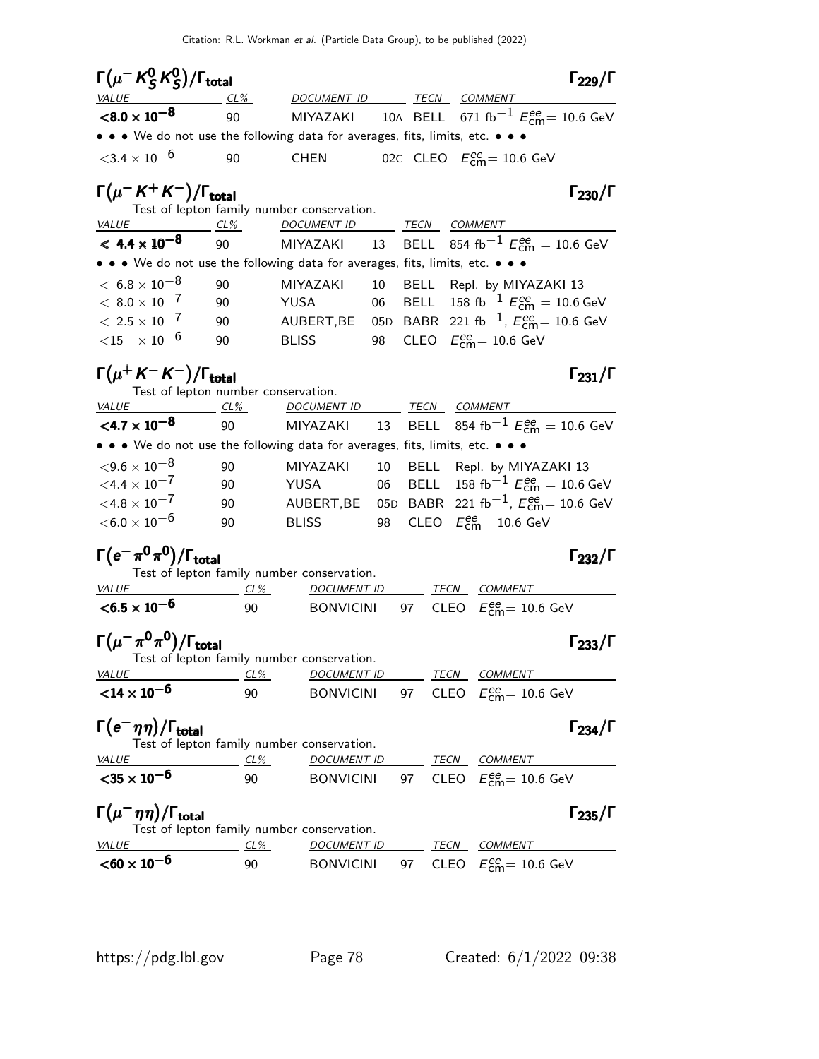### $\Gamma(\mu^- K^0_S K^0_S)/\Gamma_{\text{total}}$ $\Gamma_{229}/\Gamma$

| VALUE | CL% | DOCUMENT ID | | TECN | COMMENT |
|---|---|---|---|---|---|
| **$<8.0 \times 10^{-8}$** | 90 | MIYAZAKI | 10A | BELL | 671 fb$^{-1}$ $E^{ee}_{\text{cm}}$= 10.6 GeV |
| • • • We do not use the following data for averages, fits, limits, etc. • • • | | | | | |
| $<3.4 \times 10^{-6}$ | 90 | CHEN | 02C | CLEO | $E^{ee}_{\text{cm}}$= 10.6 GeV |

### $\Gamma(\mu^- K^+ K^-)/\Gamma_{\text{total}}$ $\Gamma_{230}/\Gamma$

Test of lepton family number conservation.

| VALUE | CL% | DOCUMENT ID | | TECN | COMMENT |
|---|---|---|---|---|---|
| **$\leq 4.4 \times 10^{-8}$** | 90 | MIYAZAKI | 13 | BELL | 854 fb$^{-1}$ $E^{ee}_{\text{cm}}$ = 10.6 GeV |
| • • • We do not use the following data for averages, fits, limits, etc. • • • | | | | | |
| $< 6.8 \times 10^{-8}$ | 90 | MIYAZAKI | 10 | BELL | Repl. by MIYAZAKI 13 |
| $< 8.0 \times 10^{-7}$ | 90 | YUSA | 06 | BELL | 158 fb$^{-1}$ $E^{ee}_{\text{cm}}$ = 10.6 GeV |
| $< 2.5 \times 10^{-7}$ | 90 | AUBERT,BE | 05D | BABR | 221 fb$^{-1}$, $E^{ee}_{\text{cm}}$= 10.6 GeV |
| $<15 \times 10^{-6}$ | 90 | BLISS | 98 | CLEO | $E^{ee}_{\text{cm}}$= 10.6 GeV |

### $\Gamma(\mu^+ K^- K^-)/\Gamma_{\text{total}}$ $\Gamma_{231}/\Gamma$

Test of lepton number conservation.

| VALUE | CL% | DOCUMENT ID | | TECN | COMMENT |
|---|---|---|---|---|---|
| **$<4.7 \times 10^{-8}$** | 90 | MIYAZAKI | 13 | BELL | 854 fb$^{-1}$ $E^{ee}_{\text{cm}}$ = 10.6 GeV |
| • • • We do not use the following data for averages, fits, limits, etc. • • • | | | | | |
| $<9.6 \times 10^{-8}$ | 90 | MIYAZAKI | 10 | BELL | Repl. by MIYAZAKI 13 |
| $<4.4 \times 10^{-7}$ | 90 | YUSA | 06 | BELL | 158 fb$^{-1}$ $E^{ee}_{\text{cm}}$ = 10.6 GeV |
| $<4.8 \times 10^{-7}$ | 90 | AUBERT,BE | 05D | BABR | 221 fb$^{-1}$, $E^{ee}_{\text{cm}}$= 10.6 GeV |
| $<6.0 \times 10^{-6}$ | 90 | BLISS | 98 | CLEO | $E^{ee}_{\text{cm}}$= 10.6 GeV |

### $\Gamma(e^- \pi^0 \pi^0)/\Gamma_{\text{total}}$ $\Gamma_{232}/\Gamma$

Test of lepton family number conservation.

| VALUE | CL% | DOCUMENT ID | | TECN | COMMENT |
|---|---|---|---|---|---|
| **$<6.5 \times 10^{-6}$** | 90 | BONVICINI | 97 | CLEO | $E^{ee}_{\text{cm}}$= 10.6 GeV |

### $\Gamma(\mu^- \pi^0 \pi^0)/\Gamma_{\text{total}}$ $\Gamma_{233}/\Gamma$

Test of lepton family number conservation.

| VALUE | CL% | DOCUMENT ID | | TECN | COMMENT |
|---|---|---|---|---|---|
| **$<14 \times 10^{-6}$** | 90 | BONVICINI | 97 | CLEO | $E^{ee}_{\text{cm}}$= 10.6 GeV |

### $\Gamma(e^- \eta\eta)/\Gamma_{\text{total}}$ $\Gamma_{234}/\Gamma$

Test of lepton family number conservation.

| VALUE | CL% | DOCUMENT ID | | TECN | COMMENT |
|---|---|---|---|---|---|
| **$<35 \times 10^{-6}$** | 90 | BONVICINI | 97 | CLEO | $E^{ee}_{\text{cm}}$= 10.6 GeV |

### $\Gamma(\mu^- \eta\eta)/\Gamma_{\text{total}}$ $\Gamma_{235}/\Gamma$

Test of lepton family number conservation.

| VALUE | CL% | DOCUMENT ID | | TECN | COMMENT |
|---|---|---|---|---|---|
| **$<60 \times 10^{-6}$** | 90 | BONVICINI | 97 | CLEO | $E^{ee}_{\text{cm}}$= 10.6 GeV |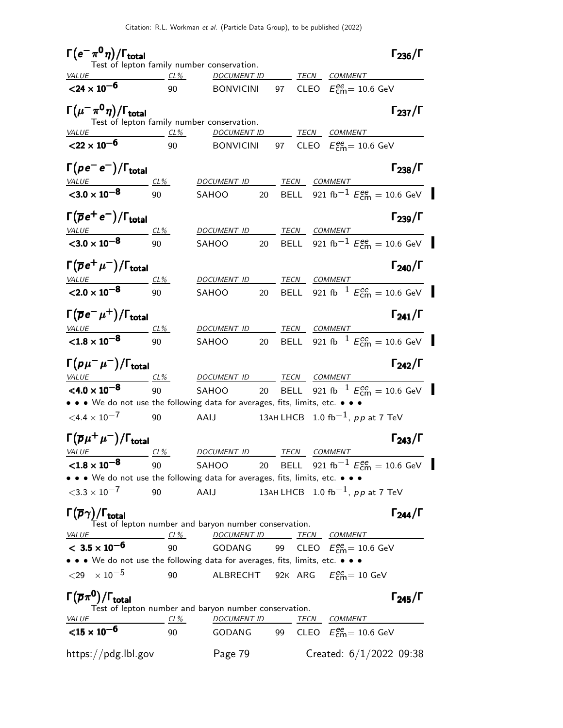### $\Gamma(e^-\pi^0\eta)/\Gamma_{\text{total}}$ $\Gamma_{236}/\Gamma$

Test of lepton family number conservation.

| VALUE | CL% | DOCUMENT ID | | TECN | COMMENT |
|---|---|---|---|---|---|
| **$<24 \times 10^{-6}$** | 90 | BONVICINI | 97 | CLEO | $E^{ee}_{\text{cm}}$= 10.6 GeV |

### $\Gamma(\mu^-\pi^0\eta)/\Gamma_{\text{total}}$ $\Gamma_{237}/\Gamma$

Test of lepton family number conservation.

| VALUE | CL% | DOCUMENT ID | | TECN | COMMENT |
|---|---|---|---|---|---|
| **$<22 \times 10^{-6}$** | 90 | BONVICINI | 97 | CLEO | $E^{ee}_{\text{cm}}$= 10.6 GeV |

### $\Gamma(p e^- e^-)/\Gamma_{\text{total}}$ $\Gamma_{238}/\Gamma$

| VALUE | CL% | DOCUMENT ID | | TECN | COMMENT |
|---|---|---|---|---|---|
| **$<3.0 \times 10^{-8}$** | 90 | SAHOO | 20 | BELL | 921 fb$^{-1}$ $E^{ee}_{\text{cm}}$ = 10.6 GeV |

### $\Gamma(\overline{p} e^+ e^-)/\Gamma_{\text{total}}$ $\Gamma_{239}/\Gamma$

| VALUE | CL% | DOCUMENT ID | | TECN | COMMENT |
|---|---|---|---|---|---|
| **$<3.0 \times 10^{-8}$** | 90 | SAHOO | 20 | BELL | 921 fb$^{-1}$ $E^{ee}_{\text{cm}}$ = 10.6 GeV |

### $\Gamma(\overline{p} e^+ \mu^-)/\Gamma_{\text{total}}$ $\Gamma_{240}/\Gamma$

| VALUE | CL% | DOCUMENT ID | | TECN | COMMENT |
|---|---|---|---|---|---|
| **$<2.0 \times 10^{-8}$** | 90 | SAHOO | 20 | BELL | 921 fb$^{-1}$ $E^{ee}_{\text{cm}}$ = 10.6 GeV |

### $\Gamma(\overline{p} e^- \mu^+)/\Gamma_{\text{total}}$ $\Gamma_{241}/\Gamma$

| VALUE | CL% | DOCUMENT ID | | TECN | COMMENT |
|---|---|---|---|---|---|
| **$<1.8 \times 10^{-8}$** | 90 | SAHOO | 20 | BELL | 921 fb$^{-1}$ $E^{ee}_{\text{cm}}$ = 10.6 GeV |

### $\Gamma(p \mu^- \mu^-)/\Gamma_{\text{total}}$ $\Gamma_{242}/\Gamma$

| VALUE | CL% | DOCUMENT ID | | TECN | COMMENT |
|---|---|---|---|---|---|
| **$<4.0 \times 10^{-8}$** | 90 | SAHOO | 20 | BELL | 921 fb$^{-1}$ $E^{ee}_{\text{cm}}$ = 10.6 GeV |
| • • • We do not use the following data for averages, fits, limits, etc. • • • | | | | | |
| $<4.4 \times 10^{-7}$ | 90 | AAIJ | 13AH | LHCB | 1.0 fb$^{-1}$, $pp$ at 7 TeV |

### $\Gamma(\overline{p} \mu^+ \mu^-)/\Gamma_{\text{total}}$ $\Gamma_{243}/\Gamma$

| VALUE | CL% | DOCUMENT ID | | TECN | COMMENT |
|---|---|---|---|---|---|
| **$<1.8 \times 10^{-8}$** | 90 | SAHOO | 20 | BELL | 921 fb$^{-1}$ $E^{ee}_{\text{cm}}$ = 10.6 GeV |
| • • • We do not use the following data for averages, fits, limits, etc. • • • | | | | | |
| $<3.3 \times 10^{-7}$ | 90 | AAIJ | 13AH | LHCB | 1.0 fb$^{-1}$, $pp$ at 7 TeV |

### $\Gamma(\overline{p}\gamma)/\Gamma_{\text{total}}$ $\Gamma_{244}/\Gamma$

Test of lepton number and baryon number conservation.

| VALUE | CL% | DOCUMENT ID | | TECN | COMMENT |
|---|---|---|---|---|---|
| **$< 3.5 \times 10^{-6}$** | 90 | GODANG | 99 | CLEO | $E^{ee}_{\text{cm}}$= 10.6 GeV |
| • • • We do not use the following data for averages, fits, limits, etc. • • • | | | | | |
| $<29 \times 10^{-5}$ | 90 | ALBRECHT | 92K | ARG | $E^{ee}_{\text{cm}}$= 10 GeV |

### $\Gamma(\overline{p}\pi^0)/\Gamma_{\text{total}}$ $\Gamma_{245}/\Gamma$

Test of lepton number and baryon number conservation.

| VALUE | CL% | DOCUMENT ID | | TECN | COMMENT |
|---|---|---|---|---|---|
| **$<15 \times 10^{-6}$** | 90 | GODANG | 99 | CLEO | $E^{ee}_{\text{cm}}$= 10.6 GeV |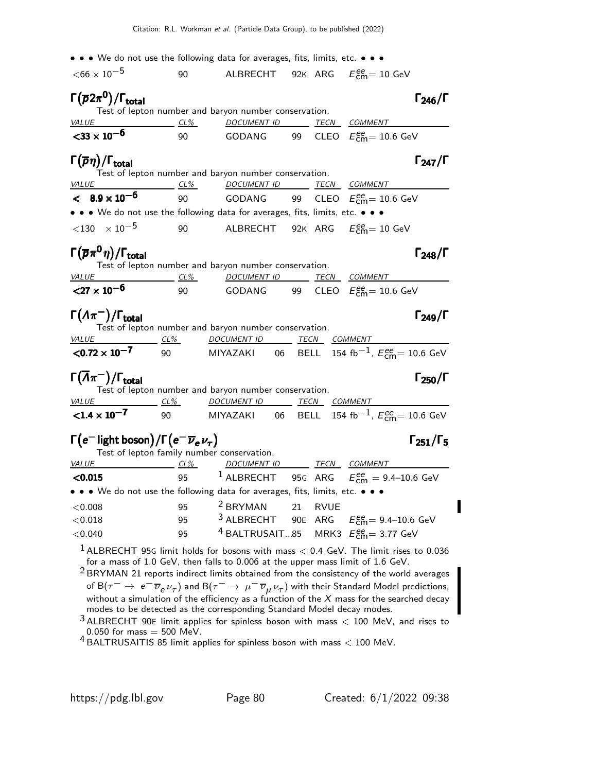• • • We do not use the following data for averages, fits, limits, etc. • • •

| | | | | |
|---|---|---|---|---|
| $<66 \times 10^{-5}$ | 90 | ALBRECHT | 92K ARG | $E^{ee}_{cm}$= 10 GeV |

### $\Gamma(\overline{p}2\pi^0)/\Gamma_{total}$ — $\Gamma_{246}/\Gamma$

Test of lepton number and baryon number conservation.

| VALUE | CL% | DOCUMENT ID | TECN | COMMENT |
|---|---|---|---|---|
| **$<33 \times 10^{-6}$** | 90 | GODANG 99 | CLEO | $E^{ee}_{cm}$= 10.6 GeV |

### $\Gamma(\overline{p}\eta)/\Gamma_{total}$ — $\Gamma_{247}/\Gamma$

Test of lepton number and baryon number conservation.

| VALUE | CL% | DOCUMENT ID | TECN | COMMENT |
|---|---|---|---|---|
| **$< 8.9 \times 10^{-6}$** | 90 | GODANG 99 | CLEO | $E^{ee}_{cm}$= 10.6 GeV |
| • • • We do not use the following data for averages, fits, limits, etc. • • • | | | | |
| $<130 \times 10^{-5}$ | 90 | ALBRECHT 92K | ARG | $E^{ee}_{cm}$= 10 GeV |

### $\Gamma(\overline{p}\pi^0\eta)/\Gamma_{total}$ — $\Gamma_{248}/\Gamma$

Test of lepton number and baryon number conservation.

| VALUE | CL% | DOCUMENT ID | TECN | COMMENT |
|---|---|---|---|---|
| **$<27 \times 10^{-6}$** | 90 | GODANG 99 | CLEO | $E^{ee}_{cm}$= 10.6 GeV |

### $\Gamma(\Lambda\pi^-)/\Gamma_{total}$ — $\Gamma_{249}/\Gamma$

Test of lepton number and baryon number conservation.

| VALUE | CL% | DOCUMENT ID | TECN | COMMENT |
|---|---|---|---|---|
| **$<0.72 \times 10^{-7}$** | 90 | MIYAZAKI 06 | BELL | 154 fb$^{-1}$, $E^{ee}_{cm}$= 10.6 GeV |

### $\Gamma(\overline{\Lambda}\pi^-)/\Gamma_{total}$ — $\Gamma_{250}/\Gamma$

Test of lepton number and baryon number conservation.

| VALUE | CL% | DOCUMENT ID | TECN | COMMENT |
|---|---|---|---|---|
| **$<1.4 \times 10^{-7}$** | 90 | MIYAZAKI 06 | BELL | 154 fb$^{-1}$, $E^{ee}_{cm}$= 10.6 GeV |

### $\Gamma(e^-\text{ light boson})/\Gamma(e^-\overline{\nu}_e\nu_\tau)$ — $\Gamma_{251}/\Gamma_5$

Test of lepton family number conservation.

| VALUE | CL% | DOCUMENT ID | TECN | COMMENT |
|---|---|---|---|---|
| **<0.015** | 95 | [1] ALBRECHT 95G | ARG | $E^{ee}_{cm}$ = 9.4–10.6 GeV |
| • • • We do not use the following data for averages, fits, limits, etc. • • • | | | | |
| <0.008 | 95 | [2] BRYMAN 21 | RVUE | |
| <0.018 | 95 | [3] ALBRECHT 90E | ARG | $E^{ee}_{cm}$= 9.4–10.6 GeV |
| <0.040 | 95 | [4] BALTRUSAIT...85 | MRK3 | $E^{ee}_{cm}$= 3.77 GeV |

[1] ALBRECHT 95G limit holds for bosons with mass < 0.4 GeV. The limit rises to 0.036 for a mass of 1.0 GeV, then falls to 0.006 at the upper mass limit of 1.6 GeV.

[2] BRYMAN 21 reports indirect limits obtained from the consistency of the world averages of B($\tau^- \to e^-\overline{\nu}_e\nu_\tau$) and B($\tau^- \to \mu^-\overline{\nu}_\mu\nu_\tau$) with their Standard Model predictions, without a simulation of the efficiency as a function of the $X$ mass for the searched decay modes to be detected as the corresponding Standard Model decay modes.

[3] ALBRECHT 90E limit applies for spinless boson with mass < 100 MeV, and rises to 0.050 for mass = 500 MeV.

[4] BALTRUSAITIS 85 limit applies for spinless boson with mass < 100 MeV.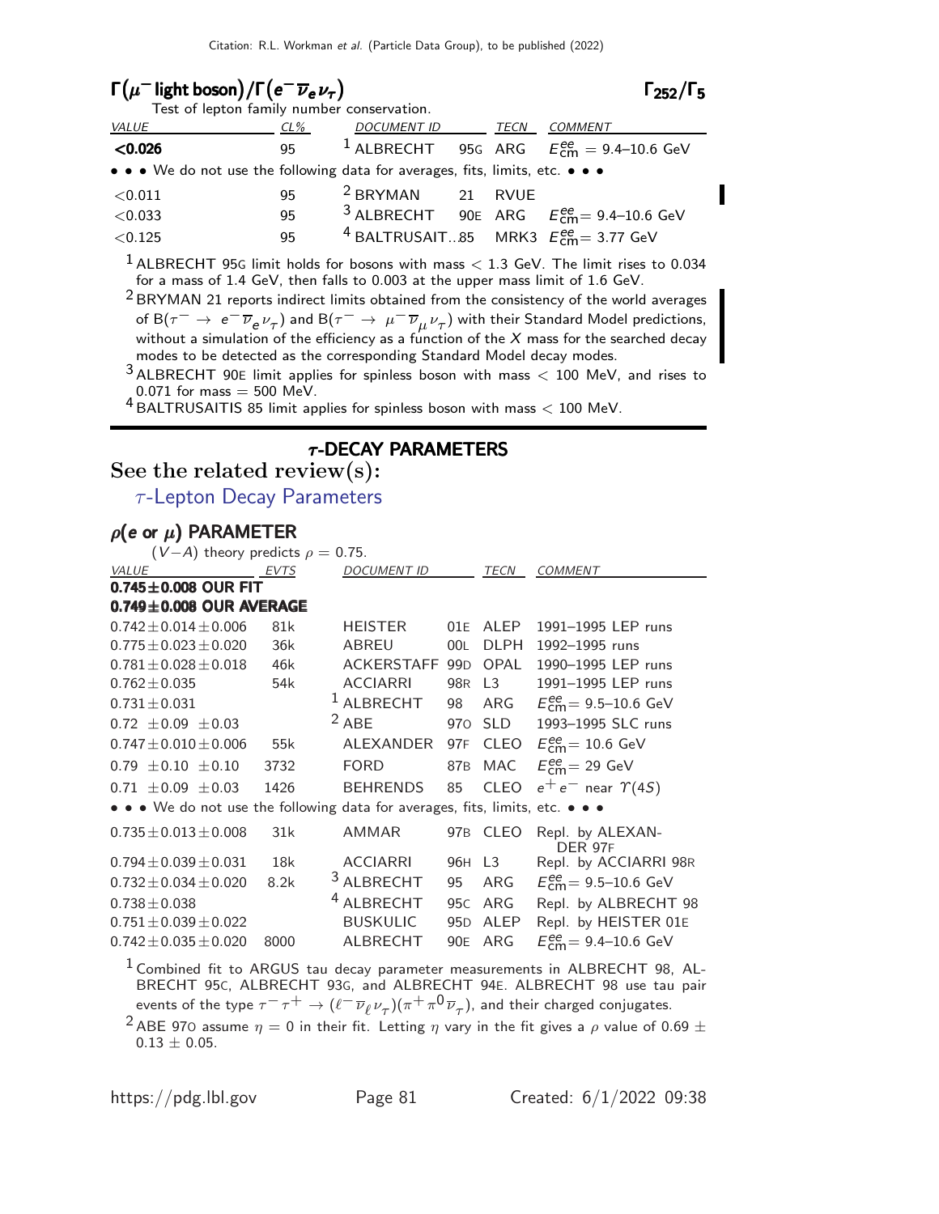## $\Gamma(\mu^- \text{ light boson})/\Gamma(e^- \overline{\nu}_e \nu_\tau)$ $\Gamma_{252}/\Gamma_5$

Test of lepton family number conservation.

| VALUE | CL% | DOCUMENT ID | | TECN | COMMENT |
|---|---|---|---|---|---|
| **<0.026** | 95 | [1] ALBRECHT | 95G | ARG | $E^{ee}_{\rm cm}$ = 9.4–10.6 GeV |
| • • • We do not use the following data for averages, fits, limits, etc. • • • | | | | | |
| <0.011 | 95 | [2] BRYMAN | 21 | RVUE | |
| <0.033 | 95 | [3] ALBRECHT | 90E | ARG | $E^{ee}_{\rm cm}$ = 9.4–10.6 GeV |
| <0.125 | 95 | [4] BALTRUSAIT...85 | | MRK3 | $E^{ee}_{\rm cm}$ = 3.77 GeV |

[1] ALBRECHT 95G limit holds for bosons with mass < 1.3 GeV. The limit rises to 0.034 for a mass of 1.4 GeV, then falls to 0.003 at the upper mass limit of 1.6 GeV.

[2] BRYMAN 21 reports indirect limits obtained from the consistency of the world averages of B($\tau^- \rightarrow e^- \overline{\nu}_e \nu_\tau$) and B($\tau^- \rightarrow \mu^- \overline{\nu}_\mu \nu_\tau$) with their Standard Model predictions, without a simulation of the efficiency as a function of the $X$ mass for the searched decay modes to be detected as the corresponding Standard Model decay modes.

[3] ALBRECHT 90E limit applies for spinless boson with mass < 100 MeV, and rises to 0.071 for mass = 500 MeV.

[4] BALTRUSAITIS 85 limit applies for spinless boson with mass < 100 MeV.

# $\tau$-DECAY PARAMETERS

## See the related review(s):

$\tau$-Lepton Decay Parameters

## $\rho(e \text{ or } \mu)$ PARAMETER

($V-A$) theory predicts $\rho = 0.75$.

| VALUE | EVTS | DOCUMENT ID | | TECN | COMMENT |
|---|---|---|---|---|---|
| **0.745±0.008 OUR FIT** | | | | | |
| **0.749±0.008 OUR AVERAGE** | | | | | |
| 0.742±0.014±0.006 | 81k | HEISTER | 01E | ALEP | 1991–1995 LEP runs |
| 0.775±0.023±0.020 | 36k | ABREU | 00L | DLPH | 1992–1995 runs |
| 0.781±0.028±0.018 | 46k | ACKERSTAFF | 99D | OPAL | 1990–1995 LEP runs |
| 0.762±0.035 | 54k | ACCIARRI | 98R | L3 | 1991–1995 LEP runs |
| 0.731±0.031 | | [1] ALBRECHT | 98 | ARG | $E^{ee}_{\rm cm}$= 9.5–10.6 GeV |
| 0.72 ±0.09 ±0.03 | | [2] ABE | 97O | SLD | 1993–1995 SLC runs |
| 0.747±0.010±0.006 | 55k | ALEXANDER | 97F | CLEO | $E^{ee}_{\rm cm}$= 10.6 GeV |
| 0.79 ±0.10 ±0.10 | 3732 | FORD | 87B | MAC | $E^{ee}_{\rm cm}$= 29 GeV |
| 0.71 ±0.09 ±0.03 | 1426 | BEHRENDS | 85 | CLEO | $e^+e^-$ near $\Upsilon(4S)$ |
| • • • We do not use the following data for averages, fits, limits, etc. • • • | | | | | |
| 0.735±0.013±0.008 | 31k | AMMAR | 97B | CLEO | Repl. by ALEXANDER 97F |
| 0.794±0.039±0.031 | 18k | ACCIARRI | 96H | L3 | Repl. by ACCIARRI 98R |
| 0.732±0.034±0.020 | 8.2k | [3] ALBRECHT | 95 | ARG | $E^{ee}_{\rm cm}$= 9.5–10.6 GeV |
| 0.738±0.038 | | [4] ALBRECHT | 95C | ARG | Repl. by ALBRECHT 98 |
| 0.751±0.039±0.022 | | BUSKULIC | 95D | ALEP | Repl. by HEISTER 01E |
| 0.742±0.035±0.020 | 8000 | ALBRECHT | 90E | ARG | $E^{ee}_{\rm cm}$= 9.4–10.6 GeV |

[1] Combined fit to ARGUS tau decay parameter measurements in ALBRECHT 98, ALBRECHT 95C, ALBRECHT 93G, and ALBRECHT 94E. ALBRECHT 98 use tau pair events of the type $\tau^-\tau^+ \rightarrow (\ell^- \overline{\nu}_\ell \nu_\tau)(\pi^+\pi^0 \overline{\nu}_\tau)$, and their charged conjugates.

[2] ABE 97O assume $\eta = 0$ in their fit. Letting $\eta$ vary in the fit gives a $\rho$ value of 0.69 ± 0.13 ± 0.05.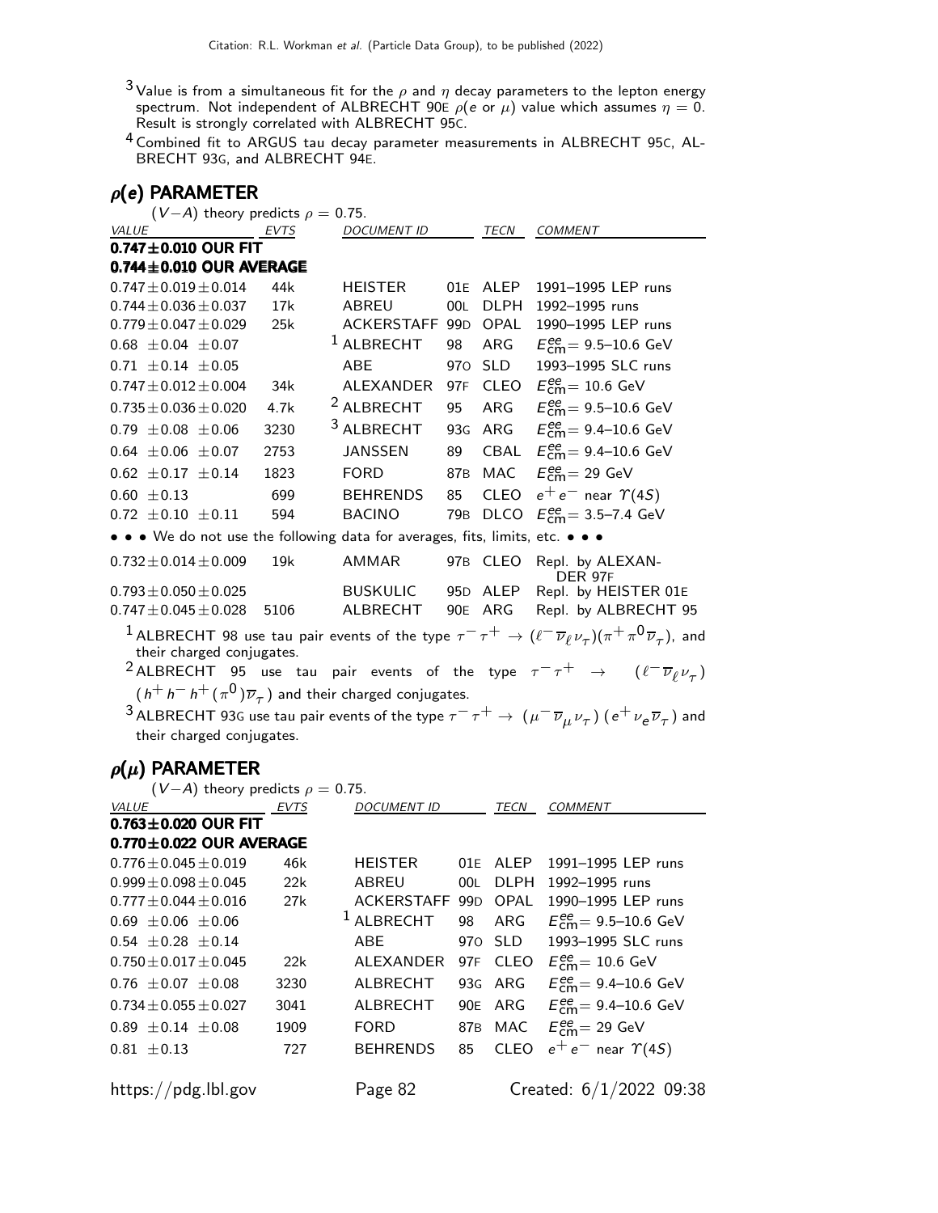[3] Value is from a simultaneous fit for the $\rho$ and $\eta$ decay parameters to the lepton energy spectrum. Not independent of ALBRECHT 90E $\rho$($e$ or $\mu$) value which assumes $\eta = 0$. Result is strongly correlated with ALBRECHT 95C.

[4] Combined fit to ARGUS tau decay parameter measurements in ALBRECHT 95C, ALBRECHT 93G, and ALBRECHT 94E.

## $\rho(e)$ PARAMETER

($V-A$) theory predicts $\rho = 0.75$.

| VALUE | EVTS | DOCUMENT ID | | TECN | COMMENT |
|---|---|---|---|---|---|
| **0.747±0.010 OUR FIT** | | | | | |
| **0.744±0.010 OUR AVERAGE** | | | | | |
| 0.747±0.019±0.014 | 44k | HEISTER | 01E | ALEP | 1991–1995 LEP runs |
| 0.744±0.036±0.037 | 17k | ABREU | 00L | DLPH | 1992–1995 runs |
| 0.779±0.047±0.029 | 25k | ACKERSTAFF | 99D | OPAL | 1990–1995 LEP runs |
| 0.68 ±0.04 ±0.07 | | [1] ALBRECHT | 98 | ARG | $E^{ee}_{cm}$= 9.5–10.6 GeV |
| 0.71 ±0.14 ±0.05 | | ABE | 97O | SLD | 1993–1995 SLC runs |
| 0.747±0.012±0.004 | 34k | ALEXANDER | 97F | CLEO | $E^{ee}_{cm}$= 10.6 GeV |
| 0.735±0.036±0.020 | 4.7k | [2] ALBRECHT | 95 | ARG | $E^{ee}_{cm}$= 9.5–10.6 GeV |
| 0.79 ±0.08 ±0.06 | 3230 | [3] ALBRECHT | 93G | ARG | $E^{ee}_{cm}$= 9.4–10.6 GeV |
| 0.64 ±0.06 ±0.07 | 2753 | JANSSEN | 89 | CBAL | $E^{ee}_{cm}$= 9.4–10.6 GeV |
| 0.62 ±0.17 ±0.14 | 1823 | FORD | 87B | MAC | $E^{ee}_{cm}$= 29 GeV |
| 0.60 ±0.13 | 699 | BEHRENDS | 85 | CLEO | $e^+e^-$ near $\Upsilon(4S)$ |
| 0.72 ±0.10 ±0.11 | 594 | BACINO | 79B | DLCO | $E^{ee}_{cm}$= 3.5–7.4 GeV |
| • • • We do not use the following data for averages, fits, limits, etc. • • • | | | | | |
| 0.732±0.014±0.009 | 19k | AMMAR | 97B | CLEO | Repl. by ALEXANDER 97F |
| 0.793±0.050±0.025 | | BUSKULIC | 95D | ALEP | Repl. by HEISTER 01E |
| 0.747±0.045±0.028 | 5106 | ALBRECHT | 90E | ARG | Repl. by ALBRECHT 95 |

[1] ALBRECHT 98 use tau pair events of the type $\tau^-\tau^+ \rightarrow (\ell^-\overline{\nu}_\ell\nu_\tau)(\pi^+\pi^0\overline{\nu}_\tau)$, and their charged conjugates.

[2] ALBRECHT 95 use tau pair events of the type $\tau^-\tau^+ \rightarrow (\ell^-\overline{\nu}_\ell\nu_\tau)(h^+h^-h^+(\pi^0)\overline{\nu}_\tau)$ and their charged conjugates.

[3] ALBRECHT 93G use tau pair events of the type $\tau^-\tau^+ \rightarrow (\mu^-\overline{\nu}_\mu\nu_\tau)(e^+\nu_e\overline{\nu}_\tau)$ and their charged conjugates.

## $\rho(\mu)$ PARAMETER

($V-A$) theory predicts $\rho = 0.75$.

| VALUE | EVTS | DOCUMENT ID | | TECN | COMMENT |
|---|---|---|---|---|---|
| **0.763±0.020 OUR FIT** | | | | | |
| **0.770±0.022 OUR AVERAGE** | | | | | |
| 0.776±0.045±0.019 | 46k | HEISTER | 01E | ALEP | 1991–1995 LEP runs |
| 0.999±0.098±0.045 | 22k | ABREU | 00L | DLPH | 1992–1995 runs |
| 0.777±0.044±0.016 | 27k | ACKERSTAFF | 99D | OPAL | 1990–1995 LEP runs |
| 0.69 ±0.06 ±0.06 | | [1] ALBRECHT | 98 | ARG | $E^{ee}_{cm}$= 9.5–10.6 GeV |
| 0.54 ±0.28 ±0.14 | | ABE | 97O | SLD | 1993–1995 SLC runs |
| 0.750±0.017±0.045 | 22k | ALEXANDER | 97F | CLEO | $E^{ee}_{cm}$= 10.6 GeV |
| 0.76 ±0.07 ±0.08 | 3230 | ALBRECHT | 93G | ARG | $E^{ee}_{cm}$= 9.4–10.6 GeV |
| 0.734±0.055±0.027 | 3041 | ALBRECHT | 90E | ARG | $E^{ee}_{cm}$= 9.4–10.6 GeV |
| 0.89 ±0.14 ±0.08 | 1909 | FORD | 87B | MAC | $E^{ee}_{cm}$= 29 GeV |
| 0.81 ±0.13 | 727 | BEHRENDS | 85 | CLEO | $e^+e^-$ near $\Upsilon(4S)$ |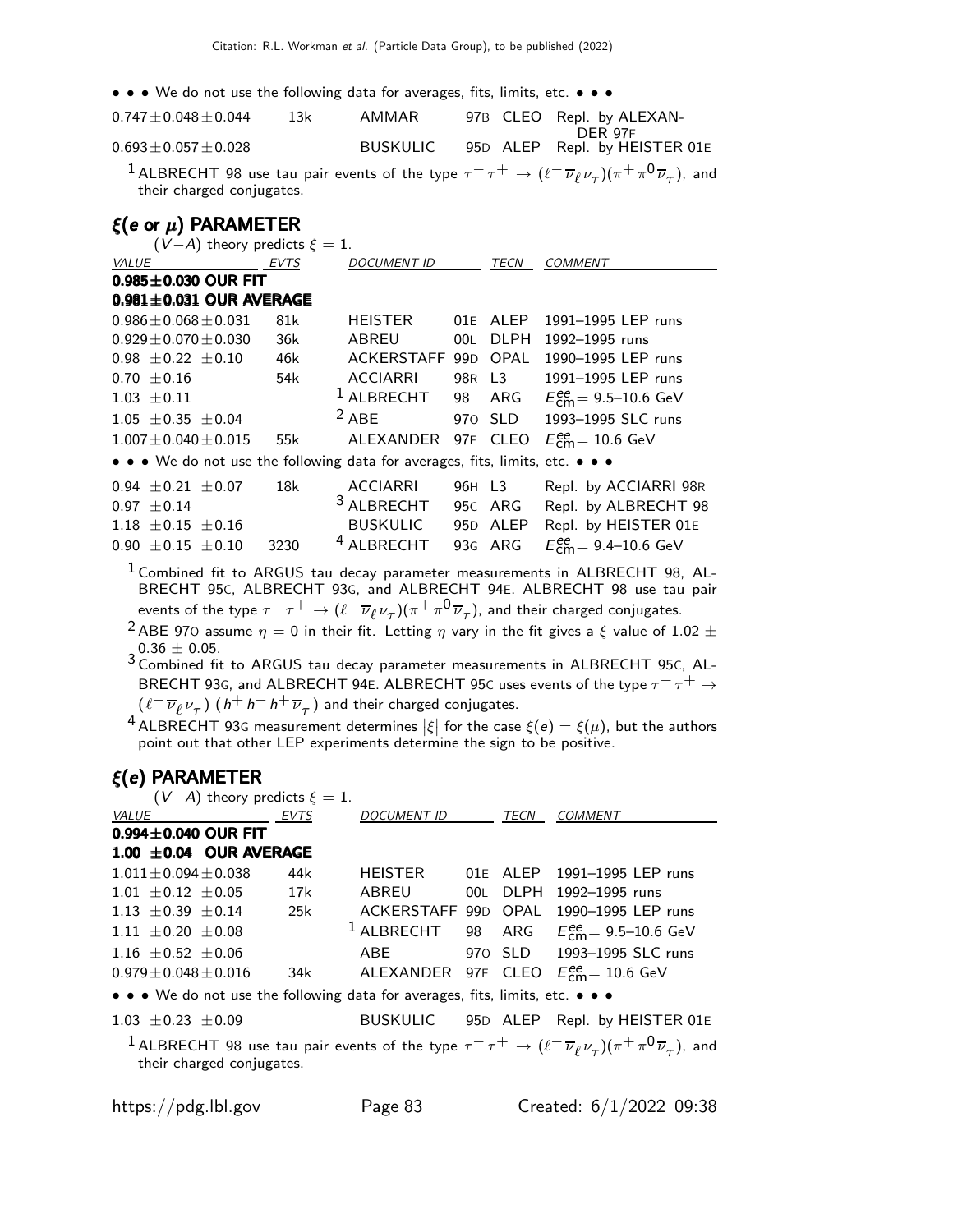• • • We do not use the following data for averages, fits, limits, etc. • • •

| | | | | |
|---|---|---|---|---|
| $0.747 \pm 0.048 \pm 0.044$ | 13k | AMMAR | 97B CLEO | Repl. by ALEXANDER 97F |
| $0.693 \pm 0.057 \pm 0.028$ | | BUSKULIC | 95D ALEP | Repl. by HEISTER 01E |

[1] ALBRECHT 98 use tau pair events of the type $\tau^- \tau^+ \to (\ell^- \overline{\nu}_\ell \nu_\tau)(\pi^+ \pi^0 \overline{\nu}_\tau)$, and their charged conjugates.

## $\xi$(e or $\mu$) PARAMETER

$(V-A)$ theory predicts $\xi = 1$.

| VALUE | EVTS | DOCUMENT ID | | TECN | COMMENT |
|---|---|---|---|---|---|
| **$0.985 \pm 0.030$ OUR FIT** | | | | | |
| **$0.981 \pm 0.031$ OUR AVERAGE** | | | | | |
| $0.986 \pm 0.068 \pm 0.031$ | 81k | HEISTER | 01E | ALEP | 1991–1995 LEP runs |
| $0.929 \pm 0.070 \pm 0.030$ | 36k | ABREU | 00L | DLPH | 1992–1995 runs |
| $0.98 \pm 0.22 \pm 0.10$ | 46k | ACKERSTAFF | 99D | OPAL | 1990–1995 LEP runs |
| $0.70 \pm 0.16$ | 54k | ACCIARRI | 98R | L3 | 1991–1995 LEP runs |
| $1.03 \pm 0.11$ | | [1] ALBRECHT | 98 | ARG | $E^{ee}_{cm}$= 9.5–10.6 GeV |
| $1.05 \pm 0.35 \pm 0.04$ | | [2] ABE | 97O | SLD | 1993–1995 SLC runs |
| $1.007 \pm 0.040 \pm 0.015$ | 55k | ALEXANDER | 97F | CLEO | $E^{ee}_{cm}$= 10.6 GeV |
| • • • We do not use the following data for averages, fits, limits, etc. • • • | | | | | |
| $0.94 \pm 0.21 \pm 0.07$ | 18k | ACCIARRI | 96H | L3 | Repl. by ACCIARRI 98R |
| $0.97 \pm 0.14$ | | [3] ALBRECHT | 95C | ARG | Repl. by ALBRECHT 98 |
| $1.18 \pm 0.15 \pm 0.16$ | | BUSKULIC | 95D | ALEP | Repl. by HEISTER 01E |
| $0.90 \pm 0.15 \pm 0.10$ | 3230 | [4] ALBRECHT | 93G | ARG | $E^{ee}_{cm}$= 9.4–10.6 GeV |

[1] Combined fit to ARGUS tau decay parameter measurements in ALBRECHT 98, ALBRECHT 95C, ALBRECHT 93G, and ALBRECHT 94E. ALBRECHT 98 use tau pair events of the type $\tau^- \tau^+ \to (\ell^- \overline{\nu}_\ell \nu_\tau)(\pi^+ \pi^0 \overline{\nu}_\tau)$, and their charged conjugates.

[2] ABE 97O assume $\eta = 0$ in their fit. Letting $\eta$ vary in the fit gives a $\xi$ value of $1.02 \pm 0.36 \pm 0.05$.

[3] Combined fit to ARGUS tau decay parameter measurements in ALBRECHT 95C, ALBRECHT 93G, and ALBRECHT 94E. ALBRECHT 95C uses events of the type $\tau^- \tau^+ \to (\ell^- \overline{\nu}_\ell \nu_\tau)(h^+ h^- h^+ \overline{\nu}_\tau)$ and their charged conjugates.

[4] ALBRECHT 93G measurement determines $|\xi|$ for the case $\xi(e) = \xi(\mu)$, but the authors point out that other LEP experiments determine the sign to be positive.

## $\xi$(e) PARAMETER

$(V-A)$ theory predicts $\xi = 1$.

| VALUE | EVTS | DOCUMENT ID | | TECN | COMMENT |
|---|---|---|---|---|---|
| **$0.994 \pm 0.040$ OUR FIT** | | | | | |
| **$1.00 \pm 0.04$ OUR AVERAGE** | | | | | |
| $1.011 \pm 0.094 \pm 0.038$ | 44k | HEISTER | 01E | ALEP | 1991–1995 LEP runs |
| $1.01 \pm 0.12 \pm 0.05$ | 17k | ABREU | 00L | DLPH | 1992–1995 runs |
| $1.13 \pm 0.39 \pm 0.14$ | 25k | ACKERSTAFF | 99D | OPAL | 1990–1995 LEP runs |
| $1.11 \pm 0.20 \pm 0.08$ | | [1] ALBRECHT | 98 | ARG | $E^{ee}_{cm}$= 9.5–10.6 GeV |
| $1.16 \pm 0.52 \pm 0.06$ | | ABE | 97O | SLD | 1993–1995 SLC runs |
| $0.979 \pm 0.048 \pm 0.016$ | 34k | ALEXANDER | 97F | CLEO | $E^{ee}_{cm}$= 10.6 GeV |
| • • • We do not use the following data for averages, fits, limits, etc. • • • | | | | | |
| $1.03 \pm 0.23 \pm 0.09$ | | BUSKULIC | 95D | ALEP | Repl. by HEISTER 01E |

[1] ALBRECHT 98 use tau pair events of the type $\tau^- \tau^+ \to (\ell^- \overline{\nu}_\ell \nu_\tau)(\pi^+ \pi^0 \overline{\nu}_\tau)$, and their charged conjugates.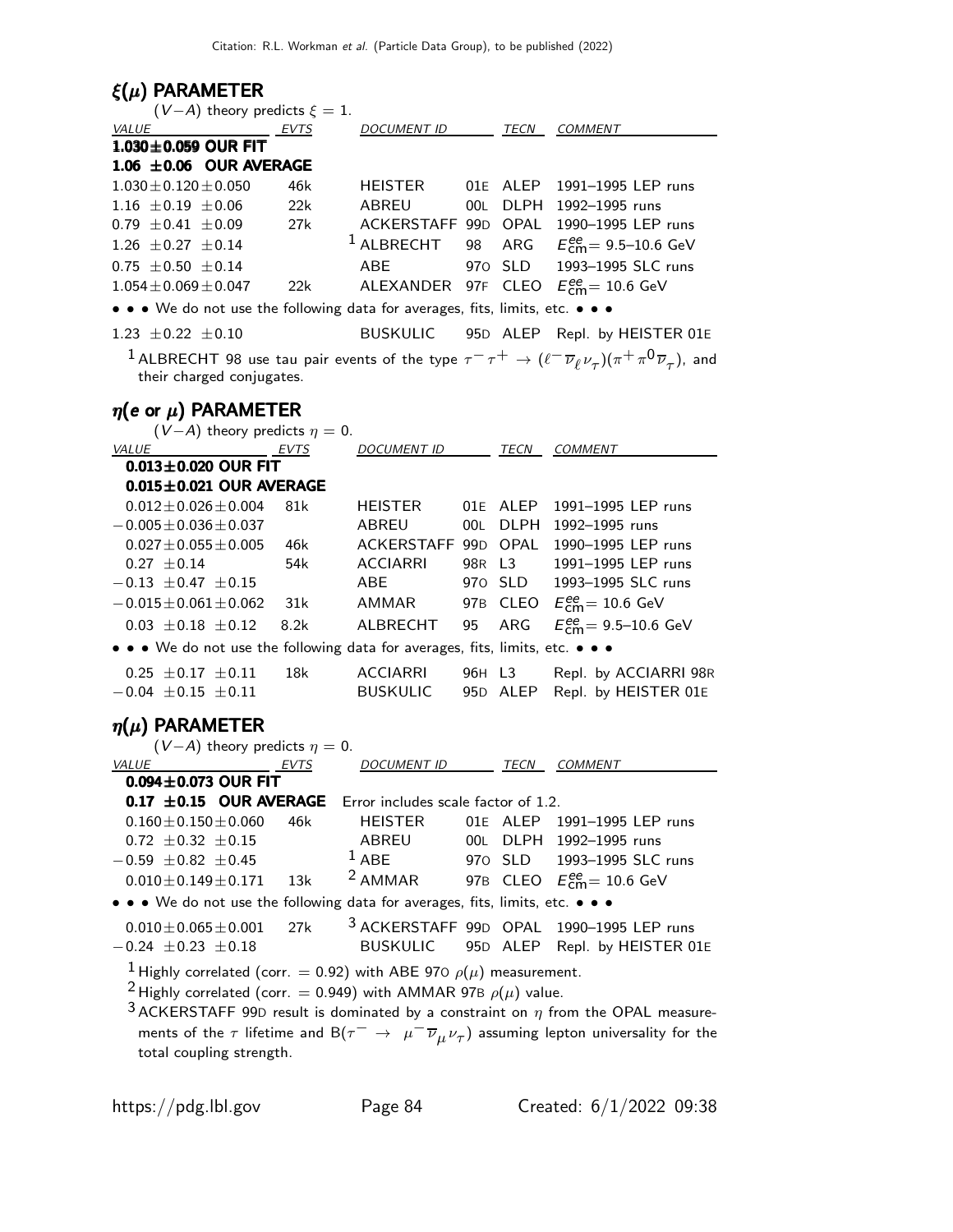## $\xi(\mu)$ PARAMETER

$(V-A)$ theory predicts $\xi = 1$.

| VALUE | EVTS | DOCUMENT ID | | TECN | COMMENT |
|---|---|---|---|---|---|
| **1.030±0.059 OUR FIT** | | | | | |
| **1.06 ±0.06 OUR AVERAGE** | | | | | |
| 1.030±0.120±0.050 | 46k | HEISTER | 01E | ALEP | 1991–1995 LEP runs |
| 1.16 ±0.19 ±0.06 | 22k | ABREU | 00L | DLPH | 1992–1995 runs |
| 0.79 ±0.41 ±0.09 | 27k | ACKERSTAFF | 99D | OPAL | 1990–1995 LEP runs |
| 1.26 ±0.27 ±0.14 | | [1] ALBRECHT | 98 | ARG | $E^{ee}_{cm}$= 9.5–10.6 GeV |
| 0.75 ±0.50 ±0.14 | | ABE | 97O | SLD | 1993–1995 SLC runs |
| 1.054±0.069±0.047 | 22k | ALEXANDER | 97F | CLEO | $E^{ee}_{cm}$= 10.6 GeV |
| • • • We do not use the following data for averages, fits, limits, etc. • • • | | | | | |
| 1.23 ±0.22 ±0.10 | | BUSKULIC | 95D | ALEP | Repl. by HEISTER 01E |

[1] ALBRECHT 98 use tau pair events of the type $\tau^-\tau^+ \rightarrow (\ell^-\overline{\nu}_\ell\nu_\tau)(\pi^+\pi^0\overline{\nu}_\tau)$, and their charged conjugates.

## $\eta$(e or $\mu$) PARAMETER

$(V-A)$ theory predicts $\eta = 0$.

| VALUE | EVTS | DOCUMENT ID | | TECN | COMMENT |
|---|---|---|---|---|---|
| **0.013±0.020 OUR FIT** | | | | | |
| **0.015±0.021 OUR AVERAGE** | | | | | |
| 0.012±0.026±0.004 | 81k | HEISTER | 01E | ALEP | 1991–1995 LEP runs |
| −0.005±0.036±0.037 | | ABREU | 00L | DLPH | 1992–1995 runs |
| 0.027±0.055±0.005 | 46k | ACKERSTAFF | 99D | OPAL | 1990–1995 LEP runs |
| 0.27 ±0.14 | 54k | ACCIARRI | 98R | L3 | 1991–1995 LEP runs |
| −0.13 ±0.47 ±0.15 | | ABE | 97O | SLD | 1993–1995 SLC runs |
| −0.015±0.061±0.062 | 31k | AMMAR | 97B | CLEO | $E^{ee}_{cm}$= 10.6 GeV |
| 0.03 ±0.18 ±0.12 | 8.2k | ALBRECHT | 95 | ARG | $E^{ee}_{cm}$= 9.5–10.6 GeV |
| • • • We do not use the following data for averages, fits, limits, etc. • • • | | | | | |
| 0.25 ±0.17 ±0.11 | 18k | ACCIARRI | 96H | L3 | Repl. by ACCIARRI 98R |
| −0.04 ±0.15 ±0.11 | | BUSKULIC | 95D | ALEP | Repl. by HEISTER 01E |

## $\eta(\mu)$ PARAMETER

$(V-A)$ theory predicts $\eta = 0$.

| VALUE | EVTS | DOCUMENT ID | | TECN | COMMENT |
|---|---|---|---|---|---|
| **0.094±0.073 OUR FIT** | | | | | |
| **0.17 ±0.15 OUR AVERAGE** | | Error includes scale factor of 1.2. | | | |
| 0.160±0.150±0.060 | 46k | HEISTER | 01E | ALEP | 1991–1995 LEP runs |
| 0.72 ±0.32 ±0.15 | | ABREU | 00L | DLPH | 1992–1995 runs |
| −0.59 ±0.82 ±0.45 | | [1] ABE | 97O | SLD | 1993–1995 SLC runs |
| 0.010±0.149±0.171 | 13k | [2] AMMAR | 97B | CLEO | $E^{ee}_{cm}$= 10.6 GeV |
| • • • We do not use the following data for averages, fits, limits, etc. • • • | | | | | |
| 0.010±0.065±0.001 | 27k | [3] ACKERSTAFF | 99D | OPAL | 1990–1995 LEP runs |
| −0.24 ±0.23 ±0.18 | | BUSKULIC | 95D | ALEP | Repl. by HEISTER 01E |

[1] Highly correlated (corr. = 0.92) with ABE 97O $\rho(\mu)$ measurement.

[2] Highly correlated (corr. = 0.949) with AMMAR 97B $\rho(\mu)$ value.

[3] ACKERSTAFF 99D result is dominated by a constraint on $\eta$ from the OPAL measurements of the $\tau$ lifetime and B($\tau^- \rightarrow \mu^-\overline{\nu}_\mu\nu_\tau$) assuming lepton universality for the total coupling strength.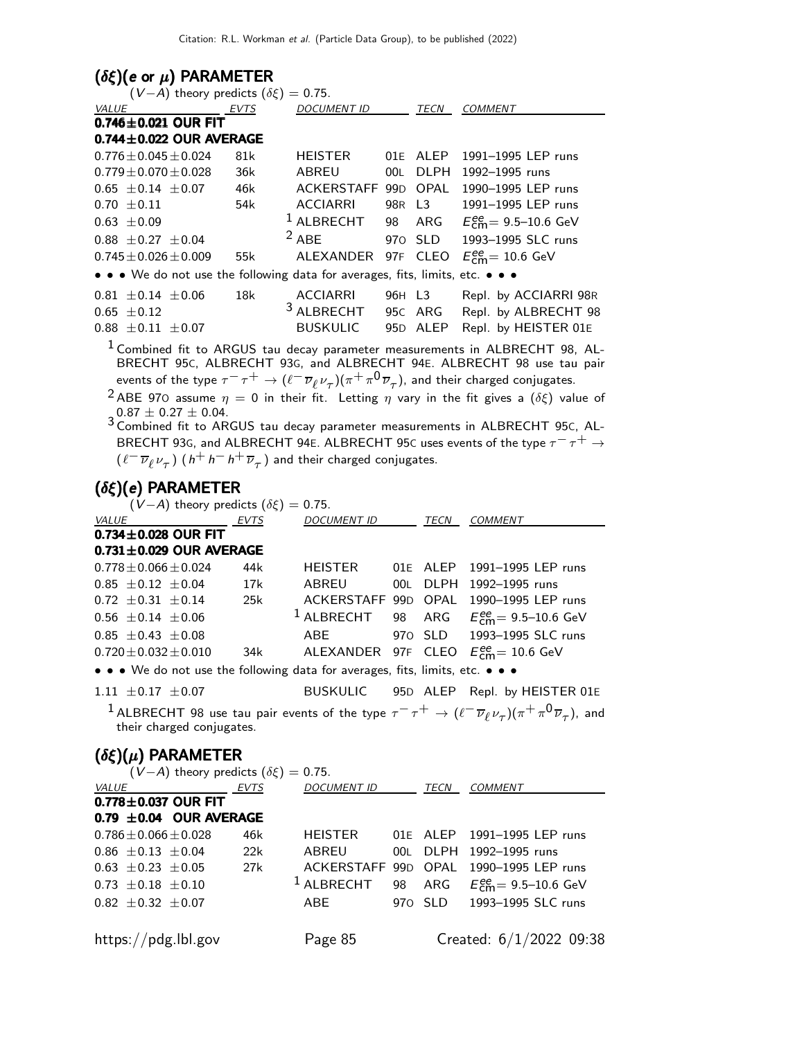## $(\delta\xi)(e \text{ or } \mu)$ PARAMETER

$(V-A)$ theory predicts $(\delta\xi) = 0.75$.

| VALUE | EVTS | DOCUMENT ID | | TECN | COMMENT |
|---|---|---|---|---|---|
| **0.746±0.021 OUR FIT** | | | | | |
| **0.744±0.022 OUR AVERAGE** | | | | | |
| $0.776 \pm 0.045 \pm 0.024$ | 81k | HEISTER | 01E | ALEP | 1991–1995 LEP runs |
| $0.779 \pm 0.070 \pm 0.028$ | 36k | ABREU | 00L | DLPH | 1992–1995 runs |
| $0.65 \pm 0.14 \pm 0.07$ | 46k | ACKERSTAFF | 99D | OPAL | 1990–1995 LEP runs |
| $0.70 \pm 0.11$ | 54k | ACCIARRI | 98R | L3 | 1991–1995 LEP runs |
| $0.63 \pm 0.09$ | | [1] ALBRECHT | 98 | ARG | $E^{ee}_{\rm cm}$= 9.5–10.6 GeV |
| $0.88 \pm 0.27 \pm 0.04$ | | [2] ABE | 97O | SLD | 1993–1995 SLC runs |
| $0.745 \pm 0.026 \pm 0.009$ | 55k | ALEXANDER | 97F | CLEO | $E^{ee}_{\rm cm}$= 10.6 GeV |
| • • • We do not use the following data for averages, fits, limits, etc. • • • | | | | | |
| $0.81 \pm 0.14 \pm 0.06$ | 18k | ACCIARRI | 96H | L3 | Repl. by ACCIARRI 98R |
| $0.65 \pm 0.12$ | | [3] ALBRECHT | 95C | ARG | Repl. by ALBRECHT 98 |
| $0.88 \pm 0.11 \pm 0.07$ | | BUSKULIC | 95D | ALEP | Repl. by HEISTER 01E |

[1] Combined fit to ARGUS tau decay parameter measurements in ALBRECHT 98, ALBRECHT 95C, ALBRECHT 93G, and ALBRECHT 94E. ALBRECHT 98 use tau pair events of the type $\tau^- \tau^+ \rightarrow (\ell^- \overline{\nu}_\ell \nu_\tau)(\pi^+ \pi^0 \overline{\nu}_\tau)$, and their charged conjugates.

[2] ABE 97O assume $\eta = 0$ in their fit. Letting $\eta$ vary in the fit gives a $(\delta\xi)$ value of $0.87 \pm 0.27 \pm 0.04$.

[3] Combined fit to ARGUS tau decay parameter measurements in ALBRECHT 95C, ALBRECHT 93G, and ALBRECHT 94E. ALBRECHT 95C uses events of the type $\tau^- \tau^+ \rightarrow (\ell^- \overline{\nu}_\ell \nu_\tau)\,(h^+ h^- h^+ \overline{\nu}_\tau)$ and their charged conjugates.

## $(\delta\xi)(e)$ PARAMETER

$(V-A)$ theory predicts $(\delta\xi) = 0.75$.

| VALUE | EVTS | DOCUMENT ID | | TECN | COMMENT |
|---|---|---|---|---|---|
| **0.734±0.028 OUR FIT** | | | | | |
| **0.731±0.029 OUR AVERAGE** | | | | | |
| $0.778 \pm 0.066 \pm 0.024$ | 44k | HEISTER | 01E | ALEP | 1991–1995 LEP runs |
| $0.85 \pm 0.12 \pm 0.04$ | 17k | ABREU | 00L | DLPH | 1992–1995 runs |
| $0.72 \pm 0.31 \pm 0.14$ | 25k | ACKERSTAFF | 99D | OPAL | 1990–1995 LEP runs |
| $0.56 \pm 0.14 \pm 0.06$ | | [1] ALBRECHT | 98 | ARG | $E^{ee}_{\rm cm}$= 9.5–10.6 GeV |
| $0.85 \pm 0.43 \pm 0.08$ | | ABE | 97O | SLD | 1993–1995 SLC runs |
| $0.720 \pm 0.032 \pm 0.010$ | 34k | ALEXANDER | 97F | CLEO | $E^{ee}_{\rm cm}$= 10.6 GeV |
| • • • We do not use the following data for averages, fits, limits, etc. • • • | | | | | |
| $1.11 \pm 0.17 \pm 0.07$ | | BUSKULIC | 95D | ALEP | Repl. by HEISTER 01E |

[1] ALBRECHT 98 use tau pair events of the type $\tau^- \tau^+ \rightarrow (\ell^- \overline{\nu}_\ell \nu_\tau)(\pi^+ \pi^0 \overline{\nu}_\tau)$, and their charged conjugates.

## $(\delta\xi)(\mu)$ PARAMETER

$(V-A)$ theory predicts $(\delta\xi) = 0.75$.

| VALUE | EVTS | DOCUMENT ID | | TECN | COMMENT |
|---|---|---|---|---|---|
| **0.778±0.037 OUR FIT** | | | | | |
| **0.79 ±0.04 OUR AVERAGE** | | | | | |
| $0.786 \pm 0.066 \pm 0.028$ | 46k | HEISTER | 01E | ALEP | 1991–1995 LEP runs |
| $0.86 \pm 0.13 \pm 0.04$ | 22k | ABREU | 00L | DLPH | 1992–1995 runs |
| $0.63 \pm 0.23 \pm 0.05$ | 27k | ACKERSTAFF | 99D | OPAL | 1990–1995 LEP runs |
| $0.73 \pm 0.18 \pm 0.10$ | | [1] ALBRECHT | 98 | ARG | $E^{ee}_{\rm cm}$= 9.5–10.6 GeV |
| $0.82 \pm 0.32 \pm 0.07$ | | ABE | 97O | SLD | 1993–1995 SLC runs |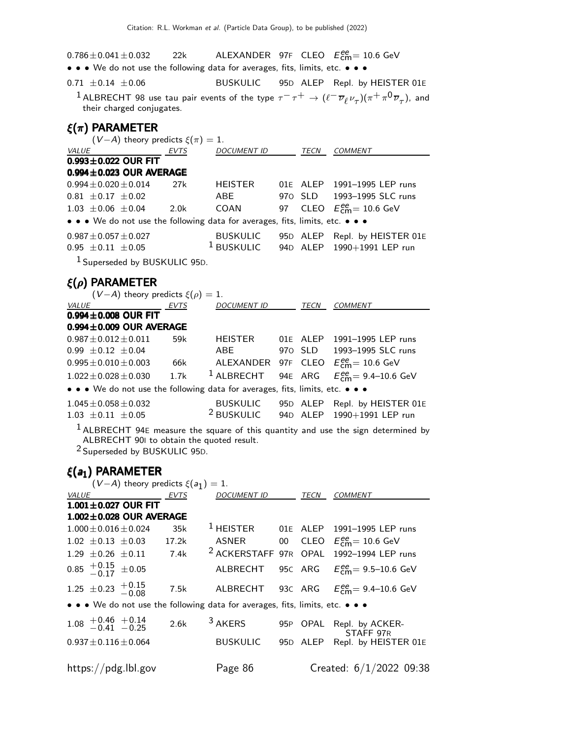| | | | | |
|---|---|---|---|---|
| $0.786 \pm 0.041 \pm 0.032$ | 22k | ALEXANDER 97F | CLEO | $E^{ee}_{\rm cm}$= 10.6 GeV |
| • • • We do not use the following data for averages, fits, limits, etc. • • • | | | | |
| $0.71 \pm 0.14 \pm 0.06$ | | BUSKULIC 95D | ALEP | Repl. by HEISTER 01E |

[1] ALBRECHT 98 use tau pair events of the type $\tau^- \tau^+ \to (\ell^- \overline{\nu}_\ell \nu_\tau)(\pi^+ \pi^0 \overline{\nu}_\tau)$, and their charged conjugates.

## $\xi(\pi)$ PARAMETER

$(V-A)$ theory predicts $\xi(\pi) = 1$.

| VALUE | EVTS | DOCUMENT ID | TECN | COMMENT |
|---|---|---|---|---|
| **0.993 ± 0.022 OUR FIT** | | | | |
| **0.994 ± 0.023 OUR AVERAGE** | | | | |
| $0.994 \pm 0.020 \pm 0.014$ | 27k | HEISTER 01E | ALEP | 1991–1995 LEP runs |
| $0.81 \pm 0.17 \pm 0.02$ | | ABE 97O | SLD | 1993–1995 SLC runs |
| $1.03 \pm 0.06 \pm 0.04$ | 2.0k | COAN 97 | CLEO | $E^{ee}_{\rm cm}$= 10.6 GeV |
| • • • We do not use the following data for averages, fits, limits, etc. • • • | | | | |
| $0.987 \pm 0.057 \pm 0.027$ | | BUSKULIC 95D | ALEP | Repl. by HEISTER 01E |
| $0.95 \pm 0.11 \pm 0.05$ | | [1] BUSKULIC 94D | ALEP | 1990+1991 LEP run |

[1] Superseded by BUSKULIC 95D.

## $\xi(\rho)$ PARAMETER

$(V-A)$ theory predicts $\xi(\rho) = 1$.

| VALUE | EVTS | DOCUMENT ID | TECN | COMMENT |
|---|---|---|---|---|
| **0.994 ± 0.008 OUR FIT** | | | | |
| **0.994 ± 0.009 OUR AVERAGE** | | | | |
| $0.987 \pm 0.012 \pm 0.011$ | 59k | HEISTER 01E | ALEP | 1991–1995 LEP runs |
| $0.99 \pm 0.12 \pm 0.04$ | | ABE 97O | SLD | 1993–1995 SLC runs |
| $0.995 \pm 0.010 \pm 0.003$ | 66k | ALEXANDER 97F | CLEO | $E^{ee}_{\rm cm}$= 10.6 GeV |
| $1.022 \pm 0.028 \pm 0.030$ | 1.7k | [1] ALBRECHT 94E | ARG | $E^{ee}_{\rm cm}$= 9.4–10.6 GeV |
| • • • We do not use the following data for averages, fits, limits, etc. • • • | | | | |
| $1.045 \pm 0.058 \pm 0.032$ | | BUSKULIC 95D | ALEP | Repl. by HEISTER 01E |
| $1.03 \pm 0.11 \pm 0.05$ | | [2] BUSKULIC 94D | ALEP | 1990+1991 LEP run |

[1] ALBRECHT 94E measure the square of this quantity and use the sign determined by ALBRECHT 90I to obtain the quoted result.

[2] Superseded by BUSKULIC 95D.

## $\xi(a_1)$ PARAMETER

$(V-A)$ theory predicts $\xi(a_1) = 1$.

| VALUE | EVTS | DOCUMENT ID | TECN | COMMENT |
|---|---|---|---|---|
| **1.001 ± 0.027 OUR FIT** | | | | |
| **1.002 ± 0.028 OUR AVERAGE** | | | | |
| $1.000 \pm 0.016 \pm 0.024$ | 35k | [1] HEISTER 01E | ALEP | 1991–1995 LEP runs |
| $1.02 \pm 0.13 \pm 0.03$ | 17.2k | ASNER 00 | CLEO | $E^{ee}_{\rm cm}$= 10.6 GeV |
| $1.29 \pm 0.26 \pm 0.11$ | 7.4k | [2] ACKERSTAFF 97R | OPAL | 1992–1994 LEP runs |
| $0.85\ ^{+0.15}_{-0.17} \pm 0.05$ | | ALBRECHT 95C | ARG | $E^{ee}_{\rm cm}$= 9.5–10.6 GeV |
| $1.25 \pm 0.23\ ^{+0.15}_{-0.08}$ | 7.5k | ALBRECHT 93C | ARG | $E^{ee}_{\rm cm}$= 9.4–10.6 GeV |
| • • • We do not use the following data for averages, fits, limits, etc. • • • | | | | |
| $1.08\ ^{+0.46}_{-0.41}\ ^{+0.14}_{-0.25}$ | 2.6k | [3] AKERS 95P | OPAL | Repl. by ACKERSTAFF 97R |
| $0.937 \pm 0.116 \pm 0.064$ | | BUSKULIC 95D | ALEP | Repl. by HEISTER 01E |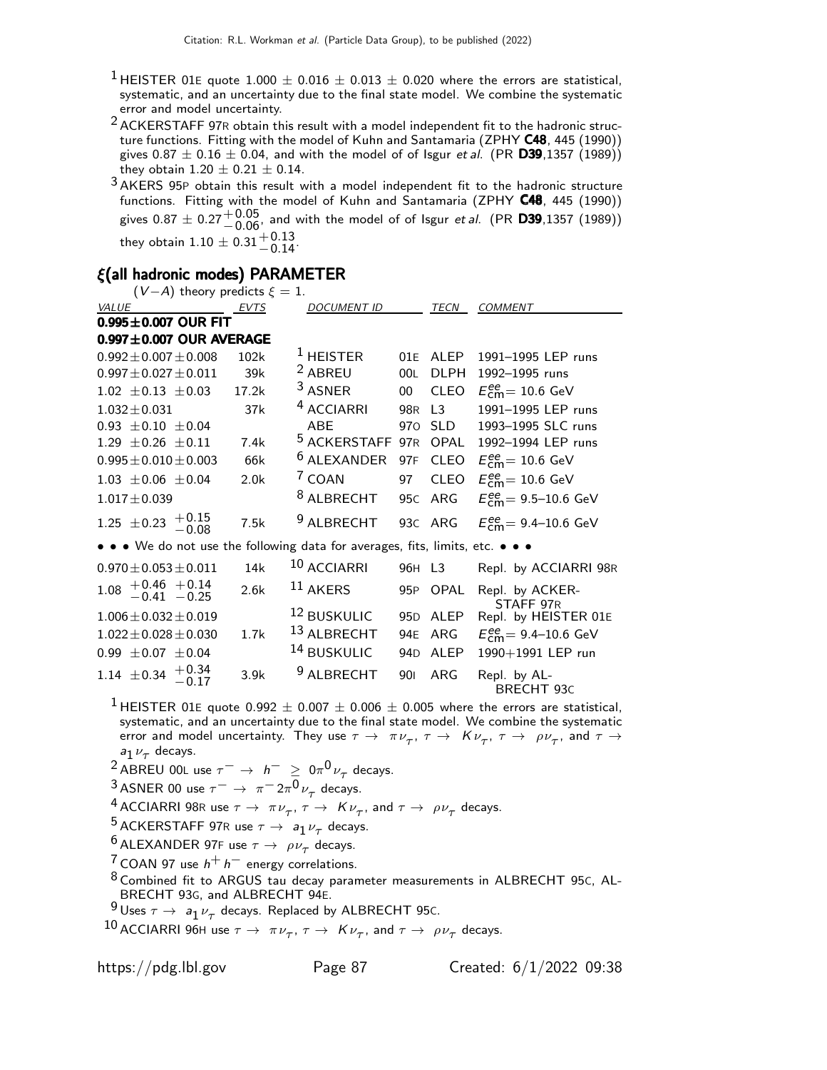[1] HEISTER 01E quote 1.000 ± 0.016 ± 0.013 ± 0.020 where the errors are statistical, systematic, and an uncertainty due to the final state model. We combine the systematic error and model uncertainty.

[2] ACKERSTAFF 97R obtain this result with a model independent fit to the hadronic structure functions. Fitting with the model of Kuhn and Santamaria (ZPHY **C48**, 445 (1990)) gives 0.87 ± 0.16 ± 0.04, and with the model of of Isgur *et al.* (PR **D39**,1357 (1989)) they obtain 1.20 ± 0.21 ± 0.14.

[3] AKERS 95P obtain this result with a model independent fit to the hadronic structure functions. Fitting with the model of Kuhn and Santamaria (ZPHY **C48**, 445 (1990)) gives $0.87 \pm 0.27^{+0.05}_{-0.06}$, and with the model of of Isgur *et al.* (PR **D39**,1357 (1989)) they obtain $1.10 \pm 0.31^{+0.13}_{-0.14}$.

## $\xi$(all hadronic modes) PARAMETER

$(V-A)$ theory predicts $\xi = 1$.

| VALUE | EVTS | DOCUMENT ID | | TECN | COMMENT |
|---|---|---|---|---|---|
| **0.995±0.007 OUR FIT** | | | | | |
| **0.997±0.007 OUR AVERAGE** | | | | | |
| 0.992±0.007±0.008 | 102k | [1] HEISTER | 01E | ALEP | 1991–1995 LEP runs |
| 0.997±0.027±0.011 | 39k | [2] ABREU | 00L | DLPH | 1992–1995 runs |
| 1.02 ±0.13 ±0.03 | 17.2k | [3] ASNER | 00 | CLEO | $E^{ee}_{\rm cm}$= 10.6 GeV |
| 1.032±0.031 | 37k | [4] ACCIARRI | 98R | L3 | 1991–1995 LEP runs |
| 0.93 ±0.10 ±0.04 | | ABE | 97O | SLD | 1993–1995 SLC runs |
| 1.29 ±0.26 ±0.11 | 7.4k | [5] ACKERSTAFF | 97R | OPAL | 1992–1994 LEP runs |
| 0.995±0.010±0.003 | 66k | [6] ALEXANDER | 97F | CLEO | $E^{ee}_{\rm cm}$= 10.6 GeV |
| 1.03 ±0.06 ±0.04 | 2.0k | [7] COAN | 97 | CLEO | $E^{ee}_{\rm cm}$= 10.6 GeV |
| 1.017±0.039 | | [8] ALBRECHT | 95C | ARG | $E^{ee}_{\rm cm}$= 9.5–10.6 GeV |
| $1.25 \pm 0.23 \, ^{+0.15}_{-0.08}$ | 7.5k | [9] ALBRECHT | 93C | ARG | $E^{ee}_{\rm cm}$= 9.4–10.6 GeV |
| • • • We do not use the following data for averages, fits, limits, etc. • • • | | | | | |
| 0.970±0.053±0.011 | 14k | [10] ACCIARRI | 96H | L3 | Repl. by ACCIARRI 98R |
| $1.08 \, ^{+0.46}_{-0.41} \, ^{+0.14}_{-0.25}$ | 2.6k | [11] AKERS | 95P | OPAL | Repl. by ACKERSTAFF 97R |
| 1.006±0.032±0.019 | | [12] BUSKULIC | 95D | ALEP | Repl. by HEISTER 01E |
| 1.022±0.028±0.030 | 1.7k | [13] ALBRECHT | 94E | ARG | $E^{ee}_{\rm cm}$= 9.4–10.6 GeV |
| 0.99 ±0.07 ±0.04 | | [14] BUSKULIC | 94D | ALEP | 1990+1991 LEP run |
| $1.14 \pm 0.34 \, ^{+0.34}_{-0.17}$ | 3.9k | [9] ALBRECHT | 90I | ARG | Repl. by ALBRECHT 93C |

[1] HEISTER 01E quote 0.992 ± 0.007 ± 0.006 ± 0.005 where the errors are statistical, systematic, and an uncertainty due to the final state model. We combine the systematic error and model uncertainty. They use $\tau \to \pi \nu_\tau$, $\tau \to K \nu_\tau$, $\tau \to \rho \nu_\tau$, and $\tau \to a_1 \nu_\tau$ decays.

[2] ABREU 00L use $\tau^- \to h^- \geq 0\pi^0 \nu_\tau$ decays.

[3] ASNER 00 use $\tau^- \to \pi^- 2\pi^0 \nu_\tau$ decays.

[4] ACCIARRI 98R use $\tau \to \pi \nu_\tau$, $\tau \to K \nu_\tau$, and $\tau \to \rho \nu_\tau$ decays.

[5] ACKERSTAFF 97R use $\tau \to a_1 \nu_\tau$ decays.

[6] ALEXANDER 97F use $\tau \to \rho \nu_\tau$ decays.

[7] COAN 97 use $h^+ h^-$ energy correlations.

[8] Combined fit to ARGUS tau decay parameter measurements in ALBRECHT 95C, ALBRECHT 93G, and ALBRECHT 94E.

[9] Uses $\tau \to a_1 \nu_\tau$ decays. Replaced by ALBRECHT 95C.

[10] ACCIARRI 96H use $\tau \to \pi \nu_\tau$, $\tau \to K \nu_\tau$, and $\tau \to \rho \nu_\tau$ decays.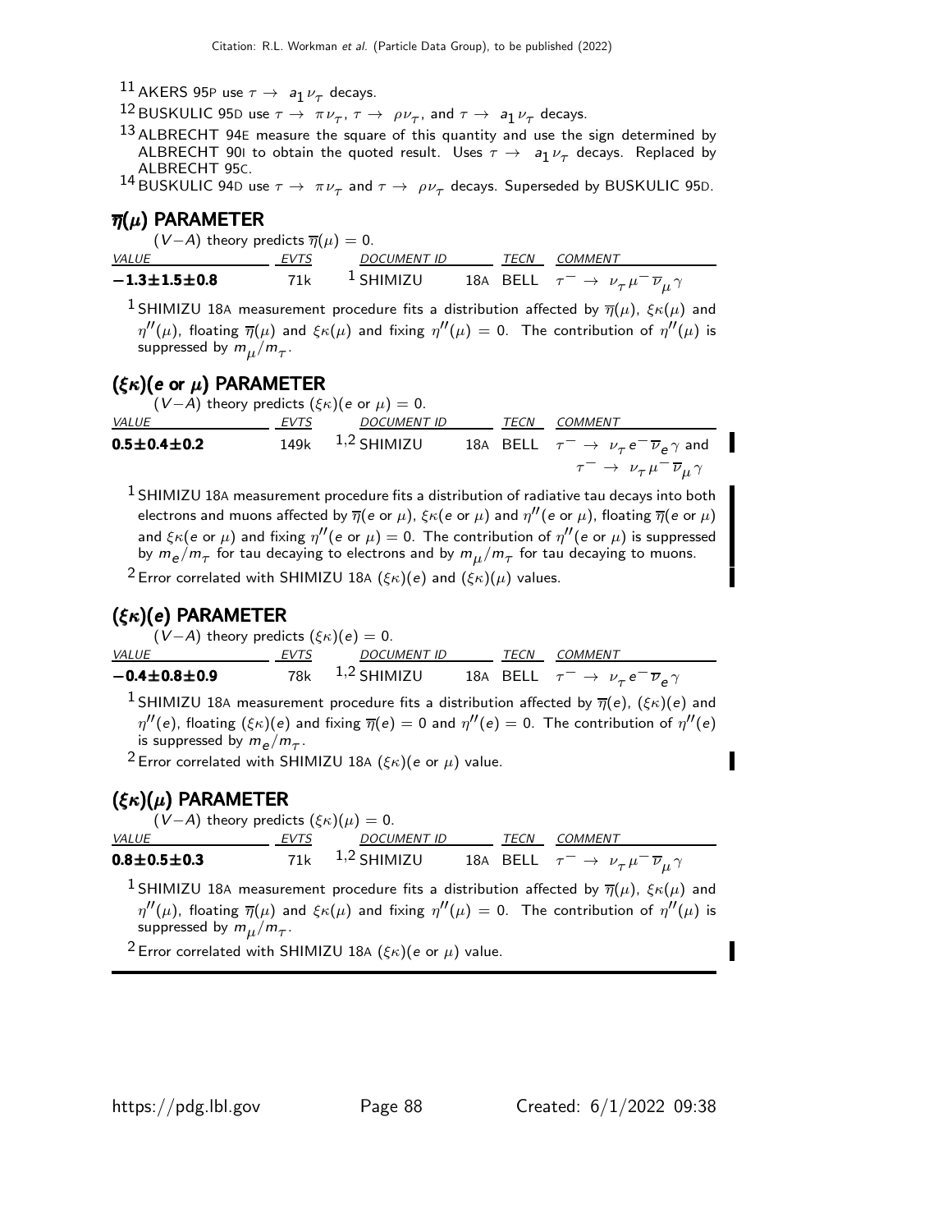[11] AKERS 95P use $\tau \rightarrow a_1 \nu_\tau$ decays.

[12] BUSKULIC 95D use $\tau \rightarrow \pi \nu_\tau$, $\tau \rightarrow \rho \nu_\tau$, and $\tau \rightarrow a_1 \nu_\tau$ decays.

[13] ALBRECHT 94E measure the square of this quantity and use the sign determined by ALBRECHT 90I to obtain the quoted result. Uses $\tau \rightarrow a_1 \nu_\tau$ decays. Replaced by ALBRECHT 95C.

[14] BUSKULIC 94D use $\tau \rightarrow \pi \nu_\tau$ and $\tau \rightarrow \rho \nu_\tau$ decays. Superseded by BUSKULIC 95D.

## $\overline{\eta}(\mu)$ PARAMETER

$(V-A)$ theory predicts $\overline{\eta}(\mu) = 0$.

| VALUE | EVTS | DOCUMENT ID | | TECN | COMMENT |
|---|---|---|---|---|---|
| **$-1.3 \pm 1.5 \pm 0.8$** | 71k | [1] SHIMIZU | 18A | BELL | $\tau^- \rightarrow \nu_\tau \mu^- \overline{\nu}_\mu \gamma$ |

[1] SHIMIZU 18A measurement procedure fits a distribution affected by $\overline{\eta}(\mu)$, $\xi\kappa(\mu)$ and $\eta''(\mu)$, floating $\overline{\eta}(\mu)$ and $\xi\kappa(\mu)$ and fixing $\eta''(\mu) = 0$. The contribution of $\eta''(\mu)$ is suppressed by $m_\mu / m_\tau$.

## $(\xi\kappa)(e$ or $\mu)$ PARAMETER

$(V-A)$ theory predicts $(\xi\kappa)(e$ or $\mu) = 0$.

| VALUE | EVTS | DOCUMENT ID | | TECN | COMMENT |
|---|---|---|---|---|---|
| **$0.5 \pm 0.4 \pm 0.2$** | 149k | [1,2] SHIMIZU | 18A | BELL | $\tau^- \rightarrow \nu_\tau e^- \overline{\nu}_e \gamma$ and $\tau^- \rightarrow \nu_\tau \mu^- \overline{\nu}_\mu \gamma$ |

[1] SHIMIZU 18A measurement procedure fits a distribution of radiative tau decays into both electrons and muons affected by $\overline{\eta}(e$ or $\mu)$, $\xi\kappa(e$ or $\mu)$ and $\eta''(e$ or $\mu)$, floating $\overline{\eta}(e$ or $\mu)$ and $\xi\kappa(e$ or $\mu)$ and fixing $\eta''(e$ or $\mu) = 0$. The contribution of $\eta''(e$ or $\mu)$ is suppressed by $m_e / m_\tau$ for tau decaying to electrons and by $m_\mu / m_\tau$ for tau decaying to muons.

[2] Error correlated with SHIMIZU 18A $(\xi\kappa)(e)$ and $(\xi\kappa)(\mu)$ values.

## $(\xi\kappa)(e)$ PARAMETER

$(V-A)$ theory predicts $(\xi\kappa)(e) = 0$.

| VALUE | EVTS | DOCUMENT ID | | TECN | COMMENT |
|---|---|---|---|---|---|
| **$-0.4 \pm 0.8 \pm 0.9$** | 78k | [1,2] SHIMIZU | 18A | BELL | $\tau^- \rightarrow \nu_\tau e^- \overline{\nu}_e \gamma$ |

[1] SHIMIZU 18A measurement procedure fits a distribution affected by $\overline{\eta}(e)$, $(\xi\kappa)(e)$ and $\eta''(e)$, floating $(\xi\kappa)(e)$ and fixing $\overline{\eta}(e) = 0$ and $\eta''(e) = 0$. The contribution of $\eta''(e)$ is suppressed by $m_e / m_\tau$.

[2] Error correlated with SHIMIZU 18A $(\xi\kappa)(e$ or $\mu)$ value.

## $(\xi\kappa)(\mu)$ PARAMETER

$(V-A)$ theory predicts $(\xi\kappa)(\mu) = 0$.

| VALUE | EVTS | DOCUMENT ID | | TECN | COMMENT |
|---|---|---|---|---|---|
| **$0.8 \pm 0.5 \pm 0.3$** | 71k | [1,2] SHIMIZU | 18A | BELL | $\tau^- \rightarrow \nu_\tau \mu^- \overline{\nu}_\mu \gamma$ |

[1] SHIMIZU 18A measurement procedure fits a distribution affected by $\overline{\eta}(\mu)$, $\xi\kappa(\mu)$ and $\eta''(\mu)$, floating $\overline{\eta}(\mu)$ and $\xi\kappa(\mu)$ and fixing $\eta''(\mu) = 0$. The contribution of $\eta''(\mu)$ is suppressed by $m_\mu / m_\tau$.

[2] Error correlated with SHIMIZU 18A $(\xi\kappa)(e$ or $\mu)$ value.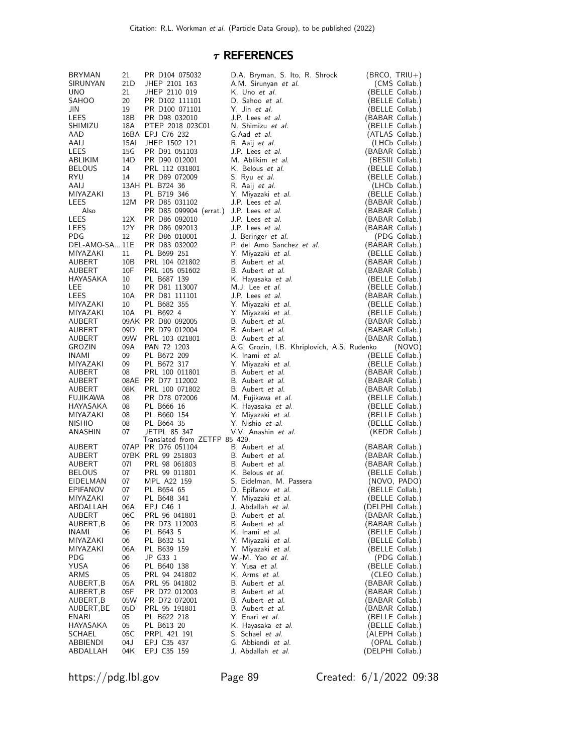## $\tau$ REFERENCES

| | | | | |
|---|---|---|---|---|
| BRYMAN | 21 | PR D104 075032 | D.A. Bryman, S. Ito, R. Shrock | (BRCO, TRIU+) |
| SIRUNYAN | 21D | JHEP 2101 163 | A.M. Sirunyan *et al.* | (CMS Collab.) |
| UNO | 21 | JHEP 2110 019 | K. Uno *et al.* | (BELLE Collab.) |
| SAHOO | 20 | PR D102 111101 | D. Sahoo *et al.* | (BELLE Collab.) |
| JIN | 19 | PR D100 071101 | Y. Jin *et al.* | (BELLE Collab.) |
| LEES | 18B | PR D98 032010 | J.P. Lees *et al.* | (BABAR Collab.) |
| SHIMIZU | 18A | PTEP 2018 023C01 | N. Shimizu *et al.* | (BELLE Collab.) |
| AAD | 16BA | EPJ C76 232 | G.Aad *et al.* | (ATLAS Collab.) |
| AAIJ | 15AI | JHEP 1502 121 | R. Aaij *et al.* | (LHCb Collab.) |
| LEES | 15G | PR D91 051103 | J.P. Lees *et al.* | (BABAR Collab.) |
| ABLIKIM | 14D | PR D90 012001 | M. Ablikim *et al.* | (BESIII Collab.) |
| BELOUS | 14 | PRL 112 031801 | K. Belous *et al.* | (BELLE Collab.) |
| RYU | 14 | PR D89 072009 | S. Ryu *et al.* | (BELLE Collab.) |
| AAIJ | 13AH | PL B724 36 | R. Aaij *et al.* | (LHCb Collab.) |
| MIYAZAKI | 13 | PL B719 346 | Y. Miyazaki *et al.* | (BELLE Collab.) |
| LEES | 12M | PR D85 031102 | J.P. Lees *et al.* | (BABAR Collab.) |
| Also | | PR D85 099904 (errat.) | J.P. Lees *et al.* | (BABAR Collab.) |
| LEES | 12X | PR D86 092010 | J.P. Lees *et al.* | (BABAR Collab.) |
| LEES | 12Y | PR D86 092013 | J.P. Lees *et al.* | (BABAR Collab.) |
| PDG | 12 | PR D86 010001 | J. Beringer *et al.* | (PDG Collab.) |
| DEL-AMO-SA... | 11E | PR D83 032002 | P. del Amo Sanchez *et al.* | (BABAR Collab.) |
| MIYAZAKI | 11 | PL B699 251 | Y. Miyazaki *et al.* | (BELLE Collab.) |
| AUBERT | 10B | PRL 104 021802 | B. Aubert *et al.* | (BABAR Collab.) |
| AUBERT | 10F | PRL 105 051602 | B. Aubert *et al.* | (BABAR Collab.) |
| HAYASAKA | 10 | PL B687 139 | K. Hayasaka *et al.* | (BELLE Collab.) |
| LEE | 10 | PR D81 113007 | M.J. Lee *et al.* | (BELLE Collab.) |
| LEES | 10A | PR D81 111101 | J.P. Lees *et al.* | (BABAR Collab.) |
| MIYAZAKI | 10 | PL B682 355 | Y. Miyazaki *et al.* | (BELLE Collab.) |
| MIYAZAKI | 10A | PL B692 4 | Y. Miyazaki *et al.* | (BELLE Collab.) |
| AUBERT | 09AK | PR D80 092005 | B. Aubert *et al.* | (BABAR Collab.) |
| AUBERT | 09D | PR D79 012004 | B. Aubert *et al.* | (BABAR Collab.) |
| AUBERT | 09W | PRL 103 021801 | B. Aubert *et al.* | (BABAR Collab.) |
| GROZIN | 09A | PAN 72 1203 | A.G. Grozin, I.B. Khriplovich, A.S. Rudenko | (NOVO) |
| INAMI | 09 | PL B672 209 | K. Inami *et al.* | (BELLE Collab.) |
| MIYAZAKI | 09 | PL B672 317 | Y. Miyazaki *et al.* | (BELLE Collab.) |
| AUBERT | 08 | PRL 100 011801 | B. Aubert *et al.* | (BABAR Collab.) |
| AUBERT | 08AE | PR D77 112002 | B. Aubert *et al.* | (BABAR Collab.) |
| AUBERT | 08K | PRL 100 071802 | B. Aubert *et al.* | (BABAR Collab.) |
| FUJIKAWA | 08 | PR D78 072006 | M. Fujikawa *et al.* | (BELLE Collab.) |
| HAYASAKA | 08 | PL B666 16 | K. Hayasaka *et al.* | (BELLE Collab.) |
| MIYAZAKI | 08 | PL B660 154 | Y. Miyazaki *et al.* | (BELLE Collab.) |
| NISHIO | 08 | PL B664 35 | Y. Nishio *et al.* | (BELLE Collab.) |
| ANASHIN | 07 | JETPL 85 347 | V.V. Anashin *et al.* | (KEDR Collab.) |
| | | Translated from ZETFP 85 429. | | |
| AUBERT | 07AP | PR D76 051104 | B. Aubert *et al.* | (BABAR Collab.) |
| AUBERT | 07BK | PRL 99 251803 | B. Aubert *et al.* | (BABAR Collab.) |
| AUBERT | 07I | PRL 98 061803 | B. Aubert *et al.* | (BABAR Collab.) |
| BELOUS | 07 | PRL 99 011801 | K. Belous *et al.* | (BELLE Collab.) |
| EIDELMAN | 07 | MPL A22 159 | S. Eidelman, M. Passera | (NOVO, PADO) |
| EPIFANOV | 07 | PL B654 65 | D. Epifanov *et al.* | (BELLE Collab.) |
| MIYAZAKI | 07 | PL B648 341 | Y. Miyazaki *et al.* | (BELLE Collab.) |
| ABDALLAH | 06A | EPJ C46 1 | J. Abdallah *et al.* | (DELPHI Collab.) |
| AUBERT | 06C | PRL 96 041801 | B. Aubert *et al.* | (BABAR Collab.) |
| AUBERT,B | 06 | PR D73 112003 | B. Aubert *et al.* | (BABAR Collab.) |
| INAMI | 06 | PL B643 5 | K. Inami *et al.* | (BELLE Collab.) |
| MIYAZAKI | 06 | PL B632 51 | Y. Miyazaki *et al.* | (BELLE Collab.) |
| MIYAZAKI | 06A | PL B639 159 | Y. Miyazaki *et al.* | (BELLE Collab.) |
| PDG | 06 | JP G33 1 | W.-M. Yao *et al.* | (PDG Collab.) |
| YUSA | 06 | PL B640 138 | Y. Yusa *et al.* | (BELLE Collab.) |
| ARMS | 05 | PRL 94 241802 | K. Arms *et al.* | (CLEO Collab.) |
| AUBERT,B | 05A | PRL 95 041802 | B. Aubert *et al.* | (BABAR Collab.) |
| AUBERT,B | 05F | PR D72 012003 | B. Aubert *et al.* | (BABAR Collab.) |
| AUBERT,B | 05W | PR D72 072001 | B. Aubert *et al.* | (BABAR Collab.) |
| AUBERT,BE | 05D | PRL 95 191801 | B. Aubert *et al.* | (BABAR Collab.) |
| ENARI | 05 | PL B622 218 | Y. Enari *et al.* | (BELLE Collab.) |
| HAYASAKA | 05 | PL B613 20 | K. Hayasaka *et al.* | (BELLE Collab.) |
| SCHAEL | 05C | PRPL 421 191 | S. Schael *et al.* | (ALEPH Collab.) |
| ABBIENDI | 04J | EPJ C35 437 | G. Abbiendi *et al.* | (OPAL Collab.) |
| ABDALLAH | 04K | EPJ C35 159 | J. Abdallah *et al.* | (DELPHI Collab.) |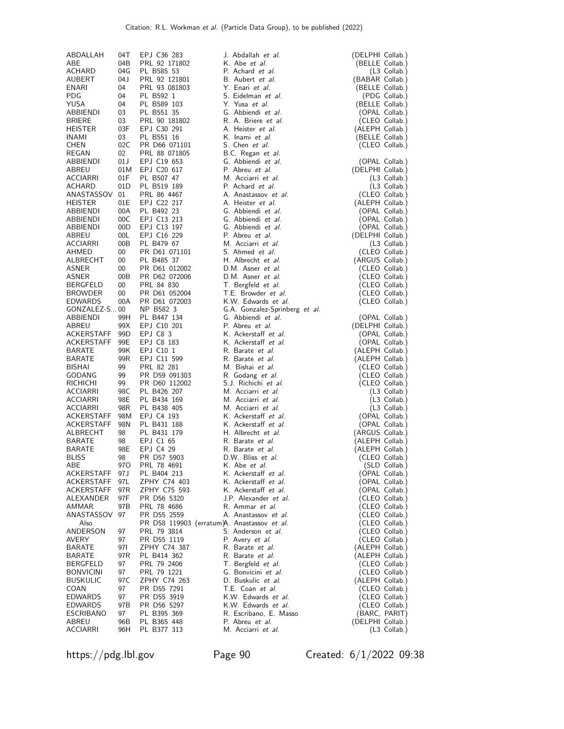| | | | | |
|---|---|---|---|---|
| ABDALLAH | 04T | EPJ C36 283 | J. Abdallah *et al.* | (DELPHI Collab.) |
| ABE | 04B | PRL 92 171802 | K. Abe *et al.* | (BELLE Collab.) |
| ACHARD | 04G | PL B585 53 | P. Achard *et al.* | (L3 Collab.) |
| AUBERT | 04J | PRL 92 121801 | B. Aubert *et al.* | (BABAR Collab.) |
| ENARI | 04 | PRL 93 081803 | Y. Enari *et al.* | (BELLE Collab.) |
| PDG | 04 | PL B592 1 | S. Eidelman *et al.* | (PDG Collab.) |
| YUSA | 04 | PL B589 103 | Y. Yusa *et al.* | (BELLE Collab.) |
| ABBIENDI | 03 | PL B551 35 | G. Abbiendi *et al.* | (OPAL Collab.) |
| BRIERE | 03 | PRL 90 181802 | R. A. Briere *et al.* | (CLEO Collab.) |
| HEISTER | 03F | EPJ C30 291 | A. Heister *et al.* | (ALEPH Collab.) |
| INAMI | 03 | PL B551 16 | K. Inami *et al.* | (BELLE Collab.) |
| CHEN | 02C | PR D66 071101 | S. Chen *et al.* | (CLEO Collab.) |
| REGAN | 02 | PRL 88 071805 | B.C. Regan *et al.* | |
| ABBIENDI | 01J | EPJ C19 653 | G. Abbiendi *et al.* | (OPAL Collab.) |
| ABREU | 01M | EPJ C20 617 | P. Abreu *et al.* | (DELPHI Collab.) |
| ACCIARRI | 01F | PL B507 47 | M. Acciarri *et al.* | (L3 Collab.) |
| ACHARD | 01D | PL B519 189 | P. Achard *et al.* | (L3 Collab.) |
| ANASTASSOV | 01 | PRL 86 4467 | A. Anastassov *et al.* | (CLEO Collab.) |
| HEISTER | 01E | EPJ C22 217 | A. Heister *et al.* | (ALEPH Collab.) |
| ABBIENDI | 00A | PL B492 23 | G. Abbiendi *et al.* | (OPAL Collab.) |
| ABBIENDI | 00C | EPJ C13 213 | G. Abbiendi *et al.* | (OPAL Collab.) |
| ABBIENDI | 00D | EPJ C13 197 | G. Abbiendi *et al.* | (OPAL Collab.) |
| ABREU | 00L | EPJ C16 229 | P. Abreu *et al.* | (DELPHI Collab.) |
| ACCIARRI | 00B | PL B479 67 | M. Acciarri *et al.* | (L3 Collab.) |
| AHMED | 00 | PR D61 071101 | S. Ahmed *et al.* | (CLEO Collab.) |
| ALBRECHT | 00 | PL B485 37 | H. Albrecht *et al.* | (ARGUS Collab.) |
| ASNER | 00 | PR D61 012002 | D.M. Asner *et al.* | (CLEO Collab.) |
| ASNER | 00B | PR D62 072006 | D.M. Asner *et al.* | (CLEO Collab.) |
| BERGFELD | 00 | PRL 84 830 | T. Bergfeld *et al.* | (CLEO Collab.) |
| BROWDER | 00 | PR D61 052004 | T.E. Browder *et al.* | (CLEO Collab.) |
| EDWARDS | 00A | PR D61 072003 | K.W. Edwards *et al.* | (CLEO Collab.) |
| GONZALEZ-S... | 00 | NP B582 3 | G.A. Gonzalez-Sprinberg *et al.* | |
| ABBIENDI | 99H | PL B447 134 | G. Abbiendi *et al.* | (OPAL Collab.) |
| ABREU | 99X | EPJ C10 201 | P. Abreu *et al.* | (DELPHI Collab.) |
| ACKERSTAFF | 99D | EPJ C8 3 | K. Ackerstaff *et al.* | (OPAL Collab.) |
| ACKERSTAFF | 99E | EPJ C8 183 | K. Ackerstaff *et al.* | (OPAL Collab.) |
| BARATE | 99K | EPJ C10 1 | R. Barate *et al.* | (ALEPH Collab.) |
| BARATE | 99R | EPJ C11 599 | R. Barate *et al.* | (ALEPH Collab.) |
| BISHAI | 99 | PRL 82 281 | M. Bishai *et al.* | (CLEO Collab.) |
| GODANG | 99 | PR D59 091303 | R. Godang *et al.* | (CLEO Collab.) |
| RICHICHI | 99 | PR D60 112002 | S.J. Richichi *et al.* | (CLEO Collab.) |
| ACCIARRI | 98C | PL B426 207 | M. Acciarri *et al.* | (L3 Collab.) |
| ACCIARRI | 98E | PL B434 169 | M. Acciarri *et al.* | (L3 Collab.) |
| ACCIARRI | 98R | PL B438 405 | M. Acciarri *et al.* | (L3 Collab.) |
| ACKERSTAFF | 98M | EPJ C4 193 | K. Ackerstaff *et al.* | (OPAL Collab.) |
| ACKERSTAFF | 98N | PL B431 188 | K. Ackerstaff *et al.* | (OPAL Collab.) |
| ALBRECHT | 98 | PL B431 179 | H. Albrecht *et al.* | (ARGUS Collab.) |
| BARATE | 98 | EPJ C1 65 | R. Barate *et al.* | (ALEPH Collab.) |
| BARATE | 98E | EPJ C4 29 | R. Barate *et al.* | (ALEPH Collab.) |
| BLISS | 98 | PR D57 5903 | D.W. Bliss *et al.* | (CLEO Collab.) |
| ABE | 97O | PRL 78 4691 | K. Abe *et al.* | (SLD Collab.) |
| ACKERSTAFF | 97J | PL B404 213 | K. Ackerstaff *et al.* | (OPAL Collab.) |
| ACKERSTAFF | 97L | ZPHY C74 403 | K. Ackerstaff *et al.* | (OPAL Collab.) |
| ACKERSTAFF | 97R | ZPHY C75 593 | K. Ackerstaff *et al.* | (OPAL Collab.) |
| ALEXANDER | 97F | PR D56 5320 | J.P. Alexander *et al.* | (CLEO Collab.) |
| AMMAR | 97B | PRL 78 4686 | R. Ammar *et al.* | (CLEO Collab.) |
| ANASTASSOV | 97 | PR D55 2559 | A. Anastassov *et al.* | (CLEO Collab.) |
| Also | | PR D58 119903 (erratum) | A. Anastassov *et al.* | (CLEO Collab.) |
| ANDERSON | 97 | PRL 79 3814 | S. Anderson *et al.* | (CLEO Collab.) |
| AVERY | 97 | PR D55 1119 | P. Avery *et al.* | (CLEO Collab.) |
| BARATE | 97I | ZPHY C74 387 | R. Barate *et al.* | (ALEPH Collab.) |
| BARATE | 97R | PL B414 362 | R. Barate *et al.* | (ALEPH Collab.) |
| BERGFELD | 97 | PRL 79 2406 | T. Bergfeld *et al.* | (CLEO Collab.) |
| BONVICINI | 97 | PRL 79 1221 | G. Bonvicini *et al.* | (CLEO Collab.) |
| BUSKULIC | 97C | ZPHY C74 263 | D. Buskulic *et al.* | (ALEPH Collab.) |
| COAN | 97 | PR D55 7291 | T.E. Coan *et al.* | (CLEO Collab.) |
| EDWARDS | 97 | PR D55 3919 | K.W. Edwards *et al.* | (CLEO Collab.) |
| EDWARDS | 97B | PR D56 5297 | K.W. Edwards *et al.* | (CLEO Collab.) |
| ESCRIBANO | 97 | PL B395 369 | R. Escribano, E. Masso | (BARC, PARIT) |
| ABREU | 96B | PL B365 448 | P. Abreu *et al.* | (DELPHI Collab.) |
| ACCIARRI | 96H | PL B377 313 | M. Acciarri *et al.* | (L3 Collab.) |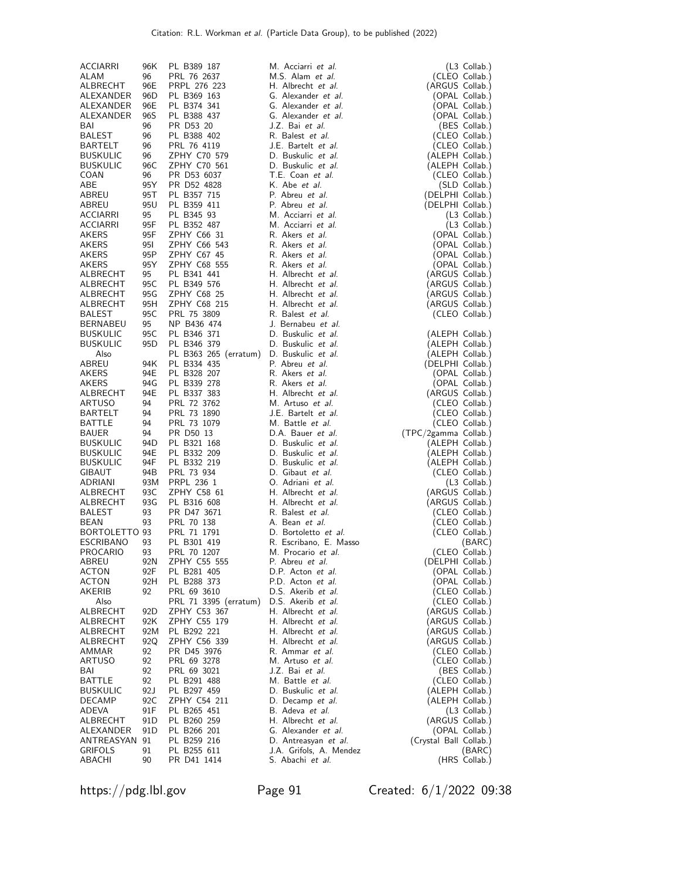| | | | | |
|---|---|---|---|---|
| ACCIARRI | 96K | PL B389 187 | M. Acciarri *et al.* | (L3 Collab.) |
| ALAM | 96 | PRL 76 2637 | M.S. Alam *et al.* | (CLEO Collab.) |
| ALBRECHT | 96E | PRPL 276 223 | H. Albrecht *et al.* | (ARGUS Collab.) |
| ALEXANDER | 96D | PL B369 163 | G. Alexander *et al.* | (OPAL Collab.) |
| ALEXANDER | 96E | PL B374 341 | G. Alexander *et al.* | (OPAL Collab.) |
| ALEXANDER | 96S | PL B388 437 | G. Alexander *et al.* | (OPAL Collab.) |
| BAI | 96 | PR D53 20 | J.Z. Bai *et al.* | (BES Collab.) |
| BALEST | 96 | PL B388 402 | R. Balest *et al.* | (CLEO Collab.) |
| BARTELT | 96 | PRL 76 4119 | J.E. Bartelt *et al.* | (CLEO Collab.) |
| BUSKULIC | 96 | ZPHY C70 579 | D. Buskulic *et al.* | (ALEPH Collab.) |
| BUSKULIC | 96C | ZPHY C70 561 | D. Buskulic *et al.* | (ALEPH Collab.) |
| COAN | 96 | PR D53 6037 | T.E. Coan *et al.* | (CLEO Collab.) |
| ABE | 95Y | PR D52 4828 | K. Abe *et al.* | (SLD Collab.) |
| ABREU | 95T | PL B357 715 | P. Abreu *et al.* | (DELPHI Collab.) |
| ABREU | 95U | PL B359 411 | P. Abreu *et al.* | (DELPHI Collab.) |
| ACCIARRI | 95 | PL B345 93 | M. Acciarri *et al.* | (L3 Collab.) |
| ACCIARRI | 95F | PL B352 487 | M. Acciarri *et al.* | (L3 Collab.) |
| AKERS | 95F | ZPHY C66 31 | R. Akers *et al.* | (OPAL Collab.) |
| AKERS | 95I | ZPHY C66 543 | R. Akers *et al.* | (OPAL Collab.) |
| AKERS | 95P | ZPHY C67 45 | R. Akers *et al.* | (OPAL Collab.) |
| AKERS | 95Y | ZPHY C68 555 | R. Akers *et al.* | (OPAL Collab.) |
| ALBRECHT | 95 | PL B341 441 | H. Albrecht *et al.* | (ARGUS Collab.) |
| ALBRECHT | 95C | PL B349 576 | H. Albrecht *et al.* | (ARGUS Collab.) |
| ALBRECHT | 95G | ZPHY C68 25 | H. Albrecht *et al.* | (ARGUS Collab.) |
| ALBRECHT | 95H | ZPHY C68 215 | H. Albrecht *et al.* | (ARGUS Collab.) |
| BALEST | 95C | PRL 75 3809 | R. Balest *et al.* | (CLEO Collab.) |
| BERNABEU | 95 | NP B436 474 | J. Bernabeu *et al.* | |
| BUSKULIC | 95C | PL B346 371 | D. Buskulic *et al.* | (ALEPH Collab.) |
| BUSKULIC | 95D | PL B346 379 | D. Buskulic *et al.* | (ALEPH Collab.) |
| Also | | PL B363 265 (erratum) | D. Buskulic *et al.* | (ALEPH Collab.) |
| ABREU | 94K | PL B334 435 | P. Abreu *et al.* | (DELPHI Collab.) |
| AKERS | 94E | PL B328 207 | R. Akers *et al.* | (OPAL Collab.) |
| AKERS | 94G | PL B339 278 | R. Akers *et al.* | (OPAL Collab.) |
| ALBRECHT | 94E | PL B337 383 | H. Albrecht *et al.* | (ARGUS Collab.) |
| ARTUSO | 94 | PRL 72 3762 | M. Artuso *et al.* | (CLEO Collab.) |
| BARTELT | 94 | PRL 73 1890 | J.E. Bartelt *et al.* | (CLEO Collab.) |
| BATTLE | 94 | PRL 73 1079 | M. Battle *et al.* | (CLEO Collab.) |
| BAUER | 94 | PR D50 13 | D.A. Bauer *et al.* | (TPC/2gamma Collab.) |
| BUSKULIC | 94D | PL B321 168 | D. Buskulic *et al.* | (ALEPH Collab.) |
| BUSKULIC | 94E | PL B332 209 | D. Buskulic *et al.* | (ALEPH Collab.) |
| BUSKULIC | 94F | PL B332 219 | D. Buskulic *et al.* | (ALEPH Collab.) |
| GIBAUT | 94B | PRL 73 934 | D. Gibaut *et al.* | (CLEO Collab.) |
| ADRIANI | 93M | PRPL 236 1 | O. Adriani *et al.* | (L3 Collab.) |
| ALBRECHT | 93C | ZPHY C58 61 | H. Albrecht *et al.* | (ARGUS Collab.) |
| ALBRECHT | 93G | PL B316 608 | H. Albrecht *et al.* | (ARGUS Collab.) |
| BALEST | 93 | PR D47 3671 | R. Balest *et al.* | (CLEO Collab.) |
| BEAN | 93 | PRL 70 138 | A. Bean *et al.* | (CLEO Collab.) |
| BORTOLETTO | 93 | PRL 71 1791 | D. Bortoletto *et al.* | (CLEO Collab.) |
| ESCRIBANO | 93 | PL B301 419 | R. Escribano, E. Masso | (BARC) |
| PROCARIO | 93 | PRL 70 1207 | M. Procario *et al.* | (CLEO Collab.) |
| ABREU | 92N | ZPHY C55 555 | P. Abreu *et al.* | (DELPHI Collab.) |
| ACTON | 92F | PL B281 405 | D.P. Acton *et al.* | (OPAL Collab.) |
| ACTON | 92H | PL B288 373 | P.D. Acton *et al.* | (OPAL Collab.) |
| AKERIB | 92 | PRL 69 3610 | D.S. Akerib *et al.* | (CLEO Collab.) |
| Also | | PRL 71 3395 (erratum) | D.S. Akerib *et al.* | (CLEO Collab.) |
| ALBRECHT | 92D | ZPHY C53 367 | H. Albrecht *et al.* | (ARGUS Collab.) |
| ALBRECHT | 92K | ZPHY C55 179 | H. Albrecht *et al.* | (ARGUS Collab.) |
| ALBRECHT | 92M | PL B292 221 | H. Albrecht *et al.* | (ARGUS Collab.) |
| ALBRECHT | 92Q | ZPHY C56 339 | H. Albrecht *et al.* | (ARGUS Collab.) |
| AMMAR | 92 | PR D45 3976 | R. Ammar *et al.* | (CLEO Collab.) |
| ARTUSO | 92 | PRL 69 3278 | M. Artuso *et al.* | (CLEO Collab.) |
| BAI | 92 | PRL 69 3021 | J.Z. Bai *et al.* | (BES Collab.) |
| BATTLE | 92 | PL B291 488 | M. Battle *et al.* | (CLEO Collab.) |
| BUSKULIC | 92J | PL B297 459 | D. Buskulic *et al.* | (ALEPH Collab.) |
| DECAMP | 92C | ZPHY C54 211 | D. Decamp *et al.* | (ALEPH Collab.) |
| ADEVA | 91F | PL B265 451 | B. Adeva *et al.* | (L3 Collab.) |
| ALBRECHT | 91D | PL B260 259 | H. Albrecht *et al.* | (ARGUS Collab.) |
| ALEXANDER | 91D | PL B266 201 | G. Alexander *et al.* | (OPAL Collab.) |
| ANTREASYAN | 91 | PL B259 216 | D. Antreasyan *et al.* | (Crystal Ball Collab.) |
| GRIFOLS | 91 | PL B255 611 | J.A. Grifols, A. Mendez | (BARC) |
| ABACHI | 90 | PR D41 1414 | S. Abachi *et al.* | (HRS Collab.) |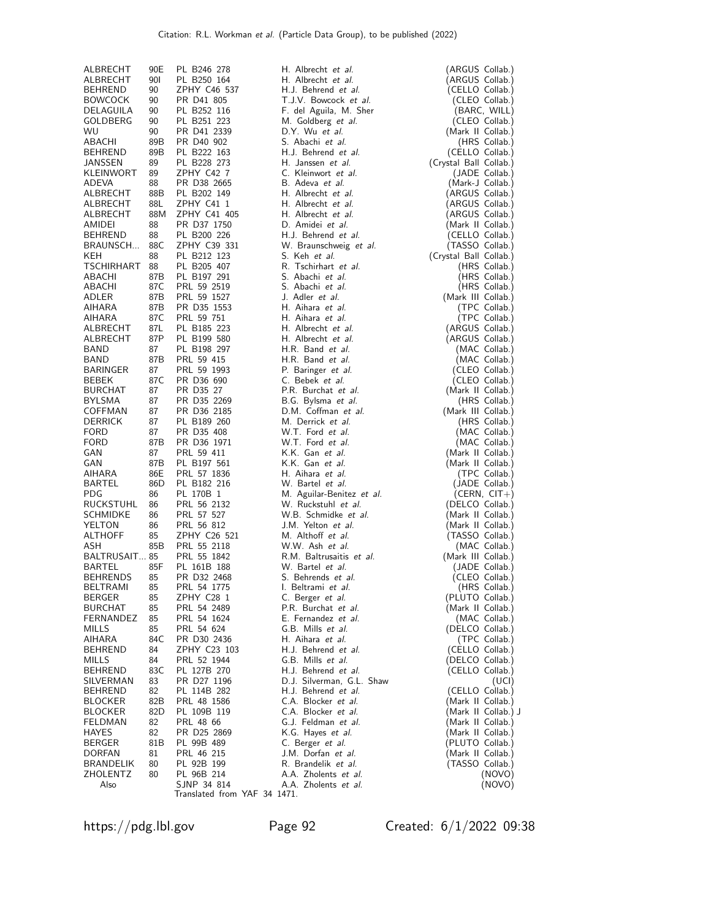| | | | | |
|---|---|---|---|---|
| ALBRECHT | 90E | PL B246 278 | H. Albrecht *et al.* | (ARGUS Collab.) |
| ALBRECHT | 90I | PL B250 164 | H. Albrecht *et al.* | (ARGUS Collab.) |
| BEHREND | 90 | ZPHY C46 537 | H.J. Behrend *et al.* | (CELLO Collab.) |
| BOWCOCK | 90 | PR D41 805 | T.J.V. Bowcock *et al.* | (CLEO Collab.) |
| DELAGUILA | 90 | PL B252 116 | F. del Aguila, M. Sher | (BARC, WILL) |
| GOLDBERG | 90 | PL B251 223 | M. Goldberg *et al.* | (CLEO Collab.) |
| WU | 90 | PR D41 2339 | D.Y. Wu *et al.* | (Mark II Collab.) |
| ABACHI | 89B | PR D40 902 | S. Abachi *et al.* | (HRS Collab.) |
| BEHREND | 89B | PL B222 163 | H.J. Behrend *et al.* | (CELLO Collab.) |
| JANSSEN | 89 | PL B228 273 | H. Janssen *et al.* | (Crystal Ball Collab.) |
| KLEINWORT | 89 | ZPHY C42 7 | C. Kleinwort *et al.* | (JADE Collab.) |
| ADEVA | 88 | PR D38 2665 | B. Adeva *et al.* | (Mark-J Collab.) |
| ALBRECHT | 88B | PL B202 149 | H. Albrecht *et al.* | (ARGUS Collab.) |
| ALBRECHT | 88L | ZPHY C41 1 | H. Albrecht *et al.* | (ARGUS Collab.) |
| ALBRECHT | 88M | ZPHY C41 405 | H. Albrecht *et al.* | (ARGUS Collab.) |
| AMIDEI | 88 | PR D37 1750 | D. Amidei *et al.* | (Mark II Collab.) |
| BEHREND | 88 | PL B200 226 | H.J. Behrend *et al.* | (CELLO Collab.) |
| BRAUNSCH... | 88C | ZPHY C39 331 | W. Braunschweig *et al.* | (TASSO Collab.) |
| KEH | 88 | PL B212 123 | S. Keh *et al.* | (Crystal Ball Collab.) |
| TSCHIRHART | 88 | PL B205 407 | R. Tschirhart *et al.* | (HRS Collab.) |
| ABACHI | 87B | PL B197 291 | S. Abachi *et al.* | (HRS Collab.) |
| ABACHI | 87C | PRL 59 2519 | S. Abachi *et al.* | (HRS Collab.) |
| ADLER | 87B | PRL 59 1527 | J. Adler *et al.* | (Mark III Collab.) |
| AIHARA | 87B | PR D35 1553 | H. Aihara *et al.* | (TPC Collab.) |
| AIHARA | 87C | PRL 59 751 | H. Aihara *et al.* | (TPC Collab.) |
| ALBRECHT | 87L | PL B185 223 | H. Albrecht *et al.* | (ARGUS Collab.) |
| ALBRECHT | 87P | PL B199 580 | H. Albrecht *et al.* | (ARGUS Collab.) |
| BAND | 87 | PL B198 297 | H.R. Band *et al.* | (MAC Collab.) |
| BAND | 87B | PRL 59 415 | H.R. Band *et al.* | (MAC Collab.) |
| BARINGER | 87 | PRL 59 1993 | P. Baringer *et al.* | (CLEO Collab.) |
| BEBEK | 87C | PR D36 690 | C. Bebek *et al.* | (CLEO Collab.) |
| BURCHAT | 87 | PR D35 27 | P.R. Burchat *et al.* | (Mark II Collab.) |
| BYLSMA | 87 | PR D35 2269 | B.G. Bylsma *et al.* | (HRS Collab.) |
| COFFMAN | 87 | PR D36 2185 | D.M. Coffman *et al.* | (Mark III Collab.) |
| DERRICK | 87 | PL B189 260 | M. Derrick *et al.* | (HRS Collab.) |
| FORD | 87 | PR D35 408 | W.T. Ford *et al.* | (MAC Collab.) |
| FORD | 87B | PR D36 1971 | W.T. Ford *et al.* | (MAC Collab.) |
| GAN | 87 | PRL 59 411 | K.K. Gan *et al.* | (Mark II Collab.) |
| GAN | 87B | PL B197 561 | K.K. Gan *et al.* | (Mark II Collab.) |
| AIHARA | 86E | PRL 57 1836 | H. Aihara *et al.* | (TPC Collab.) |
| BARTEL | 86D | PL B182 216 | W. Bartel *et al.* | (JADE Collab.) |
| PDG | 86 | PL 170B 1 | M. Aguilar-Benitez *et al.* | (CERN, CIT+) |
| RUCKSTUHL | 86 | PRL 56 2132 | W. Ruckstuhl *et al.* | (DELCO Collab.) |
| SCHMIDKE | 86 | PRL 57 527 | W.B. Schmidke *et al.* | (Mark II Collab.) |
| YELTON | 86 | PRL 56 812 | J.M. Yelton *et al.* | (Mark II Collab.) |
| ALTHOFF | 85 | ZPHY C26 521 | M. Althoff *et al.* | (TASSO Collab.) |
| ASH | 85B | PRL 55 2118 | W.W. Ash *et al.* | (MAC Collab.) |
| BALTRUSAIT... | 85 | PRL 55 1842 | R.M. Baltrusaitis *et al.* | (Mark III Collab.) |
| BARTEL | 85F | PL 161B 188 | W. Bartel *et al.* | (JADE Collab.) |
| BEHRENDS | 85 | PR D32 2468 | S. Behrends *et al.* | (CLEO Collab.) |
| BELTRAMI | 85 | PRL 54 1775 | I. Beltrami *et al.* | (HRS Collab.) |
| BERGER | 85 | ZPHY C28 1 | C. Berger *et al.* | (PLUTO Collab.) |
| BURCHAT | 85 | PRL 54 2489 | P.R. Burchat *et al.* | (Mark II Collab.) |
| FERNANDEZ | 85 | PRL 54 1624 | E. Fernandez *et al.* | (MAC Collab.) |
| MILLS | 85 | PRL 54 624 | G.B. Mills *et al.* | (DELCO Collab.) |
| AIHARA | 84C | PR D30 2436 | H. Aihara *et al.* | (TPC Collab.) |
| BEHREND | 84 | ZPHY C23 103 | H.J. Behrend *et al.* | (CELLO Collab.) |
| MILLS | 84 | PRL 52 1944 | G.B. Mills *et al.* | (DELCO Collab.) |
| BEHREND | 83C | PL 127B 270 | H.J. Behrend *et al.* | (CELLO Collab.) |
| SILVERMAN | 83 | PR D27 1196 | D.J. Silverman, G.L. Shaw | (UCI) |
| BEHREND | 82 | PL 114B 282 | H.J. Behrend *et al.* | (CELLO Collab.) |
| BLOCKER | 82B | PRL 48 1586 | C.A. Blocker *et al.* | (Mark II Collab.) |
| BLOCKER | 82D | PL 109B 119 | C.A. Blocker *et al.* | (Mark II Collab.) J |
| FELDMAN | 82 | PRL 48 66 | G.J. Feldman *et al.* | (Mark II Collab.) |
| HAYES | 82 | PR D25 2869 | K.G. Hayes *et al.* | (Mark II Collab.) |
| BERGER | 81B | PL 99B 489 | C. Berger *et al.* | (PLUTO Collab.) |
| DORFAN | 81 | PRL 46 215 | J.M. Dorfan *et al.* | (Mark II Collab.) |
| BRANDELIK | 80 | PL 92B 199 | R. Brandelik *et al.* | (TASSO Collab.) |
| ZHOLENTZ | 80 | PL 96B 214 | A.A. Zholents *et al.* | (NOVO) |
| Also | | SJNP 34 814 | A.A. Zholents *et al.* | (NOVO) |
| | | Translated from YAF 34 1471. | | |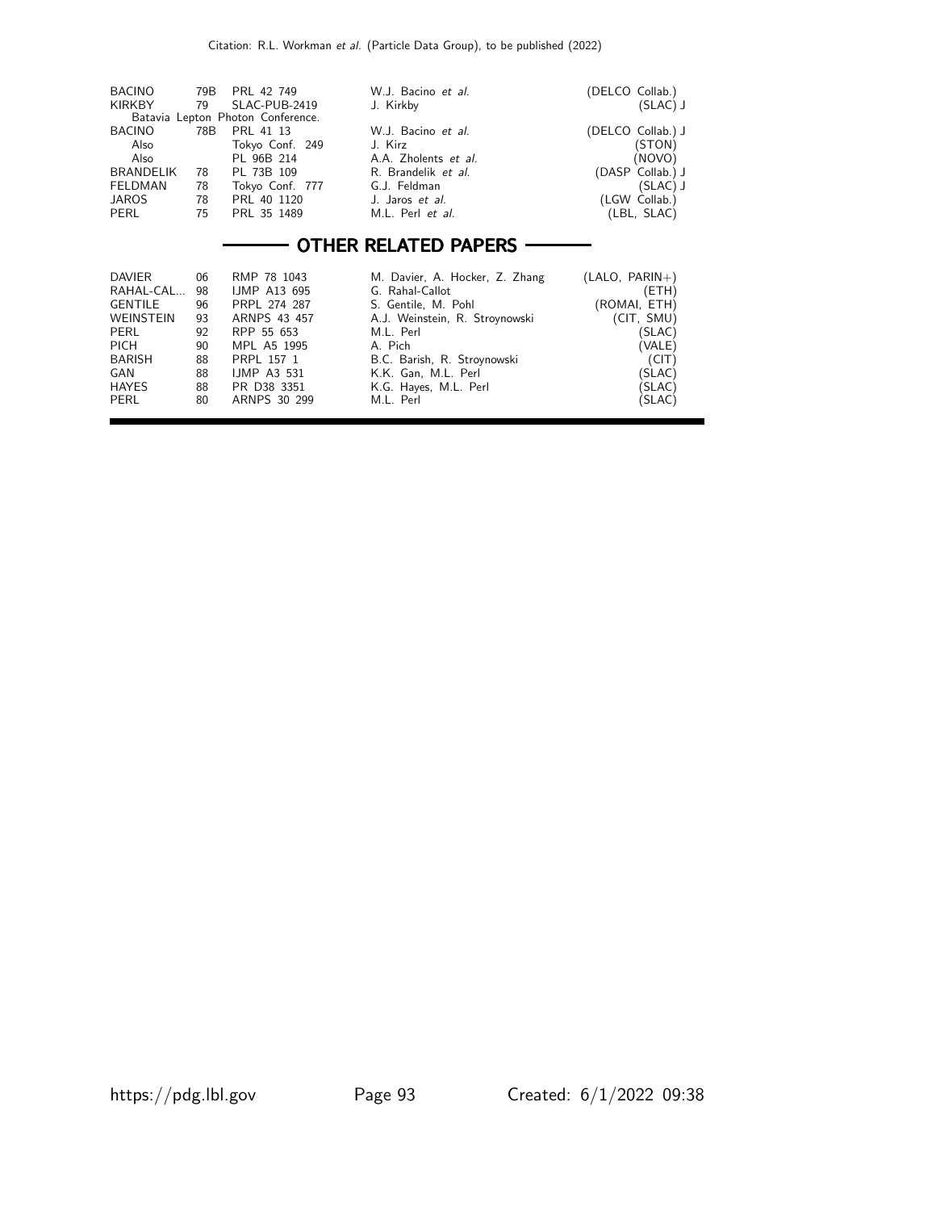| | | | | |
|---|---|---|---|---|
| BACINO | 79B | PRL 42 749 | W.J. Bacino *et al.* | (DELCO Collab.) |
| KIRKBY | 79 | SLAC-PUB-2419 | J. Kirkby | (SLAC) J |
| Batavia Lepton Photon Conference. | | | | |
| BACINO | 78B | PRL 41 13 | W.J. Bacino *et al.* | (DELCO Collab.) J |
| Also | | Tokyo Conf. 249 | J. Kirz | (STON) |
| Also | | PL 96B 214 | A.A. Zholents *et al.* | (NOVO) |
| BRANDELIK | 78 | PL 73B 109 | R. Brandelik *et al.* | (DASP Collab.) J |
| FELDMAN | 78 | Tokyo Conf. 777 | G.J. Feldman | (SLAC) J |
| JAROS | 78 | PRL 40 1120 | J. Jaros *et al.* | (LGW Collab.) |
| PERL | 75 | PRL 35 1489 | M.L. Perl *et al.* | (LBL, SLAC) |

## OTHER RELATED PAPERS

| | | | | |
|---|---|---|---|---|
| DAVIER | 06 | RMP 78 1043 | M. Davier, A. Hocker, Z. Zhang | (LALO, PARIN+) |
| RAHAL-CAL... | 98 | IJMP A13 695 | G. Rahal-Callot | (ETH) |
| GENTILE | 96 | PRPL 274 287 | S. Gentile, M. Pohl | (ROMAI, ETH) |
| WEINSTEIN | 93 | ARNPS 43 457 | A.J. Weinstein, R. Stroynowski | (CIT, SMU) |
| PERL | 92 | RPP 55 653 | M.L. Perl | (SLAC) |
| PICH | 90 | MPL A5 1995 | A. Pich | (VALE) |
| BARISH | 88 | PRPL 157 1 | B.C. Barish, R. Stroynowski | (CIT) |
| GAN | 88 | IJMP A3 531 | K.K. Gan, M.L. Perl | (SLAC) |
| HAYES | 88 | PR D38 3351 | K.G. Hayes, M.L. Perl | (SLAC) |
| PERL | 80 | ARNPS 30 299 | M.L. Perl | (SLAC) |